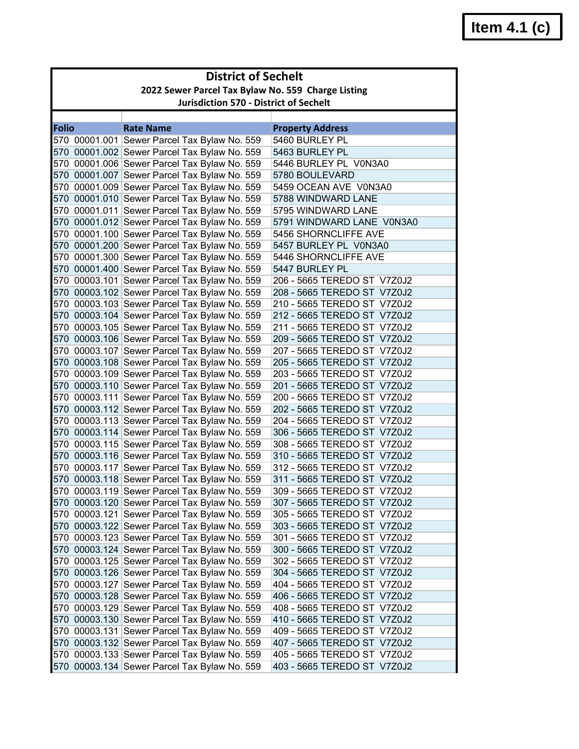**Item 4.1 (c)**

# District of Sechelt

## 2022 Sewer Parcel Tax Bylaw No. 559 Charge Listing

### Jurisdiction 570 - District of Sechelt

| Folio | Rate Name | Property Address |
|---|---|---|
| 570 00001.001 | Sewer Parcel Tax Bylaw No. 559 | 5460 BURLEY PL |
| 570 00001.002 | Sewer Parcel Tax Bylaw No. 559 | 5463 BURLEY PL |
| 570 00001.006 | Sewer Parcel Tax Bylaw No. 559 | 5446 BURLEY PL V0N3A0 |
| 570 00001.007 | Sewer Parcel Tax Bylaw No. 559 | 5780 BOULEVARD |
| 570 00001.009 | Sewer Parcel Tax Bylaw No. 559 | 5459 OCEAN AVE V0N3A0 |
| 570 00001.010 | Sewer Parcel Tax Bylaw No. 559 | 5788 WINDWARD LANE |
| 570 00001.011 | Sewer Parcel Tax Bylaw No. 559 | 5795 WINDWARD LANE |
| 570 00001.012 | Sewer Parcel Tax Bylaw No. 559 | 5791 WINDWARD LANE V0N3A0 |
| 570 00001.100 | Sewer Parcel Tax Bylaw No. 559 | 5456 SHORNCLIFFE AVE |
| 570 00001.200 | Sewer Parcel Tax Bylaw No. 559 | 5457 BURLEY PL V0N3A0 |
| 570 00001.300 | Sewer Parcel Tax Bylaw No. 559 | 5446 SHORNCLIFFE AVE |
| 570 00001.400 | Sewer Parcel Tax Bylaw No. 559 | 5447 BURLEY PL |
| 570 00003.101 | Sewer Parcel Tax Bylaw No. 559 | 206 - 5665 TEREDO ST V7Z0J2 |
| 570 00003.102 | Sewer Parcel Tax Bylaw No. 559 | 208 - 5665 TEREDO ST V7Z0J2 |
| 570 00003.103 | Sewer Parcel Tax Bylaw No. 559 | 210 - 5665 TEREDO ST V7Z0J2 |
| 570 00003.104 | Sewer Parcel Tax Bylaw No. 559 | 212 - 5665 TEREDO ST V7Z0J2 |
| 570 00003.105 | Sewer Parcel Tax Bylaw No. 559 | 211 - 5665 TEREDO ST V7Z0J2 |
| 570 00003.106 | Sewer Parcel Tax Bylaw No. 559 | 209 - 5665 TEREDO ST V7Z0J2 |
| 570 00003.107 | Sewer Parcel Tax Bylaw No. 559 | 207 - 5665 TEREDO ST V7Z0J2 |
| 570 00003.108 | Sewer Parcel Tax Bylaw No. 559 | 205 - 5665 TEREDO ST V7Z0J2 |
| 570 00003.109 | Sewer Parcel Tax Bylaw No. 559 | 203 - 5665 TEREDO ST V7Z0J2 |
| 570 00003.110 | Sewer Parcel Tax Bylaw No. 559 | 201 - 5665 TEREDO ST V7Z0J2 |
| 570 00003.111 | Sewer Parcel Tax Bylaw No. 559 | 200 - 5665 TEREDO ST V7Z0J2 |
| 570 00003.112 | Sewer Parcel Tax Bylaw No. 559 | 202 - 5665 TEREDO ST V7Z0J2 |
| 570 00003.113 | Sewer Parcel Tax Bylaw No. 559 | 204 - 5665 TEREDO ST V7Z0J2 |
| 570 00003.114 | Sewer Parcel Tax Bylaw No. 559 | 306 - 5665 TEREDO ST V7Z0J2 |
| 570 00003.115 | Sewer Parcel Tax Bylaw No. 559 | 308 - 5665 TEREDO ST V7Z0J2 |
| 570 00003.116 | Sewer Parcel Tax Bylaw No. 559 | 310 - 5665 TEREDO ST V7Z0J2 |
| 570 00003.117 | Sewer Parcel Tax Bylaw No. 559 | 312 - 5665 TEREDO ST V7Z0J2 |
| 570 00003.118 | Sewer Parcel Tax Bylaw No. 559 | 311 - 5665 TEREDO ST V7Z0J2 |
| 570 00003.119 | Sewer Parcel Tax Bylaw No. 559 | 309 - 5665 TEREDO ST V7Z0J2 |
| 570 00003.120 | Sewer Parcel Tax Bylaw No. 559 | 307 - 5665 TEREDO ST V7Z0J2 |
| 570 00003.121 | Sewer Parcel Tax Bylaw No. 559 | 305 - 5665 TEREDO ST V7Z0J2 |
| 570 00003.122 | Sewer Parcel Tax Bylaw No. 559 | 303 - 5665 TEREDO ST V7Z0J2 |
| 570 00003.123 | Sewer Parcel Tax Bylaw No. 559 | 301 - 5665 TEREDO ST V7Z0J2 |
| 570 00003.124 | Sewer Parcel Tax Bylaw No. 559 | 300 - 5665 TEREDO ST V7Z0J2 |
| 570 00003.125 | Sewer Parcel Tax Bylaw No. 559 | 302 - 5665 TEREDO ST V7Z0J2 |
| 570 00003.126 | Sewer Parcel Tax Bylaw No. 559 | 304 - 5665 TEREDO ST V7Z0J2 |
| 570 00003.127 | Sewer Parcel Tax Bylaw No. 559 | 404 - 5665 TEREDO ST V7Z0J2 |
| 570 00003.128 | Sewer Parcel Tax Bylaw No. 559 | 406 - 5665 TEREDO ST V7Z0J2 |
| 570 00003.129 | Sewer Parcel Tax Bylaw No. 559 | 408 - 5665 TEREDO ST V7Z0J2 |
| 570 00003.130 | Sewer Parcel Tax Bylaw No. 559 | 410 - 5665 TEREDO ST V7Z0J2 |
| 570 00003.131 | Sewer Parcel Tax Bylaw No. 559 | 409 - 5665 TEREDO ST V7Z0J2 |
| 570 00003.132 | Sewer Parcel Tax Bylaw No. 559 | 407 - 5665 TEREDO ST V7Z0J2 |
| 570 00003.133 | Sewer Parcel Tax Bylaw No. 559 | 405 - 5665 TEREDO ST V7Z0J2 |
| 570 00003.134 | Sewer Parcel Tax Bylaw No. 559 | 403 - 5665 TEREDO ST V7Z0J2 |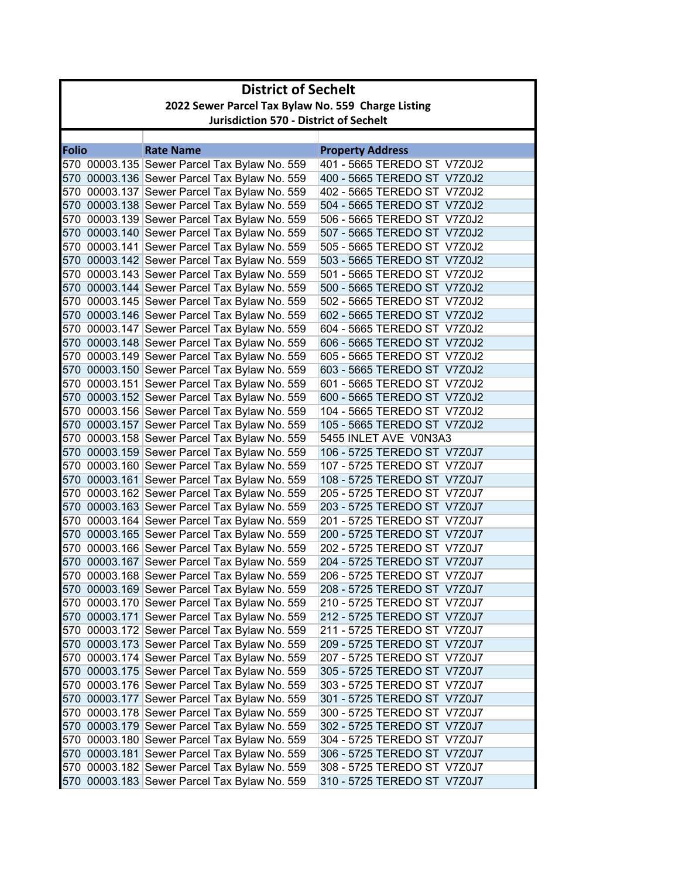# District of Sechelt

## 2022 Sewer Parcel Tax Bylaw No. 559 Charge Listing

### Jurisdiction 570 - District of Sechelt

| Folio | Rate Name | Property Address |
|---|---|---|
| 570 00003.135 | Sewer Parcel Tax Bylaw No. 559 | 401 - 5665 TEREDO ST V7Z0J2 |
| 570 00003.136 | Sewer Parcel Tax Bylaw No. 559 | 400 - 5665 TEREDO ST V7Z0J2 |
| 570 00003.137 | Sewer Parcel Tax Bylaw No. 559 | 402 - 5665 TEREDO ST V7Z0J2 |
| 570 00003.138 | Sewer Parcel Tax Bylaw No. 559 | 504 - 5665 TEREDO ST V7Z0J2 |
| 570 00003.139 | Sewer Parcel Tax Bylaw No. 559 | 506 - 5665 TEREDO ST V7Z0J2 |
| 570 00003.140 | Sewer Parcel Tax Bylaw No. 559 | 507 - 5665 TEREDO ST V7Z0J2 |
| 570 00003.141 | Sewer Parcel Tax Bylaw No. 559 | 505 - 5665 TEREDO ST V7Z0J2 |
| 570 00003.142 | Sewer Parcel Tax Bylaw No. 559 | 503 - 5665 TEREDO ST V7Z0J2 |
| 570 00003.143 | Sewer Parcel Tax Bylaw No. 559 | 501 - 5665 TEREDO ST V7Z0J2 |
| 570 00003.144 | Sewer Parcel Tax Bylaw No. 559 | 500 - 5665 TEREDO ST V7Z0J2 |
| 570 00003.145 | Sewer Parcel Tax Bylaw No. 559 | 502 - 5665 TEREDO ST V7Z0J2 |
| 570 00003.146 | Sewer Parcel Tax Bylaw No. 559 | 602 - 5665 TEREDO ST V7Z0J2 |
| 570 00003.147 | Sewer Parcel Tax Bylaw No. 559 | 604 - 5665 TEREDO ST V7Z0J2 |
| 570 00003.148 | Sewer Parcel Tax Bylaw No. 559 | 606 - 5665 TEREDO ST V7Z0J2 |
| 570 00003.149 | Sewer Parcel Tax Bylaw No. 559 | 605 - 5665 TEREDO ST V7Z0J2 |
| 570 00003.150 | Sewer Parcel Tax Bylaw No. 559 | 603 - 5665 TEREDO ST V7Z0J2 |
| 570 00003.151 | Sewer Parcel Tax Bylaw No. 559 | 601 - 5665 TEREDO ST V7Z0J2 |
| 570 00003.152 | Sewer Parcel Tax Bylaw No. 559 | 600 - 5665 TEREDO ST V7Z0J2 |
| 570 00003.156 | Sewer Parcel Tax Bylaw No. 559 | 104 - 5665 TEREDO ST V7Z0J2 |
| 570 00003.157 | Sewer Parcel Tax Bylaw No. 559 | 105 - 5665 TEREDO ST V7Z0J2 |
| 570 00003.158 | Sewer Parcel Tax Bylaw No. 559 | 5455 INLET AVE V0N3A3 |
| 570 00003.159 | Sewer Parcel Tax Bylaw No. 559 | 106 - 5725 TEREDO ST V7Z0J7 |
| 570 00003.160 | Sewer Parcel Tax Bylaw No. 559 | 107 - 5725 TEREDO ST V7Z0J7 |
| 570 00003.161 | Sewer Parcel Tax Bylaw No. 559 | 108 - 5725 TEREDO ST V7Z0J7 |
| 570 00003.162 | Sewer Parcel Tax Bylaw No. 559 | 205 - 5725 TEREDO ST V7Z0J7 |
| 570 00003.163 | Sewer Parcel Tax Bylaw No. 559 | 203 - 5725 TEREDO ST V7Z0J7 |
| 570 00003.164 | Sewer Parcel Tax Bylaw No. 559 | 201 - 5725 TEREDO ST V7Z0J7 |
| 570 00003.165 | Sewer Parcel Tax Bylaw No. 559 | 200 - 5725 TEREDO ST V7Z0J7 |
| 570 00003.166 | Sewer Parcel Tax Bylaw No. 559 | 202 - 5725 TEREDO ST V7Z0J7 |
| 570 00003.167 | Sewer Parcel Tax Bylaw No. 559 | 204 - 5725 TEREDO ST V7Z0J7 |
| 570 00003.168 | Sewer Parcel Tax Bylaw No. 559 | 206 - 5725 TEREDO ST V7Z0J7 |
| 570 00003.169 | Sewer Parcel Tax Bylaw No. 559 | 208 - 5725 TEREDO ST V7Z0J7 |
| 570 00003.170 | Sewer Parcel Tax Bylaw No. 559 | 210 - 5725 TEREDO ST V7Z0J7 |
| 570 00003.171 | Sewer Parcel Tax Bylaw No. 559 | 212 - 5725 TEREDO ST V7Z0J7 |
| 570 00003.172 | Sewer Parcel Tax Bylaw No. 559 | 211 - 5725 TEREDO ST V7Z0J7 |
| 570 00003.173 | Sewer Parcel Tax Bylaw No. 559 | 209 - 5725 TEREDO ST V7Z0J7 |
| 570 00003.174 | Sewer Parcel Tax Bylaw No. 559 | 207 - 5725 TEREDO ST V7Z0J7 |
| 570 00003.175 | Sewer Parcel Tax Bylaw No. 559 | 305 - 5725 TEREDO ST V7Z0J7 |
| 570 00003.176 | Sewer Parcel Tax Bylaw No. 559 | 303 - 5725 TEREDO ST V7Z0J7 |
| 570 00003.177 | Sewer Parcel Tax Bylaw No. 559 | 301 - 5725 TEREDO ST V7Z0J7 |
| 570 00003.178 | Sewer Parcel Tax Bylaw No. 559 | 300 - 5725 TEREDO ST V7Z0J7 |
| 570 00003.179 | Sewer Parcel Tax Bylaw No. 559 | 302 - 5725 TEREDO ST V7Z0J7 |
| 570 00003.180 | Sewer Parcel Tax Bylaw No. 559 | 304 - 5725 TEREDO ST V7Z0J7 |
| 570 00003.181 | Sewer Parcel Tax Bylaw No. 559 | 306 - 5725 TEREDO ST V7Z0J7 |
| 570 00003.182 | Sewer Parcel Tax Bylaw No. 559 | 308 - 5725 TEREDO ST V7Z0J7 |
| 570 00003.183 | Sewer Parcel Tax Bylaw No. 559 | 310 - 5725 TEREDO ST V7Z0J7 |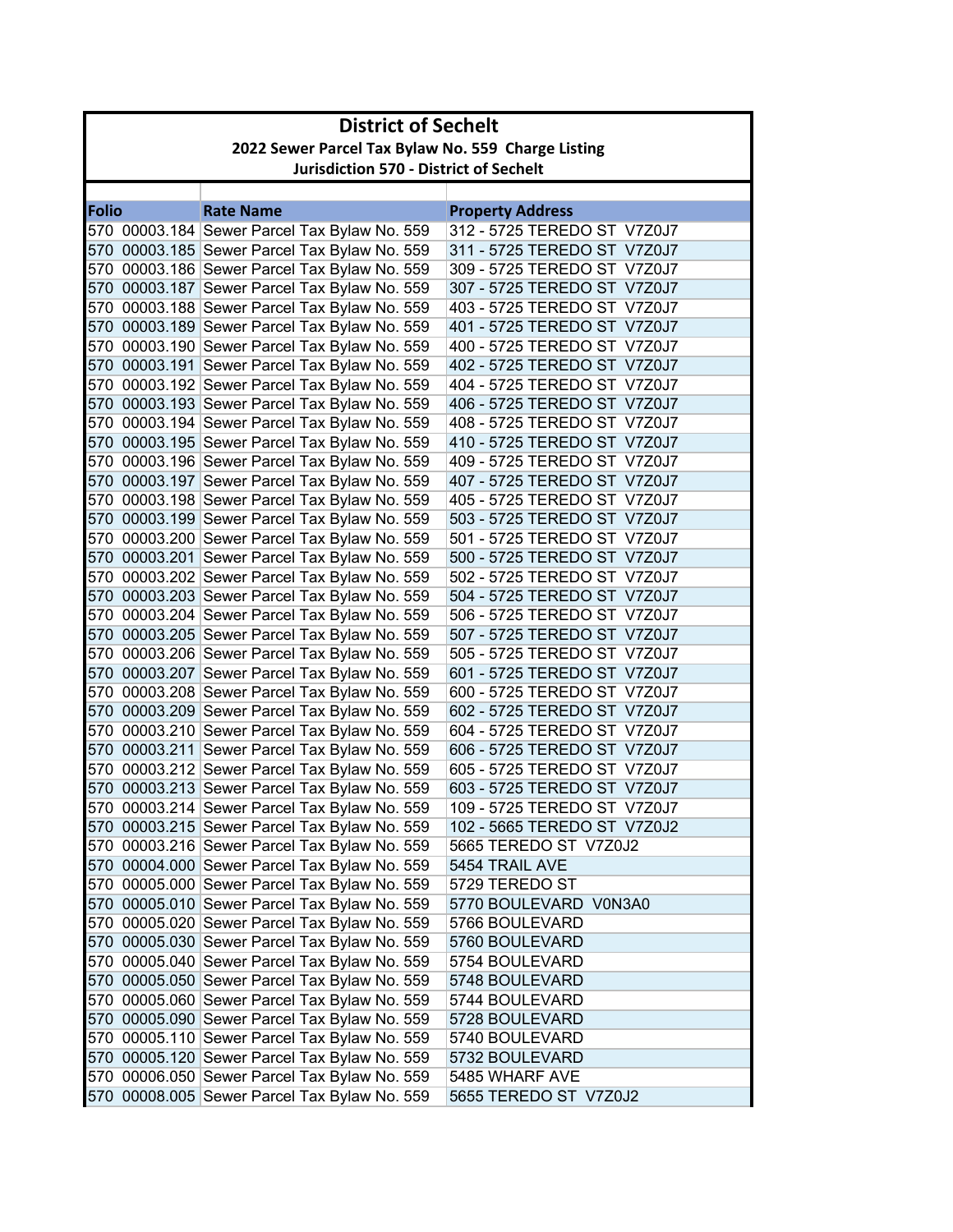# District of Sechelt

## 2022 Sewer Parcel Tax Bylaw No. 559 Charge Listing

### Jurisdiction 570 - District of Sechelt

| Folio | Rate Name | Property Address |
|---|---|---|
| 570 00003.184 | Sewer Parcel Tax Bylaw No. 559 | 312 - 5725 TEREDO ST V7Z0J7 |
| 570 00003.185 | Sewer Parcel Tax Bylaw No. 559 | 311 - 5725 TEREDO ST V7Z0J7 |
| 570 00003.186 | Sewer Parcel Tax Bylaw No. 559 | 309 - 5725 TEREDO ST V7Z0J7 |
| 570 00003.187 | Sewer Parcel Tax Bylaw No. 559 | 307 - 5725 TEREDO ST V7Z0J7 |
| 570 00003.188 | Sewer Parcel Tax Bylaw No. 559 | 403 - 5725 TEREDO ST V7Z0J7 |
| 570 00003.189 | Sewer Parcel Tax Bylaw No. 559 | 401 - 5725 TEREDO ST V7Z0J7 |
| 570 00003.190 | Sewer Parcel Tax Bylaw No. 559 | 400 - 5725 TEREDO ST V7Z0J7 |
| 570 00003.191 | Sewer Parcel Tax Bylaw No. 559 | 402 - 5725 TEREDO ST V7Z0J7 |
| 570 00003.192 | Sewer Parcel Tax Bylaw No. 559 | 404 - 5725 TEREDO ST V7Z0J7 |
| 570 00003.193 | Sewer Parcel Tax Bylaw No. 559 | 406 - 5725 TEREDO ST V7Z0J7 |
| 570 00003.194 | Sewer Parcel Tax Bylaw No. 559 | 408 - 5725 TEREDO ST V7Z0J7 |
| 570 00003.195 | Sewer Parcel Tax Bylaw No. 559 | 410 - 5725 TEREDO ST V7Z0J7 |
| 570 00003.196 | Sewer Parcel Tax Bylaw No. 559 | 409 - 5725 TEREDO ST V7Z0J7 |
| 570 00003.197 | Sewer Parcel Tax Bylaw No. 559 | 407 - 5725 TEREDO ST V7Z0J7 |
| 570 00003.198 | Sewer Parcel Tax Bylaw No. 559 | 405 - 5725 TEREDO ST V7Z0J7 |
| 570 00003.199 | Sewer Parcel Tax Bylaw No. 559 | 503 - 5725 TEREDO ST V7Z0J7 |
| 570 00003.200 | Sewer Parcel Tax Bylaw No. 559 | 501 - 5725 TEREDO ST V7Z0J7 |
| 570 00003.201 | Sewer Parcel Tax Bylaw No. 559 | 500 - 5725 TEREDO ST V7Z0J7 |
| 570 00003.202 | Sewer Parcel Tax Bylaw No. 559 | 502 - 5725 TEREDO ST V7Z0J7 |
| 570 00003.203 | Sewer Parcel Tax Bylaw No. 559 | 504 - 5725 TEREDO ST V7Z0J7 |
| 570 00003.204 | Sewer Parcel Tax Bylaw No. 559 | 506 - 5725 TEREDO ST V7Z0J7 |
| 570 00003.205 | Sewer Parcel Tax Bylaw No. 559 | 507 - 5725 TEREDO ST V7Z0J7 |
| 570 00003.206 | Sewer Parcel Tax Bylaw No. 559 | 505 - 5725 TEREDO ST V7Z0J7 |
| 570 00003.207 | Sewer Parcel Tax Bylaw No. 559 | 601 - 5725 TEREDO ST V7Z0J7 |
| 570 00003.208 | Sewer Parcel Tax Bylaw No. 559 | 600 - 5725 TEREDO ST V7Z0J7 |
| 570 00003.209 | Sewer Parcel Tax Bylaw No. 559 | 602 - 5725 TEREDO ST V7Z0J7 |
| 570 00003.210 | Sewer Parcel Tax Bylaw No. 559 | 604 - 5725 TEREDO ST V7Z0J7 |
| 570 00003.211 | Sewer Parcel Tax Bylaw No. 559 | 606 - 5725 TEREDO ST V7Z0J7 |
| 570 00003.212 | Sewer Parcel Tax Bylaw No. 559 | 605 - 5725 TEREDO ST V7Z0J7 |
| 570 00003.213 | Sewer Parcel Tax Bylaw No. 559 | 603 - 5725 TEREDO ST V7Z0J7 |
| 570 00003.214 | Sewer Parcel Tax Bylaw No. 559 | 109 - 5725 TEREDO ST V7Z0J7 |
| 570 00003.215 | Sewer Parcel Tax Bylaw No. 559 | 102 - 5665 TEREDO ST V7Z0J2 |
| 570 00003.216 | Sewer Parcel Tax Bylaw No. 559 | 5665 TEREDO ST V7Z0J2 |
| 570 00004.000 | Sewer Parcel Tax Bylaw No. 559 | 5454 TRAIL AVE |
| 570 00005.000 | Sewer Parcel Tax Bylaw No. 559 | 5729 TEREDO ST |
| 570 00005.010 | Sewer Parcel Tax Bylaw No. 559 | 5770 BOULEVARD V0N3A0 |
| 570 00005.020 | Sewer Parcel Tax Bylaw No. 559 | 5766 BOULEVARD |
| 570 00005.030 | Sewer Parcel Tax Bylaw No. 559 | 5760 BOULEVARD |
| 570 00005.040 | Sewer Parcel Tax Bylaw No. 559 | 5754 BOULEVARD |
| 570 00005.050 | Sewer Parcel Tax Bylaw No. 559 | 5748 BOULEVARD |
| 570 00005.060 | Sewer Parcel Tax Bylaw No. 559 | 5744 BOULEVARD |
| 570 00005.090 | Sewer Parcel Tax Bylaw No. 559 | 5728 BOULEVARD |
| 570 00005.110 | Sewer Parcel Tax Bylaw No. 559 | 5740 BOULEVARD |
| 570 00005.120 | Sewer Parcel Tax Bylaw No. 559 | 5732 BOULEVARD |
| 570 00006.050 | Sewer Parcel Tax Bylaw No. 559 | 5485 WHARF AVE |
| 570 00008.005 | Sewer Parcel Tax Bylaw No. 559 | 5655 TEREDO ST V7Z0J2 |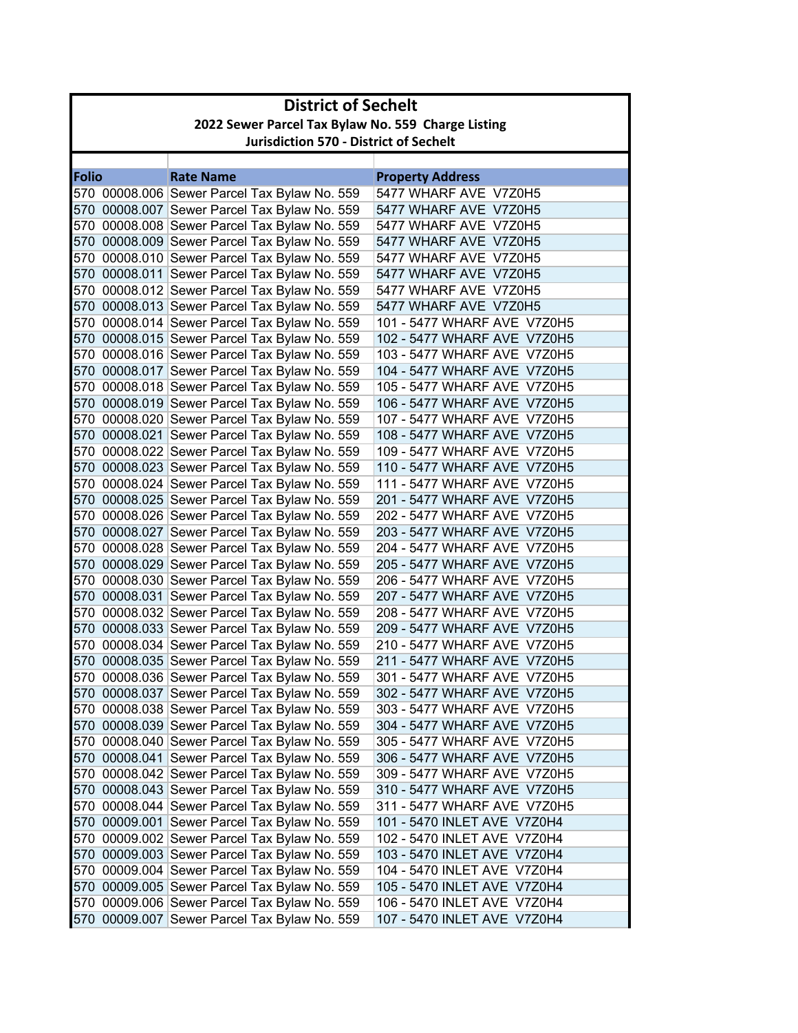# District of Sechelt

## 2022 Sewer Parcel Tax Bylaw No. 559 Charge Listing

### Jurisdiction 570 - District of Sechelt

| Folio | Rate Name | Property Address |
|---|---|---|
| 570 00008.006 | Sewer Parcel Tax Bylaw No. 559 | 5477 WHARF AVE V7Z0H5 |
| 570 00008.007 | Sewer Parcel Tax Bylaw No. 559 | 5477 WHARF AVE V7Z0H5 |
| 570 00008.008 | Sewer Parcel Tax Bylaw No. 559 | 5477 WHARF AVE V7Z0H5 |
| 570 00008.009 | Sewer Parcel Tax Bylaw No. 559 | 5477 WHARF AVE V7Z0H5 |
| 570 00008.010 | Sewer Parcel Tax Bylaw No. 559 | 5477 WHARF AVE V7Z0H5 |
| 570 00008.011 | Sewer Parcel Tax Bylaw No. 559 | 5477 WHARF AVE V7Z0H5 |
| 570 00008.012 | Sewer Parcel Tax Bylaw No. 559 | 5477 WHARF AVE V7Z0H5 |
| 570 00008.013 | Sewer Parcel Tax Bylaw No. 559 | 5477 WHARF AVE V7Z0H5 |
| 570 00008.014 | Sewer Parcel Tax Bylaw No. 559 | 101 - 5477 WHARF AVE V7Z0H5 |
| 570 00008.015 | Sewer Parcel Tax Bylaw No. 559 | 102 - 5477 WHARF AVE V7Z0H5 |
| 570 00008.016 | Sewer Parcel Tax Bylaw No. 559 | 103 - 5477 WHARF AVE V7Z0H5 |
| 570 00008.017 | Sewer Parcel Tax Bylaw No. 559 | 104 - 5477 WHARF AVE V7Z0H5 |
| 570 00008.018 | Sewer Parcel Tax Bylaw No. 559 | 105 - 5477 WHARF AVE V7Z0H5 |
| 570 00008.019 | Sewer Parcel Tax Bylaw No. 559 | 106 - 5477 WHARF AVE V7Z0H5 |
| 570 00008.020 | Sewer Parcel Tax Bylaw No. 559 | 107 - 5477 WHARF AVE V7Z0H5 |
| 570 00008.021 | Sewer Parcel Tax Bylaw No. 559 | 108 - 5477 WHARF AVE V7Z0H5 |
| 570 00008.022 | Sewer Parcel Tax Bylaw No. 559 | 109 - 5477 WHARF AVE V7Z0H5 |
| 570 00008.023 | Sewer Parcel Tax Bylaw No. 559 | 110 - 5477 WHARF AVE V7Z0H5 |
| 570 00008.024 | Sewer Parcel Tax Bylaw No. 559 | 111 - 5477 WHARF AVE V7Z0H5 |
| 570 00008.025 | Sewer Parcel Tax Bylaw No. 559 | 201 - 5477 WHARF AVE V7Z0H5 |
| 570 00008.026 | Sewer Parcel Tax Bylaw No. 559 | 202 - 5477 WHARF AVE V7Z0H5 |
| 570 00008.027 | Sewer Parcel Tax Bylaw No. 559 | 203 - 5477 WHARF AVE V7Z0H5 |
| 570 00008.028 | Sewer Parcel Tax Bylaw No. 559 | 204 - 5477 WHARF AVE V7Z0H5 |
| 570 00008.029 | Sewer Parcel Tax Bylaw No. 559 | 205 - 5477 WHARF AVE V7Z0H5 |
| 570 00008.030 | Sewer Parcel Tax Bylaw No. 559 | 206 - 5477 WHARF AVE V7Z0H5 |
| 570 00008.031 | Sewer Parcel Tax Bylaw No. 559 | 207 - 5477 WHARF AVE V7Z0H5 |
| 570 00008.032 | Sewer Parcel Tax Bylaw No. 559 | 208 - 5477 WHARF AVE V7Z0H5 |
| 570 00008.033 | Sewer Parcel Tax Bylaw No. 559 | 209 - 5477 WHARF AVE V7Z0H5 |
| 570 00008.034 | Sewer Parcel Tax Bylaw No. 559 | 210 - 5477 WHARF AVE V7Z0H5 |
| 570 00008.035 | Sewer Parcel Tax Bylaw No. 559 | 211 - 5477 WHARF AVE V7Z0H5 |
| 570 00008.036 | Sewer Parcel Tax Bylaw No. 559 | 301 - 5477 WHARF AVE V7Z0H5 |
| 570 00008.037 | Sewer Parcel Tax Bylaw No. 559 | 302 - 5477 WHARF AVE V7Z0H5 |
| 570 00008.038 | Sewer Parcel Tax Bylaw No. 559 | 303 - 5477 WHARF AVE V7Z0H5 |
| 570 00008.039 | Sewer Parcel Tax Bylaw No. 559 | 304 - 5477 WHARF AVE V7Z0H5 |
| 570 00008.040 | Sewer Parcel Tax Bylaw No. 559 | 305 - 5477 WHARF AVE V7Z0H5 |
| 570 00008.041 | Sewer Parcel Tax Bylaw No. 559 | 306 - 5477 WHARF AVE V7Z0H5 |
| 570 00008.042 | Sewer Parcel Tax Bylaw No. 559 | 309 - 5477 WHARF AVE V7Z0H5 |
| 570 00008.043 | Sewer Parcel Tax Bylaw No. 559 | 310 - 5477 WHARF AVE V7Z0H5 |
| 570 00008.044 | Sewer Parcel Tax Bylaw No. 559 | 311 - 5477 WHARF AVE V7Z0H5 |
| 570 00009.001 | Sewer Parcel Tax Bylaw No. 559 | 101 - 5470 INLET AVE V7Z0H4 |
| 570 00009.002 | Sewer Parcel Tax Bylaw No. 559 | 102 - 5470 INLET AVE V7Z0H4 |
| 570 00009.003 | Sewer Parcel Tax Bylaw No. 559 | 103 - 5470 INLET AVE V7Z0H4 |
| 570 00009.004 | Sewer Parcel Tax Bylaw No. 559 | 104 - 5470 INLET AVE V7Z0H4 |
| 570 00009.005 | Sewer Parcel Tax Bylaw No. 559 | 105 - 5470 INLET AVE V7Z0H4 |
| 570 00009.006 | Sewer Parcel Tax Bylaw No. 559 | 106 - 5470 INLET AVE V7Z0H4 |
| 570 00009.007 | Sewer Parcel Tax Bylaw No. 559 | 107 - 5470 INLET AVE V7Z0H4 |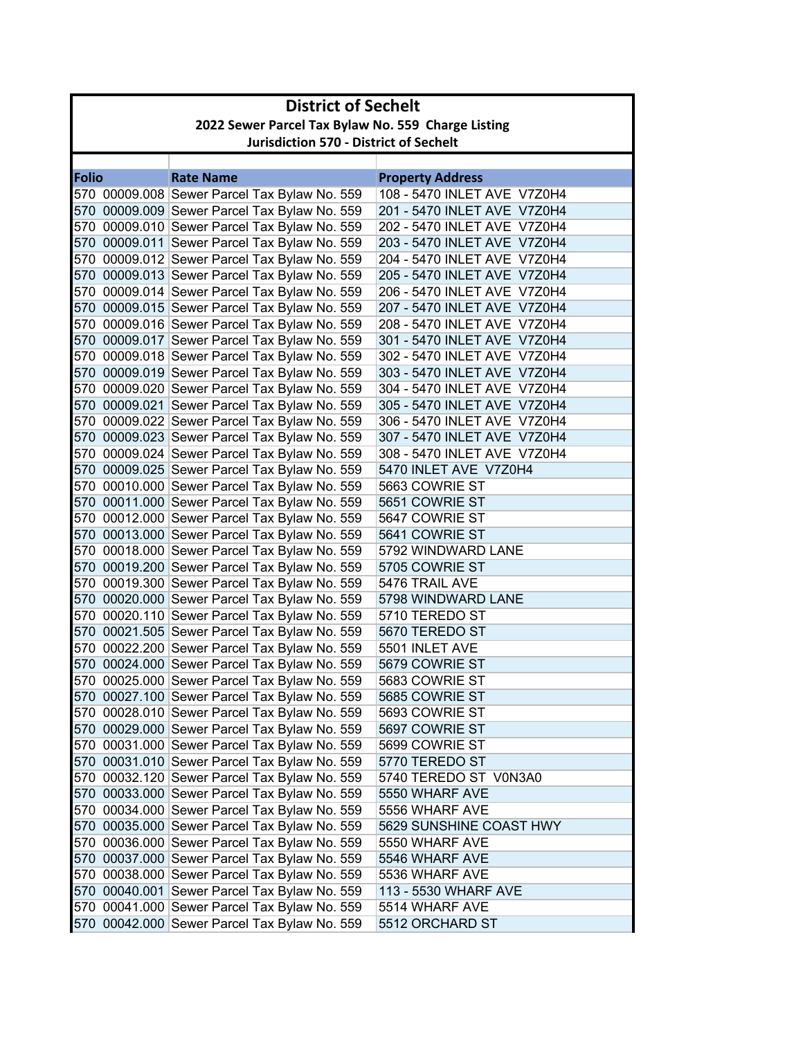# District of Sechelt

## 2022 Sewer Parcel Tax Bylaw No. 559 Charge Listing

### Jurisdiction 570 - District of Sechelt

| Folio | Rate Name | Property Address |
|---|---|---|
| 570 00009.008 | Sewer Parcel Tax Bylaw No. 559 | 108 - 5470 INLET AVE V7Z0H4 |
| 570 00009.009 | Sewer Parcel Tax Bylaw No. 559 | 201 - 5470 INLET AVE V7Z0H4 |
| 570 00009.010 | Sewer Parcel Tax Bylaw No. 559 | 202 - 5470 INLET AVE V7Z0H4 |
| 570 00009.011 | Sewer Parcel Tax Bylaw No. 559 | 203 - 5470 INLET AVE V7Z0H4 |
| 570 00009.012 | Sewer Parcel Tax Bylaw No. 559 | 204 - 5470 INLET AVE V7Z0H4 |
| 570 00009.013 | Sewer Parcel Tax Bylaw No. 559 | 205 - 5470 INLET AVE V7Z0H4 |
| 570 00009.014 | Sewer Parcel Tax Bylaw No. 559 | 206 - 5470 INLET AVE V7Z0H4 |
| 570 00009.015 | Sewer Parcel Tax Bylaw No. 559 | 207 - 5470 INLET AVE V7Z0H4 |
| 570 00009.016 | Sewer Parcel Tax Bylaw No. 559 | 208 - 5470 INLET AVE V7Z0H4 |
| 570 00009.017 | Sewer Parcel Tax Bylaw No. 559 | 301 - 5470 INLET AVE V7Z0H4 |
| 570 00009.018 | Sewer Parcel Tax Bylaw No. 559 | 302 - 5470 INLET AVE V7Z0H4 |
| 570 00009.019 | Sewer Parcel Tax Bylaw No. 559 | 303 - 5470 INLET AVE V7Z0H4 |
| 570 00009.020 | Sewer Parcel Tax Bylaw No. 559 | 304 - 5470 INLET AVE V7Z0H4 |
| 570 00009.021 | Sewer Parcel Tax Bylaw No. 559 | 305 - 5470 INLET AVE V7Z0H4 |
| 570 00009.022 | Sewer Parcel Tax Bylaw No. 559 | 306 - 5470 INLET AVE V7Z0H4 |
| 570 00009.023 | Sewer Parcel Tax Bylaw No. 559 | 307 - 5470 INLET AVE V7Z0H4 |
| 570 00009.024 | Sewer Parcel Tax Bylaw No. 559 | 308 - 5470 INLET AVE V7Z0H4 |
| 570 00009.025 | Sewer Parcel Tax Bylaw No. 559 | 5470 INLET AVE V7Z0H4 |
| 570 00010.000 | Sewer Parcel Tax Bylaw No. 559 | 5663 COWRIE ST |
| 570 00011.000 | Sewer Parcel Tax Bylaw No. 559 | 5651 COWRIE ST |
| 570 00012.000 | Sewer Parcel Tax Bylaw No. 559 | 5647 COWRIE ST |
| 570 00013.000 | Sewer Parcel Tax Bylaw No. 559 | 5641 COWRIE ST |
| 570 00018.000 | Sewer Parcel Tax Bylaw No. 559 | 5792 WINDWARD LANE |
| 570 00019.200 | Sewer Parcel Tax Bylaw No. 559 | 5705 COWRIE ST |
| 570 00019.300 | Sewer Parcel Tax Bylaw No. 559 | 5476 TRAIL AVE |
| 570 00020.000 | Sewer Parcel Tax Bylaw No. 559 | 5798 WINDWARD LANE |
| 570 00020.110 | Sewer Parcel Tax Bylaw No. 559 | 5710 TEREDO ST |
| 570 00021.505 | Sewer Parcel Tax Bylaw No. 559 | 5670 TEREDO ST |
| 570 00022.200 | Sewer Parcel Tax Bylaw No. 559 | 5501 INLET AVE |
| 570 00024.000 | Sewer Parcel Tax Bylaw No. 559 | 5679 COWRIE ST |
| 570 00025.000 | Sewer Parcel Tax Bylaw No. 559 | 5683 COWRIE ST |
| 570 00027.100 | Sewer Parcel Tax Bylaw No. 559 | 5685 COWRIE ST |
| 570 00028.010 | Sewer Parcel Tax Bylaw No. 559 | 5693 COWRIE ST |
| 570 00029.000 | Sewer Parcel Tax Bylaw No. 559 | 5697 COWRIE ST |
| 570 00031.000 | Sewer Parcel Tax Bylaw No. 559 | 5699 COWRIE ST |
| 570 00031.010 | Sewer Parcel Tax Bylaw No. 559 | 5770 TEREDO ST |
| 570 00032.120 | Sewer Parcel Tax Bylaw No. 559 | 5740 TEREDO ST V0N3A0 |
| 570 00033.000 | Sewer Parcel Tax Bylaw No. 559 | 5550 WHARF AVE |
| 570 00034.000 | Sewer Parcel Tax Bylaw No. 559 | 5556 WHARF AVE |
| 570 00035.000 | Sewer Parcel Tax Bylaw No. 559 | 5629 SUNSHINE COAST HWY |
| 570 00036.000 | Sewer Parcel Tax Bylaw No. 559 | 5550 WHARF AVE |
| 570 00037.000 | Sewer Parcel Tax Bylaw No. 559 | 5546 WHARF AVE |
| 570 00038.000 | Sewer Parcel Tax Bylaw No. 559 | 5536 WHARF AVE |
| 570 00040.001 | Sewer Parcel Tax Bylaw No. 559 | 113 - 5530 WHARF AVE |
| 570 00041.000 | Sewer Parcel Tax Bylaw No. 559 | 5514 WHARF AVE |
| 570 00042.000 | Sewer Parcel Tax Bylaw No. 559 | 5512 ORCHARD ST |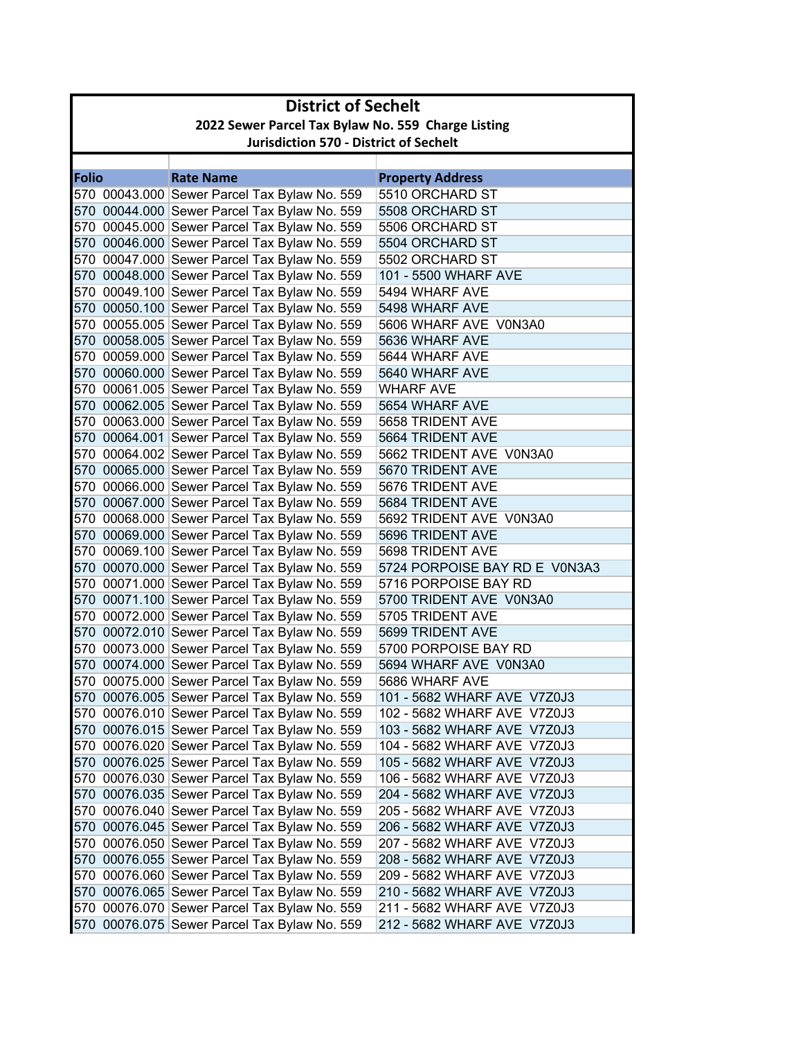# District of Sechelt

## 2022 Sewer Parcel Tax Bylaw No. 559 Charge Listing

### Jurisdiction 570 - District of Sechelt

| Folio | Rate Name | Property Address |
|---|---|---|
| 570 00043.000 | Sewer Parcel Tax Bylaw No. 559 | 5510 ORCHARD ST |
| 570 00044.000 | Sewer Parcel Tax Bylaw No. 559 | 5508 ORCHARD ST |
| 570 00045.000 | Sewer Parcel Tax Bylaw No. 559 | 5506 ORCHARD ST |
| 570 00046.000 | Sewer Parcel Tax Bylaw No. 559 | 5504 ORCHARD ST |
| 570 00047.000 | Sewer Parcel Tax Bylaw No. 559 | 5502 ORCHARD ST |
| 570 00048.000 | Sewer Parcel Tax Bylaw No. 559 | 101 - 5500 WHARF AVE |
| 570 00049.100 | Sewer Parcel Tax Bylaw No. 559 | 5494 WHARF AVE |
| 570 00050.100 | Sewer Parcel Tax Bylaw No. 559 | 5498 WHARF AVE |
| 570 00055.005 | Sewer Parcel Tax Bylaw No. 559 | 5606 WHARF AVE V0N3A0 |
| 570 00058.005 | Sewer Parcel Tax Bylaw No. 559 | 5636 WHARF AVE |
| 570 00059.000 | Sewer Parcel Tax Bylaw No. 559 | 5644 WHARF AVE |
| 570 00060.000 | Sewer Parcel Tax Bylaw No. 559 | 5640 WHARF AVE |
| 570 00061.005 | Sewer Parcel Tax Bylaw No. 559 | WHARF AVE |
| 570 00062.005 | Sewer Parcel Tax Bylaw No. 559 | 5654 WHARF AVE |
| 570 00063.000 | Sewer Parcel Tax Bylaw No. 559 | 5658 TRIDENT AVE |
| 570 00064.001 | Sewer Parcel Tax Bylaw No. 559 | 5664 TRIDENT AVE |
| 570 00064.002 | Sewer Parcel Tax Bylaw No. 559 | 5662 TRIDENT AVE V0N3A0 |
| 570 00065.000 | Sewer Parcel Tax Bylaw No. 559 | 5670 TRIDENT AVE |
| 570 00066.000 | Sewer Parcel Tax Bylaw No. 559 | 5676 TRIDENT AVE |
| 570 00067.000 | Sewer Parcel Tax Bylaw No. 559 | 5684 TRIDENT AVE |
| 570 00068.000 | Sewer Parcel Tax Bylaw No. 559 | 5692 TRIDENT AVE V0N3A0 |
| 570 00069.000 | Sewer Parcel Tax Bylaw No. 559 | 5696 TRIDENT AVE |
| 570 00069.100 | Sewer Parcel Tax Bylaw No. 559 | 5698 TRIDENT AVE |
| 570 00070.000 | Sewer Parcel Tax Bylaw No. 559 | 5724 PORPOISE BAY RD E V0N3A3 |
| 570 00071.000 | Sewer Parcel Tax Bylaw No. 559 | 5716 PORPOISE BAY RD |
| 570 00071.100 | Sewer Parcel Tax Bylaw No. 559 | 5700 TRIDENT AVE V0N3A0 |
| 570 00072.000 | Sewer Parcel Tax Bylaw No. 559 | 5705 TRIDENT AVE |
| 570 00072.010 | Sewer Parcel Tax Bylaw No. 559 | 5699 TRIDENT AVE |
| 570 00073.000 | Sewer Parcel Tax Bylaw No. 559 | 5700 PORPOISE BAY RD |
| 570 00074.000 | Sewer Parcel Tax Bylaw No. 559 | 5694 WHARF AVE V0N3A0 |
| 570 00075.000 | Sewer Parcel Tax Bylaw No. 559 | 5686 WHARF AVE |
| 570 00076.005 | Sewer Parcel Tax Bylaw No. 559 | 101 - 5682 WHARF AVE V7Z0J3 |
| 570 00076.010 | Sewer Parcel Tax Bylaw No. 559 | 102 - 5682 WHARF AVE V7Z0J3 |
| 570 00076.015 | Sewer Parcel Tax Bylaw No. 559 | 103 - 5682 WHARF AVE V7Z0J3 |
| 570 00076.020 | Sewer Parcel Tax Bylaw No. 559 | 104 - 5682 WHARF AVE V7Z0J3 |
| 570 00076.025 | Sewer Parcel Tax Bylaw No. 559 | 105 - 5682 WHARF AVE V7Z0J3 |
| 570 00076.030 | Sewer Parcel Tax Bylaw No. 559 | 106 - 5682 WHARF AVE V7Z0J3 |
| 570 00076.035 | Sewer Parcel Tax Bylaw No. 559 | 204 - 5682 WHARF AVE V7Z0J3 |
| 570 00076.040 | Sewer Parcel Tax Bylaw No. 559 | 205 - 5682 WHARF AVE V7Z0J3 |
| 570 00076.045 | Sewer Parcel Tax Bylaw No. 559 | 206 - 5682 WHARF AVE V7Z0J3 |
| 570 00076.050 | Sewer Parcel Tax Bylaw No. 559 | 207 - 5682 WHARF AVE V7Z0J3 |
| 570 00076.055 | Sewer Parcel Tax Bylaw No. 559 | 208 - 5682 WHARF AVE V7Z0J3 |
| 570 00076.060 | Sewer Parcel Tax Bylaw No. 559 | 209 - 5682 WHARF AVE V7Z0J3 |
| 570 00076.065 | Sewer Parcel Tax Bylaw No. 559 | 210 - 5682 WHARF AVE V7Z0J3 |
| 570 00076.070 | Sewer Parcel Tax Bylaw No. 559 | 211 - 5682 WHARF AVE V7Z0J3 |
| 570 00076.075 | Sewer Parcel Tax Bylaw No. 559 | 212 - 5682 WHARF AVE V7Z0J3 |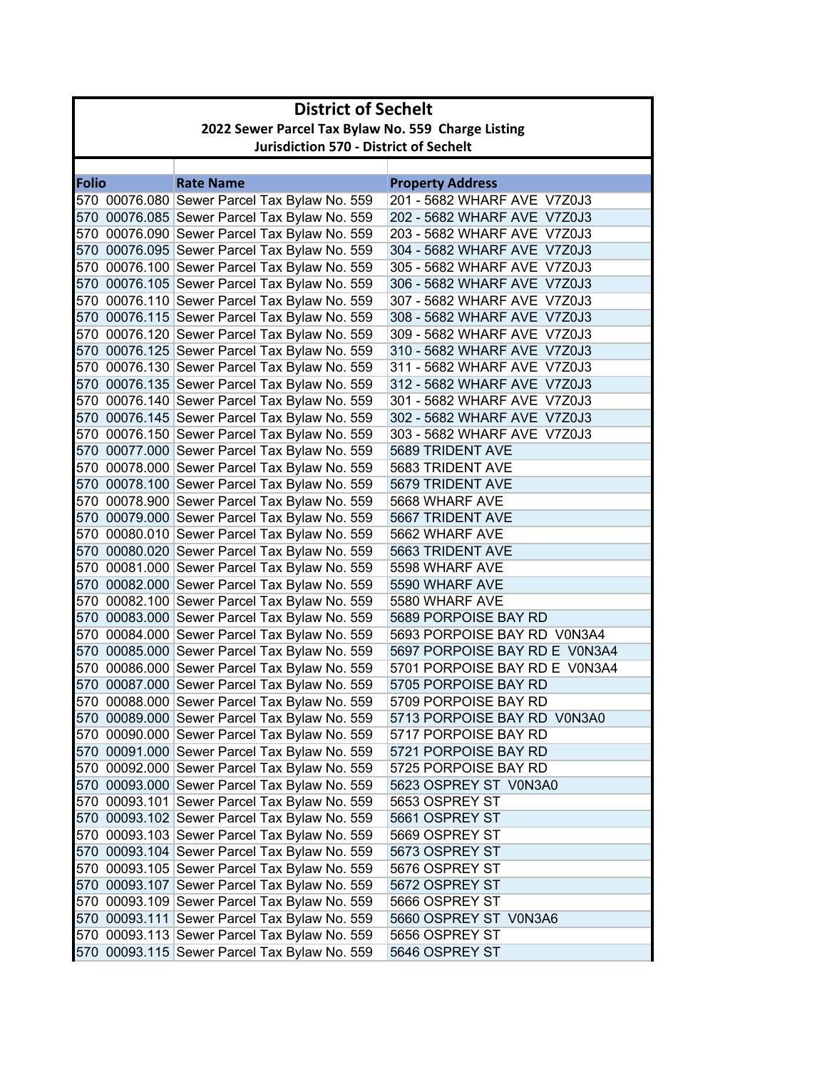# District of Sechelt

### 2022 Sewer Parcel Tax Bylaw No. 559 Charge Listing

### Jurisdiction 570 - District of Sechelt

| Folio | Rate Name | Property Address |
|---|---|---|
| 570 00076.080 | Sewer Parcel Tax Bylaw No. 559 | 201 - 5682 WHARF AVE V7Z0J3 |
| 570 00076.085 | Sewer Parcel Tax Bylaw No. 559 | 202 - 5682 WHARF AVE V7Z0J3 |
| 570 00076.090 | Sewer Parcel Tax Bylaw No. 559 | 203 - 5682 WHARF AVE V7Z0J3 |
| 570 00076.095 | Sewer Parcel Tax Bylaw No. 559 | 304 - 5682 WHARF AVE V7Z0J3 |
| 570 00076.100 | Sewer Parcel Tax Bylaw No. 559 | 305 - 5682 WHARF AVE V7Z0J3 |
| 570 00076.105 | Sewer Parcel Tax Bylaw No. 559 | 306 - 5682 WHARF AVE V7Z0J3 |
| 570 00076.110 | Sewer Parcel Tax Bylaw No. 559 | 307 - 5682 WHARF AVE V7Z0J3 |
| 570 00076.115 | Sewer Parcel Tax Bylaw No. 559 | 308 - 5682 WHARF AVE V7Z0J3 |
| 570 00076.120 | Sewer Parcel Tax Bylaw No. 559 | 309 - 5682 WHARF AVE V7Z0J3 |
| 570 00076.125 | Sewer Parcel Tax Bylaw No. 559 | 310 - 5682 WHARF AVE V7Z0J3 |
| 570 00076.130 | Sewer Parcel Tax Bylaw No. 559 | 311 - 5682 WHARF AVE V7Z0J3 |
| 570 00076.135 | Sewer Parcel Tax Bylaw No. 559 | 312 - 5682 WHARF AVE V7Z0J3 |
| 570 00076.140 | Sewer Parcel Tax Bylaw No. 559 | 301 - 5682 WHARF AVE V7Z0J3 |
| 570 00076.145 | Sewer Parcel Tax Bylaw No. 559 | 302 - 5682 WHARF AVE V7Z0J3 |
| 570 00076.150 | Sewer Parcel Tax Bylaw No. 559 | 303 - 5682 WHARF AVE V7Z0J3 |
| 570 00077.000 | Sewer Parcel Tax Bylaw No. 559 | 5689 TRIDENT AVE |
| 570 00078.000 | Sewer Parcel Tax Bylaw No. 559 | 5683 TRIDENT AVE |
| 570 00078.100 | Sewer Parcel Tax Bylaw No. 559 | 5679 TRIDENT AVE |
| 570 00078.900 | Sewer Parcel Tax Bylaw No. 559 | 5668 WHARF AVE |
| 570 00079.000 | Sewer Parcel Tax Bylaw No. 559 | 5667 TRIDENT AVE |
| 570 00080.010 | Sewer Parcel Tax Bylaw No. 559 | 5662 WHARF AVE |
| 570 00080.020 | Sewer Parcel Tax Bylaw No. 559 | 5663 TRIDENT AVE |
| 570 00081.000 | Sewer Parcel Tax Bylaw No. 559 | 5598 WHARF AVE |
| 570 00082.000 | Sewer Parcel Tax Bylaw No. 559 | 5590 WHARF AVE |
| 570 00082.100 | Sewer Parcel Tax Bylaw No. 559 | 5580 WHARF AVE |
| 570 00083.000 | Sewer Parcel Tax Bylaw No. 559 | 5689 PORPOISE BAY RD |
| 570 00084.000 | Sewer Parcel Tax Bylaw No. 559 | 5693 PORPOISE BAY RD V0N3A4 |
| 570 00085.000 | Sewer Parcel Tax Bylaw No. 559 | 5697 PORPOISE BAY RD E V0N3A4 |
| 570 00086.000 | Sewer Parcel Tax Bylaw No. 559 | 5701 PORPOISE BAY RD E V0N3A4 |
| 570 00087.000 | Sewer Parcel Tax Bylaw No. 559 | 5705 PORPOISE BAY RD |
| 570 00088.000 | Sewer Parcel Tax Bylaw No. 559 | 5709 PORPOISE BAY RD |
| 570 00089.000 | Sewer Parcel Tax Bylaw No. 559 | 5713 PORPOISE BAY RD V0N3A0 |
| 570 00090.000 | Sewer Parcel Tax Bylaw No. 559 | 5717 PORPOISE BAY RD |
| 570 00091.000 | Sewer Parcel Tax Bylaw No. 559 | 5721 PORPOISE BAY RD |
| 570 00092.000 | Sewer Parcel Tax Bylaw No. 559 | 5725 PORPOISE BAY RD |
| 570 00093.000 | Sewer Parcel Tax Bylaw No. 559 | 5623 OSPREY ST V0N3A0 |
| 570 00093.101 | Sewer Parcel Tax Bylaw No. 559 | 5653 OSPREY ST |
| 570 00093.102 | Sewer Parcel Tax Bylaw No. 559 | 5661 OSPREY ST |
| 570 00093.103 | Sewer Parcel Tax Bylaw No. 559 | 5669 OSPREY ST |
| 570 00093.104 | Sewer Parcel Tax Bylaw No. 559 | 5673 OSPREY ST |
| 570 00093.105 | Sewer Parcel Tax Bylaw No. 559 | 5676 OSPREY ST |
| 570 00093.107 | Sewer Parcel Tax Bylaw No. 559 | 5672 OSPREY ST |
| 570 00093.109 | Sewer Parcel Tax Bylaw No. 559 | 5666 OSPREY ST |
| 570 00093.111 | Sewer Parcel Tax Bylaw No. 559 | 5660 OSPREY ST V0N3A6 |
| 570 00093.113 | Sewer Parcel Tax Bylaw No. 559 | 5656 OSPREY ST |
| 570 00093.115 | Sewer Parcel Tax Bylaw No. 559 | 5646 OSPREY ST |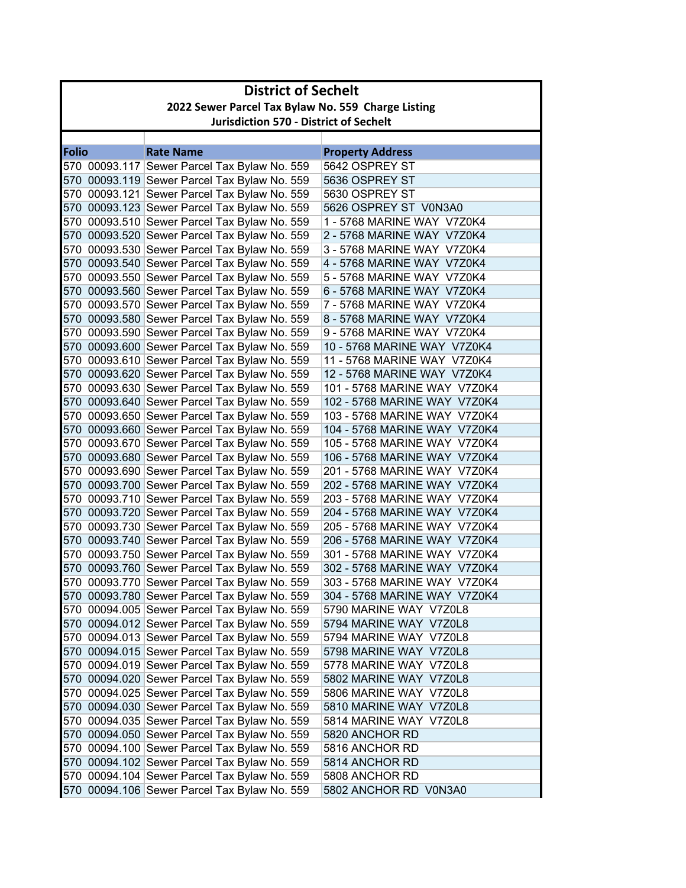# District of Sechelt

## 2022 Sewer Parcel Tax Bylaw No. 559 Charge Listing

### Jurisdiction 570 - District of Sechelt

| Folio | Rate Name | Property Address |
|---|---|---|
| 570 00093.117 | Sewer Parcel Tax Bylaw No. 559 | 5642 OSPREY ST |
| 570 00093.119 | Sewer Parcel Tax Bylaw No. 559 | 5636 OSPREY ST |
| 570 00093.121 | Sewer Parcel Tax Bylaw No. 559 | 5630 OSPREY ST |
| 570 00093.123 | Sewer Parcel Tax Bylaw No. 559 | 5626 OSPREY ST V0N3A0 |
| 570 00093.510 | Sewer Parcel Tax Bylaw No. 559 | 1 - 5768 MARINE WAY V7Z0K4 |
| 570 00093.520 | Sewer Parcel Tax Bylaw No. 559 | 2 - 5768 MARINE WAY V7Z0K4 |
| 570 00093.530 | Sewer Parcel Tax Bylaw No. 559 | 3 - 5768 MARINE WAY V7Z0K4 |
| 570 00093.540 | Sewer Parcel Tax Bylaw No. 559 | 4 - 5768 MARINE WAY V7Z0K4 |
| 570 00093.550 | Sewer Parcel Tax Bylaw No. 559 | 5 - 5768 MARINE WAY V7Z0K4 |
| 570 00093.560 | Sewer Parcel Tax Bylaw No. 559 | 6 - 5768 MARINE WAY V7Z0K4 |
| 570 00093.570 | Sewer Parcel Tax Bylaw No. 559 | 7 - 5768 MARINE WAY V7Z0K4 |
| 570 00093.580 | Sewer Parcel Tax Bylaw No. 559 | 8 - 5768 MARINE WAY V7Z0K4 |
| 570 00093.590 | Sewer Parcel Tax Bylaw No. 559 | 9 - 5768 MARINE WAY V7Z0K4 |
| 570 00093.600 | Sewer Parcel Tax Bylaw No. 559 | 10 - 5768 MARINE WAY V7Z0K4 |
| 570 00093.610 | Sewer Parcel Tax Bylaw No. 559 | 11 - 5768 MARINE WAY V7Z0K4 |
| 570 00093.620 | Sewer Parcel Tax Bylaw No. 559 | 12 - 5768 MARINE WAY V7Z0K4 |
| 570 00093.630 | Sewer Parcel Tax Bylaw No. 559 | 101 - 5768 MARINE WAY V7Z0K4 |
| 570 00093.640 | Sewer Parcel Tax Bylaw No. 559 | 102 - 5768 MARINE WAY V7Z0K4 |
| 570 00093.650 | Sewer Parcel Tax Bylaw No. 559 | 103 - 5768 MARINE WAY V7Z0K4 |
| 570 00093.660 | Sewer Parcel Tax Bylaw No. 559 | 104 - 5768 MARINE WAY V7Z0K4 |
| 570 00093.670 | Sewer Parcel Tax Bylaw No. 559 | 105 - 5768 MARINE WAY V7Z0K4 |
| 570 00093.680 | Sewer Parcel Tax Bylaw No. 559 | 106 - 5768 MARINE WAY V7Z0K4 |
| 570 00093.690 | Sewer Parcel Tax Bylaw No. 559 | 201 - 5768 MARINE WAY V7Z0K4 |
| 570 00093.700 | Sewer Parcel Tax Bylaw No. 559 | 202 - 5768 MARINE WAY V7Z0K4 |
| 570 00093.710 | Sewer Parcel Tax Bylaw No. 559 | 203 - 5768 MARINE WAY V7Z0K4 |
| 570 00093.720 | Sewer Parcel Tax Bylaw No. 559 | 204 - 5768 MARINE WAY V7Z0K4 |
| 570 00093.730 | Sewer Parcel Tax Bylaw No. 559 | 205 - 5768 MARINE WAY V7Z0K4 |
| 570 00093.740 | Sewer Parcel Tax Bylaw No. 559 | 206 - 5768 MARINE WAY V7Z0K4 |
| 570 00093.750 | Sewer Parcel Tax Bylaw No. 559 | 301 - 5768 MARINE WAY V7Z0K4 |
| 570 00093.760 | Sewer Parcel Tax Bylaw No. 559 | 302 - 5768 MARINE WAY V7Z0K4 |
| 570 00093.770 | Sewer Parcel Tax Bylaw No. 559 | 303 - 5768 MARINE WAY V7Z0K4 |
| 570 00093.780 | Sewer Parcel Tax Bylaw No. 559 | 304 - 5768 MARINE WAY V7Z0K4 |
| 570 00094.005 | Sewer Parcel Tax Bylaw No. 559 | 5790 MARINE WAY V7Z0L8 |
| 570 00094.012 | Sewer Parcel Tax Bylaw No. 559 | 5794 MARINE WAY V7Z0L8 |
| 570 00094.013 | Sewer Parcel Tax Bylaw No. 559 | 5794 MARINE WAY V7Z0L8 |
| 570 00094.015 | Sewer Parcel Tax Bylaw No. 559 | 5798 MARINE WAY V7Z0L8 |
| 570 00094.019 | Sewer Parcel Tax Bylaw No. 559 | 5778 MARINE WAY V7Z0L8 |
| 570 00094.020 | Sewer Parcel Tax Bylaw No. 559 | 5802 MARINE WAY V7Z0L8 |
| 570 00094.025 | Sewer Parcel Tax Bylaw No. 559 | 5806 MARINE WAY V7Z0L8 |
| 570 00094.030 | Sewer Parcel Tax Bylaw No. 559 | 5810 MARINE WAY V7Z0L8 |
| 570 00094.035 | Sewer Parcel Tax Bylaw No. 559 | 5814 MARINE WAY V7Z0L8 |
| 570 00094.050 | Sewer Parcel Tax Bylaw No. 559 | 5820 ANCHOR RD |
| 570 00094.100 | Sewer Parcel Tax Bylaw No. 559 | 5816 ANCHOR RD |
| 570 00094.102 | Sewer Parcel Tax Bylaw No. 559 | 5814 ANCHOR RD |
| 570 00094.104 | Sewer Parcel Tax Bylaw No. 559 | 5808 ANCHOR RD |
| 570 00094.106 | Sewer Parcel Tax Bylaw No. 559 | 5802 ANCHOR RD V0N3A0 |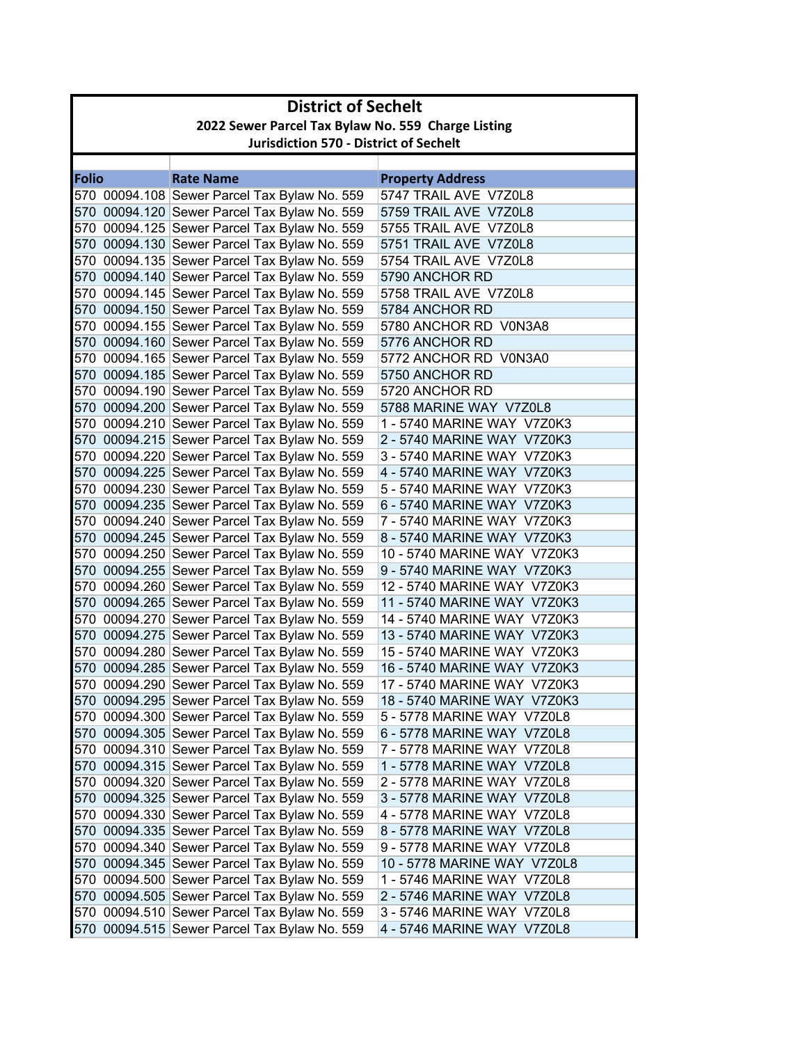# District of Sechelt

## 2022 Sewer Parcel Tax Bylaw No. 559 Charge Listing

### Jurisdiction 570 - District of Sechelt

| Folio | Rate Name | Property Address |
|---|---|---|
| 570 00094.108 | Sewer Parcel Tax Bylaw No. 559 | 5747 TRAIL AVE V7Z0L8 |
| 570 00094.120 | Sewer Parcel Tax Bylaw No. 559 | 5759 TRAIL AVE V7Z0L8 |
| 570 00094.125 | Sewer Parcel Tax Bylaw No. 559 | 5755 TRAIL AVE V7Z0L8 |
| 570 00094.130 | Sewer Parcel Tax Bylaw No. 559 | 5751 TRAIL AVE V7Z0L8 |
| 570 00094.135 | Sewer Parcel Tax Bylaw No. 559 | 5754 TRAIL AVE V7Z0L8 |
| 570 00094.140 | Sewer Parcel Tax Bylaw No. 559 | 5790 ANCHOR RD |
| 570 00094.145 | Sewer Parcel Tax Bylaw No. 559 | 5758 TRAIL AVE V7Z0L8 |
| 570 00094.150 | Sewer Parcel Tax Bylaw No. 559 | 5784 ANCHOR RD |
| 570 00094.155 | Sewer Parcel Tax Bylaw No. 559 | 5780 ANCHOR RD V0N3A8 |
| 570 00094.160 | Sewer Parcel Tax Bylaw No. 559 | 5776 ANCHOR RD |
| 570 00094.165 | Sewer Parcel Tax Bylaw No. 559 | 5772 ANCHOR RD V0N3A0 |
| 570 00094.185 | Sewer Parcel Tax Bylaw No. 559 | 5750 ANCHOR RD |
| 570 00094.190 | Sewer Parcel Tax Bylaw No. 559 | 5720 ANCHOR RD |
| 570 00094.200 | Sewer Parcel Tax Bylaw No. 559 | 5788 MARINE WAY V7Z0L8 |
| 570 00094.210 | Sewer Parcel Tax Bylaw No. 559 | 1 - 5740 MARINE WAY V7Z0K3 |
| 570 00094.215 | Sewer Parcel Tax Bylaw No. 559 | 2 - 5740 MARINE WAY V7Z0K3 |
| 570 00094.220 | Sewer Parcel Tax Bylaw No. 559 | 3 - 5740 MARINE WAY V7Z0K3 |
| 570 00094.225 | Sewer Parcel Tax Bylaw No. 559 | 4 - 5740 MARINE WAY V7Z0K3 |
| 570 00094.230 | Sewer Parcel Tax Bylaw No. 559 | 5 - 5740 MARINE WAY V7Z0K3 |
| 570 00094.235 | Sewer Parcel Tax Bylaw No. 559 | 6 - 5740 MARINE WAY V7Z0K3 |
| 570 00094.240 | Sewer Parcel Tax Bylaw No. 559 | 7 - 5740 MARINE WAY V7Z0K3 |
| 570 00094.245 | Sewer Parcel Tax Bylaw No. 559 | 8 - 5740 MARINE WAY V7Z0K3 |
| 570 00094.250 | Sewer Parcel Tax Bylaw No. 559 | 10 - 5740 MARINE WAY V7Z0K3 |
| 570 00094.255 | Sewer Parcel Tax Bylaw No. 559 | 9 - 5740 MARINE WAY V7Z0K3 |
| 570 00094.260 | Sewer Parcel Tax Bylaw No. 559 | 12 - 5740 MARINE WAY V7Z0K3 |
| 570 00094.265 | Sewer Parcel Tax Bylaw No. 559 | 11 - 5740 MARINE WAY V7Z0K3 |
| 570 00094.270 | Sewer Parcel Tax Bylaw No. 559 | 14 - 5740 MARINE WAY V7Z0K3 |
| 570 00094.275 | Sewer Parcel Tax Bylaw No. 559 | 13 - 5740 MARINE WAY V7Z0K3 |
| 570 00094.280 | Sewer Parcel Tax Bylaw No. 559 | 15 - 5740 MARINE WAY V7Z0K3 |
| 570 00094.285 | Sewer Parcel Tax Bylaw No. 559 | 16 - 5740 MARINE WAY V7Z0K3 |
| 570 00094.290 | Sewer Parcel Tax Bylaw No. 559 | 17 - 5740 MARINE WAY V7Z0K3 |
| 570 00094.295 | Sewer Parcel Tax Bylaw No. 559 | 18 - 5740 MARINE WAY V7Z0K3 |
| 570 00094.300 | Sewer Parcel Tax Bylaw No. 559 | 5 - 5778 MARINE WAY V7Z0L8 |
| 570 00094.305 | Sewer Parcel Tax Bylaw No. 559 | 6 - 5778 MARINE WAY V7Z0L8 |
| 570 00094.310 | Sewer Parcel Tax Bylaw No. 559 | 7 - 5778 MARINE WAY V7Z0L8 |
| 570 00094.315 | Sewer Parcel Tax Bylaw No. 559 | 1 - 5778 MARINE WAY V7Z0L8 |
| 570 00094.320 | Sewer Parcel Tax Bylaw No. 559 | 2 - 5778 MARINE WAY V7Z0L8 |
| 570 00094.325 | Sewer Parcel Tax Bylaw No. 559 | 3 - 5778 MARINE WAY V7Z0L8 |
| 570 00094.330 | Sewer Parcel Tax Bylaw No. 559 | 4 - 5778 MARINE WAY V7Z0L8 |
| 570 00094.335 | Sewer Parcel Tax Bylaw No. 559 | 8 - 5778 MARINE WAY V7Z0L8 |
| 570 00094.340 | Sewer Parcel Tax Bylaw No. 559 | 9 - 5778 MARINE WAY V7Z0L8 |
| 570 00094.345 | Sewer Parcel Tax Bylaw No. 559 | 10 - 5778 MARINE WAY V7Z0L8 |
| 570 00094.500 | Sewer Parcel Tax Bylaw No. 559 | 1 - 5746 MARINE WAY V7Z0L8 |
| 570 00094.505 | Sewer Parcel Tax Bylaw No. 559 | 2 - 5746 MARINE WAY V7Z0L8 |
| 570 00094.510 | Sewer Parcel Tax Bylaw No. 559 | 3 - 5746 MARINE WAY V7Z0L8 |
| 570 00094.515 | Sewer Parcel Tax Bylaw No. 559 | 4 - 5746 MARINE WAY V7Z0L8 |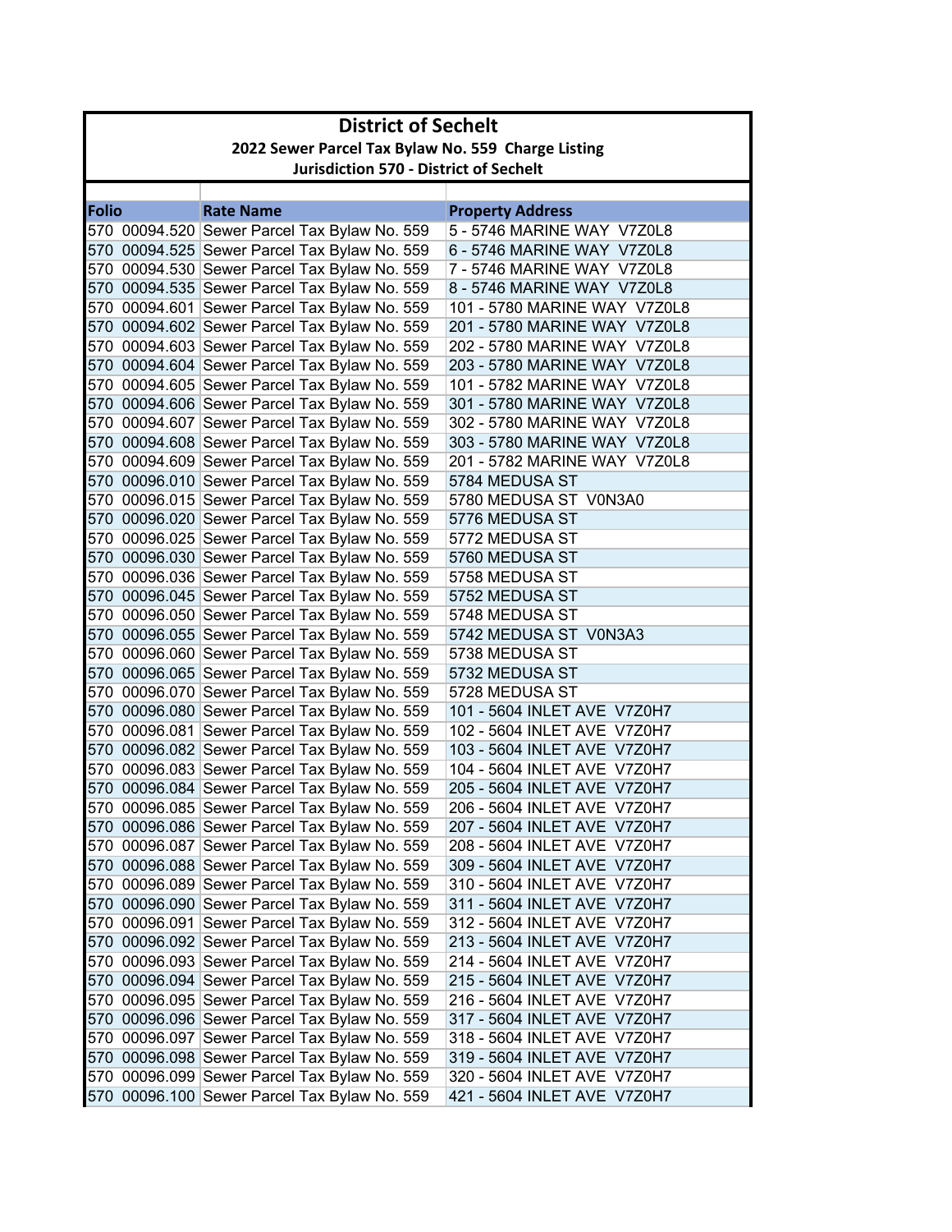# District of Sechelt

## 2022 Sewer Parcel Tax Bylaw No. 559 Charge Listing

### Jurisdiction 570 - District of Sechelt

| Folio | Rate Name | Property Address |
|---|---|---|
| 570 00094.520 | Sewer Parcel Tax Bylaw No. 559 | 5 - 5746 MARINE WAY V7Z0L8 |
| 570 00094.525 | Sewer Parcel Tax Bylaw No. 559 | 6 - 5746 MARINE WAY V7Z0L8 |
| 570 00094.530 | Sewer Parcel Tax Bylaw No. 559 | 7 - 5746 MARINE WAY V7Z0L8 |
| 570 00094.535 | Sewer Parcel Tax Bylaw No. 559 | 8 - 5746 MARINE WAY V7Z0L8 |
| 570 00094.601 | Sewer Parcel Tax Bylaw No. 559 | 101 - 5780 MARINE WAY V7Z0L8 |
| 570 00094.602 | Sewer Parcel Tax Bylaw No. 559 | 201 - 5780 MARINE WAY V7Z0L8 |
| 570 00094.603 | Sewer Parcel Tax Bylaw No. 559 | 202 - 5780 MARINE WAY V7Z0L8 |
| 570 00094.604 | Sewer Parcel Tax Bylaw No. 559 | 203 - 5780 MARINE WAY V7Z0L8 |
| 570 00094.605 | Sewer Parcel Tax Bylaw No. 559 | 101 - 5782 MARINE WAY V7Z0L8 |
| 570 00094.606 | Sewer Parcel Tax Bylaw No. 559 | 301 - 5780 MARINE WAY V7Z0L8 |
| 570 00094.607 | Sewer Parcel Tax Bylaw No. 559 | 302 - 5780 MARINE WAY V7Z0L8 |
| 570 00094.608 | Sewer Parcel Tax Bylaw No. 559 | 303 - 5780 MARINE WAY V7Z0L8 |
| 570 00094.609 | Sewer Parcel Tax Bylaw No. 559 | 201 - 5782 MARINE WAY V7Z0L8 |
| 570 00096.010 | Sewer Parcel Tax Bylaw No. 559 | 5784 MEDUSA ST |
| 570 00096.015 | Sewer Parcel Tax Bylaw No. 559 | 5780 MEDUSA ST V0N3A0 |
| 570 00096.020 | Sewer Parcel Tax Bylaw No. 559 | 5776 MEDUSA ST |
| 570 00096.025 | Sewer Parcel Tax Bylaw No. 559 | 5772 MEDUSA ST |
| 570 00096.030 | Sewer Parcel Tax Bylaw No. 559 | 5760 MEDUSA ST |
| 570 00096.036 | Sewer Parcel Tax Bylaw No. 559 | 5758 MEDUSA ST |
| 570 00096.045 | Sewer Parcel Tax Bylaw No. 559 | 5752 MEDUSA ST |
| 570 00096.050 | Sewer Parcel Tax Bylaw No. 559 | 5748 MEDUSA ST |
| 570 00096.055 | Sewer Parcel Tax Bylaw No. 559 | 5742 MEDUSA ST V0N3A3 |
| 570 00096.060 | Sewer Parcel Tax Bylaw No. 559 | 5738 MEDUSA ST |
| 570 00096.065 | Sewer Parcel Tax Bylaw No. 559 | 5732 MEDUSA ST |
| 570 00096.070 | Sewer Parcel Tax Bylaw No. 559 | 5728 MEDUSA ST |
| 570 00096.080 | Sewer Parcel Tax Bylaw No. 559 | 101 - 5604 INLET AVE V7Z0H7 |
| 570 00096.081 | Sewer Parcel Tax Bylaw No. 559 | 102 - 5604 INLET AVE V7Z0H7 |
| 570 00096.082 | Sewer Parcel Tax Bylaw No. 559 | 103 - 5604 INLET AVE V7Z0H7 |
| 570 00096.083 | Sewer Parcel Tax Bylaw No. 559 | 104 - 5604 INLET AVE V7Z0H7 |
| 570 00096.084 | Sewer Parcel Tax Bylaw No. 559 | 205 - 5604 INLET AVE V7Z0H7 |
| 570 00096.085 | Sewer Parcel Tax Bylaw No. 559 | 206 - 5604 INLET AVE V7Z0H7 |
| 570 00096.086 | Sewer Parcel Tax Bylaw No. 559 | 207 - 5604 INLET AVE V7Z0H7 |
| 570 00096.087 | Sewer Parcel Tax Bylaw No. 559 | 208 - 5604 INLET AVE V7Z0H7 |
| 570 00096.088 | Sewer Parcel Tax Bylaw No. 559 | 309 - 5604 INLET AVE V7Z0H7 |
| 570 00096.089 | Sewer Parcel Tax Bylaw No. 559 | 310 - 5604 INLET AVE V7Z0H7 |
| 570 00096.090 | Sewer Parcel Tax Bylaw No. 559 | 311 - 5604 INLET AVE V7Z0H7 |
| 570 00096.091 | Sewer Parcel Tax Bylaw No. 559 | 312 - 5604 INLET AVE V7Z0H7 |
| 570 00096.092 | Sewer Parcel Tax Bylaw No. 559 | 213 - 5604 INLET AVE V7Z0H7 |
| 570 00096.093 | Sewer Parcel Tax Bylaw No. 559 | 214 - 5604 INLET AVE V7Z0H7 |
| 570 00096.094 | Sewer Parcel Tax Bylaw No. 559 | 215 - 5604 INLET AVE V7Z0H7 |
| 570 00096.095 | Sewer Parcel Tax Bylaw No. 559 | 216 - 5604 INLET AVE V7Z0H7 |
| 570 00096.096 | Sewer Parcel Tax Bylaw No. 559 | 317 - 5604 INLET AVE V7Z0H7 |
| 570 00096.097 | Sewer Parcel Tax Bylaw No. 559 | 318 - 5604 INLET AVE V7Z0H7 |
| 570 00096.098 | Sewer Parcel Tax Bylaw No. 559 | 319 - 5604 INLET AVE V7Z0H7 |
| 570 00096.099 | Sewer Parcel Tax Bylaw No. 559 | 320 - 5604 INLET AVE V7Z0H7 |
| 570 00096.100 | Sewer Parcel Tax Bylaw No. 559 | 421 - 5604 INLET AVE V7Z0H7 |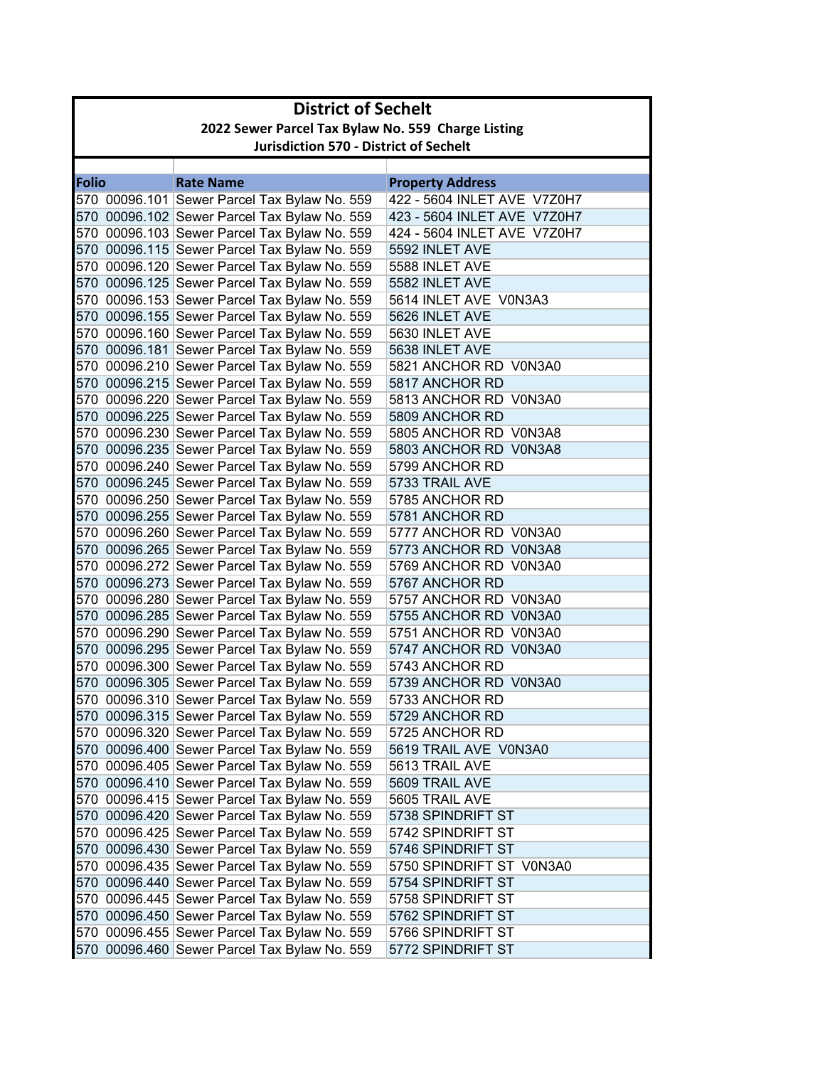# District of Sechelt

## 2022 Sewer Parcel Tax Bylaw No. 559 Charge Listing

### Jurisdiction 570 - District of Sechelt

| Folio | Rate Name | Property Address |
|---|---|---|
| 570 00096.101 | Sewer Parcel Tax Bylaw No. 559 | 422 - 5604 INLET AVE V7Z0H7 |
| 570 00096.102 | Sewer Parcel Tax Bylaw No. 559 | 423 - 5604 INLET AVE V7Z0H7 |
| 570 00096.103 | Sewer Parcel Tax Bylaw No. 559 | 424 - 5604 INLET AVE V7Z0H7 |
| 570 00096.115 | Sewer Parcel Tax Bylaw No. 559 | 5592 INLET AVE |
| 570 00096.120 | Sewer Parcel Tax Bylaw No. 559 | 5588 INLET AVE |
| 570 00096.125 | Sewer Parcel Tax Bylaw No. 559 | 5582 INLET AVE |
| 570 00096.153 | Sewer Parcel Tax Bylaw No. 559 | 5614 INLET AVE V0N3A3 |
| 570 00096.155 | Sewer Parcel Tax Bylaw No. 559 | 5626 INLET AVE |
| 570 00096.160 | Sewer Parcel Tax Bylaw No. 559 | 5630 INLET AVE |
| 570 00096.181 | Sewer Parcel Tax Bylaw No. 559 | 5638 INLET AVE |
| 570 00096.210 | Sewer Parcel Tax Bylaw No. 559 | 5821 ANCHOR RD V0N3A0 |
| 570 00096.215 | Sewer Parcel Tax Bylaw No. 559 | 5817 ANCHOR RD |
| 570 00096.220 | Sewer Parcel Tax Bylaw No. 559 | 5813 ANCHOR RD V0N3A0 |
| 570 00096.225 | Sewer Parcel Tax Bylaw No. 559 | 5809 ANCHOR RD |
| 570 00096.230 | Sewer Parcel Tax Bylaw No. 559 | 5805 ANCHOR RD V0N3A8 |
| 570 00096.235 | Sewer Parcel Tax Bylaw No. 559 | 5803 ANCHOR RD V0N3A8 |
| 570 00096.240 | Sewer Parcel Tax Bylaw No. 559 | 5799 ANCHOR RD |
| 570 00096.245 | Sewer Parcel Tax Bylaw No. 559 | 5733 TRAIL AVE |
| 570 00096.250 | Sewer Parcel Tax Bylaw No. 559 | 5785 ANCHOR RD |
| 570 00096.255 | Sewer Parcel Tax Bylaw No. 559 | 5781 ANCHOR RD |
| 570 00096.260 | Sewer Parcel Tax Bylaw No. 559 | 5777 ANCHOR RD V0N3A0 |
| 570 00096.265 | Sewer Parcel Tax Bylaw No. 559 | 5773 ANCHOR RD V0N3A8 |
| 570 00096.272 | Sewer Parcel Tax Bylaw No. 559 | 5769 ANCHOR RD V0N3A0 |
| 570 00096.273 | Sewer Parcel Tax Bylaw No. 559 | 5767 ANCHOR RD |
| 570 00096.280 | Sewer Parcel Tax Bylaw No. 559 | 5757 ANCHOR RD V0N3A0 |
| 570 00096.285 | Sewer Parcel Tax Bylaw No. 559 | 5755 ANCHOR RD V0N3A0 |
| 570 00096.290 | Sewer Parcel Tax Bylaw No. 559 | 5751 ANCHOR RD V0N3A0 |
| 570 00096.295 | Sewer Parcel Tax Bylaw No. 559 | 5747 ANCHOR RD V0N3A0 |
| 570 00096.300 | Sewer Parcel Tax Bylaw No. 559 | 5743 ANCHOR RD |
| 570 00096.305 | Sewer Parcel Tax Bylaw No. 559 | 5739 ANCHOR RD V0N3A0 |
| 570 00096.310 | Sewer Parcel Tax Bylaw No. 559 | 5733 ANCHOR RD |
| 570 00096.315 | Sewer Parcel Tax Bylaw No. 559 | 5729 ANCHOR RD |
| 570 00096.320 | Sewer Parcel Tax Bylaw No. 559 | 5725 ANCHOR RD |
| 570 00096.400 | Sewer Parcel Tax Bylaw No. 559 | 5619 TRAIL AVE V0N3A0 |
| 570 00096.405 | Sewer Parcel Tax Bylaw No. 559 | 5613 TRAIL AVE |
| 570 00096.410 | Sewer Parcel Tax Bylaw No. 559 | 5609 TRAIL AVE |
| 570 00096.415 | Sewer Parcel Tax Bylaw No. 559 | 5605 TRAIL AVE |
| 570 00096.420 | Sewer Parcel Tax Bylaw No. 559 | 5738 SPINDRIFT ST |
| 570 00096.425 | Sewer Parcel Tax Bylaw No. 559 | 5742 SPINDRIFT ST |
| 570 00096.430 | Sewer Parcel Tax Bylaw No. 559 | 5746 SPINDRIFT ST |
| 570 00096.435 | Sewer Parcel Tax Bylaw No. 559 | 5750 SPINDRIFT ST V0N3A0 |
| 570 00096.440 | Sewer Parcel Tax Bylaw No. 559 | 5754 SPINDRIFT ST |
| 570 00096.445 | Sewer Parcel Tax Bylaw No. 559 | 5758 SPINDRIFT ST |
| 570 00096.450 | Sewer Parcel Tax Bylaw No. 559 | 5762 SPINDRIFT ST |
| 570 00096.455 | Sewer Parcel Tax Bylaw No. 559 | 5766 SPINDRIFT ST |
| 570 00096.460 | Sewer Parcel Tax Bylaw No. 559 | 5772 SPINDRIFT ST |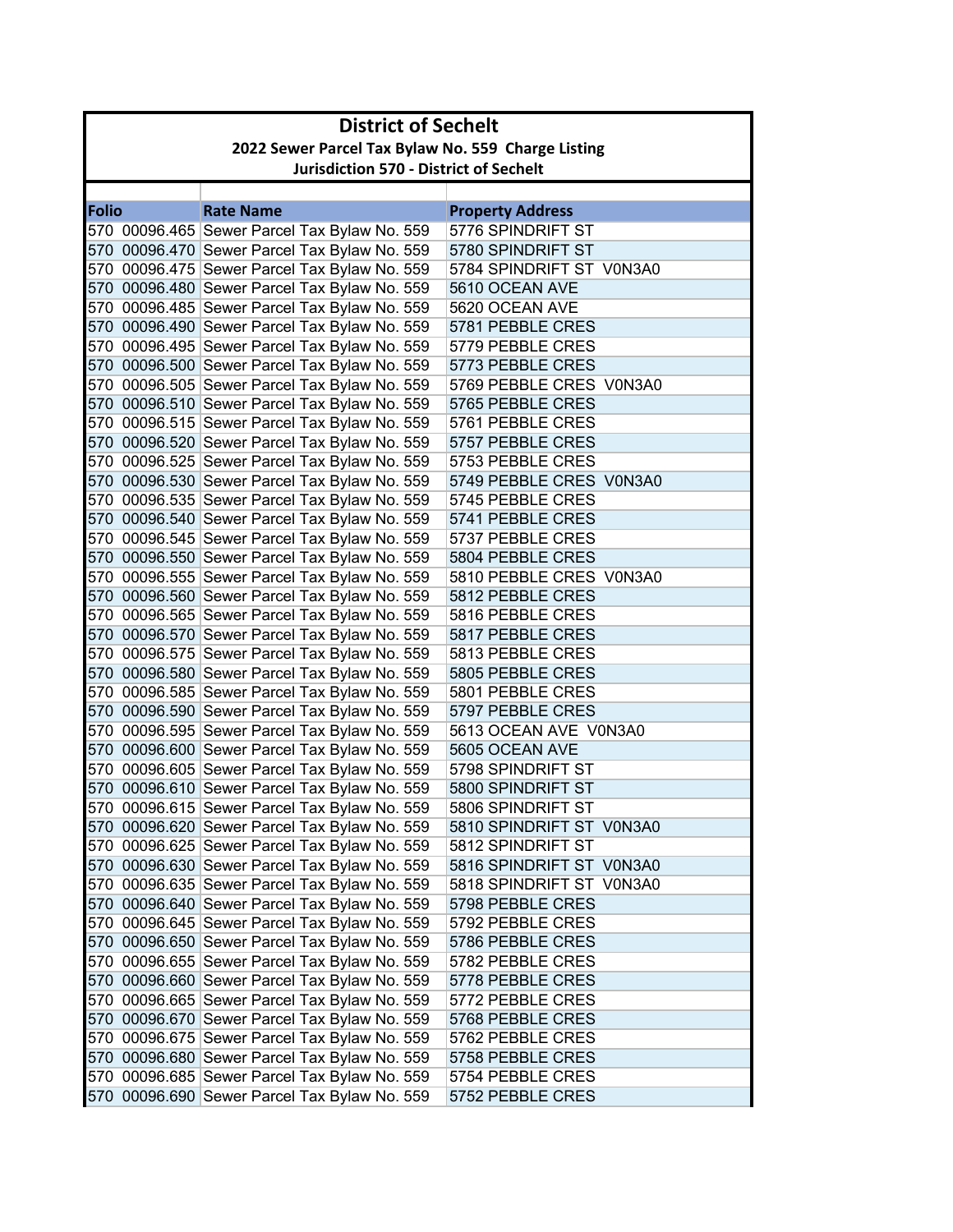# District of Sechelt

## 2022 Sewer Parcel Tax Bylaw No. 559 Charge Listing

### Jurisdiction 570 - District of Sechelt

| Folio | Rate Name | Property Address |
|---|---|---|
| 570 00096.465 | Sewer Parcel Tax Bylaw No. 559 | 5776 SPINDRIFT ST |
| 570 00096.470 | Sewer Parcel Tax Bylaw No. 559 | 5780 SPINDRIFT ST |
| 570 00096.475 | Sewer Parcel Tax Bylaw No. 559 | 5784 SPINDRIFT ST V0N3A0 |
| 570 00096.480 | Sewer Parcel Tax Bylaw No. 559 | 5610 OCEAN AVE |
| 570 00096.485 | Sewer Parcel Tax Bylaw No. 559 | 5620 OCEAN AVE |
| 570 00096.490 | Sewer Parcel Tax Bylaw No. 559 | 5781 PEBBLE CRES |
| 570 00096.495 | Sewer Parcel Tax Bylaw No. 559 | 5779 PEBBLE CRES |
| 570 00096.500 | Sewer Parcel Tax Bylaw No. 559 | 5773 PEBBLE CRES |
| 570 00096.505 | Sewer Parcel Tax Bylaw No. 559 | 5769 PEBBLE CRES V0N3A0 |
| 570 00096.510 | Sewer Parcel Tax Bylaw No. 559 | 5765 PEBBLE CRES |
| 570 00096.515 | Sewer Parcel Tax Bylaw No. 559 | 5761 PEBBLE CRES |
| 570 00096.520 | Sewer Parcel Tax Bylaw No. 559 | 5757 PEBBLE CRES |
| 570 00096.525 | Sewer Parcel Tax Bylaw No. 559 | 5753 PEBBLE CRES |
| 570 00096.530 | Sewer Parcel Tax Bylaw No. 559 | 5749 PEBBLE CRES V0N3A0 |
| 570 00096.535 | Sewer Parcel Tax Bylaw No. 559 | 5745 PEBBLE CRES |
| 570 00096.540 | Sewer Parcel Tax Bylaw No. 559 | 5741 PEBBLE CRES |
| 570 00096.545 | Sewer Parcel Tax Bylaw No. 559 | 5737 PEBBLE CRES |
| 570 00096.550 | Sewer Parcel Tax Bylaw No. 559 | 5804 PEBBLE CRES |
| 570 00096.555 | Sewer Parcel Tax Bylaw No. 559 | 5810 PEBBLE CRES V0N3A0 |
| 570 00096.560 | Sewer Parcel Tax Bylaw No. 559 | 5812 PEBBLE CRES |
| 570 00096.565 | Sewer Parcel Tax Bylaw No. 559 | 5816 PEBBLE CRES |
| 570 00096.570 | Sewer Parcel Tax Bylaw No. 559 | 5817 PEBBLE CRES |
| 570 00096.575 | Sewer Parcel Tax Bylaw No. 559 | 5813 PEBBLE CRES |
| 570 00096.580 | Sewer Parcel Tax Bylaw No. 559 | 5805 PEBBLE CRES |
| 570 00096.585 | Sewer Parcel Tax Bylaw No. 559 | 5801 PEBBLE CRES |
| 570 00096.590 | Sewer Parcel Tax Bylaw No. 559 | 5797 PEBBLE CRES |
| 570 00096.595 | Sewer Parcel Tax Bylaw No. 559 | 5613 OCEAN AVE V0N3A0 |
| 570 00096.600 | Sewer Parcel Tax Bylaw No. 559 | 5605 OCEAN AVE |
| 570 00096.605 | Sewer Parcel Tax Bylaw No. 559 | 5798 SPINDRIFT ST |
| 570 00096.610 | Sewer Parcel Tax Bylaw No. 559 | 5800 SPINDRIFT ST |
| 570 00096.615 | Sewer Parcel Tax Bylaw No. 559 | 5806 SPINDRIFT ST |
| 570 00096.620 | Sewer Parcel Tax Bylaw No. 559 | 5810 SPINDRIFT ST V0N3A0 |
| 570 00096.625 | Sewer Parcel Tax Bylaw No. 559 | 5812 SPINDRIFT ST |
| 570 00096.630 | Sewer Parcel Tax Bylaw No. 559 | 5816 SPINDRIFT ST V0N3A0 |
| 570 00096.635 | Sewer Parcel Tax Bylaw No. 559 | 5818 SPINDRIFT ST V0N3A0 |
| 570 00096.640 | Sewer Parcel Tax Bylaw No. 559 | 5798 PEBBLE CRES |
| 570 00096.645 | Sewer Parcel Tax Bylaw No. 559 | 5792 PEBBLE CRES |
| 570 00096.650 | Sewer Parcel Tax Bylaw No. 559 | 5786 PEBBLE CRES |
| 570 00096.655 | Sewer Parcel Tax Bylaw No. 559 | 5782 PEBBLE CRES |
| 570 00096.660 | Sewer Parcel Tax Bylaw No. 559 | 5778 PEBBLE CRES |
| 570 00096.665 | Sewer Parcel Tax Bylaw No. 559 | 5772 PEBBLE CRES |
| 570 00096.670 | Sewer Parcel Tax Bylaw No. 559 | 5768 PEBBLE CRES |
| 570 00096.675 | Sewer Parcel Tax Bylaw No. 559 | 5762 PEBBLE CRES |
| 570 00096.680 | Sewer Parcel Tax Bylaw No. 559 | 5758 PEBBLE CRES |
| 570 00096.685 | Sewer Parcel Tax Bylaw No. 559 | 5754 PEBBLE CRES |
| 570 00096.690 | Sewer Parcel Tax Bylaw No. 559 | 5752 PEBBLE CRES |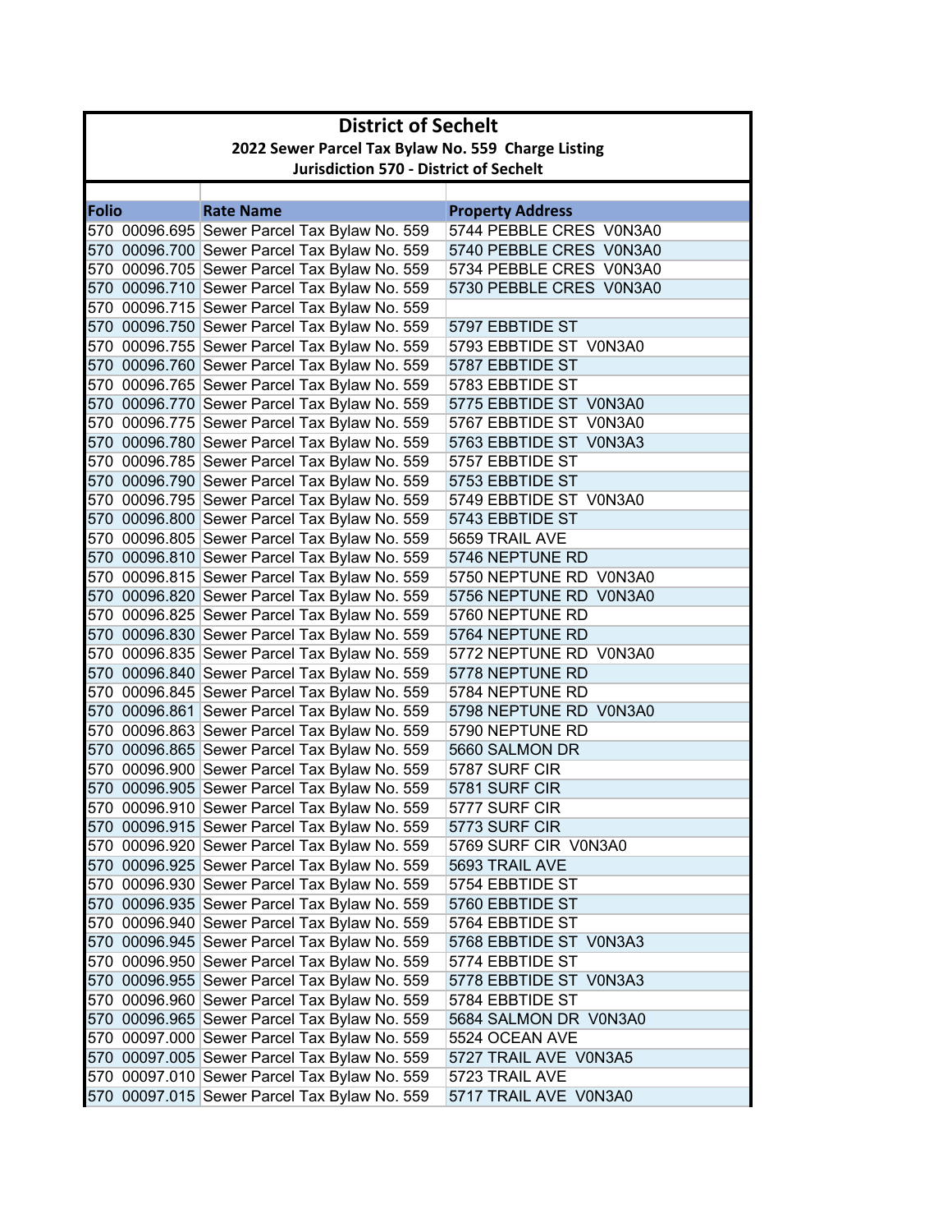# District of Sechelt

## 2022 Sewer Parcel Tax Bylaw No. 559 Charge Listing

## Jurisdiction 570 - District of Sechelt

| Folio | Rate Name | Property Address |
|---|---|---|
| 570 00096.695 | Sewer Parcel Tax Bylaw No. 559 | 5744 PEBBLE CRES V0N3A0 |
| 570 00096.700 | Sewer Parcel Tax Bylaw No. 559 | 5740 PEBBLE CRES V0N3A0 |
| 570 00096.705 | Sewer Parcel Tax Bylaw No. 559 | 5734 PEBBLE CRES V0N3A0 |
| 570 00096.710 | Sewer Parcel Tax Bylaw No. 559 | 5730 PEBBLE CRES V0N3A0 |
| 570 00096.715 | Sewer Parcel Tax Bylaw No. 559 | |
| 570 00096.750 | Sewer Parcel Tax Bylaw No. 559 | 5797 EBBTIDE ST |
| 570 00096.755 | Sewer Parcel Tax Bylaw No. 559 | 5793 EBBTIDE ST V0N3A0 |
| 570 00096.760 | Sewer Parcel Tax Bylaw No. 559 | 5787 EBBTIDE ST |
| 570 00096.765 | Sewer Parcel Tax Bylaw No. 559 | 5783 EBBTIDE ST |
| 570 00096.770 | Sewer Parcel Tax Bylaw No. 559 | 5775 EBBTIDE ST V0N3A0 |
| 570 00096.775 | Sewer Parcel Tax Bylaw No. 559 | 5767 EBBTIDE ST V0N3A0 |
| 570 00096.780 | Sewer Parcel Tax Bylaw No. 559 | 5763 EBBTIDE ST V0N3A3 |
| 570 00096.785 | Sewer Parcel Tax Bylaw No. 559 | 5757 EBBTIDE ST |
| 570 00096.790 | Sewer Parcel Tax Bylaw No. 559 | 5753 EBBTIDE ST |
| 570 00096.795 | Sewer Parcel Tax Bylaw No. 559 | 5749 EBBTIDE ST V0N3A0 |
| 570 00096.800 | Sewer Parcel Tax Bylaw No. 559 | 5743 EBBTIDE ST |
| 570 00096.805 | Sewer Parcel Tax Bylaw No. 559 | 5659 TRAIL AVE |
| 570 00096.810 | Sewer Parcel Tax Bylaw No. 559 | 5746 NEPTUNE RD |
| 570 00096.815 | Sewer Parcel Tax Bylaw No. 559 | 5750 NEPTUNE RD V0N3A0 |
| 570 00096.820 | Sewer Parcel Tax Bylaw No. 559 | 5756 NEPTUNE RD V0N3A0 |
| 570 00096.825 | Sewer Parcel Tax Bylaw No. 559 | 5760 NEPTUNE RD |
| 570 00096.830 | Sewer Parcel Tax Bylaw No. 559 | 5764 NEPTUNE RD |
| 570 00096.835 | Sewer Parcel Tax Bylaw No. 559 | 5772 NEPTUNE RD V0N3A0 |
| 570 00096.840 | Sewer Parcel Tax Bylaw No. 559 | 5778 NEPTUNE RD |
| 570 00096.845 | Sewer Parcel Tax Bylaw No. 559 | 5784 NEPTUNE RD |
| 570 00096.861 | Sewer Parcel Tax Bylaw No. 559 | 5798 NEPTUNE RD V0N3A0 |
| 570 00096.863 | Sewer Parcel Tax Bylaw No. 559 | 5790 NEPTUNE RD |
| 570 00096.865 | Sewer Parcel Tax Bylaw No. 559 | 5660 SALMON DR |
| 570 00096.900 | Sewer Parcel Tax Bylaw No. 559 | 5787 SURF CIR |
| 570 00096.905 | Sewer Parcel Tax Bylaw No. 559 | 5781 SURF CIR |
| 570 00096.910 | Sewer Parcel Tax Bylaw No. 559 | 5777 SURF CIR |
| 570 00096.915 | Sewer Parcel Tax Bylaw No. 559 | 5773 SURF CIR |
| 570 00096.920 | Sewer Parcel Tax Bylaw No. 559 | 5769 SURF CIR V0N3A0 |
| 570 00096.925 | Sewer Parcel Tax Bylaw No. 559 | 5693 TRAIL AVE |
| 570 00096.930 | Sewer Parcel Tax Bylaw No. 559 | 5754 EBBTIDE ST |
| 570 00096.935 | Sewer Parcel Tax Bylaw No. 559 | 5760 EBBTIDE ST |
| 570 00096.940 | Sewer Parcel Tax Bylaw No. 559 | 5764 EBBTIDE ST |
| 570 00096.945 | Sewer Parcel Tax Bylaw No. 559 | 5768 EBBTIDE ST V0N3A3 |
| 570 00096.950 | Sewer Parcel Tax Bylaw No. 559 | 5774 EBBTIDE ST |
| 570 00096.955 | Sewer Parcel Tax Bylaw No. 559 | 5778 EBBTIDE ST V0N3A3 |
| 570 00096.960 | Sewer Parcel Tax Bylaw No. 559 | 5784 EBBTIDE ST |
| 570 00096.965 | Sewer Parcel Tax Bylaw No. 559 | 5684 SALMON DR V0N3A0 |
| 570 00097.000 | Sewer Parcel Tax Bylaw No. 559 | 5524 OCEAN AVE |
| 570 00097.005 | Sewer Parcel Tax Bylaw No. 559 | 5727 TRAIL AVE V0N3A5 |
| 570 00097.010 | Sewer Parcel Tax Bylaw No. 559 | 5723 TRAIL AVE |
| 570 00097.015 | Sewer Parcel Tax Bylaw No. 559 | 5717 TRAIL AVE V0N3A0 |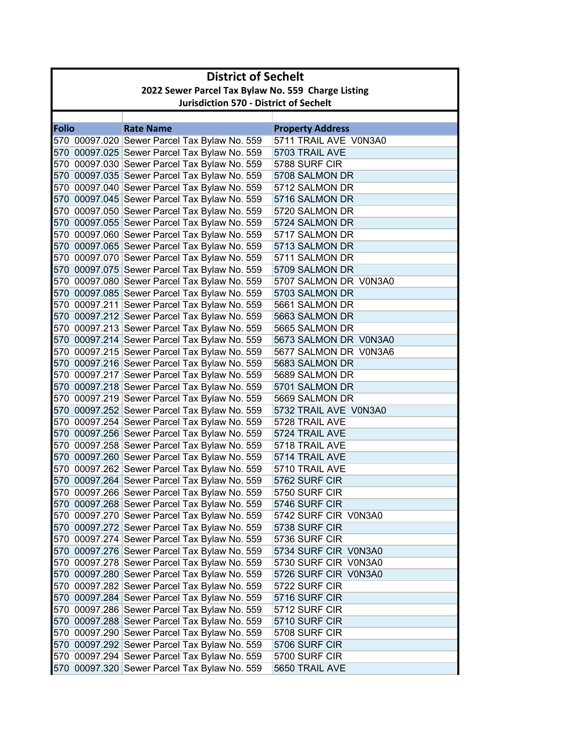# District of Sechelt

## 2022 Sewer Parcel Tax Bylaw No. 559 Charge Listing

### Jurisdiction 570 - District of Sechelt

| Folio | Rate Name | Property Address |
|---|---|---|
| 570 00097.020 | Sewer Parcel Tax Bylaw No. 559 | 5711 TRAIL AVE V0N3A0 |
| 570 00097.025 | Sewer Parcel Tax Bylaw No. 559 | 5703 TRAIL AVE |
| 570 00097.030 | Sewer Parcel Tax Bylaw No. 559 | 5788 SURF CIR |
| 570 00097.035 | Sewer Parcel Tax Bylaw No. 559 | 5708 SALMON DR |
| 570 00097.040 | Sewer Parcel Tax Bylaw No. 559 | 5712 SALMON DR |
| 570 00097.045 | Sewer Parcel Tax Bylaw No. 559 | 5716 SALMON DR |
| 570 00097.050 | Sewer Parcel Tax Bylaw No. 559 | 5720 SALMON DR |
| 570 00097.055 | Sewer Parcel Tax Bylaw No. 559 | 5724 SALMON DR |
| 570 00097.060 | Sewer Parcel Tax Bylaw No. 559 | 5717 SALMON DR |
| 570 00097.065 | Sewer Parcel Tax Bylaw No. 559 | 5713 SALMON DR |
| 570 00097.070 | Sewer Parcel Tax Bylaw No. 559 | 5711 SALMON DR |
| 570 00097.075 | Sewer Parcel Tax Bylaw No. 559 | 5709 SALMON DR |
| 570 00097.080 | Sewer Parcel Tax Bylaw No. 559 | 5707 SALMON DR V0N3A0 |
| 570 00097.085 | Sewer Parcel Tax Bylaw No. 559 | 5703 SALMON DR |
| 570 00097.211 | Sewer Parcel Tax Bylaw No. 559 | 5661 SALMON DR |
| 570 00097.212 | Sewer Parcel Tax Bylaw No. 559 | 5663 SALMON DR |
| 570 00097.213 | Sewer Parcel Tax Bylaw No. 559 | 5665 SALMON DR |
| 570 00097.214 | Sewer Parcel Tax Bylaw No. 559 | 5673 SALMON DR V0N3A0 |
| 570 00097.215 | Sewer Parcel Tax Bylaw No. 559 | 5677 SALMON DR V0N3A6 |
| 570 00097.216 | Sewer Parcel Tax Bylaw No. 559 | 5683 SALMON DR |
| 570 00097.217 | Sewer Parcel Tax Bylaw No. 559 | 5689 SALMON DR |
| 570 00097.218 | Sewer Parcel Tax Bylaw No. 559 | 5701 SALMON DR |
| 570 00097.219 | Sewer Parcel Tax Bylaw No. 559 | 5669 SALMON DR |
| 570 00097.252 | Sewer Parcel Tax Bylaw No. 559 | 5732 TRAIL AVE V0N3A0 |
| 570 00097.254 | Sewer Parcel Tax Bylaw No. 559 | 5728 TRAIL AVE |
| 570 00097.256 | Sewer Parcel Tax Bylaw No. 559 | 5724 TRAIL AVE |
| 570 00097.258 | Sewer Parcel Tax Bylaw No. 559 | 5718 TRAIL AVE |
| 570 00097.260 | Sewer Parcel Tax Bylaw No. 559 | 5714 TRAIL AVE |
| 570 00097.262 | Sewer Parcel Tax Bylaw No. 559 | 5710 TRAIL AVE |
| 570 00097.264 | Sewer Parcel Tax Bylaw No. 559 | 5762 SURF CIR |
| 570 00097.266 | Sewer Parcel Tax Bylaw No. 559 | 5750 SURF CIR |
| 570 00097.268 | Sewer Parcel Tax Bylaw No. 559 | 5746 SURF CIR |
| 570 00097.270 | Sewer Parcel Tax Bylaw No. 559 | 5742 SURF CIR V0N3A0 |
| 570 00097.272 | Sewer Parcel Tax Bylaw No. 559 | 5738 SURF CIR |
| 570 00097.274 | Sewer Parcel Tax Bylaw No. 559 | 5736 SURF CIR |
| 570 00097.276 | Sewer Parcel Tax Bylaw No. 559 | 5734 SURF CIR V0N3A0 |
| 570 00097.278 | Sewer Parcel Tax Bylaw No. 559 | 5730 SURF CIR V0N3A0 |
| 570 00097.280 | Sewer Parcel Tax Bylaw No. 559 | 5726 SURF CIR V0N3A0 |
| 570 00097.282 | Sewer Parcel Tax Bylaw No. 559 | 5722 SURF CIR |
| 570 00097.284 | Sewer Parcel Tax Bylaw No. 559 | 5716 SURF CIR |
| 570 00097.286 | Sewer Parcel Tax Bylaw No. 559 | 5712 SURF CIR |
| 570 00097.288 | Sewer Parcel Tax Bylaw No. 559 | 5710 SURF CIR |
| 570 00097.290 | Sewer Parcel Tax Bylaw No. 559 | 5708 SURF CIR |
| 570 00097.292 | Sewer Parcel Tax Bylaw No. 559 | 5706 SURF CIR |
| 570 00097.294 | Sewer Parcel Tax Bylaw No. 559 | 5700 SURF CIR |
| 570 00097.320 | Sewer Parcel Tax Bylaw No. 559 | 5650 TRAIL AVE |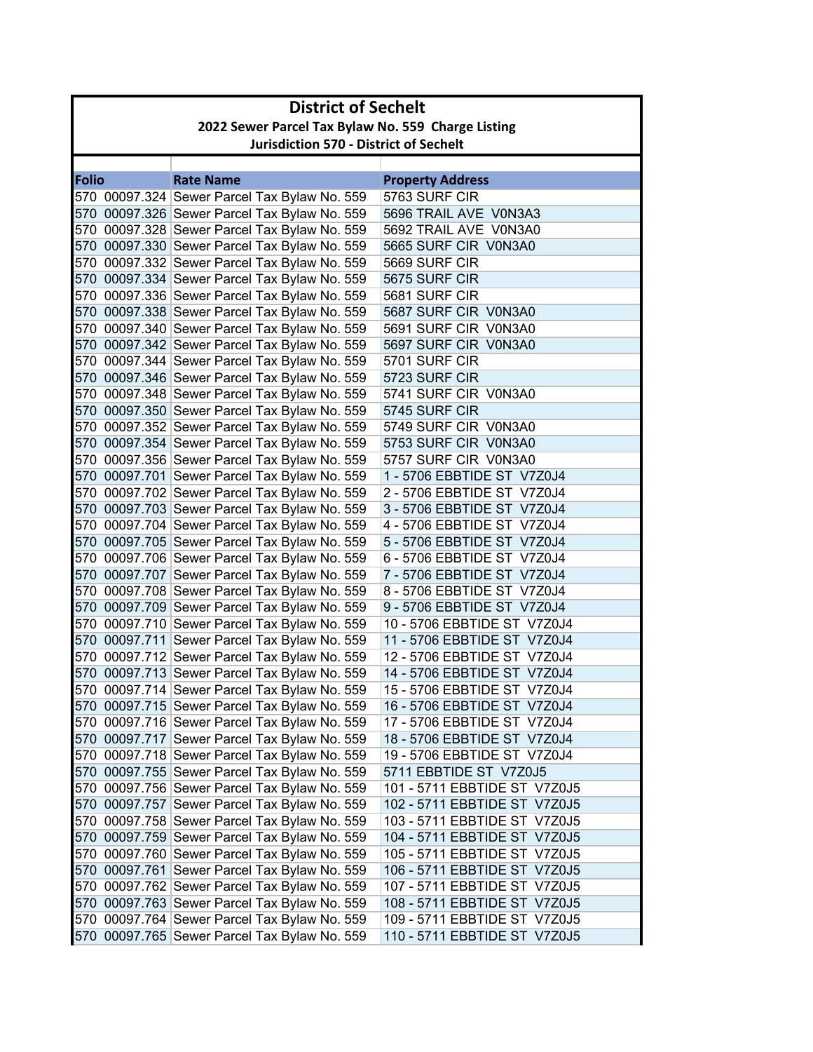# District of Sechelt

## 2022 Sewer Parcel Tax Bylaw No. 559 Charge Listing

### Jurisdiction 570 - District of Sechelt

| Folio | Rate Name | Property Address |
|---|---|---|
| 570 00097.324 | Sewer Parcel Tax Bylaw No. 559 | 5763 SURF CIR |
| 570 00097.326 | Sewer Parcel Tax Bylaw No. 559 | 5696 TRAIL AVE V0N3A3 |
| 570 00097.328 | Sewer Parcel Tax Bylaw No. 559 | 5692 TRAIL AVE V0N3A0 |
| 570 00097.330 | Sewer Parcel Tax Bylaw No. 559 | 5665 SURF CIR V0N3A0 |
| 570 00097.332 | Sewer Parcel Tax Bylaw No. 559 | 5669 SURF CIR |
| 570 00097.334 | Sewer Parcel Tax Bylaw No. 559 | 5675 SURF CIR |
| 570 00097.336 | Sewer Parcel Tax Bylaw No. 559 | 5681 SURF CIR |
| 570 00097.338 | Sewer Parcel Tax Bylaw No. 559 | 5687 SURF CIR V0N3A0 |
| 570 00097.340 | Sewer Parcel Tax Bylaw No. 559 | 5691 SURF CIR V0N3A0 |
| 570 00097.342 | Sewer Parcel Tax Bylaw No. 559 | 5697 SURF CIR V0N3A0 |
| 570 00097.344 | Sewer Parcel Tax Bylaw No. 559 | 5701 SURF CIR |
| 570 00097.346 | Sewer Parcel Tax Bylaw No. 559 | 5723 SURF CIR |
| 570 00097.348 | Sewer Parcel Tax Bylaw No. 559 | 5741 SURF CIR V0N3A0 |
| 570 00097.350 | Sewer Parcel Tax Bylaw No. 559 | 5745 SURF CIR |
| 570 00097.352 | Sewer Parcel Tax Bylaw No. 559 | 5749 SURF CIR V0N3A0 |
| 570 00097.354 | Sewer Parcel Tax Bylaw No. 559 | 5753 SURF CIR V0N3A0 |
| 570 00097.356 | Sewer Parcel Tax Bylaw No. 559 | 5757 SURF CIR V0N3A0 |
| 570 00097.701 | Sewer Parcel Tax Bylaw No. 559 | 1 - 5706 EBBTIDE ST V7Z0J4 |
| 570 00097.702 | Sewer Parcel Tax Bylaw No. 559 | 2 - 5706 EBBTIDE ST V7Z0J4 |
| 570 00097.703 | Sewer Parcel Tax Bylaw No. 559 | 3 - 5706 EBBTIDE ST V7Z0J4 |
| 570 00097.704 | Sewer Parcel Tax Bylaw No. 559 | 4 - 5706 EBBTIDE ST V7Z0J4 |
| 570 00097.705 | Sewer Parcel Tax Bylaw No. 559 | 5 - 5706 EBBTIDE ST V7Z0J4 |
| 570 00097.706 | Sewer Parcel Tax Bylaw No. 559 | 6 - 5706 EBBTIDE ST V7Z0J4 |
| 570 00097.707 | Sewer Parcel Tax Bylaw No. 559 | 7 - 5706 EBBTIDE ST V7Z0J4 |
| 570 00097.708 | Sewer Parcel Tax Bylaw No. 559 | 8 - 5706 EBBTIDE ST V7Z0J4 |
| 570 00097.709 | Sewer Parcel Tax Bylaw No. 559 | 9 - 5706 EBBTIDE ST V7Z0J4 |
| 570 00097.710 | Sewer Parcel Tax Bylaw No. 559 | 10 - 5706 EBBTIDE ST V7Z0J4 |
| 570 00097.711 | Sewer Parcel Tax Bylaw No. 559 | 11 - 5706 EBBTIDE ST V7Z0J4 |
| 570 00097.712 | Sewer Parcel Tax Bylaw No. 559 | 12 - 5706 EBBTIDE ST V7Z0J4 |
| 570 00097.713 | Sewer Parcel Tax Bylaw No. 559 | 14 - 5706 EBBTIDE ST V7Z0J4 |
| 570 00097.714 | Sewer Parcel Tax Bylaw No. 559 | 15 - 5706 EBBTIDE ST V7Z0J4 |
| 570 00097.715 | Sewer Parcel Tax Bylaw No. 559 | 16 - 5706 EBBTIDE ST V7Z0J4 |
| 570 00097.716 | Sewer Parcel Tax Bylaw No. 559 | 17 - 5706 EBBTIDE ST V7Z0J4 |
| 570 00097.717 | Sewer Parcel Tax Bylaw No. 559 | 18 - 5706 EBBTIDE ST V7Z0J4 |
| 570 00097.718 | Sewer Parcel Tax Bylaw No. 559 | 19 - 5706 EBBTIDE ST V7Z0J4 |
| 570 00097.755 | Sewer Parcel Tax Bylaw No. 559 | 5711 EBBTIDE ST V7Z0J5 |
| 570 00097.756 | Sewer Parcel Tax Bylaw No. 559 | 101 - 5711 EBBTIDE ST V7Z0J5 |
| 570 00097.757 | Sewer Parcel Tax Bylaw No. 559 | 102 - 5711 EBBTIDE ST V7Z0J5 |
| 570 00097.758 | Sewer Parcel Tax Bylaw No. 559 | 103 - 5711 EBBTIDE ST V7Z0J5 |
| 570 00097.759 | Sewer Parcel Tax Bylaw No. 559 | 104 - 5711 EBBTIDE ST V7Z0J5 |
| 570 00097.760 | Sewer Parcel Tax Bylaw No. 559 | 105 - 5711 EBBTIDE ST V7Z0J5 |
| 570 00097.761 | Sewer Parcel Tax Bylaw No. 559 | 106 - 5711 EBBTIDE ST V7Z0J5 |
| 570 00097.762 | Sewer Parcel Tax Bylaw No. 559 | 107 - 5711 EBBTIDE ST V7Z0J5 |
| 570 00097.763 | Sewer Parcel Tax Bylaw No. 559 | 108 - 5711 EBBTIDE ST V7Z0J5 |
| 570 00097.764 | Sewer Parcel Tax Bylaw No. 559 | 109 - 5711 EBBTIDE ST V7Z0J5 |
| 570 00097.765 | Sewer Parcel Tax Bylaw No. 559 | 110 - 5711 EBBTIDE ST V7Z0J5 |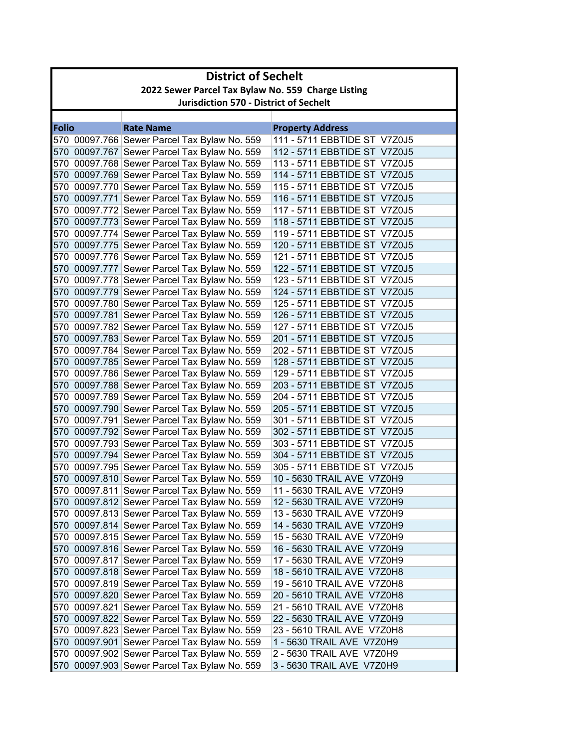# District of Sechelt

## 2022 Sewer Parcel Tax Bylaw No. 559 Charge Listing

### Jurisdiction 570 - District of Sechelt

| Folio | Rate Name | Property Address |
|---|---|---|
| 570 00097.766 | Sewer Parcel Tax Bylaw No. 559 | 111 - 5711 EBBTIDE ST V7Z0J5 |
| 570 00097.767 | Sewer Parcel Tax Bylaw No. 559 | 112 - 5711 EBBTIDE ST V7Z0J5 |
| 570 00097.768 | Sewer Parcel Tax Bylaw No. 559 | 113 - 5711 EBBTIDE ST V7Z0J5 |
| 570 00097.769 | Sewer Parcel Tax Bylaw No. 559 | 114 - 5711 EBBTIDE ST V7Z0J5 |
| 570 00097.770 | Sewer Parcel Tax Bylaw No. 559 | 115 - 5711 EBBTIDE ST V7Z0J5 |
| 570 00097.771 | Sewer Parcel Tax Bylaw No. 559 | 116 - 5711 EBBTIDE ST V7Z0J5 |
| 570 00097.772 | Sewer Parcel Tax Bylaw No. 559 | 117 - 5711 EBBTIDE ST V7Z0J5 |
| 570 00097.773 | Sewer Parcel Tax Bylaw No. 559 | 118 - 5711 EBBTIDE ST V7Z0J5 |
| 570 00097.774 | Sewer Parcel Tax Bylaw No. 559 | 119 - 5711 EBBTIDE ST V7Z0J5 |
| 570 00097.775 | Sewer Parcel Tax Bylaw No. 559 | 120 - 5711 EBBTIDE ST V7Z0J5 |
| 570 00097.776 | Sewer Parcel Tax Bylaw No. 559 | 121 - 5711 EBBTIDE ST V7Z0J5 |
| 570 00097.777 | Sewer Parcel Tax Bylaw No. 559 | 122 - 5711 EBBTIDE ST V7Z0J5 |
| 570 00097.778 | Sewer Parcel Tax Bylaw No. 559 | 123 - 5711 EBBTIDE ST V7Z0J5 |
| 570 00097.779 | Sewer Parcel Tax Bylaw No. 559 | 124 - 5711 EBBTIDE ST V7Z0J5 |
| 570 00097.780 | Sewer Parcel Tax Bylaw No. 559 | 125 - 5711 EBBTIDE ST V7Z0J5 |
| 570 00097.781 | Sewer Parcel Tax Bylaw No. 559 | 126 - 5711 EBBTIDE ST V7Z0J5 |
| 570 00097.782 | Sewer Parcel Tax Bylaw No. 559 | 127 - 5711 EBBTIDE ST V7Z0J5 |
| 570 00097.783 | Sewer Parcel Tax Bylaw No. 559 | 201 - 5711 EBBTIDE ST V7Z0J5 |
| 570 00097.784 | Sewer Parcel Tax Bylaw No. 559 | 202 - 5711 EBBTIDE ST V7Z0J5 |
| 570 00097.785 | Sewer Parcel Tax Bylaw No. 559 | 128 - 5711 EBBTIDE ST V7Z0J5 |
| 570 00097.786 | Sewer Parcel Tax Bylaw No. 559 | 129 - 5711 EBBTIDE ST V7Z0J5 |
| 570 00097.788 | Sewer Parcel Tax Bylaw No. 559 | 203 - 5711 EBBTIDE ST V7Z0J5 |
| 570 00097.789 | Sewer Parcel Tax Bylaw No. 559 | 204 - 5711 EBBTIDE ST V7Z0J5 |
| 570 00097.790 | Sewer Parcel Tax Bylaw No. 559 | 205 - 5711 EBBTIDE ST V7Z0J5 |
| 570 00097.791 | Sewer Parcel Tax Bylaw No. 559 | 301 - 5711 EBBTIDE ST V7Z0J5 |
| 570 00097.792 | Sewer Parcel Tax Bylaw No. 559 | 302 - 5711 EBBTIDE ST V7Z0J5 |
| 570 00097.793 | Sewer Parcel Tax Bylaw No. 559 | 303 - 5711 EBBTIDE ST V7Z0J5 |
| 570 00097.794 | Sewer Parcel Tax Bylaw No. 559 | 304 - 5711 EBBTIDE ST V7Z0J5 |
| 570 00097.795 | Sewer Parcel Tax Bylaw No. 559 | 305 - 5711 EBBTIDE ST V7Z0J5 |
| 570 00097.810 | Sewer Parcel Tax Bylaw No. 559 | 10 - 5630 TRAIL AVE V7Z0H9 |
| 570 00097.811 | Sewer Parcel Tax Bylaw No. 559 | 11 - 5630 TRAIL AVE V7Z0H9 |
| 570 00097.812 | Sewer Parcel Tax Bylaw No. 559 | 12 - 5630 TRAIL AVE V7Z0H9 |
| 570 00097.813 | Sewer Parcel Tax Bylaw No. 559 | 13 - 5630 TRAIL AVE V7Z0H9 |
| 570 00097.814 | Sewer Parcel Tax Bylaw No. 559 | 14 - 5630 TRAIL AVE V7Z0H9 |
| 570 00097.815 | Sewer Parcel Tax Bylaw No. 559 | 15 - 5630 TRAIL AVE V7Z0H9 |
| 570 00097.816 | Sewer Parcel Tax Bylaw No. 559 | 16 - 5630 TRAIL AVE V7Z0H9 |
| 570 00097.817 | Sewer Parcel Tax Bylaw No. 559 | 17 - 5630 TRAIL AVE V7Z0H9 |
| 570 00097.818 | Sewer Parcel Tax Bylaw No. 559 | 18 - 5610 TRAIL AVE V7Z0H8 |
| 570 00097.819 | Sewer Parcel Tax Bylaw No. 559 | 19 - 5610 TRAIL AVE V7Z0H8 |
| 570 00097.820 | Sewer Parcel Tax Bylaw No. 559 | 20 - 5610 TRAIL AVE V7Z0H8 |
| 570 00097.821 | Sewer Parcel Tax Bylaw No. 559 | 21 - 5610 TRAIL AVE V7Z0H8 |
| 570 00097.822 | Sewer Parcel Tax Bylaw No. 559 | 22 - 5630 TRAIL AVE V7Z0H9 |
| 570 00097.823 | Sewer Parcel Tax Bylaw No. 559 | 23 - 5610 TRAIL AVE V7Z0H8 |
| 570 00097.901 | Sewer Parcel Tax Bylaw No. 559 | 1 - 5630 TRAIL AVE V7Z0H9 |
| 570 00097.902 | Sewer Parcel Tax Bylaw No. 559 | 2 - 5630 TRAIL AVE V7Z0H9 |
| 570 00097.903 | Sewer Parcel Tax Bylaw No. 559 | 3 - 5630 TRAIL AVE V7Z0H9 |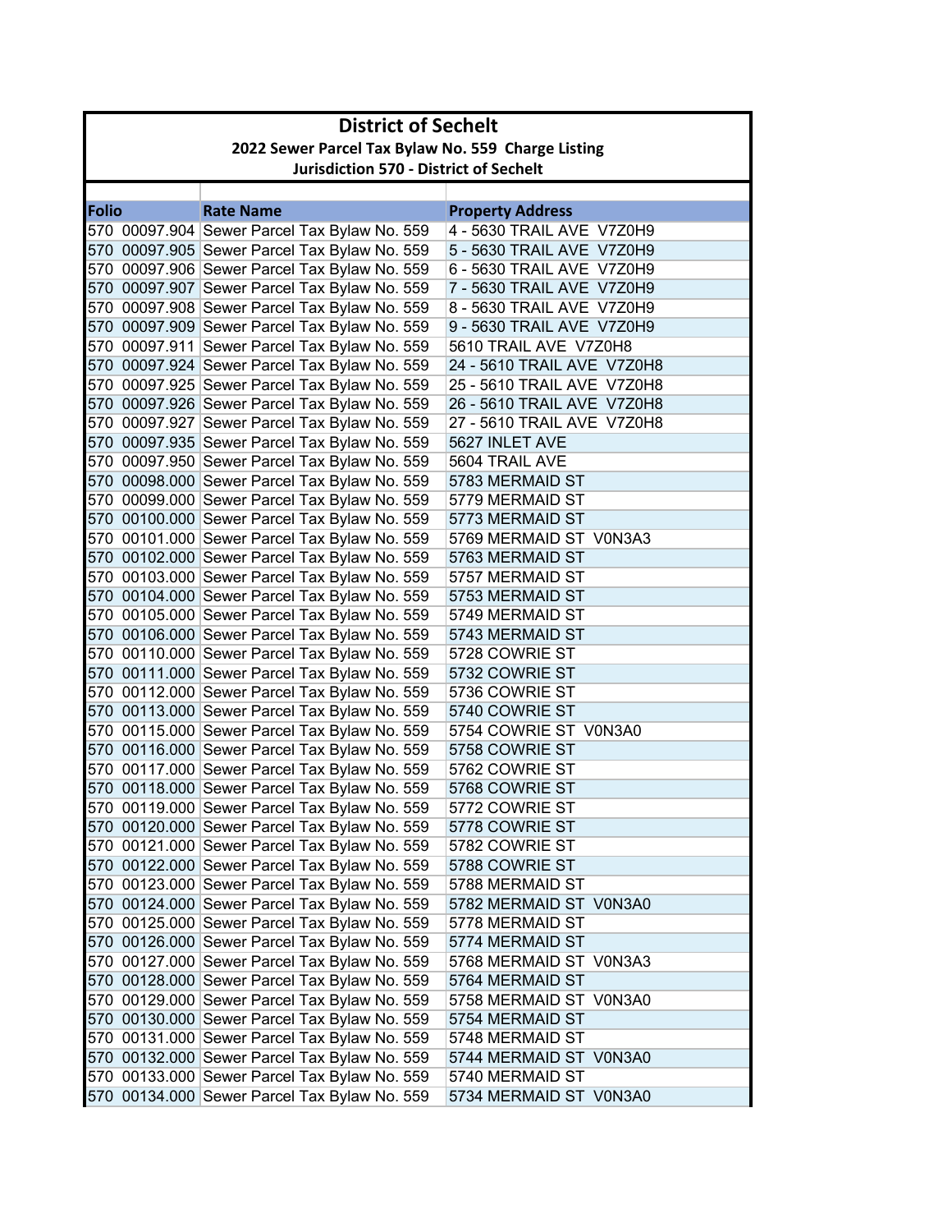# District of Sechelt

## 2022 Sewer Parcel Tax Bylaw No. 559 Charge Listing

### Jurisdiction 570 - District of Sechelt

| Folio | Rate Name | Property Address |
|---|---|---|
| 570 00097.904 | Sewer Parcel Tax Bylaw No. 559 | 4 - 5630 TRAIL AVE V7Z0H9 |
| 570 00097.905 | Sewer Parcel Tax Bylaw No. 559 | 5 - 5630 TRAIL AVE V7Z0H9 |
| 570 00097.906 | Sewer Parcel Tax Bylaw No. 559 | 6 - 5630 TRAIL AVE V7Z0H9 |
| 570 00097.907 | Sewer Parcel Tax Bylaw No. 559 | 7 - 5630 TRAIL AVE V7Z0H9 |
| 570 00097.908 | Sewer Parcel Tax Bylaw No. 559 | 8 - 5630 TRAIL AVE V7Z0H9 |
| 570 00097.909 | Sewer Parcel Tax Bylaw No. 559 | 9 - 5630 TRAIL AVE V7Z0H9 |
| 570 00097.911 | Sewer Parcel Tax Bylaw No. 559 | 5610 TRAIL AVE V7Z0H8 |
| 570 00097.924 | Sewer Parcel Tax Bylaw No. 559 | 24 - 5610 TRAIL AVE V7Z0H8 |
| 570 00097.925 | Sewer Parcel Tax Bylaw No. 559 | 25 - 5610 TRAIL AVE V7Z0H8 |
| 570 00097.926 | Sewer Parcel Tax Bylaw No. 559 | 26 - 5610 TRAIL AVE V7Z0H8 |
| 570 00097.927 | Sewer Parcel Tax Bylaw No. 559 | 27 - 5610 TRAIL AVE V7Z0H8 |
| 570 00097.935 | Sewer Parcel Tax Bylaw No. 559 | 5627 INLET AVE |
| 570 00097.950 | Sewer Parcel Tax Bylaw No. 559 | 5604 TRAIL AVE |
| 570 00098.000 | Sewer Parcel Tax Bylaw No. 559 | 5783 MERMAID ST |
| 570 00099.000 | Sewer Parcel Tax Bylaw No. 559 | 5779 MERMAID ST |
| 570 00100.000 | Sewer Parcel Tax Bylaw No. 559 | 5773 MERMAID ST |
| 570 00101.000 | Sewer Parcel Tax Bylaw No. 559 | 5769 MERMAID ST V0N3A3 |
| 570 00102.000 | Sewer Parcel Tax Bylaw No. 559 | 5763 MERMAID ST |
| 570 00103.000 | Sewer Parcel Tax Bylaw No. 559 | 5757 MERMAID ST |
| 570 00104.000 | Sewer Parcel Tax Bylaw No. 559 | 5753 MERMAID ST |
| 570 00105.000 | Sewer Parcel Tax Bylaw No. 559 | 5749 MERMAID ST |
| 570 00106.000 | Sewer Parcel Tax Bylaw No. 559 | 5743 MERMAID ST |
| 570 00110.000 | Sewer Parcel Tax Bylaw No. 559 | 5728 COWRIE ST |
| 570 00111.000 | Sewer Parcel Tax Bylaw No. 559 | 5732 COWRIE ST |
| 570 00112.000 | Sewer Parcel Tax Bylaw No. 559 | 5736 COWRIE ST |
| 570 00113.000 | Sewer Parcel Tax Bylaw No. 559 | 5740 COWRIE ST |
| 570 00115.000 | Sewer Parcel Tax Bylaw No. 559 | 5754 COWRIE ST V0N3A0 |
| 570 00116.000 | Sewer Parcel Tax Bylaw No. 559 | 5758 COWRIE ST |
| 570 00117.000 | Sewer Parcel Tax Bylaw No. 559 | 5762 COWRIE ST |
| 570 00118.000 | Sewer Parcel Tax Bylaw No. 559 | 5768 COWRIE ST |
| 570 00119.000 | Sewer Parcel Tax Bylaw No. 559 | 5772 COWRIE ST |
| 570 00120.000 | Sewer Parcel Tax Bylaw No. 559 | 5778 COWRIE ST |
| 570 00121.000 | Sewer Parcel Tax Bylaw No. 559 | 5782 COWRIE ST |
| 570 00122.000 | Sewer Parcel Tax Bylaw No. 559 | 5788 COWRIE ST |
| 570 00123.000 | Sewer Parcel Tax Bylaw No. 559 | 5788 MERMAID ST |
| 570 00124.000 | Sewer Parcel Tax Bylaw No. 559 | 5782 MERMAID ST V0N3A0 |
| 570 00125.000 | Sewer Parcel Tax Bylaw No. 559 | 5778 MERMAID ST |
| 570 00126.000 | Sewer Parcel Tax Bylaw No. 559 | 5774 MERMAID ST |
| 570 00127.000 | Sewer Parcel Tax Bylaw No. 559 | 5768 MERMAID ST V0N3A3 |
| 570 00128.000 | Sewer Parcel Tax Bylaw No. 559 | 5764 MERMAID ST |
| 570 00129.000 | Sewer Parcel Tax Bylaw No. 559 | 5758 MERMAID ST V0N3A0 |
| 570 00130.000 | Sewer Parcel Tax Bylaw No. 559 | 5754 MERMAID ST |
| 570 00131.000 | Sewer Parcel Tax Bylaw No. 559 | 5748 MERMAID ST |
| 570 00132.000 | Sewer Parcel Tax Bylaw No. 559 | 5744 MERMAID ST V0N3A0 |
| 570 00133.000 | Sewer Parcel Tax Bylaw No. 559 | 5740 MERMAID ST |
| 570 00134.000 | Sewer Parcel Tax Bylaw No. 559 | 5734 MERMAID ST V0N3A0 |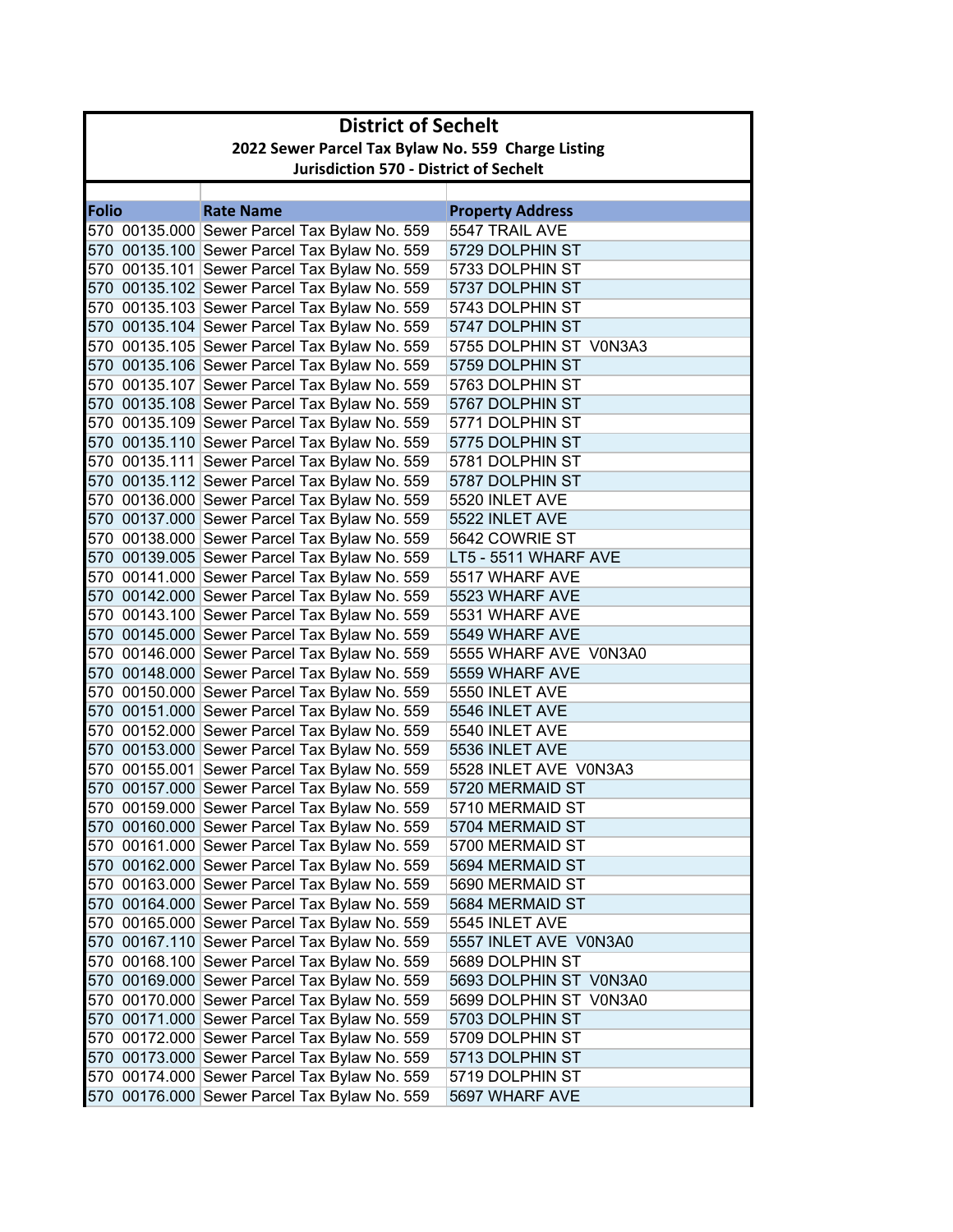# District of Sechelt

## 2022 Sewer Parcel Tax Bylaw No. 559 Charge Listing

### Jurisdiction 570 - District of Sechelt

| Folio | Rate Name | Property Address |
|---|---|---|
| 570 00135.000 | Sewer Parcel Tax Bylaw No. 559 | 5547 TRAIL AVE |
| 570 00135.100 | Sewer Parcel Tax Bylaw No. 559 | 5729 DOLPHIN ST |
| 570 00135.101 | Sewer Parcel Tax Bylaw No. 559 | 5733 DOLPHIN ST |
| 570 00135.102 | Sewer Parcel Tax Bylaw No. 559 | 5737 DOLPHIN ST |
| 570 00135.103 | Sewer Parcel Tax Bylaw No. 559 | 5743 DOLPHIN ST |
| 570 00135.104 | Sewer Parcel Tax Bylaw No. 559 | 5747 DOLPHIN ST |
| 570 00135.105 | Sewer Parcel Tax Bylaw No. 559 | 5755 DOLPHIN ST V0N3A3 |
| 570 00135.106 | Sewer Parcel Tax Bylaw No. 559 | 5759 DOLPHIN ST |
| 570 00135.107 | Sewer Parcel Tax Bylaw No. 559 | 5763 DOLPHIN ST |
| 570 00135.108 | Sewer Parcel Tax Bylaw No. 559 | 5767 DOLPHIN ST |
| 570 00135.109 | Sewer Parcel Tax Bylaw No. 559 | 5771 DOLPHIN ST |
| 570 00135.110 | Sewer Parcel Tax Bylaw No. 559 | 5775 DOLPHIN ST |
| 570 00135.111 | Sewer Parcel Tax Bylaw No. 559 | 5781 DOLPHIN ST |
| 570 00135.112 | Sewer Parcel Tax Bylaw No. 559 | 5787 DOLPHIN ST |
| 570 00136.000 | Sewer Parcel Tax Bylaw No. 559 | 5520 INLET AVE |
| 570 00137.000 | Sewer Parcel Tax Bylaw No. 559 | 5522 INLET AVE |
| 570 00138.000 | Sewer Parcel Tax Bylaw No. 559 | 5642 COWRIE ST |
| 570 00139.005 | Sewer Parcel Tax Bylaw No. 559 | LT5 - 5511 WHARF AVE |
| 570 00141.000 | Sewer Parcel Tax Bylaw No. 559 | 5517 WHARF AVE |
| 570 00142.000 | Sewer Parcel Tax Bylaw No. 559 | 5523 WHARF AVE |
| 570 00143.100 | Sewer Parcel Tax Bylaw No. 559 | 5531 WHARF AVE |
| 570 00145.000 | Sewer Parcel Tax Bylaw No. 559 | 5549 WHARF AVE |
| 570 00146.000 | Sewer Parcel Tax Bylaw No. 559 | 5555 WHARF AVE V0N3A0 |
| 570 00148.000 | Sewer Parcel Tax Bylaw No. 559 | 5559 WHARF AVE |
| 570 00150.000 | Sewer Parcel Tax Bylaw No. 559 | 5550 INLET AVE |
| 570 00151.000 | Sewer Parcel Tax Bylaw No. 559 | 5546 INLET AVE |
| 570 00152.000 | Sewer Parcel Tax Bylaw No. 559 | 5540 INLET AVE |
| 570 00153.000 | Sewer Parcel Tax Bylaw No. 559 | 5536 INLET AVE |
| 570 00155.001 | Sewer Parcel Tax Bylaw No. 559 | 5528 INLET AVE V0N3A3 |
| 570 00157.000 | Sewer Parcel Tax Bylaw No. 559 | 5720 MERMAID ST |
| 570 00159.000 | Sewer Parcel Tax Bylaw No. 559 | 5710 MERMAID ST |
| 570 00160.000 | Sewer Parcel Tax Bylaw No. 559 | 5704 MERMAID ST |
| 570 00161.000 | Sewer Parcel Tax Bylaw No. 559 | 5700 MERMAID ST |
| 570 00162.000 | Sewer Parcel Tax Bylaw No. 559 | 5694 MERMAID ST |
| 570 00163.000 | Sewer Parcel Tax Bylaw No. 559 | 5690 MERMAID ST |
| 570 00164.000 | Sewer Parcel Tax Bylaw No. 559 | 5684 MERMAID ST |
| 570 00165.000 | Sewer Parcel Tax Bylaw No. 559 | 5545 INLET AVE |
| 570 00167.110 | Sewer Parcel Tax Bylaw No. 559 | 5557 INLET AVE V0N3A0 |
| 570 00168.100 | Sewer Parcel Tax Bylaw No. 559 | 5689 DOLPHIN ST |
| 570 00169.000 | Sewer Parcel Tax Bylaw No. 559 | 5693 DOLPHIN ST V0N3A0 |
| 570 00170.000 | Sewer Parcel Tax Bylaw No. 559 | 5699 DOLPHIN ST V0N3A0 |
| 570 00171.000 | Sewer Parcel Tax Bylaw No. 559 | 5703 DOLPHIN ST |
| 570 00172.000 | Sewer Parcel Tax Bylaw No. 559 | 5709 DOLPHIN ST |
| 570 00173.000 | Sewer Parcel Tax Bylaw No. 559 | 5713 DOLPHIN ST |
| 570 00174.000 | Sewer Parcel Tax Bylaw No. 559 | 5719 DOLPHIN ST |
| 570 00176.000 | Sewer Parcel Tax Bylaw No. 559 | 5697 WHARF AVE |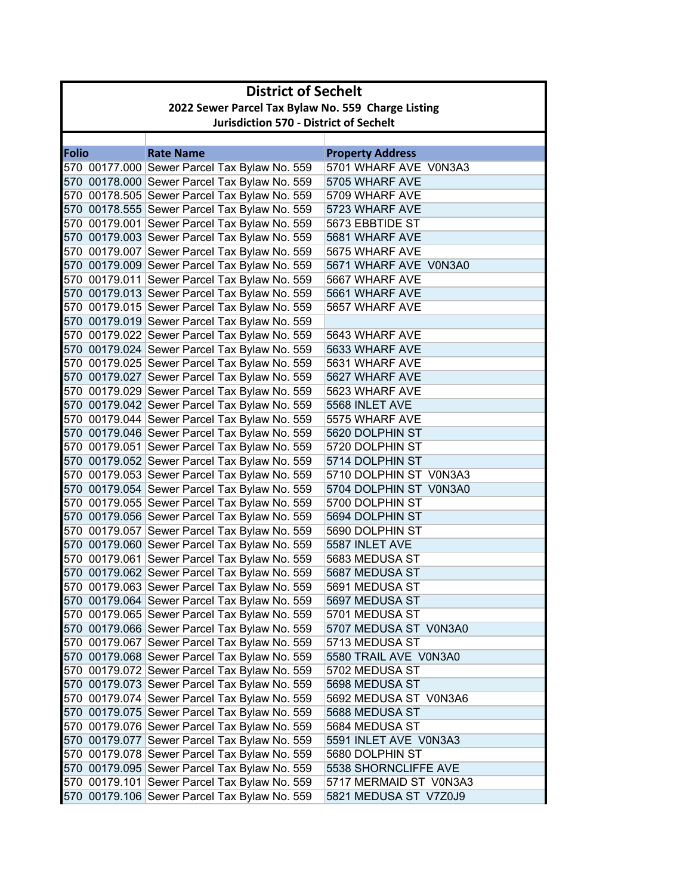# District of Sechelt

## 2022 Sewer Parcel Tax Bylaw No. 559 Charge Listing

### Jurisdiction 570 - District of Sechelt

| Folio | Rate Name | Property Address |
|---|---|---|
| 570 00177.000 | Sewer Parcel Tax Bylaw No. 559 | 5701 WHARF AVE V0N3A3 |
| 570 00178.000 | Sewer Parcel Tax Bylaw No. 559 | 5705 WHARF AVE |
| 570 00178.505 | Sewer Parcel Tax Bylaw No. 559 | 5709 WHARF AVE |
| 570 00178.555 | Sewer Parcel Tax Bylaw No. 559 | 5723 WHARF AVE |
| 570 00179.001 | Sewer Parcel Tax Bylaw No. 559 | 5673 EBBTIDE ST |
| 570 00179.003 | Sewer Parcel Tax Bylaw No. 559 | 5681 WHARF AVE |
| 570 00179.007 | Sewer Parcel Tax Bylaw No. 559 | 5675 WHARF AVE |
| 570 00179.009 | Sewer Parcel Tax Bylaw No. 559 | 5671 WHARF AVE V0N3A0 |
| 570 00179.011 | Sewer Parcel Tax Bylaw No. 559 | 5667 WHARF AVE |
| 570 00179.013 | Sewer Parcel Tax Bylaw No. 559 | 5661 WHARF AVE |
| 570 00179.015 | Sewer Parcel Tax Bylaw No. 559 | 5657 WHARF AVE |
| 570 00179.019 | Sewer Parcel Tax Bylaw No. 559 | |
| 570 00179.022 | Sewer Parcel Tax Bylaw No. 559 | 5643 WHARF AVE |
| 570 00179.024 | Sewer Parcel Tax Bylaw No. 559 | 5633 WHARF AVE |
| 570 00179.025 | Sewer Parcel Tax Bylaw No. 559 | 5631 WHARF AVE |
| 570 00179.027 | Sewer Parcel Tax Bylaw No. 559 | 5627 WHARF AVE |
| 570 00179.029 | Sewer Parcel Tax Bylaw No. 559 | 5623 WHARF AVE |
| 570 00179.042 | Sewer Parcel Tax Bylaw No. 559 | 5568 INLET AVE |
| 570 00179.044 | Sewer Parcel Tax Bylaw No. 559 | 5575 WHARF AVE |
| 570 00179.046 | Sewer Parcel Tax Bylaw No. 559 | 5620 DOLPHIN ST |
| 570 00179.051 | Sewer Parcel Tax Bylaw No. 559 | 5720 DOLPHIN ST |
| 570 00179.052 | Sewer Parcel Tax Bylaw No. 559 | 5714 DOLPHIN ST |
| 570 00179.053 | Sewer Parcel Tax Bylaw No. 559 | 5710 DOLPHIN ST V0N3A3 |
| 570 00179.054 | Sewer Parcel Tax Bylaw No. 559 | 5704 DOLPHIN ST V0N3A0 |
| 570 00179.055 | Sewer Parcel Tax Bylaw No. 559 | 5700 DOLPHIN ST |
| 570 00179.056 | Sewer Parcel Tax Bylaw No. 559 | 5694 DOLPHIN ST |
| 570 00179.057 | Sewer Parcel Tax Bylaw No. 559 | 5690 DOLPHIN ST |
| 570 00179.060 | Sewer Parcel Tax Bylaw No. 559 | 5587 INLET AVE |
| 570 00179.061 | Sewer Parcel Tax Bylaw No. 559 | 5683 MEDUSA ST |
| 570 00179.062 | Sewer Parcel Tax Bylaw No. 559 | 5687 MEDUSA ST |
| 570 00179.063 | Sewer Parcel Tax Bylaw No. 559 | 5691 MEDUSA ST |
| 570 00179.064 | Sewer Parcel Tax Bylaw No. 559 | 5697 MEDUSA ST |
| 570 00179.065 | Sewer Parcel Tax Bylaw No. 559 | 5701 MEDUSA ST |
| 570 00179.066 | Sewer Parcel Tax Bylaw No. 559 | 5707 MEDUSA ST V0N3A0 |
| 570 00179.067 | Sewer Parcel Tax Bylaw No. 559 | 5713 MEDUSA ST |
| 570 00179.068 | Sewer Parcel Tax Bylaw No. 559 | 5580 TRAIL AVE V0N3A0 |
| 570 00179.072 | Sewer Parcel Tax Bylaw No. 559 | 5702 MEDUSA ST |
| 570 00179.073 | Sewer Parcel Tax Bylaw No. 559 | 5698 MEDUSA ST |
| 570 00179.074 | Sewer Parcel Tax Bylaw No. 559 | 5692 MEDUSA ST V0N3A6 |
| 570 00179.075 | Sewer Parcel Tax Bylaw No. 559 | 5688 MEDUSA ST |
| 570 00179.076 | Sewer Parcel Tax Bylaw No. 559 | 5684 MEDUSA ST |
| 570 00179.077 | Sewer Parcel Tax Bylaw No. 559 | 5591 INLET AVE V0N3A3 |
| 570 00179.078 | Sewer Parcel Tax Bylaw No. 559 | 5680 DOLPHIN ST |
| 570 00179.095 | Sewer Parcel Tax Bylaw No. 559 | 5538 SHORNCLIFFE AVE |
| 570 00179.101 | Sewer Parcel Tax Bylaw No. 559 | 5717 MERMAID ST V0N3A3 |
| 570 00179.106 | Sewer Parcel Tax Bylaw No. 559 | 5821 MEDUSA ST V7Z0J9 |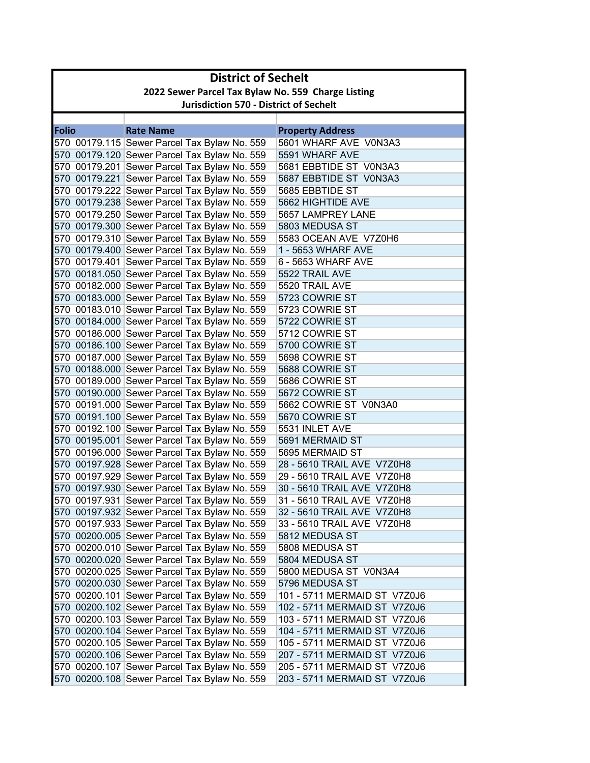# District of Sechelt

## 2022 Sewer Parcel Tax Bylaw No. 559 Charge Listing

### Jurisdiction 570 - District of Sechelt

| Folio | Rate Name | Property Address |
|---|---|---|
| 570 00179.115 | Sewer Parcel Tax Bylaw No. 559 | 5601 WHARF AVE V0N3A3 |
| 570 00179.120 | Sewer Parcel Tax Bylaw No. 559 | 5591 WHARF AVE |
| 570 00179.201 | Sewer Parcel Tax Bylaw No. 559 | 5681 EBBTIDE ST V0N3A3 |
| 570 00179.221 | Sewer Parcel Tax Bylaw No. 559 | 5687 EBBTIDE ST V0N3A3 |
| 570 00179.222 | Sewer Parcel Tax Bylaw No. 559 | 5685 EBBTIDE ST |
| 570 00179.238 | Sewer Parcel Tax Bylaw No. 559 | 5662 HIGHTIDE AVE |
| 570 00179.250 | Sewer Parcel Tax Bylaw No. 559 | 5657 LAMPREY LANE |
| 570 00179.300 | Sewer Parcel Tax Bylaw No. 559 | 5803 MEDUSA ST |
| 570 00179.310 | Sewer Parcel Tax Bylaw No. 559 | 5583 OCEAN AVE V7Z0H6 |
| 570 00179.400 | Sewer Parcel Tax Bylaw No. 559 | 1 - 5653 WHARF AVE |
| 570 00179.401 | Sewer Parcel Tax Bylaw No. 559 | 6 - 5653 WHARF AVE |
| 570 00181.050 | Sewer Parcel Tax Bylaw No. 559 | 5522 TRAIL AVE |
| 570 00182.000 | Sewer Parcel Tax Bylaw No. 559 | 5520 TRAIL AVE |
| 570 00183.000 | Sewer Parcel Tax Bylaw No. 559 | 5723 COWRIE ST |
| 570 00183.010 | Sewer Parcel Tax Bylaw No. 559 | 5723 COWRIE ST |
| 570 00184.000 | Sewer Parcel Tax Bylaw No. 559 | 5722 COWRIE ST |
| 570 00186.000 | Sewer Parcel Tax Bylaw No. 559 | 5712 COWRIE ST |
| 570 00186.100 | Sewer Parcel Tax Bylaw No. 559 | 5700 COWRIE ST |
| 570 00187.000 | Sewer Parcel Tax Bylaw No. 559 | 5698 COWRIE ST |
| 570 00188.000 | Sewer Parcel Tax Bylaw No. 559 | 5688 COWRIE ST |
| 570 00189.000 | Sewer Parcel Tax Bylaw No. 559 | 5686 COWRIE ST |
| 570 00190.000 | Sewer Parcel Tax Bylaw No. 559 | 5672 COWRIE ST |
| 570 00191.000 | Sewer Parcel Tax Bylaw No. 559 | 5662 COWRIE ST V0N3A0 |
| 570 00191.100 | Sewer Parcel Tax Bylaw No. 559 | 5670 COWRIE ST |
| 570 00192.100 | Sewer Parcel Tax Bylaw No. 559 | 5531 INLET AVE |
| 570 00195.001 | Sewer Parcel Tax Bylaw No. 559 | 5691 MERMAID ST |
| 570 00196.000 | Sewer Parcel Tax Bylaw No. 559 | 5695 MERMAID ST |
| 570 00197.928 | Sewer Parcel Tax Bylaw No. 559 | 28 - 5610 TRAIL AVE V7Z0H8 |
| 570 00197.929 | Sewer Parcel Tax Bylaw No. 559 | 29 - 5610 TRAIL AVE V7Z0H8 |
| 570 00197.930 | Sewer Parcel Tax Bylaw No. 559 | 30 - 5610 TRAIL AVE V7Z0H8 |
| 570 00197.931 | Sewer Parcel Tax Bylaw No. 559 | 31 - 5610 TRAIL AVE V7Z0H8 |
| 570 00197.932 | Sewer Parcel Tax Bylaw No. 559 | 32 - 5610 TRAIL AVE V7Z0H8 |
| 570 00197.933 | Sewer Parcel Tax Bylaw No. 559 | 33 - 5610 TRAIL AVE V7Z0H8 |
| 570 00200.005 | Sewer Parcel Tax Bylaw No. 559 | 5812 MEDUSA ST |
| 570 00200.010 | Sewer Parcel Tax Bylaw No. 559 | 5808 MEDUSA ST |
| 570 00200.020 | Sewer Parcel Tax Bylaw No. 559 | 5804 MEDUSA ST |
| 570 00200.025 | Sewer Parcel Tax Bylaw No. 559 | 5800 MEDUSA ST V0N3A4 |
| 570 00200.030 | Sewer Parcel Tax Bylaw No. 559 | 5796 MEDUSA ST |
| 570 00200.101 | Sewer Parcel Tax Bylaw No. 559 | 101 - 5711 MERMAID ST V7Z0J6 |
| 570 00200.102 | Sewer Parcel Tax Bylaw No. 559 | 102 - 5711 MERMAID ST V7Z0J6 |
| 570 00200.103 | Sewer Parcel Tax Bylaw No. 559 | 103 - 5711 MERMAID ST V7Z0J6 |
| 570 00200.104 | Sewer Parcel Tax Bylaw No. 559 | 104 - 5711 MERMAID ST V7Z0J6 |
| 570 00200.105 | Sewer Parcel Tax Bylaw No. 559 | 105 - 5711 MERMAID ST V7Z0J6 |
| 570 00200.106 | Sewer Parcel Tax Bylaw No. 559 | 207 - 5711 MERMAID ST V7Z0J6 |
| 570 00200.107 | Sewer Parcel Tax Bylaw No. 559 | 205 - 5711 MERMAID ST V7Z0J6 |
| 570 00200.108 | Sewer Parcel Tax Bylaw No. 559 | 203 - 5711 MERMAID ST V7Z0J6 |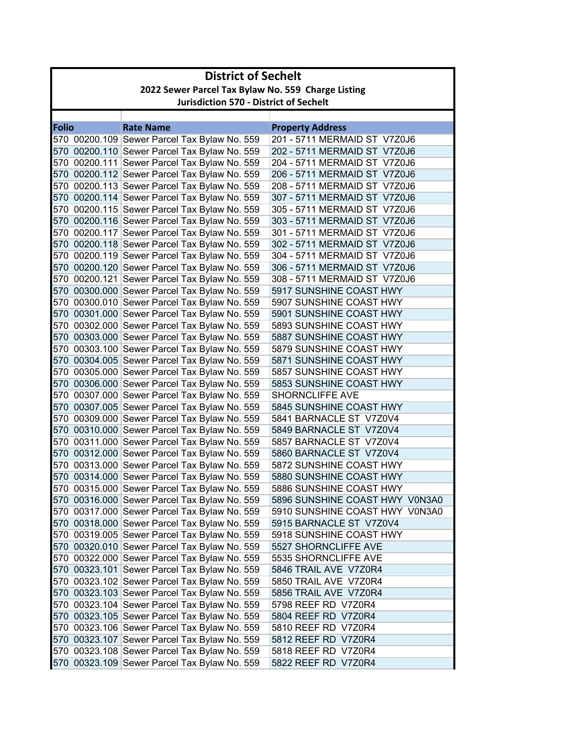# District of Sechelt

## 2022 Sewer Parcel Tax Bylaw No. 559 Charge Listing

### Jurisdiction 570 - District of Sechelt

| Folio | Rate Name | Property Address |
|---|---|---|
| 570 00200.109 | Sewer Parcel Tax Bylaw No. 559 | 201 - 5711 MERMAID ST V7Z0J6 |
| 570 00200.110 | Sewer Parcel Tax Bylaw No. 559 | 202 - 5711 MERMAID ST V7Z0J6 |
| 570 00200.111 | Sewer Parcel Tax Bylaw No. 559 | 204 - 5711 MERMAID ST V7Z0J6 |
| 570 00200.112 | Sewer Parcel Tax Bylaw No. 559 | 206 - 5711 MERMAID ST V7Z0J6 |
| 570 00200.113 | Sewer Parcel Tax Bylaw No. 559 | 208 - 5711 MERMAID ST V7Z0J6 |
| 570 00200.114 | Sewer Parcel Tax Bylaw No. 559 | 307 - 5711 MERMAID ST V7Z0J6 |
| 570 00200.115 | Sewer Parcel Tax Bylaw No. 559 | 305 - 5711 MERMAID ST V7Z0J6 |
| 570 00200.116 | Sewer Parcel Tax Bylaw No. 559 | 303 - 5711 MERMAID ST V7Z0J6 |
| 570 00200.117 | Sewer Parcel Tax Bylaw No. 559 | 301 - 5711 MERMAID ST V7Z0J6 |
| 570 00200.118 | Sewer Parcel Tax Bylaw No. 559 | 302 - 5711 MERMAID ST V7Z0J6 |
| 570 00200.119 | Sewer Parcel Tax Bylaw No. 559 | 304 - 5711 MERMAID ST V7Z0J6 |
| 570 00200.120 | Sewer Parcel Tax Bylaw No. 559 | 306 - 5711 MERMAID ST V7Z0J6 |
| 570 00200.121 | Sewer Parcel Tax Bylaw No. 559 | 308 - 5711 MERMAID ST V7Z0J6 |
| 570 00300.000 | Sewer Parcel Tax Bylaw No. 559 | 5917 SUNSHINE COAST HWY |
| 570 00300.010 | Sewer Parcel Tax Bylaw No. 559 | 5907 SUNSHINE COAST HWY |
| 570 00301.000 | Sewer Parcel Tax Bylaw No. 559 | 5901 SUNSHINE COAST HWY |
| 570 00302.000 | Sewer Parcel Tax Bylaw No. 559 | 5893 SUNSHINE COAST HWY |
| 570 00303.000 | Sewer Parcel Tax Bylaw No. 559 | 5887 SUNSHINE COAST HWY |
| 570 00303.100 | Sewer Parcel Tax Bylaw No. 559 | 5879 SUNSHINE COAST HWY |
| 570 00304.005 | Sewer Parcel Tax Bylaw No. 559 | 5871 SUNSHINE COAST HWY |
| 570 00305.000 | Sewer Parcel Tax Bylaw No. 559 | 5857 SUNSHINE COAST HWY |
| 570 00306.000 | Sewer Parcel Tax Bylaw No. 559 | 5853 SUNSHINE COAST HWY |
| 570 00307.000 | Sewer Parcel Tax Bylaw No. 559 | SHORNCLIFFE AVE |
| 570 00307.005 | Sewer Parcel Tax Bylaw No. 559 | 5845 SUNSHINE COAST HWY |
| 570 00309.000 | Sewer Parcel Tax Bylaw No. 559 | 5841 BARNACLE ST V7Z0V4 |
| 570 00310.000 | Sewer Parcel Tax Bylaw No. 559 | 5849 BARNACLE ST V7Z0V4 |
| 570 00311.000 | Sewer Parcel Tax Bylaw No. 559 | 5857 BARNACLE ST V7Z0V4 |
| 570 00312.000 | Sewer Parcel Tax Bylaw No. 559 | 5860 BARNACLE ST V7Z0V4 |
| 570 00313.000 | Sewer Parcel Tax Bylaw No. 559 | 5872 SUNSHINE COAST HWY |
| 570 00314.000 | Sewer Parcel Tax Bylaw No. 559 | 5880 SUNSHINE COAST HWY |
| 570 00315.000 | Sewer Parcel Tax Bylaw No. 559 | 5886 SUNSHINE COAST HWY |
| 570 00316.000 | Sewer Parcel Tax Bylaw No. 559 | 5896 SUNSHINE COAST HWY V0N3A0 |
| 570 00317.000 | Sewer Parcel Tax Bylaw No. 559 | 5910 SUNSHINE COAST HWY V0N3A0 |
| 570 00318.000 | Sewer Parcel Tax Bylaw No. 559 | 5915 BARNACLE ST V7Z0V4 |
| 570 00319.005 | Sewer Parcel Tax Bylaw No. 559 | 5918 SUNSHINE COAST HWY |
| 570 00320.010 | Sewer Parcel Tax Bylaw No. 559 | 5527 SHORNCLIFFE AVE |
| 570 00322.000 | Sewer Parcel Tax Bylaw No. 559 | 5535 SHORNCLIFFE AVE |
| 570 00323.101 | Sewer Parcel Tax Bylaw No. 559 | 5846 TRAIL AVE V7Z0R4 |
| 570 00323.102 | Sewer Parcel Tax Bylaw No. 559 | 5850 TRAIL AVE V7Z0R4 |
| 570 00323.103 | Sewer Parcel Tax Bylaw No. 559 | 5856 TRAIL AVE V7Z0R4 |
| 570 00323.104 | Sewer Parcel Tax Bylaw No. 559 | 5798 REEF RD V7Z0R4 |
| 570 00323.105 | Sewer Parcel Tax Bylaw No. 559 | 5804 REEF RD V7Z0R4 |
| 570 00323.106 | Sewer Parcel Tax Bylaw No. 559 | 5810 REEF RD V7Z0R4 |
| 570 00323.107 | Sewer Parcel Tax Bylaw No. 559 | 5812 REEF RD V7Z0R4 |
| 570 00323.108 | Sewer Parcel Tax Bylaw No. 559 | 5818 REEF RD V7Z0R4 |
| 570 00323.109 | Sewer Parcel Tax Bylaw No. 559 | 5822 REEF RD V7Z0R4 |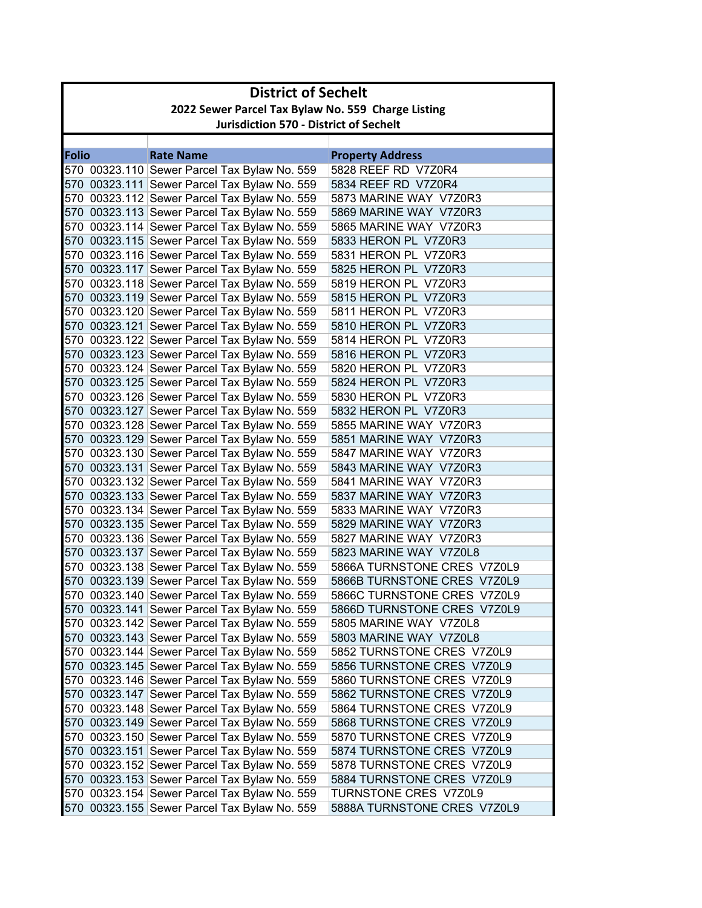# District of Sechelt

## 2022 Sewer Parcel Tax Bylaw No. 559 Charge Listing

### Jurisdiction 570 - District of Sechelt

| Folio | Rate Name | Property Address |
|---|---|---|
| 570 00323.110 | Sewer Parcel Tax Bylaw No. 559 | 5828 REEF RD V7Z0R4 |
| 570 00323.111 | Sewer Parcel Tax Bylaw No. 559 | 5834 REEF RD V7Z0R4 |
| 570 00323.112 | Sewer Parcel Tax Bylaw No. 559 | 5873 MARINE WAY V7Z0R3 |
| 570 00323.113 | Sewer Parcel Tax Bylaw No. 559 | 5869 MARINE WAY V7Z0R3 |
| 570 00323.114 | Sewer Parcel Tax Bylaw No. 559 | 5865 MARINE WAY V7Z0R3 |
| 570 00323.115 | Sewer Parcel Tax Bylaw No. 559 | 5833 HERON PL V7Z0R3 |
| 570 00323.116 | Sewer Parcel Tax Bylaw No. 559 | 5831 HERON PL V7Z0R3 |
| 570 00323.117 | Sewer Parcel Tax Bylaw No. 559 | 5825 HERON PL V7Z0R3 |
| 570 00323.118 | Sewer Parcel Tax Bylaw No. 559 | 5819 HERON PL V7Z0R3 |
| 570 00323.119 | Sewer Parcel Tax Bylaw No. 559 | 5815 HERON PL V7Z0R3 |
| 570 00323.120 | Sewer Parcel Tax Bylaw No. 559 | 5811 HERON PL V7Z0R3 |
| 570 00323.121 | Sewer Parcel Tax Bylaw No. 559 | 5810 HERON PL V7Z0R3 |
| 570 00323.122 | Sewer Parcel Tax Bylaw No. 559 | 5814 HERON PL V7Z0R3 |
| 570 00323.123 | Sewer Parcel Tax Bylaw No. 559 | 5816 HERON PL V7Z0R3 |
| 570 00323.124 | Sewer Parcel Tax Bylaw No. 559 | 5820 HERON PL V7Z0R3 |
| 570 00323.125 | Sewer Parcel Tax Bylaw No. 559 | 5824 HERON PL V7Z0R3 |
| 570 00323.126 | Sewer Parcel Tax Bylaw No. 559 | 5830 HERON PL V7Z0R3 |
| 570 00323.127 | Sewer Parcel Tax Bylaw No. 559 | 5832 HERON PL V7Z0R3 |
| 570 00323.128 | Sewer Parcel Tax Bylaw No. 559 | 5855 MARINE WAY V7Z0R3 |
| 570 00323.129 | Sewer Parcel Tax Bylaw No. 559 | 5851 MARINE WAY V7Z0R3 |
| 570 00323.130 | Sewer Parcel Tax Bylaw No. 559 | 5847 MARINE WAY V7Z0R3 |
| 570 00323.131 | Sewer Parcel Tax Bylaw No. 559 | 5843 MARINE WAY V7Z0R3 |
| 570 00323.132 | Sewer Parcel Tax Bylaw No. 559 | 5841 MARINE WAY V7Z0R3 |
| 570 00323.133 | Sewer Parcel Tax Bylaw No. 559 | 5837 MARINE WAY V7Z0R3 |
| 570 00323.134 | Sewer Parcel Tax Bylaw No. 559 | 5833 MARINE WAY V7Z0R3 |
| 570 00323.135 | Sewer Parcel Tax Bylaw No. 559 | 5829 MARINE WAY V7Z0R3 |
| 570 00323.136 | Sewer Parcel Tax Bylaw No. 559 | 5827 MARINE WAY V7Z0R3 |
| 570 00323.137 | Sewer Parcel Tax Bylaw No. 559 | 5823 MARINE WAY V7Z0L8 |
| 570 00323.138 | Sewer Parcel Tax Bylaw No. 559 | 5866A TURNSTONE CRES V7Z0L9 |
| 570 00323.139 | Sewer Parcel Tax Bylaw No. 559 | 5866B TURNSTONE CRES V7Z0L9 |
| 570 00323.140 | Sewer Parcel Tax Bylaw No. 559 | 5866C TURNSTONE CRES V7Z0L9 |
| 570 00323.141 | Sewer Parcel Tax Bylaw No. 559 | 5866D TURNSTONE CRES V7Z0L9 |
| 570 00323.142 | Sewer Parcel Tax Bylaw No. 559 | 5805 MARINE WAY V7Z0L8 |
| 570 00323.143 | Sewer Parcel Tax Bylaw No. 559 | 5803 MARINE WAY V7Z0L8 |
| 570 00323.144 | Sewer Parcel Tax Bylaw No. 559 | 5852 TURNSTONE CRES V7Z0L9 |
| 570 00323.145 | Sewer Parcel Tax Bylaw No. 559 | 5856 TURNSTONE CRES V7Z0L9 |
| 570 00323.146 | Sewer Parcel Tax Bylaw No. 559 | 5860 TURNSTONE CRES V7Z0L9 |
| 570 00323.147 | Sewer Parcel Tax Bylaw No. 559 | 5862 TURNSTONE CRES V7Z0L9 |
| 570 00323.148 | Sewer Parcel Tax Bylaw No. 559 | 5864 TURNSTONE CRES V7Z0L9 |
| 570 00323.149 | Sewer Parcel Tax Bylaw No. 559 | 5868 TURNSTONE CRES V7Z0L9 |
| 570 00323.150 | Sewer Parcel Tax Bylaw No. 559 | 5870 TURNSTONE CRES V7Z0L9 |
| 570 00323.151 | Sewer Parcel Tax Bylaw No. 559 | 5874 TURNSTONE CRES V7Z0L9 |
| 570 00323.152 | Sewer Parcel Tax Bylaw No. 559 | 5878 TURNSTONE CRES V7Z0L9 |
| 570 00323.153 | Sewer Parcel Tax Bylaw No. 559 | 5884 TURNSTONE CRES V7Z0L9 |
| 570 00323.154 | Sewer Parcel Tax Bylaw No. 559 | TURNSTONE CRES V7Z0L9 |
| 570 00323.155 | Sewer Parcel Tax Bylaw No. 559 | 5888A TURNSTONE CRES V7Z0L9 |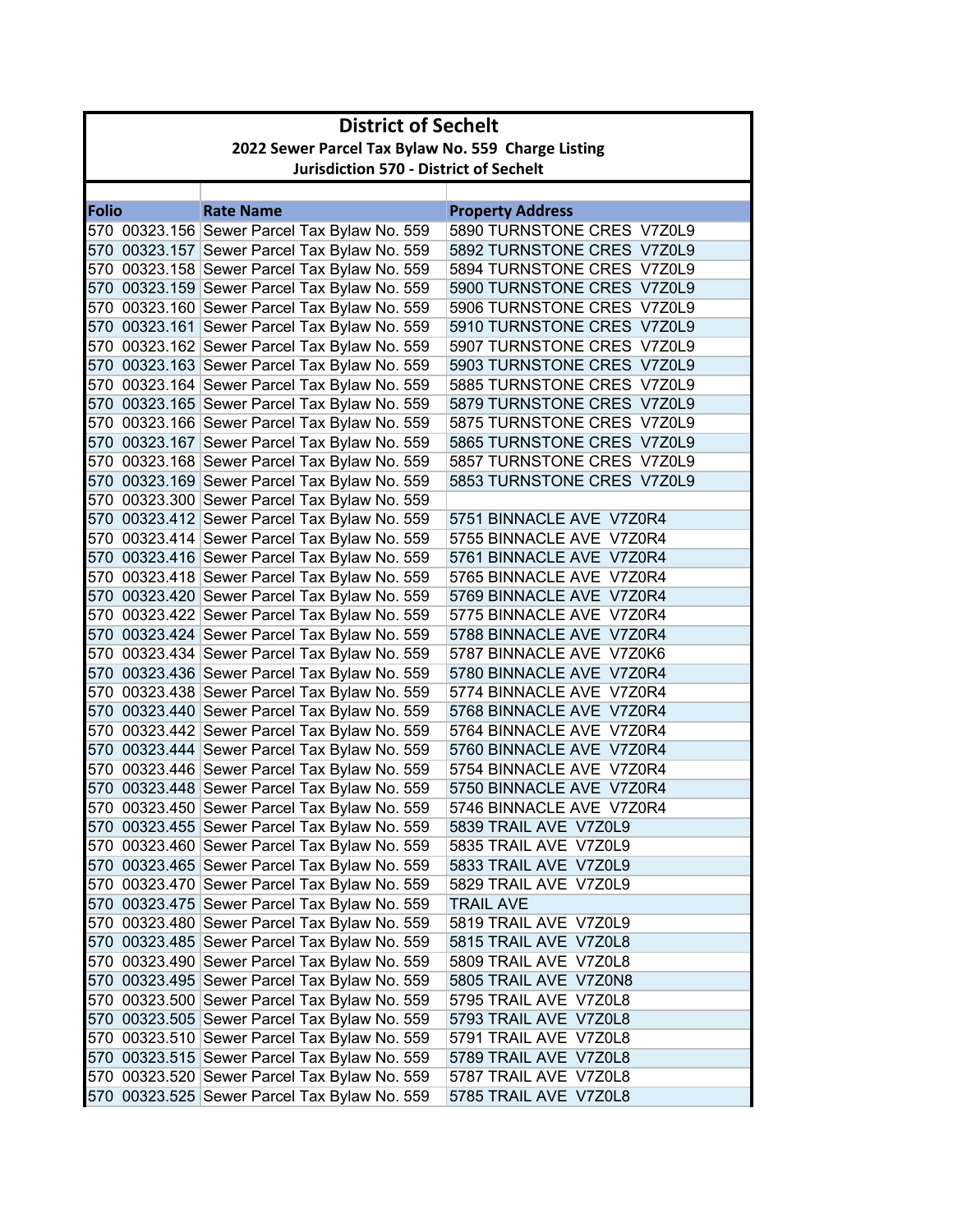# District of Sechelt

## 2022 Sewer Parcel Tax Bylaw No. 559 Charge Listing

### Jurisdiction 570 - District of Sechelt

| Folio | Rate Name | Property Address |
|---|---|---|
| 570 00323.156 | Sewer Parcel Tax Bylaw No. 559 | 5890 TURNSTONE CRES V7Z0L9 |
| 570 00323.157 | Sewer Parcel Tax Bylaw No. 559 | 5892 TURNSTONE CRES V7Z0L9 |
| 570 00323.158 | Sewer Parcel Tax Bylaw No. 559 | 5894 TURNSTONE CRES V7Z0L9 |
| 570 00323.159 | Sewer Parcel Tax Bylaw No. 559 | 5900 TURNSTONE CRES V7Z0L9 |
| 570 00323.160 | Sewer Parcel Tax Bylaw No. 559 | 5906 TURNSTONE CRES V7Z0L9 |
| 570 00323.161 | Sewer Parcel Tax Bylaw No. 559 | 5910 TURNSTONE CRES V7Z0L9 |
| 570 00323.162 | Sewer Parcel Tax Bylaw No. 559 | 5907 TURNSTONE CRES V7Z0L9 |
| 570 00323.163 | Sewer Parcel Tax Bylaw No. 559 | 5903 TURNSTONE CRES V7Z0L9 |
| 570 00323.164 | Sewer Parcel Tax Bylaw No. 559 | 5885 TURNSTONE CRES V7Z0L9 |
| 570 00323.165 | Sewer Parcel Tax Bylaw No. 559 | 5879 TURNSTONE CRES V7Z0L9 |
| 570 00323.166 | Sewer Parcel Tax Bylaw No. 559 | 5875 TURNSTONE CRES V7Z0L9 |
| 570 00323.167 | Sewer Parcel Tax Bylaw No. 559 | 5865 TURNSTONE CRES V7Z0L9 |
| 570 00323.168 | Sewer Parcel Tax Bylaw No. 559 | 5857 TURNSTONE CRES V7Z0L9 |
| 570 00323.169 | Sewer Parcel Tax Bylaw No. 559 | 5853 TURNSTONE CRES V7Z0L9 |
| 570 00323.300 | Sewer Parcel Tax Bylaw No. 559 | |
| 570 00323.412 | Sewer Parcel Tax Bylaw No. 559 | 5751 BINNACLE AVE V7Z0R4 |
| 570 00323.414 | Sewer Parcel Tax Bylaw No. 559 | 5755 BINNACLE AVE V7Z0R4 |
| 570 00323.416 | Sewer Parcel Tax Bylaw No. 559 | 5761 BINNACLE AVE V7Z0R4 |
| 570 00323.418 | Sewer Parcel Tax Bylaw No. 559 | 5765 BINNACLE AVE V7Z0R4 |
| 570 00323.420 | Sewer Parcel Tax Bylaw No. 559 | 5769 BINNACLE AVE V7Z0R4 |
| 570 00323.422 | Sewer Parcel Tax Bylaw No. 559 | 5775 BINNACLE AVE V7Z0R4 |
| 570 00323.424 | Sewer Parcel Tax Bylaw No. 559 | 5788 BINNACLE AVE V7Z0R4 |
| 570 00323.434 | Sewer Parcel Tax Bylaw No. 559 | 5787 BINNACLE AVE V7Z0K6 |
| 570 00323.436 | Sewer Parcel Tax Bylaw No. 559 | 5780 BINNACLE AVE V7Z0R4 |
| 570 00323.438 | Sewer Parcel Tax Bylaw No. 559 | 5774 BINNACLE AVE V7Z0R4 |
| 570 00323.440 | Sewer Parcel Tax Bylaw No. 559 | 5768 BINNACLE AVE V7Z0R4 |
| 570 00323.442 | Sewer Parcel Tax Bylaw No. 559 | 5764 BINNACLE AVE V7Z0R4 |
| 570 00323.444 | Sewer Parcel Tax Bylaw No. 559 | 5760 BINNACLE AVE V7Z0R4 |
| 570 00323.446 | Sewer Parcel Tax Bylaw No. 559 | 5754 BINNACLE AVE V7Z0R4 |
| 570 00323.448 | Sewer Parcel Tax Bylaw No. 559 | 5750 BINNACLE AVE V7Z0R4 |
| 570 00323.450 | Sewer Parcel Tax Bylaw No. 559 | 5746 BINNACLE AVE V7Z0R4 |
| 570 00323.455 | Sewer Parcel Tax Bylaw No. 559 | 5839 TRAIL AVE V7Z0L9 |
| 570 00323.460 | Sewer Parcel Tax Bylaw No. 559 | 5835 TRAIL AVE V7Z0L9 |
| 570 00323.465 | Sewer Parcel Tax Bylaw No. 559 | 5833 TRAIL AVE V7Z0L9 |
| 570 00323.470 | Sewer Parcel Tax Bylaw No. 559 | 5829 TRAIL AVE V7Z0L9 |
| 570 00323.475 | Sewer Parcel Tax Bylaw No. 559 | TRAIL AVE |
| 570 00323.480 | Sewer Parcel Tax Bylaw No. 559 | 5819 TRAIL AVE V7Z0L9 |
| 570 00323.485 | Sewer Parcel Tax Bylaw No. 559 | 5815 TRAIL AVE V7Z0L8 |
| 570 00323.490 | Sewer Parcel Tax Bylaw No. 559 | 5809 TRAIL AVE V7Z0L8 |
| 570 00323.495 | Sewer Parcel Tax Bylaw No. 559 | 5805 TRAIL AVE V7Z0N8 |
| 570 00323.500 | Sewer Parcel Tax Bylaw No. 559 | 5795 TRAIL AVE V7Z0L8 |
| 570 00323.505 | Sewer Parcel Tax Bylaw No. 559 | 5793 TRAIL AVE V7Z0L8 |
| 570 00323.510 | Sewer Parcel Tax Bylaw No. 559 | 5791 TRAIL AVE V7Z0L8 |
| 570 00323.515 | Sewer Parcel Tax Bylaw No. 559 | 5789 TRAIL AVE V7Z0L8 |
| 570 00323.520 | Sewer Parcel Tax Bylaw No. 559 | 5787 TRAIL AVE V7Z0L8 |
| 570 00323.525 | Sewer Parcel Tax Bylaw No. 559 | 5785 TRAIL AVE V7Z0L8 |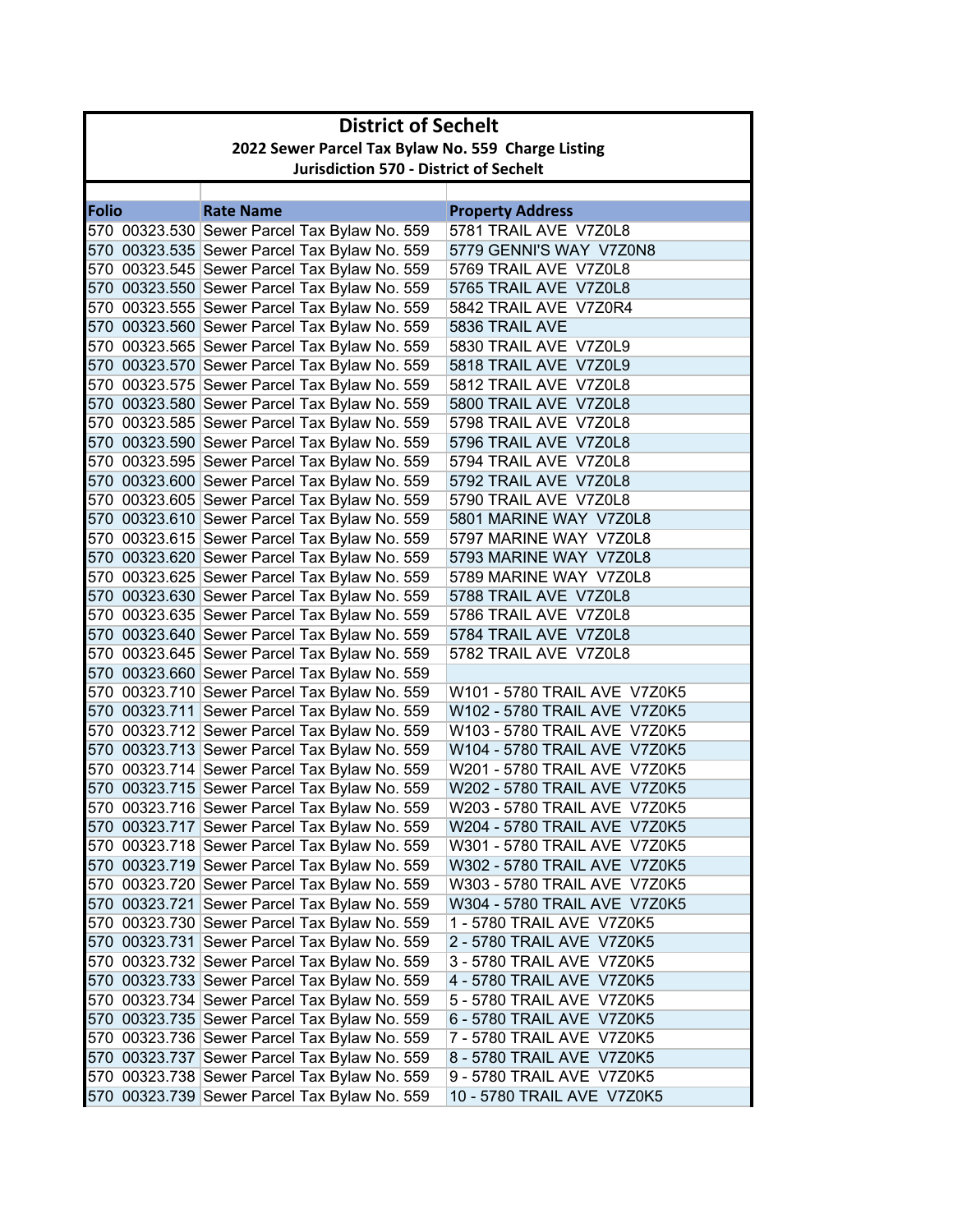# District of Sechelt

## 2022 Sewer Parcel Tax Bylaw No. 559 Charge Listing

## Jurisdiction 570 - District of Sechelt

| Folio | Rate Name | Property Address |
|---|---|---|
| 570 00323.530 | Sewer Parcel Tax Bylaw No. 559 | 5781 TRAIL AVE V7Z0L8 |
| 570 00323.535 | Sewer Parcel Tax Bylaw No. 559 | 5779 GENNI'S WAY V7Z0N8 |
| 570 00323.545 | Sewer Parcel Tax Bylaw No. 559 | 5769 TRAIL AVE V7Z0L8 |
| 570 00323.550 | Sewer Parcel Tax Bylaw No. 559 | 5765 TRAIL AVE V7Z0L8 |
| 570 00323.555 | Sewer Parcel Tax Bylaw No. 559 | 5842 TRAIL AVE V7Z0R4 |
| 570 00323.560 | Sewer Parcel Tax Bylaw No. 559 | 5836 TRAIL AVE |
| 570 00323.565 | Sewer Parcel Tax Bylaw No. 559 | 5830 TRAIL AVE V7Z0L9 |
| 570 00323.570 | Sewer Parcel Tax Bylaw No. 559 | 5818 TRAIL AVE V7Z0L9 |
| 570 00323.575 | Sewer Parcel Tax Bylaw No. 559 | 5812 TRAIL AVE V7Z0L8 |
| 570 00323.580 | Sewer Parcel Tax Bylaw No. 559 | 5800 TRAIL AVE V7Z0L8 |
| 570 00323.585 | Sewer Parcel Tax Bylaw No. 559 | 5798 TRAIL AVE V7Z0L8 |
| 570 00323.590 | Sewer Parcel Tax Bylaw No. 559 | 5796 TRAIL AVE V7Z0L8 |
| 570 00323.595 | Sewer Parcel Tax Bylaw No. 559 | 5794 TRAIL AVE V7Z0L8 |
| 570 00323.600 | Sewer Parcel Tax Bylaw No. 559 | 5792 TRAIL AVE V7Z0L8 |
| 570 00323.605 | Sewer Parcel Tax Bylaw No. 559 | 5790 TRAIL AVE V7Z0L8 |
| 570 00323.610 | Sewer Parcel Tax Bylaw No. 559 | 5801 MARINE WAY V7Z0L8 |
| 570 00323.615 | Sewer Parcel Tax Bylaw No. 559 | 5797 MARINE WAY V7Z0L8 |
| 570 00323.620 | Sewer Parcel Tax Bylaw No. 559 | 5793 MARINE WAY V7Z0L8 |
| 570 00323.625 | Sewer Parcel Tax Bylaw No. 559 | 5789 MARINE WAY V7Z0L8 |
| 570 00323.630 | Sewer Parcel Tax Bylaw No. 559 | 5788 TRAIL AVE V7Z0L8 |
| 570 00323.635 | Sewer Parcel Tax Bylaw No. 559 | 5786 TRAIL AVE V7Z0L8 |
| 570 00323.640 | Sewer Parcel Tax Bylaw No. 559 | 5784 TRAIL AVE V7Z0L8 |
| 570 00323.645 | Sewer Parcel Tax Bylaw No. 559 | 5782 TRAIL AVE V7Z0L8 |
| 570 00323.660 | Sewer Parcel Tax Bylaw No. 559 | |
| 570 00323.710 | Sewer Parcel Tax Bylaw No. 559 | W101 - 5780 TRAIL AVE V7Z0K5 |
| 570 00323.711 | Sewer Parcel Tax Bylaw No. 559 | W102 - 5780 TRAIL AVE V7Z0K5 |
| 570 00323.712 | Sewer Parcel Tax Bylaw No. 559 | W103 - 5780 TRAIL AVE V7Z0K5 |
| 570 00323.713 | Sewer Parcel Tax Bylaw No. 559 | W104 - 5780 TRAIL AVE V7Z0K5 |
| 570 00323.714 | Sewer Parcel Tax Bylaw No. 559 | W201 - 5780 TRAIL AVE V7Z0K5 |
| 570 00323.715 | Sewer Parcel Tax Bylaw No. 559 | W202 - 5780 TRAIL AVE V7Z0K5 |
| 570 00323.716 | Sewer Parcel Tax Bylaw No. 559 | W203 - 5780 TRAIL AVE V7Z0K5 |
| 570 00323.717 | Sewer Parcel Tax Bylaw No. 559 | W204 - 5780 TRAIL AVE V7Z0K5 |
| 570 00323.718 | Sewer Parcel Tax Bylaw No. 559 | W301 - 5780 TRAIL AVE V7Z0K5 |
| 570 00323.719 | Sewer Parcel Tax Bylaw No. 559 | W302 - 5780 TRAIL AVE V7Z0K5 |
| 570 00323.720 | Sewer Parcel Tax Bylaw No. 559 | W303 - 5780 TRAIL AVE V7Z0K5 |
| 570 00323.721 | Sewer Parcel Tax Bylaw No. 559 | W304 - 5780 TRAIL AVE V7Z0K5 |
| 570 00323.730 | Sewer Parcel Tax Bylaw No. 559 | 1 - 5780 TRAIL AVE V7Z0K5 |
| 570 00323.731 | Sewer Parcel Tax Bylaw No. 559 | 2 - 5780 TRAIL AVE V7Z0K5 |
| 570 00323.732 | Sewer Parcel Tax Bylaw No. 559 | 3 - 5780 TRAIL AVE V7Z0K5 |
| 570 00323.733 | Sewer Parcel Tax Bylaw No. 559 | 4 - 5780 TRAIL AVE V7Z0K5 |
| 570 00323.734 | Sewer Parcel Tax Bylaw No. 559 | 5 - 5780 TRAIL AVE V7Z0K5 |
| 570 00323.735 | Sewer Parcel Tax Bylaw No. 559 | 6 - 5780 TRAIL AVE V7Z0K5 |
| 570 00323.736 | Sewer Parcel Tax Bylaw No. 559 | 7 - 5780 TRAIL AVE V7Z0K5 |
| 570 00323.737 | Sewer Parcel Tax Bylaw No. 559 | 8 - 5780 TRAIL AVE V7Z0K5 |
| 570 00323.738 | Sewer Parcel Tax Bylaw No. 559 | 9 - 5780 TRAIL AVE V7Z0K5 |
| 570 00323.739 | Sewer Parcel Tax Bylaw No. 559 | 10 - 5780 TRAIL AVE V7Z0K5 |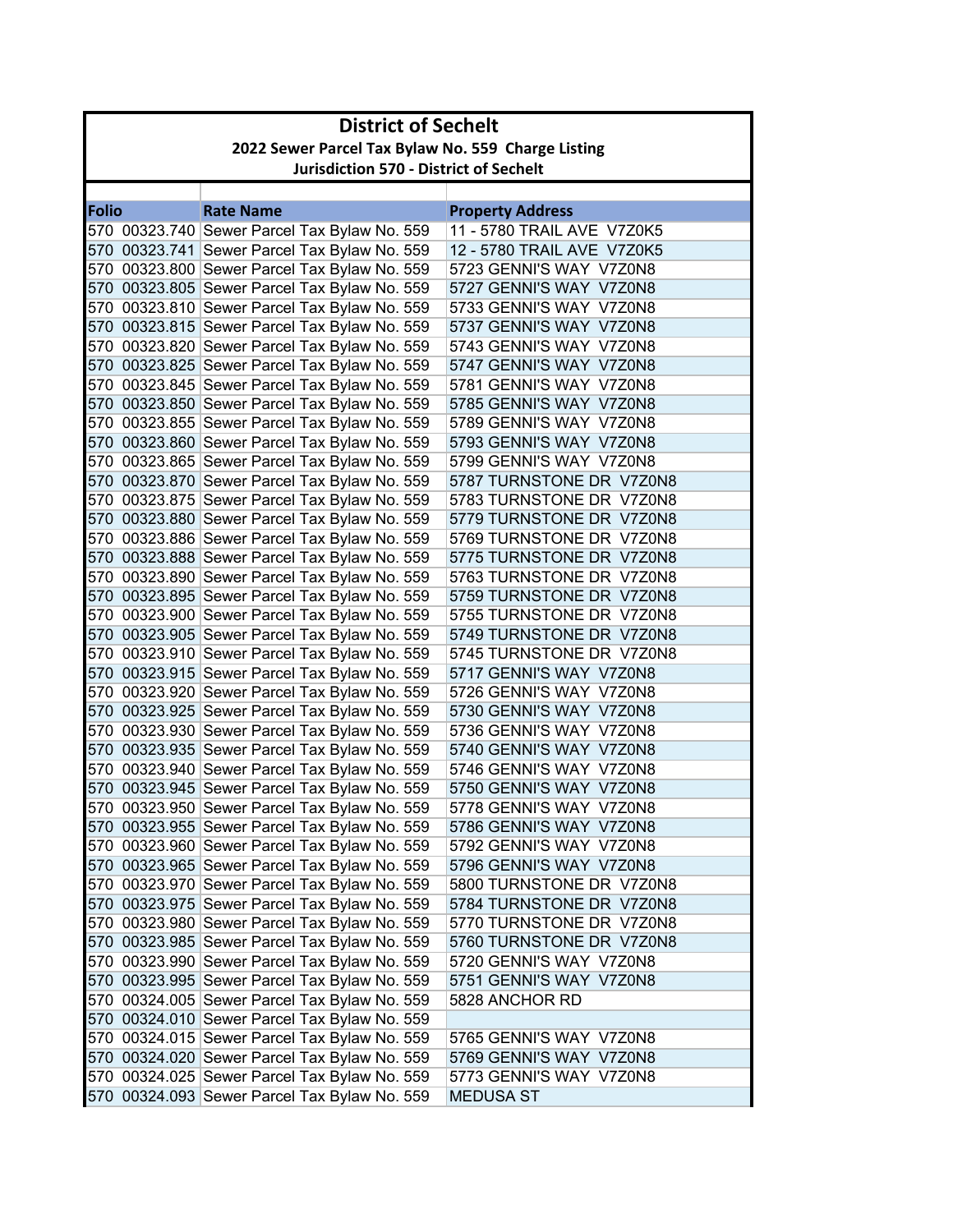# District of Sechelt

## 2022 Sewer Parcel Tax Bylaw No. 559 Charge Listing

### Jurisdiction 570 - District of Sechelt

| Folio | Rate Name | Property Address |
|---|---|---|
| 570 00323.740 | Sewer Parcel Tax Bylaw No. 559 | 11 - 5780 TRAIL AVE V7Z0K5 |
| 570 00323.741 | Sewer Parcel Tax Bylaw No. 559 | 12 - 5780 TRAIL AVE V7Z0K5 |
| 570 00323.800 | Sewer Parcel Tax Bylaw No. 559 | 5723 GENNI'S WAY V7Z0N8 |
| 570 00323.805 | Sewer Parcel Tax Bylaw No. 559 | 5727 GENNI'S WAY V7Z0N8 |
| 570 00323.810 | Sewer Parcel Tax Bylaw No. 559 | 5733 GENNI'S WAY V7Z0N8 |
| 570 00323.815 | Sewer Parcel Tax Bylaw No. 559 | 5737 GENNI'S WAY V7Z0N8 |
| 570 00323.820 | Sewer Parcel Tax Bylaw No. 559 | 5743 GENNI'S WAY V7Z0N8 |
| 570 00323.825 | Sewer Parcel Tax Bylaw No. 559 | 5747 GENNI'S WAY V7Z0N8 |
| 570 00323.845 | Sewer Parcel Tax Bylaw No. 559 | 5781 GENNI'S WAY V7Z0N8 |
| 570 00323.850 | Sewer Parcel Tax Bylaw No. 559 | 5785 GENNI'S WAY V7Z0N8 |
| 570 00323.855 | Sewer Parcel Tax Bylaw No. 559 | 5789 GENNI'S WAY V7Z0N8 |
| 570 00323.860 | Sewer Parcel Tax Bylaw No. 559 | 5793 GENNI'S WAY V7Z0N8 |
| 570 00323.865 | Sewer Parcel Tax Bylaw No. 559 | 5799 GENNI'S WAY V7Z0N8 |
| 570 00323.870 | Sewer Parcel Tax Bylaw No. 559 | 5787 TURNSTONE DR V7Z0N8 |
| 570 00323.875 | Sewer Parcel Tax Bylaw No. 559 | 5783 TURNSTONE DR V7Z0N8 |
| 570 00323.880 | Sewer Parcel Tax Bylaw No. 559 | 5779 TURNSTONE DR V7Z0N8 |
| 570 00323.886 | Sewer Parcel Tax Bylaw No. 559 | 5769 TURNSTONE DR V7Z0N8 |
| 570 00323.888 | Sewer Parcel Tax Bylaw No. 559 | 5775 TURNSTONE DR V7Z0N8 |
| 570 00323.890 | Sewer Parcel Tax Bylaw No. 559 | 5763 TURNSTONE DR V7Z0N8 |
| 570 00323.895 | Sewer Parcel Tax Bylaw No. 559 | 5759 TURNSTONE DR V7Z0N8 |
| 570 00323.900 | Sewer Parcel Tax Bylaw No. 559 | 5755 TURNSTONE DR V7Z0N8 |
| 570 00323.905 | Sewer Parcel Tax Bylaw No. 559 | 5749 TURNSTONE DR V7Z0N8 |
| 570 00323.910 | Sewer Parcel Tax Bylaw No. 559 | 5745 TURNSTONE DR V7Z0N8 |
| 570 00323.915 | Sewer Parcel Tax Bylaw No. 559 | 5717 GENNI'S WAY V7Z0N8 |
| 570 00323.920 | Sewer Parcel Tax Bylaw No. 559 | 5726 GENNI'S WAY V7Z0N8 |
| 570 00323.925 | Sewer Parcel Tax Bylaw No. 559 | 5730 GENNI'S WAY V7Z0N8 |
| 570 00323.930 | Sewer Parcel Tax Bylaw No. 559 | 5736 GENNI'S WAY V7Z0N8 |
| 570 00323.935 | Sewer Parcel Tax Bylaw No. 559 | 5740 GENNI'S WAY V7Z0N8 |
| 570 00323.940 | Sewer Parcel Tax Bylaw No. 559 | 5746 GENNI'S WAY V7Z0N8 |
| 570 00323.945 | Sewer Parcel Tax Bylaw No. 559 | 5750 GENNI'S WAY V7Z0N8 |
| 570 00323.950 | Sewer Parcel Tax Bylaw No. 559 | 5778 GENNI'S WAY V7Z0N8 |
| 570 00323.955 | Sewer Parcel Tax Bylaw No. 559 | 5786 GENNI'S WAY V7Z0N8 |
| 570 00323.960 | Sewer Parcel Tax Bylaw No. 559 | 5792 GENNI'S WAY V7Z0N8 |
| 570 00323.965 | Sewer Parcel Tax Bylaw No. 559 | 5796 GENNI'S WAY V7Z0N8 |
| 570 00323.970 | Sewer Parcel Tax Bylaw No. 559 | 5800 TURNSTONE DR V7Z0N8 |
| 570 00323.975 | Sewer Parcel Tax Bylaw No. 559 | 5784 TURNSTONE DR V7Z0N8 |
| 570 00323.980 | Sewer Parcel Tax Bylaw No. 559 | 5770 TURNSTONE DR V7Z0N8 |
| 570 00323.985 | Sewer Parcel Tax Bylaw No. 559 | 5760 TURNSTONE DR V7Z0N8 |
| 570 00323.990 | Sewer Parcel Tax Bylaw No. 559 | 5720 GENNI'S WAY V7Z0N8 |
| 570 00323.995 | Sewer Parcel Tax Bylaw No. 559 | 5751 GENNI'S WAY V7Z0N8 |
| 570 00324.005 | Sewer Parcel Tax Bylaw No. 559 | 5828 ANCHOR RD |
| 570 00324.010 | Sewer Parcel Tax Bylaw No. 559 | |
| 570 00324.015 | Sewer Parcel Tax Bylaw No. 559 | 5765 GENNI'S WAY V7Z0N8 |
| 570 00324.020 | Sewer Parcel Tax Bylaw No. 559 | 5769 GENNI'S WAY V7Z0N8 |
| 570 00324.025 | Sewer Parcel Tax Bylaw No. 559 | 5773 GENNI'S WAY V7Z0N8 |
| 570 00324.093 | Sewer Parcel Tax Bylaw No. 559 | MEDUSA ST |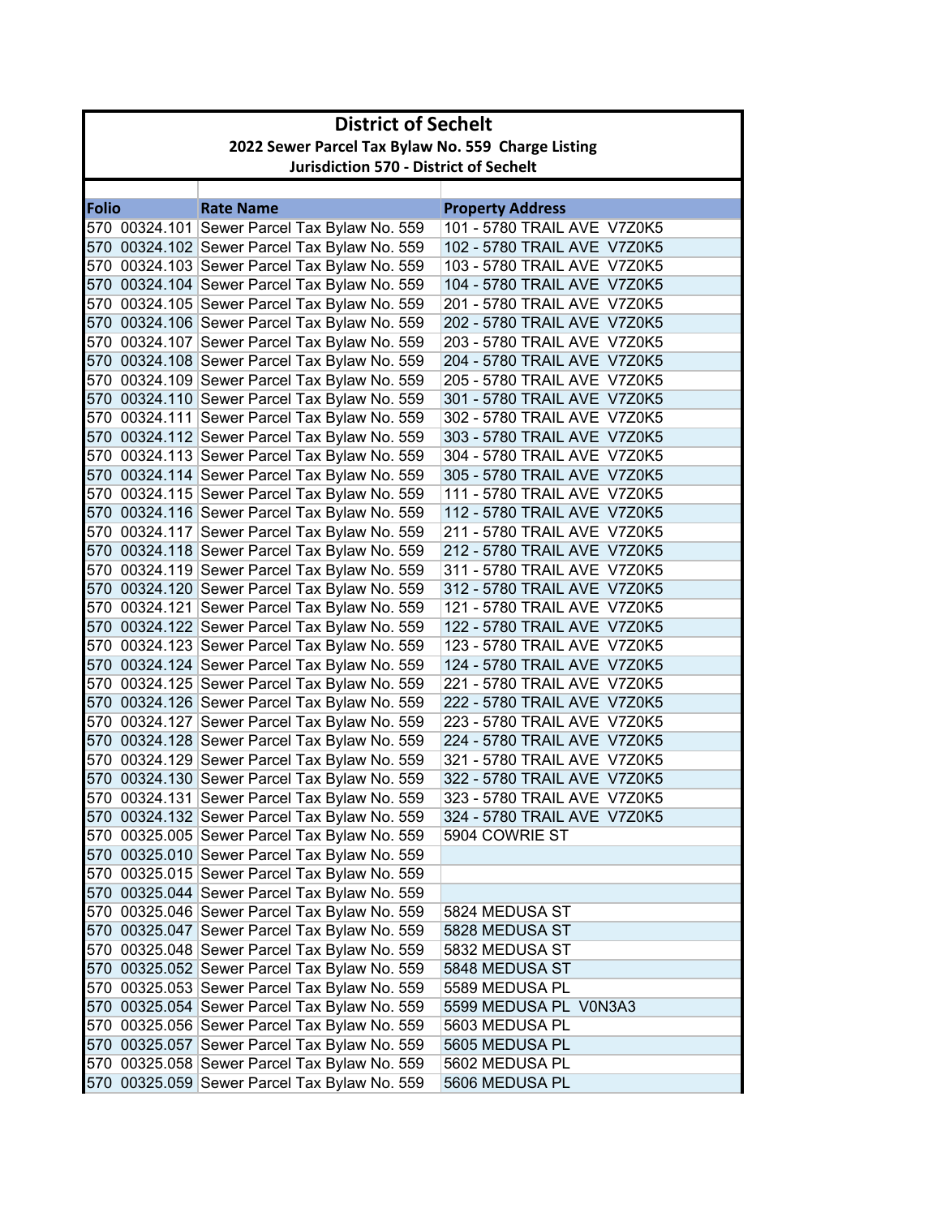# District of Sechelt

## 2022 Sewer Parcel Tax Bylaw No. 559 Charge Listing

### Jurisdiction 570 - District of Sechelt

| Folio | Rate Name | Property Address |
|---|---|---|
| 570 00324.101 | Sewer Parcel Tax Bylaw No. 559 | 101 - 5780 TRAIL AVE V7Z0K5 |
| 570 00324.102 | Sewer Parcel Tax Bylaw No. 559 | 102 - 5780 TRAIL AVE V7Z0K5 |
| 570 00324.103 | Sewer Parcel Tax Bylaw No. 559 | 103 - 5780 TRAIL AVE V7Z0K5 |
| 570 00324.104 | Sewer Parcel Tax Bylaw No. 559 | 104 - 5780 TRAIL AVE V7Z0K5 |
| 570 00324.105 | Sewer Parcel Tax Bylaw No. 559 | 201 - 5780 TRAIL AVE V7Z0K5 |
| 570 00324.106 | Sewer Parcel Tax Bylaw No. 559 | 202 - 5780 TRAIL AVE V7Z0K5 |
| 570 00324.107 | Sewer Parcel Tax Bylaw No. 559 | 203 - 5780 TRAIL AVE V7Z0K5 |
| 570 00324.108 | Sewer Parcel Tax Bylaw No. 559 | 204 - 5780 TRAIL AVE V7Z0K5 |
| 570 00324.109 | Sewer Parcel Tax Bylaw No. 559 | 205 - 5780 TRAIL AVE V7Z0K5 |
| 570 00324.110 | Sewer Parcel Tax Bylaw No. 559 | 301 - 5780 TRAIL AVE V7Z0K5 |
| 570 00324.111 | Sewer Parcel Tax Bylaw No. 559 | 302 - 5780 TRAIL AVE V7Z0K5 |
| 570 00324.112 | Sewer Parcel Tax Bylaw No. 559 | 303 - 5780 TRAIL AVE V7Z0K5 |
| 570 00324.113 | Sewer Parcel Tax Bylaw No. 559 | 304 - 5780 TRAIL AVE V7Z0K5 |
| 570 00324.114 | Sewer Parcel Tax Bylaw No. 559 | 305 - 5780 TRAIL AVE V7Z0K5 |
| 570 00324.115 | Sewer Parcel Tax Bylaw No. 559 | 111 - 5780 TRAIL AVE V7Z0K5 |
| 570 00324.116 | Sewer Parcel Tax Bylaw No. 559 | 112 - 5780 TRAIL AVE V7Z0K5 |
| 570 00324.117 | Sewer Parcel Tax Bylaw No. 559 | 211 - 5780 TRAIL AVE V7Z0K5 |
| 570 00324.118 | Sewer Parcel Tax Bylaw No. 559 | 212 - 5780 TRAIL AVE V7Z0K5 |
| 570 00324.119 | Sewer Parcel Tax Bylaw No. 559 | 311 - 5780 TRAIL AVE V7Z0K5 |
| 570 00324.120 | Sewer Parcel Tax Bylaw No. 559 | 312 - 5780 TRAIL AVE V7Z0K5 |
| 570 00324.121 | Sewer Parcel Tax Bylaw No. 559 | 121 - 5780 TRAIL AVE V7Z0K5 |
| 570 00324.122 | Sewer Parcel Tax Bylaw No. 559 | 122 - 5780 TRAIL AVE V7Z0K5 |
| 570 00324.123 | Sewer Parcel Tax Bylaw No. 559 | 123 - 5780 TRAIL AVE V7Z0K5 |
| 570 00324.124 | Sewer Parcel Tax Bylaw No. 559 | 124 - 5780 TRAIL AVE V7Z0K5 |
| 570 00324.125 | Sewer Parcel Tax Bylaw No. 559 | 221 - 5780 TRAIL AVE V7Z0K5 |
| 570 00324.126 | Sewer Parcel Tax Bylaw No. 559 | 222 - 5780 TRAIL AVE V7Z0K5 |
| 570 00324.127 | Sewer Parcel Tax Bylaw No. 559 | 223 - 5780 TRAIL AVE V7Z0K5 |
| 570 00324.128 | Sewer Parcel Tax Bylaw No. 559 | 224 - 5780 TRAIL AVE V7Z0K5 |
| 570 00324.129 | Sewer Parcel Tax Bylaw No. 559 | 321 - 5780 TRAIL AVE V7Z0K5 |
| 570 00324.130 | Sewer Parcel Tax Bylaw No. 559 | 322 - 5780 TRAIL AVE V7Z0K5 |
| 570 00324.131 | Sewer Parcel Tax Bylaw No. 559 | 323 - 5780 TRAIL AVE V7Z0K5 |
| 570 00324.132 | Sewer Parcel Tax Bylaw No. 559 | 324 - 5780 TRAIL AVE V7Z0K5 |
| 570 00325.005 | Sewer Parcel Tax Bylaw No. 559 | 5904 COWRIE ST |
| 570 00325.010 | Sewer Parcel Tax Bylaw No. 559 | |
| 570 00325.015 | Sewer Parcel Tax Bylaw No. 559 | |
| 570 00325.044 | Sewer Parcel Tax Bylaw No. 559 | |
| 570 00325.046 | Sewer Parcel Tax Bylaw No. 559 | 5824 MEDUSA ST |
| 570 00325.047 | Sewer Parcel Tax Bylaw No. 559 | 5828 MEDUSA ST |
| 570 00325.048 | Sewer Parcel Tax Bylaw No. 559 | 5832 MEDUSA ST |
| 570 00325.052 | Sewer Parcel Tax Bylaw No. 559 | 5848 MEDUSA ST |
| 570 00325.053 | Sewer Parcel Tax Bylaw No. 559 | 5589 MEDUSA PL |
| 570 00325.054 | Sewer Parcel Tax Bylaw No. 559 | 5599 MEDUSA PL V0N3A3 |
| 570 00325.056 | Sewer Parcel Tax Bylaw No. 559 | 5603 MEDUSA PL |
| 570 00325.057 | Sewer Parcel Tax Bylaw No. 559 | 5605 MEDUSA PL |
| 570 00325.058 | Sewer Parcel Tax Bylaw No. 559 | 5602 MEDUSA PL |
| 570 00325.059 | Sewer Parcel Tax Bylaw No. 559 | 5606 MEDUSA PL |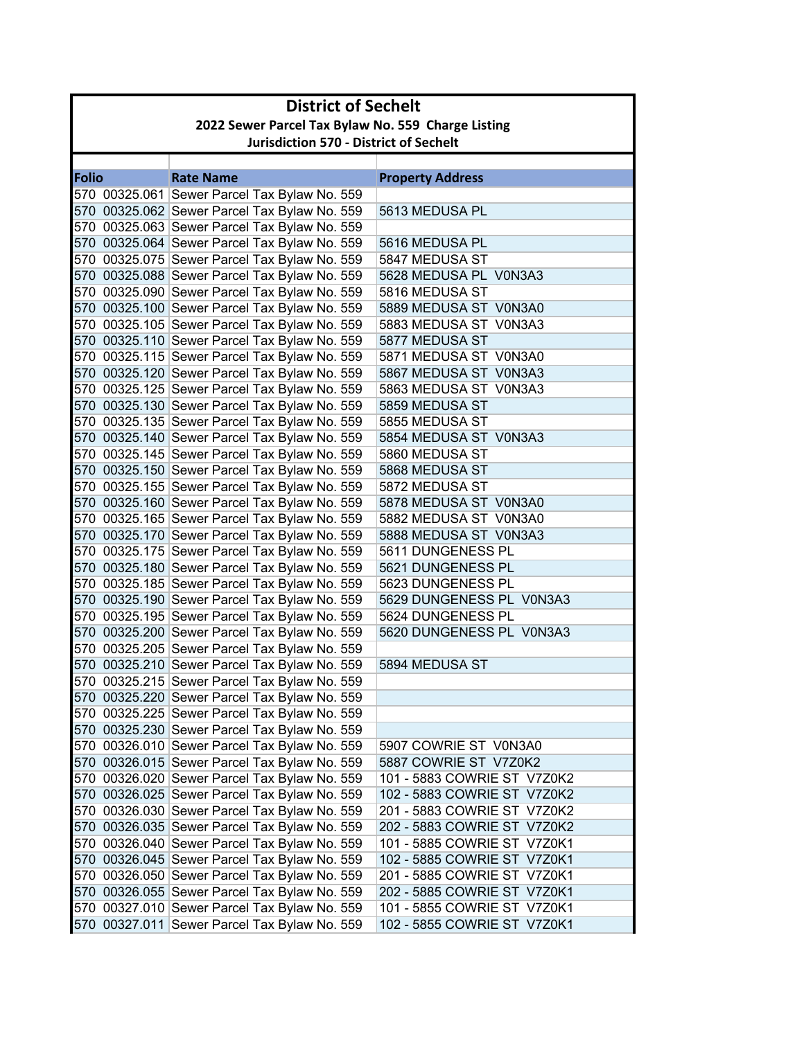# District of Sechelt

## 2022 Sewer Parcel Tax Bylaw No. 559 Charge Listing

## Jurisdiction 570 - District of Sechelt

| Folio | Rate Name | Property Address |
|---|---|---|
| 570 00325.061 | Sewer Parcel Tax Bylaw No. 559 | |
| 570 00325.062 | Sewer Parcel Tax Bylaw No. 559 | 5613 MEDUSA PL |
| 570 00325.063 | Sewer Parcel Tax Bylaw No. 559 | |
| 570 00325.064 | Sewer Parcel Tax Bylaw No. 559 | 5616 MEDUSA PL |
| 570 00325.075 | Sewer Parcel Tax Bylaw No. 559 | 5847 MEDUSA ST |
| 570 00325.088 | Sewer Parcel Tax Bylaw No. 559 | 5628 MEDUSA PL V0N3A3 |
| 570 00325.090 | Sewer Parcel Tax Bylaw No. 559 | 5816 MEDUSA ST |
| 570 00325.100 | Sewer Parcel Tax Bylaw No. 559 | 5889 MEDUSA ST V0N3A0 |
| 570 00325.105 | Sewer Parcel Tax Bylaw No. 559 | 5883 MEDUSA ST V0N3A3 |
| 570 00325.110 | Sewer Parcel Tax Bylaw No. 559 | 5877 MEDUSA ST |
| 570 00325.115 | Sewer Parcel Tax Bylaw No. 559 | 5871 MEDUSA ST V0N3A0 |
| 570 00325.120 | Sewer Parcel Tax Bylaw No. 559 | 5867 MEDUSA ST V0N3A3 |
| 570 00325.125 | Sewer Parcel Tax Bylaw No. 559 | 5863 MEDUSA ST V0N3A3 |
| 570 00325.130 | Sewer Parcel Tax Bylaw No. 559 | 5859 MEDUSA ST |
| 570 00325.135 | Sewer Parcel Tax Bylaw No. 559 | 5855 MEDUSA ST |
| 570 00325.140 | Sewer Parcel Tax Bylaw No. 559 | 5854 MEDUSA ST V0N3A3 |
| 570 00325.145 | Sewer Parcel Tax Bylaw No. 559 | 5860 MEDUSA ST |
| 570 00325.150 | Sewer Parcel Tax Bylaw No. 559 | 5868 MEDUSA ST |
| 570 00325.155 | Sewer Parcel Tax Bylaw No. 559 | 5872 MEDUSA ST |
| 570 00325.160 | Sewer Parcel Tax Bylaw No. 559 | 5878 MEDUSA ST V0N3A0 |
| 570 00325.165 | Sewer Parcel Tax Bylaw No. 559 | 5882 MEDUSA ST V0N3A0 |
| 570 00325.170 | Sewer Parcel Tax Bylaw No. 559 | 5888 MEDUSA ST V0N3A3 |
| 570 00325.175 | Sewer Parcel Tax Bylaw No. 559 | 5611 DUNGENESS PL |
| 570 00325.180 | Sewer Parcel Tax Bylaw No. 559 | 5621 DUNGENESS PL |
| 570 00325.185 | Sewer Parcel Tax Bylaw No. 559 | 5623 DUNGENESS PL |
| 570 00325.190 | Sewer Parcel Tax Bylaw No. 559 | 5629 DUNGENESS PL V0N3A3 |
| 570 00325.195 | Sewer Parcel Tax Bylaw No. 559 | 5624 DUNGENESS PL |
| 570 00325.200 | Sewer Parcel Tax Bylaw No. 559 | 5620 DUNGENESS PL V0N3A3 |
| 570 00325.205 | Sewer Parcel Tax Bylaw No. 559 | |
| 570 00325.210 | Sewer Parcel Tax Bylaw No. 559 | 5894 MEDUSA ST |
| 570 00325.215 | Sewer Parcel Tax Bylaw No. 559 | |
| 570 00325.220 | Sewer Parcel Tax Bylaw No. 559 | |
| 570 00325.225 | Sewer Parcel Tax Bylaw No. 559 | |
| 570 00325.230 | Sewer Parcel Tax Bylaw No. 559 | |
| 570 00326.010 | Sewer Parcel Tax Bylaw No. 559 | 5907 COWRIE ST V0N3A0 |
| 570 00326.015 | Sewer Parcel Tax Bylaw No. 559 | 5887 COWRIE ST V7Z0K2 |
| 570 00326.020 | Sewer Parcel Tax Bylaw No. 559 | 101 - 5883 COWRIE ST V7Z0K2 |
| 570 00326.025 | Sewer Parcel Tax Bylaw No. 559 | 102 - 5883 COWRIE ST V7Z0K2 |
| 570 00326.030 | Sewer Parcel Tax Bylaw No. 559 | 201 - 5883 COWRIE ST V7Z0K2 |
| 570 00326.035 | Sewer Parcel Tax Bylaw No. 559 | 202 - 5883 COWRIE ST V7Z0K2 |
| 570 00326.040 | Sewer Parcel Tax Bylaw No. 559 | 101 - 5885 COWRIE ST V7Z0K1 |
| 570 00326.045 | Sewer Parcel Tax Bylaw No. 559 | 102 - 5885 COWRIE ST V7Z0K1 |
| 570 00326.050 | Sewer Parcel Tax Bylaw No. 559 | 201 - 5885 COWRIE ST V7Z0K1 |
| 570 00326.055 | Sewer Parcel Tax Bylaw No. 559 | 202 - 5885 COWRIE ST V7Z0K1 |
| 570 00327.010 | Sewer Parcel Tax Bylaw No. 559 | 101 - 5855 COWRIE ST V7Z0K1 |
| 570 00327.011 | Sewer Parcel Tax Bylaw No. 559 | 102 - 5855 COWRIE ST V7Z0K1 |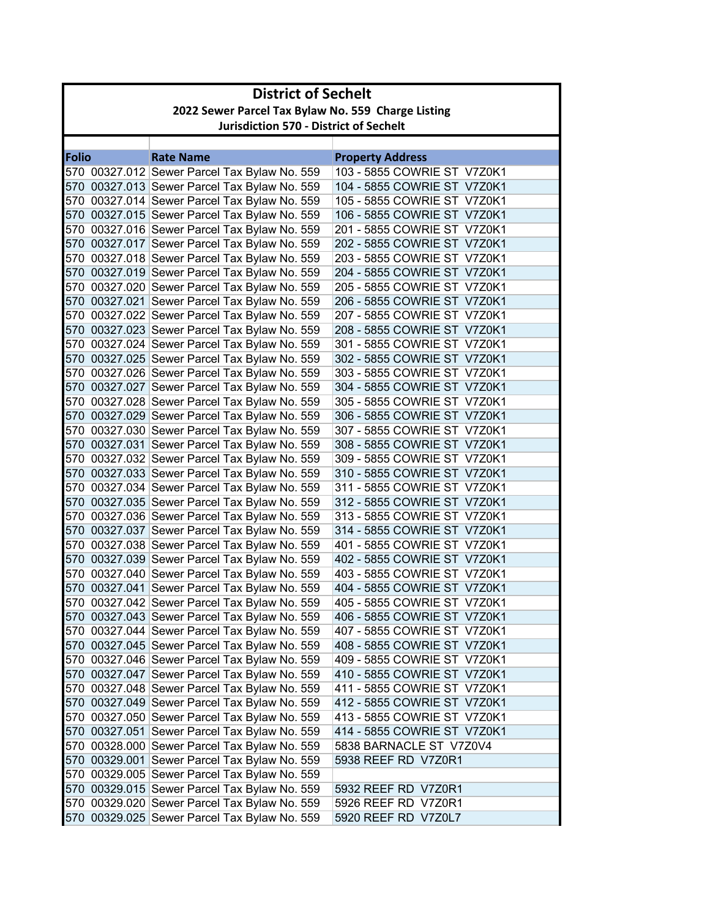# District of Sechelt

## 2022 Sewer Parcel Tax Bylaw No. 559 Charge Listing

### Jurisdiction 570 - District of Sechelt

| Folio | Rate Name | Property Address |
|---|---|---|
| 570 00327.012 | Sewer Parcel Tax Bylaw No. 559 | 103 - 5855 COWRIE ST V7Z0K1 |
| 570 00327.013 | Sewer Parcel Tax Bylaw No. 559 | 104 - 5855 COWRIE ST V7Z0K1 |
| 570 00327.014 | Sewer Parcel Tax Bylaw No. 559 | 105 - 5855 COWRIE ST V7Z0K1 |
| 570 00327.015 | Sewer Parcel Tax Bylaw No. 559 | 106 - 5855 COWRIE ST V7Z0K1 |
| 570 00327.016 | Sewer Parcel Tax Bylaw No. 559 | 201 - 5855 COWRIE ST V7Z0K1 |
| 570 00327.017 | Sewer Parcel Tax Bylaw No. 559 | 202 - 5855 COWRIE ST V7Z0K1 |
| 570 00327.018 | Sewer Parcel Tax Bylaw No. 559 | 203 - 5855 COWRIE ST V7Z0K1 |
| 570 00327.019 | Sewer Parcel Tax Bylaw No. 559 | 204 - 5855 COWRIE ST V7Z0K1 |
| 570 00327.020 | Sewer Parcel Tax Bylaw No. 559 | 205 - 5855 COWRIE ST V7Z0K1 |
| 570 00327.021 | Sewer Parcel Tax Bylaw No. 559 | 206 - 5855 COWRIE ST V7Z0K1 |
| 570 00327.022 | Sewer Parcel Tax Bylaw No. 559 | 207 - 5855 COWRIE ST V7Z0K1 |
| 570 00327.023 | Sewer Parcel Tax Bylaw No. 559 | 208 - 5855 COWRIE ST V7Z0K1 |
| 570 00327.024 | Sewer Parcel Tax Bylaw No. 559 | 301 - 5855 COWRIE ST V7Z0K1 |
| 570 00327.025 | Sewer Parcel Tax Bylaw No. 559 | 302 - 5855 COWRIE ST V7Z0K1 |
| 570 00327.026 | Sewer Parcel Tax Bylaw No. 559 | 303 - 5855 COWRIE ST V7Z0K1 |
| 570 00327.027 | Sewer Parcel Tax Bylaw No. 559 | 304 - 5855 COWRIE ST V7Z0K1 |
| 570 00327.028 | Sewer Parcel Tax Bylaw No. 559 | 305 - 5855 COWRIE ST V7Z0K1 |
| 570 00327.029 | Sewer Parcel Tax Bylaw No. 559 | 306 - 5855 COWRIE ST V7Z0K1 |
| 570 00327.030 | Sewer Parcel Tax Bylaw No. 559 | 307 - 5855 COWRIE ST V7Z0K1 |
| 570 00327.031 | Sewer Parcel Tax Bylaw No. 559 | 308 - 5855 COWRIE ST V7Z0K1 |
| 570 00327.032 | Sewer Parcel Tax Bylaw No. 559 | 309 - 5855 COWRIE ST V7Z0K1 |
| 570 00327.033 | Sewer Parcel Tax Bylaw No. 559 | 310 - 5855 COWRIE ST V7Z0K1 |
| 570 00327.034 | Sewer Parcel Tax Bylaw No. 559 | 311 - 5855 COWRIE ST V7Z0K1 |
| 570 00327.035 | Sewer Parcel Tax Bylaw No. 559 | 312 - 5855 COWRIE ST V7Z0K1 |
| 570 00327.036 | Sewer Parcel Tax Bylaw No. 559 | 313 - 5855 COWRIE ST V7Z0K1 |
| 570 00327.037 | Sewer Parcel Tax Bylaw No. 559 | 314 - 5855 COWRIE ST V7Z0K1 |
| 570 00327.038 | Sewer Parcel Tax Bylaw No. 559 | 401 - 5855 COWRIE ST V7Z0K1 |
| 570 00327.039 | Sewer Parcel Tax Bylaw No. 559 | 402 - 5855 COWRIE ST V7Z0K1 |
| 570 00327.040 | Sewer Parcel Tax Bylaw No. 559 | 403 - 5855 COWRIE ST V7Z0K1 |
| 570 00327.041 | Sewer Parcel Tax Bylaw No. 559 | 404 - 5855 COWRIE ST V7Z0K1 |
| 570 00327.042 | Sewer Parcel Tax Bylaw No. 559 | 405 - 5855 COWRIE ST V7Z0K1 |
| 570 00327.043 | Sewer Parcel Tax Bylaw No. 559 | 406 - 5855 COWRIE ST V7Z0K1 |
| 570 00327.044 | Sewer Parcel Tax Bylaw No. 559 | 407 - 5855 COWRIE ST V7Z0K1 |
| 570 00327.045 | Sewer Parcel Tax Bylaw No. 559 | 408 - 5855 COWRIE ST V7Z0K1 |
| 570 00327.046 | Sewer Parcel Tax Bylaw No. 559 | 409 - 5855 COWRIE ST V7Z0K1 |
| 570 00327.047 | Sewer Parcel Tax Bylaw No. 559 | 410 - 5855 COWRIE ST V7Z0K1 |
| 570 00327.048 | Sewer Parcel Tax Bylaw No. 559 | 411 - 5855 COWRIE ST V7Z0K1 |
| 570 00327.049 | Sewer Parcel Tax Bylaw No. 559 | 412 - 5855 COWRIE ST V7Z0K1 |
| 570 00327.050 | Sewer Parcel Tax Bylaw No. 559 | 413 - 5855 COWRIE ST V7Z0K1 |
| 570 00327.051 | Sewer Parcel Tax Bylaw No. 559 | 414 - 5855 COWRIE ST V7Z0K1 |
| 570 00328.000 | Sewer Parcel Tax Bylaw No. 559 | 5838 BARNACLE ST V7Z0V4 |
| 570 00329.001 | Sewer Parcel Tax Bylaw No. 559 | 5938 REEF RD V7Z0R1 |
| 570 00329.005 | Sewer Parcel Tax Bylaw No. 559 | |
| 570 00329.015 | Sewer Parcel Tax Bylaw No. 559 | 5932 REEF RD V7Z0R1 |
| 570 00329.020 | Sewer Parcel Tax Bylaw No. 559 | 5926 REEF RD V7Z0R1 |
| 570 00329.025 | Sewer Parcel Tax Bylaw No. 559 | 5920 REEF RD V7Z0L7 |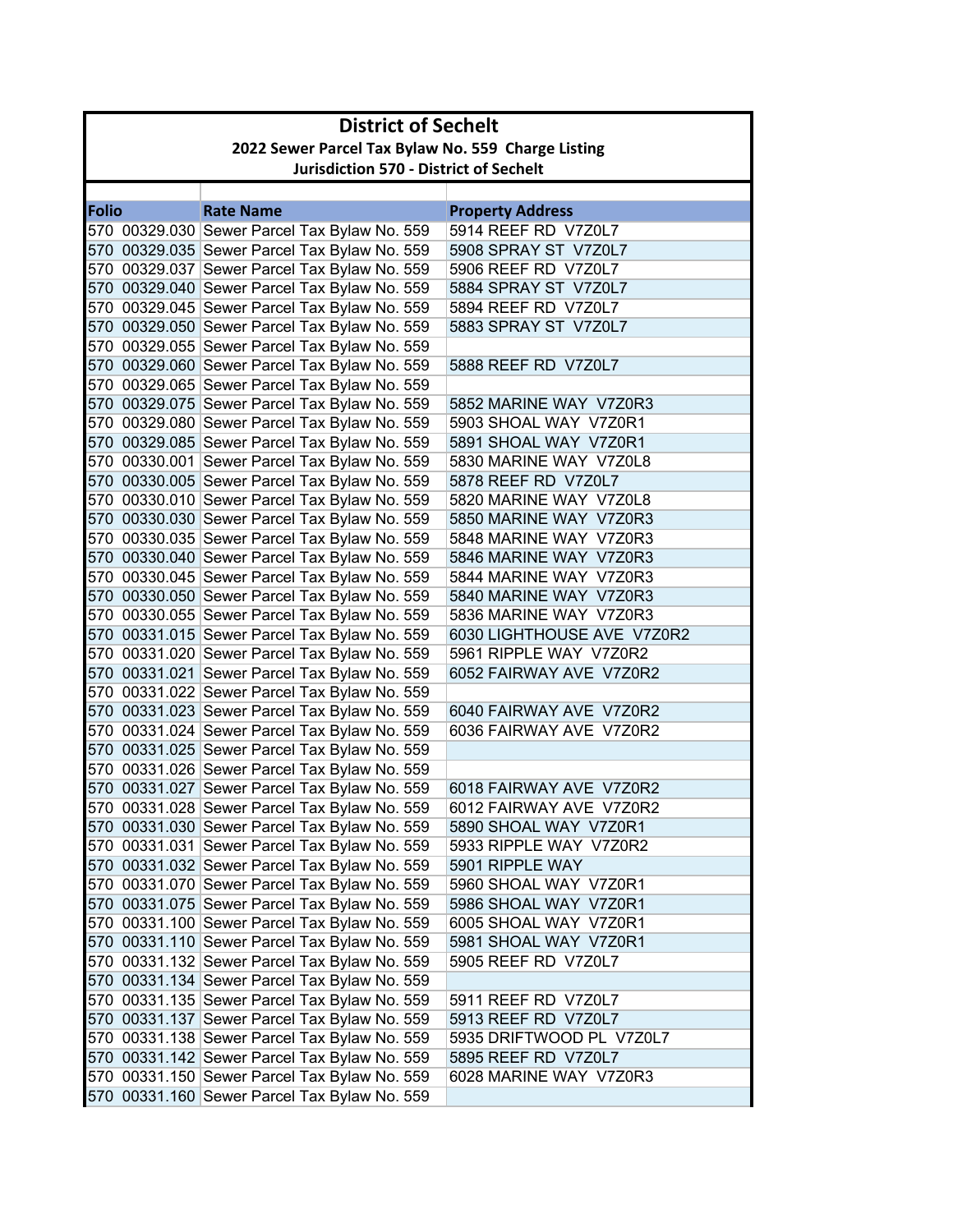# District of Sechelt

## 2022 Sewer Parcel Tax Bylaw No. 559 Charge Listing

### Jurisdiction 570 - District of Sechelt

| Folio | Rate Name | Property Address |
|---|---|---|
| 570 00329.030 | Sewer Parcel Tax Bylaw No. 559 | 5914 REEF RD V7Z0L7 |
| 570 00329.035 | Sewer Parcel Tax Bylaw No. 559 | 5908 SPRAY ST V7Z0L7 |
| 570 00329.037 | Sewer Parcel Tax Bylaw No. 559 | 5906 REEF RD V7Z0L7 |
| 570 00329.040 | Sewer Parcel Tax Bylaw No. 559 | 5884 SPRAY ST V7Z0L7 |
| 570 00329.045 | Sewer Parcel Tax Bylaw No. 559 | 5894 REEF RD V7Z0L7 |
| 570 00329.050 | Sewer Parcel Tax Bylaw No. 559 | 5883 SPRAY ST V7Z0L7 |
| 570 00329.055 | Sewer Parcel Tax Bylaw No. 559 | |
| 570 00329.060 | Sewer Parcel Tax Bylaw No. 559 | 5888 REEF RD V7Z0L7 |
| 570 00329.065 | Sewer Parcel Tax Bylaw No. 559 | |
| 570 00329.075 | Sewer Parcel Tax Bylaw No. 559 | 5852 MARINE WAY V7Z0R3 |
| 570 00329.080 | Sewer Parcel Tax Bylaw No. 559 | 5903 SHOAL WAY V7Z0R1 |
| 570 00329.085 | Sewer Parcel Tax Bylaw No. 559 | 5891 SHOAL WAY V7Z0R1 |
| 570 00330.001 | Sewer Parcel Tax Bylaw No. 559 | 5830 MARINE WAY V7Z0L8 |
| 570 00330.005 | Sewer Parcel Tax Bylaw No. 559 | 5878 REEF RD V7Z0L7 |
| 570 00330.010 | Sewer Parcel Tax Bylaw No. 559 | 5820 MARINE WAY V7Z0L8 |
| 570 00330.030 | Sewer Parcel Tax Bylaw No. 559 | 5850 MARINE WAY V7Z0R3 |
| 570 00330.035 | Sewer Parcel Tax Bylaw No. 559 | 5848 MARINE WAY V7Z0R3 |
| 570 00330.040 | Sewer Parcel Tax Bylaw No. 559 | 5846 MARINE WAY V7Z0R3 |
| 570 00330.045 | Sewer Parcel Tax Bylaw No. 559 | 5844 MARINE WAY V7Z0R3 |
| 570 00330.050 | Sewer Parcel Tax Bylaw No. 559 | 5840 MARINE WAY V7Z0R3 |
| 570 00330.055 | Sewer Parcel Tax Bylaw No. 559 | 5836 MARINE WAY V7Z0R3 |
| 570 00331.015 | Sewer Parcel Tax Bylaw No. 559 | 6030 LIGHTHOUSE AVE V7Z0R2 |
| 570 00331.020 | Sewer Parcel Tax Bylaw No. 559 | 5961 RIPPLE WAY V7Z0R2 |
| 570 00331.021 | Sewer Parcel Tax Bylaw No. 559 | 6052 FAIRWAY AVE V7Z0R2 |
| 570 00331.022 | Sewer Parcel Tax Bylaw No. 559 | |
| 570 00331.023 | Sewer Parcel Tax Bylaw No. 559 | 6040 FAIRWAY AVE V7Z0R2 |
| 570 00331.024 | Sewer Parcel Tax Bylaw No. 559 | 6036 FAIRWAY AVE V7Z0R2 |
| 570 00331.025 | Sewer Parcel Tax Bylaw No. 559 | |
| 570 00331.026 | Sewer Parcel Tax Bylaw No. 559 | |
| 570 00331.027 | Sewer Parcel Tax Bylaw No. 559 | 6018 FAIRWAY AVE V7Z0R2 |
| 570 00331.028 | Sewer Parcel Tax Bylaw No. 559 | 6012 FAIRWAY AVE V7Z0R2 |
| 570 00331.030 | Sewer Parcel Tax Bylaw No. 559 | 5890 SHOAL WAY V7Z0R1 |
| 570 00331.031 | Sewer Parcel Tax Bylaw No. 559 | 5933 RIPPLE WAY V7Z0R2 |
| 570 00331.032 | Sewer Parcel Tax Bylaw No. 559 | 5901 RIPPLE WAY |
| 570 00331.070 | Sewer Parcel Tax Bylaw No. 559 | 5960 SHOAL WAY V7Z0R1 |
| 570 00331.075 | Sewer Parcel Tax Bylaw No. 559 | 5986 SHOAL WAY V7Z0R1 |
| 570 00331.100 | Sewer Parcel Tax Bylaw No. 559 | 6005 SHOAL WAY V7Z0R1 |
| 570 00331.110 | Sewer Parcel Tax Bylaw No. 559 | 5981 SHOAL WAY V7Z0R1 |
| 570 00331.132 | Sewer Parcel Tax Bylaw No. 559 | 5905 REEF RD V7Z0L7 |
| 570 00331.134 | Sewer Parcel Tax Bylaw No. 559 | |
| 570 00331.135 | Sewer Parcel Tax Bylaw No. 559 | 5911 REEF RD V7Z0L7 |
| 570 00331.137 | Sewer Parcel Tax Bylaw No. 559 | 5913 REEF RD V7Z0L7 |
| 570 00331.138 | Sewer Parcel Tax Bylaw No. 559 | 5935 DRIFTWOOD PL V7Z0L7 |
| 570 00331.142 | Sewer Parcel Tax Bylaw No. 559 | 5895 REEF RD V7Z0L7 |
| 570 00331.150 | Sewer Parcel Tax Bylaw No. 559 | 6028 MARINE WAY V7Z0R3 |
| 570 00331.160 | Sewer Parcel Tax Bylaw No. 559 | |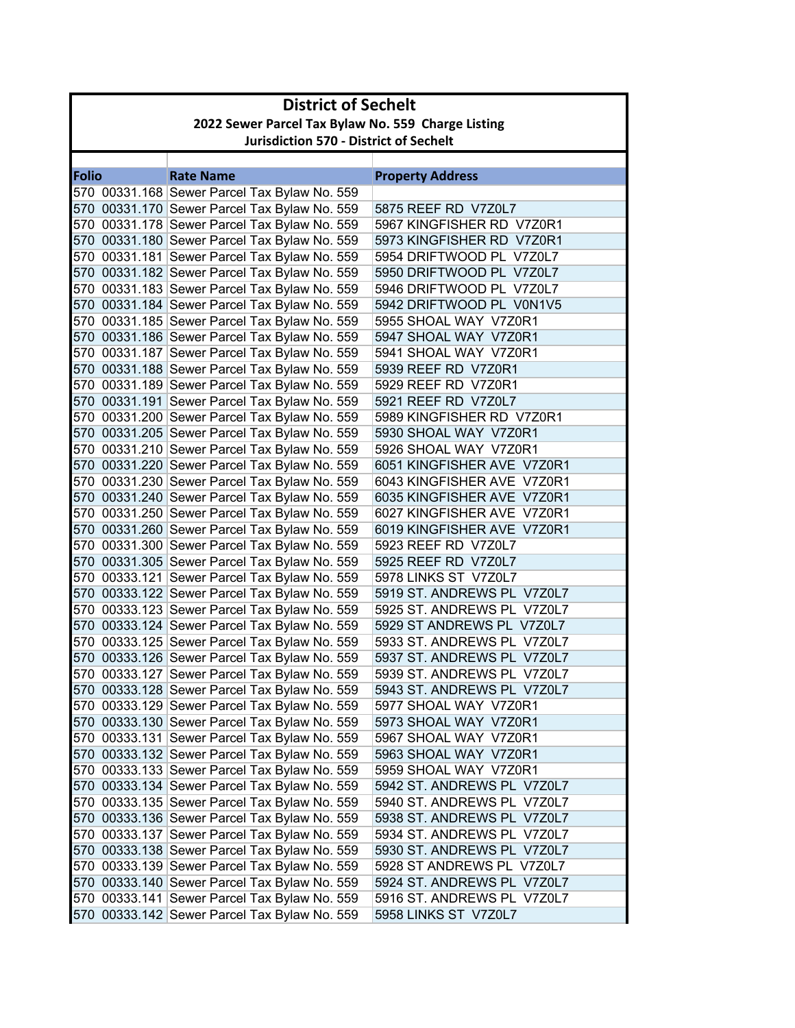# District of Sechelt

## 2022 Sewer Parcel Tax Bylaw No. 559 Charge Listing

### Jurisdiction 570 - District of Sechelt

| Folio | Rate Name | Property Address |
|---|---|---|
| 570 00331.168 | Sewer Parcel Tax Bylaw No. 559 | |
| 570 00331.170 | Sewer Parcel Tax Bylaw No. 559 | 5875 REEF RD V7Z0L7 |
| 570 00331.178 | Sewer Parcel Tax Bylaw No. 559 | 5967 KINGFISHER RD V7Z0R1 |
| 570 00331.180 | Sewer Parcel Tax Bylaw No. 559 | 5973 KINGFISHER RD V7Z0R1 |
| 570 00331.181 | Sewer Parcel Tax Bylaw No. 559 | 5954 DRIFTWOOD PL V7Z0L7 |
| 570 00331.182 | Sewer Parcel Tax Bylaw No. 559 | 5950 DRIFTWOOD PL V7Z0L7 |
| 570 00331.183 | Sewer Parcel Tax Bylaw No. 559 | 5946 DRIFTWOOD PL V7Z0L7 |
| 570 00331.184 | Sewer Parcel Tax Bylaw No. 559 | 5942 DRIFTWOOD PL V0N1V5 |
| 570 00331.185 | Sewer Parcel Tax Bylaw No. 559 | 5955 SHOAL WAY V7Z0R1 |
| 570 00331.186 | Sewer Parcel Tax Bylaw No. 559 | 5947 SHOAL WAY V7Z0R1 |
| 570 00331.187 | Sewer Parcel Tax Bylaw No. 559 | 5941 SHOAL WAY V7Z0R1 |
| 570 00331.188 | Sewer Parcel Tax Bylaw No. 559 | 5939 REEF RD V7Z0R1 |
| 570 00331.189 | Sewer Parcel Tax Bylaw No. 559 | 5929 REEF RD V7Z0R1 |
| 570 00331.191 | Sewer Parcel Tax Bylaw No. 559 | 5921 REEF RD V7Z0L7 |
| 570 00331.200 | Sewer Parcel Tax Bylaw No. 559 | 5989 KINGFISHER RD V7Z0R1 |
| 570 00331.205 | Sewer Parcel Tax Bylaw No. 559 | 5930 SHOAL WAY V7Z0R1 |
| 570 00331.210 | Sewer Parcel Tax Bylaw No. 559 | 5926 SHOAL WAY V7Z0R1 |
| 570 00331.220 | Sewer Parcel Tax Bylaw No. 559 | 6051 KINGFISHER AVE V7Z0R1 |
| 570 00331.230 | Sewer Parcel Tax Bylaw No. 559 | 6043 KINGFISHER AVE V7Z0R1 |
| 570 00331.240 | Sewer Parcel Tax Bylaw No. 559 | 6035 KINGFISHER AVE V7Z0R1 |
| 570 00331.250 | Sewer Parcel Tax Bylaw No. 559 | 6027 KINGFISHER AVE V7Z0R1 |
| 570 00331.260 | Sewer Parcel Tax Bylaw No. 559 | 6019 KINGFISHER AVE V7Z0R1 |
| 570 00331.300 | Sewer Parcel Tax Bylaw No. 559 | 5923 REEF RD V7Z0L7 |
| 570 00331.305 | Sewer Parcel Tax Bylaw No. 559 | 5925 REEF RD V7Z0L7 |
| 570 00333.121 | Sewer Parcel Tax Bylaw No. 559 | 5978 LINKS ST V7Z0L7 |
| 570 00333.122 | Sewer Parcel Tax Bylaw No. 559 | 5919 ST. ANDREWS PL V7Z0L7 |
| 570 00333.123 | Sewer Parcel Tax Bylaw No. 559 | 5925 ST. ANDREWS PL V7Z0L7 |
| 570 00333.124 | Sewer Parcel Tax Bylaw No. 559 | 5929 ST ANDREWS PL V7Z0L7 |
| 570 00333.125 | Sewer Parcel Tax Bylaw No. 559 | 5933 ST. ANDREWS PL V7Z0L7 |
| 570 00333.126 | Sewer Parcel Tax Bylaw No. 559 | 5937 ST. ANDREWS PL V7Z0L7 |
| 570 00333.127 | Sewer Parcel Tax Bylaw No. 559 | 5939 ST. ANDREWS PL V7Z0L7 |
| 570 00333.128 | Sewer Parcel Tax Bylaw No. 559 | 5943 ST. ANDREWS PL V7Z0L7 |
| 570 00333.129 | Sewer Parcel Tax Bylaw No. 559 | 5977 SHOAL WAY V7Z0R1 |
| 570 00333.130 | Sewer Parcel Tax Bylaw No. 559 | 5973 SHOAL WAY V7Z0R1 |
| 570 00333.131 | Sewer Parcel Tax Bylaw No. 559 | 5967 SHOAL WAY V7Z0R1 |
| 570 00333.132 | Sewer Parcel Tax Bylaw No. 559 | 5963 SHOAL WAY V7Z0R1 |
| 570 00333.133 | Sewer Parcel Tax Bylaw No. 559 | 5959 SHOAL WAY V7Z0R1 |
| 570 00333.134 | Sewer Parcel Tax Bylaw No. 559 | 5942 ST. ANDREWS PL V7Z0L7 |
| 570 00333.135 | Sewer Parcel Tax Bylaw No. 559 | 5940 ST. ANDREWS PL V7Z0L7 |
| 570 00333.136 | Sewer Parcel Tax Bylaw No. 559 | 5938 ST. ANDREWS PL V7Z0L7 |
| 570 00333.137 | Sewer Parcel Tax Bylaw No. 559 | 5934 ST. ANDREWS PL V7Z0L7 |
| 570 00333.138 | Sewer Parcel Tax Bylaw No. 559 | 5930 ST. ANDREWS PL V7Z0L7 |
| 570 00333.139 | Sewer Parcel Tax Bylaw No. 559 | 5928 ST ANDREWS PL V7Z0L7 |
| 570 00333.140 | Sewer Parcel Tax Bylaw No. 559 | 5924 ST. ANDREWS PL V7Z0L7 |
| 570 00333.141 | Sewer Parcel Tax Bylaw No. 559 | 5916 ST. ANDREWS PL V7Z0L7 |
| 570 00333.142 | Sewer Parcel Tax Bylaw No. 559 | 5958 LINKS ST V7Z0L7 |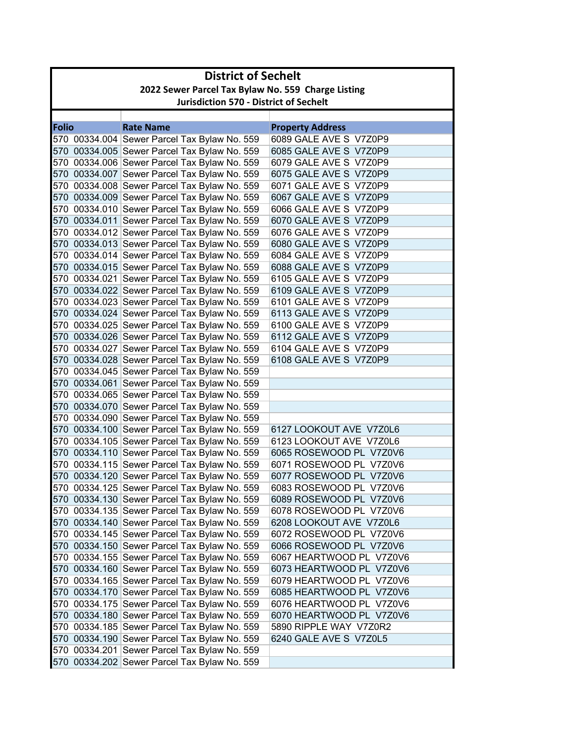# District of Sechelt

## 2022 Sewer Parcel Tax Bylaw No. 559 Charge Listing

## Jurisdiction 570 - District of Sechelt

| Folio | Rate Name | Property Address |
|---|---|---|
| 570 00334.004 | Sewer Parcel Tax Bylaw No. 559 | 6089 GALE AVE S V7Z0P9 |
| 570 00334.005 | Sewer Parcel Tax Bylaw No. 559 | 6085 GALE AVE S V7Z0P9 |
| 570 00334.006 | Sewer Parcel Tax Bylaw No. 559 | 6079 GALE AVE S V7Z0P9 |
| 570 00334.007 | Sewer Parcel Tax Bylaw No. 559 | 6075 GALE AVE S V7Z0P9 |
| 570 00334.008 | Sewer Parcel Tax Bylaw No. 559 | 6071 GALE AVE S V7Z0P9 |
| 570 00334.009 | Sewer Parcel Tax Bylaw No. 559 | 6067 GALE AVE S V7Z0P9 |
| 570 00334.010 | Sewer Parcel Tax Bylaw No. 559 | 6066 GALE AVE S V7Z0P9 |
| 570 00334.011 | Sewer Parcel Tax Bylaw No. 559 | 6070 GALE AVE S V7Z0P9 |
| 570 00334.012 | Sewer Parcel Tax Bylaw No. 559 | 6076 GALE AVE S V7Z0P9 |
| 570 00334.013 | Sewer Parcel Tax Bylaw No. 559 | 6080 GALE AVE S V7Z0P9 |
| 570 00334.014 | Sewer Parcel Tax Bylaw No. 559 | 6084 GALE AVE S V7Z0P9 |
| 570 00334.015 | Sewer Parcel Tax Bylaw No. 559 | 6088 GALE AVE S V7Z0P9 |
| 570 00334.021 | Sewer Parcel Tax Bylaw No. 559 | 6105 GALE AVE S V7Z0P9 |
| 570 00334.022 | Sewer Parcel Tax Bylaw No. 559 | 6109 GALE AVE S V7Z0P9 |
| 570 00334.023 | Sewer Parcel Tax Bylaw No. 559 | 6101 GALE AVE S V7Z0P9 |
| 570 00334.024 | Sewer Parcel Tax Bylaw No. 559 | 6113 GALE AVE S V7Z0P9 |
| 570 00334.025 | Sewer Parcel Tax Bylaw No. 559 | 6100 GALE AVE S V7Z0P9 |
| 570 00334.026 | Sewer Parcel Tax Bylaw No. 559 | 6112 GALE AVE S V7Z0P9 |
| 570 00334.027 | Sewer Parcel Tax Bylaw No. 559 | 6104 GALE AVE S V7Z0P9 |
| 570 00334.028 | Sewer Parcel Tax Bylaw No. 559 | 6108 GALE AVE S V7Z0P9 |
| 570 00334.045 | Sewer Parcel Tax Bylaw No. 559 | |
| 570 00334.061 | Sewer Parcel Tax Bylaw No. 559 | |
| 570 00334.065 | Sewer Parcel Tax Bylaw No. 559 | |
| 570 00334.070 | Sewer Parcel Tax Bylaw No. 559 | |
| 570 00334.090 | Sewer Parcel Tax Bylaw No. 559 | |
| 570 00334.100 | Sewer Parcel Tax Bylaw No. 559 | 6127 LOOKOUT AVE V7Z0L6 |
| 570 00334.105 | Sewer Parcel Tax Bylaw No. 559 | 6123 LOOKOUT AVE V7Z0L6 |
| 570 00334.110 | Sewer Parcel Tax Bylaw No. 559 | 6065 ROSEWOOD PL V7Z0V6 |
| 570 00334.115 | Sewer Parcel Tax Bylaw No. 559 | 6071 ROSEWOOD PL V7Z0V6 |
| 570 00334.120 | Sewer Parcel Tax Bylaw No. 559 | 6077 ROSEWOOD PL V7Z0V6 |
| 570 00334.125 | Sewer Parcel Tax Bylaw No. 559 | 6083 ROSEWOOD PL V7Z0V6 |
| 570 00334.130 | Sewer Parcel Tax Bylaw No. 559 | 6089 ROSEWOOD PL V7Z0V6 |
| 570 00334.135 | Sewer Parcel Tax Bylaw No. 559 | 6078 ROSEWOOD PL V7Z0V6 |
| 570 00334.140 | Sewer Parcel Tax Bylaw No. 559 | 6208 LOOKOUT AVE V7Z0L6 |
| 570 00334.145 | Sewer Parcel Tax Bylaw No. 559 | 6072 ROSEWOOD PL V7Z0V6 |
| 570 00334.150 | Sewer Parcel Tax Bylaw No. 559 | 6066 ROSEWOOD PL V7Z0V6 |
| 570 00334.155 | Sewer Parcel Tax Bylaw No. 559 | 6067 HEARTWOOD PL V7Z0V6 |
| 570 00334.160 | Sewer Parcel Tax Bylaw No. 559 | 6073 HEARTWOOD PL V7Z0V6 |
| 570 00334.165 | Sewer Parcel Tax Bylaw No. 559 | 6079 HEARTWOOD PL V7Z0V6 |
| 570 00334.170 | Sewer Parcel Tax Bylaw No. 559 | 6085 HEARTWOOD PL V7Z0V6 |
| 570 00334.175 | Sewer Parcel Tax Bylaw No. 559 | 6076 HEARTWOOD PL V7Z0V6 |
| 570 00334.180 | Sewer Parcel Tax Bylaw No. 559 | 6070 HEARTWOOD PL V7Z0V6 |
| 570 00334.185 | Sewer Parcel Tax Bylaw No. 559 | 5890 RIPPLE WAY V7Z0R2 |
| 570 00334.190 | Sewer Parcel Tax Bylaw No. 559 | 6240 GALE AVE S V7Z0L5 |
| 570 00334.201 | Sewer Parcel Tax Bylaw No. 559 | |
| 570 00334.202 | Sewer Parcel Tax Bylaw No. 559 | |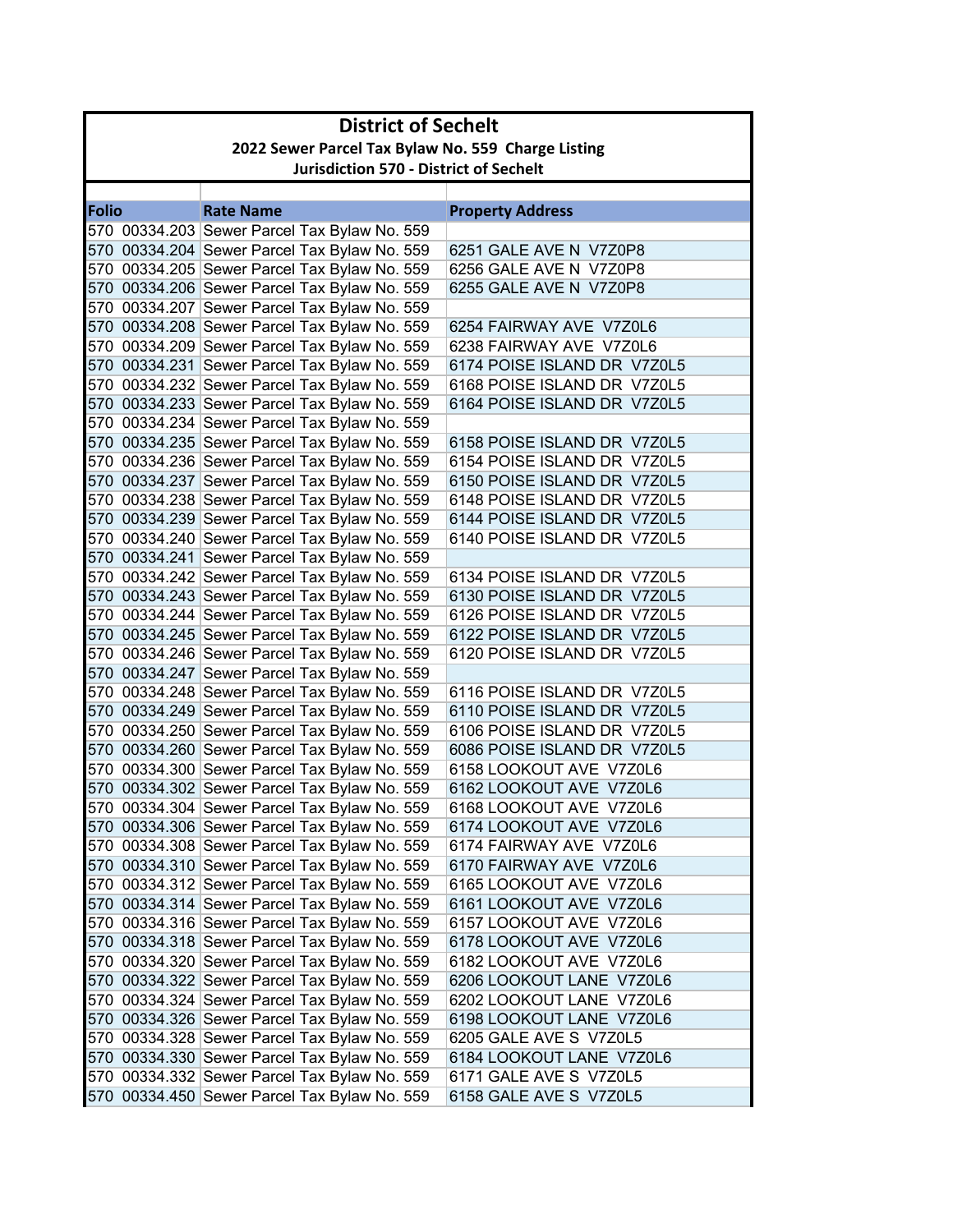# District of Sechelt

## 2022 Sewer Parcel Tax Bylaw No. 559 Charge Listing

### Jurisdiction 570 - District of Sechelt

| Folio | Rate Name | Property Address |
|---|---|---|
| 570 00334.203 | Sewer Parcel Tax Bylaw No. 559 | |
| 570 00334.204 | Sewer Parcel Tax Bylaw No. 559 | 6251 GALE AVE N V7Z0P8 |
| 570 00334.205 | Sewer Parcel Tax Bylaw No. 559 | 6256 GALE AVE N V7Z0P8 |
| 570 00334.206 | Sewer Parcel Tax Bylaw No. 559 | 6255 GALE AVE N V7Z0P8 |
| 570 00334.207 | Sewer Parcel Tax Bylaw No. 559 | |
| 570 00334.208 | Sewer Parcel Tax Bylaw No. 559 | 6254 FAIRWAY AVE V7Z0L6 |
| 570 00334.209 | Sewer Parcel Tax Bylaw No. 559 | 6238 FAIRWAY AVE V7Z0L6 |
| 570 00334.231 | Sewer Parcel Tax Bylaw No. 559 | 6174 POISE ISLAND DR V7Z0L5 |
| 570 00334.232 | Sewer Parcel Tax Bylaw No. 559 | 6168 POISE ISLAND DR V7Z0L5 |
| 570 00334.233 | Sewer Parcel Tax Bylaw No. 559 | 6164 POISE ISLAND DR V7Z0L5 |
| 570 00334.234 | Sewer Parcel Tax Bylaw No. 559 | |
| 570 00334.235 | Sewer Parcel Tax Bylaw No. 559 | 6158 POISE ISLAND DR V7Z0L5 |
| 570 00334.236 | Sewer Parcel Tax Bylaw No. 559 | 6154 POISE ISLAND DR V7Z0L5 |
| 570 00334.237 | Sewer Parcel Tax Bylaw No. 559 | 6150 POISE ISLAND DR V7Z0L5 |
| 570 00334.238 | Sewer Parcel Tax Bylaw No. 559 | 6148 POISE ISLAND DR V7Z0L5 |
| 570 00334.239 | Sewer Parcel Tax Bylaw No. 559 | 6144 POISE ISLAND DR V7Z0L5 |
| 570 00334.240 | Sewer Parcel Tax Bylaw No. 559 | 6140 POISE ISLAND DR V7Z0L5 |
| 570 00334.241 | Sewer Parcel Tax Bylaw No. 559 | |
| 570 00334.242 | Sewer Parcel Tax Bylaw No. 559 | 6134 POISE ISLAND DR V7Z0L5 |
| 570 00334.243 | Sewer Parcel Tax Bylaw No. 559 | 6130 POISE ISLAND DR V7Z0L5 |
| 570 00334.244 | Sewer Parcel Tax Bylaw No. 559 | 6126 POISE ISLAND DR V7Z0L5 |
| 570 00334.245 | Sewer Parcel Tax Bylaw No. 559 | 6122 POISE ISLAND DR V7Z0L5 |
| 570 00334.246 | Sewer Parcel Tax Bylaw No. 559 | 6120 POISE ISLAND DR V7Z0L5 |
| 570 00334.247 | Sewer Parcel Tax Bylaw No. 559 | |
| 570 00334.248 | Sewer Parcel Tax Bylaw No. 559 | 6116 POISE ISLAND DR V7Z0L5 |
| 570 00334.249 | Sewer Parcel Tax Bylaw No. 559 | 6110 POISE ISLAND DR V7Z0L5 |
| 570 00334.250 | Sewer Parcel Tax Bylaw No. 559 | 6106 POISE ISLAND DR V7Z0L5 |
| 570 00334.260 | Sewer Parcel Tax Bylaw No. 559 | 6086 POISE ISLAND DR V7Z0L5 |
| 570 00334.300 | Sewer Parcel Tax Bylaw No. 559 | 6158 LOOKOUT AVE V7Z0L6 |
| 570 00334.302 | Sewer Parcel Tax Bylaw No. 559 | 6162 LOOKOUT AVE V7Z0L6 |
| 570 00334.304 | Sewer Parcel Tax Bylaw No. 559 | 6168 LOOKOUT AVE V7Z0L6 |
| 570 00334.306 | Sewer Parcel Tax Bylaw No. 559 | 6174 LOOKOUT AVE V7Z0L6 |
| 570 00334.308 | Sewer Parcel Tax Bylaw No. 559 | 6174 FAIRWAY AVE V7Z0L6 |
| 570 00334.310 | Sewer Parcel Tax Bylaw No. 559 | 6170 FAIRWAY AVE V7Z0L6 |
| 570 00334.312 | Sewer Parcel Tax Bylaw No. 559 | 6165 LOOKOUT AVE V7Z0L6 |
| 570 00334.314 | Sewer Parcel Tax Bylaw No. 559 | 6161 LOOKOUT AVE V7Z0L6 |
| 570 00334.316 | Sewer Parcel Tax Bylaw No. 559 | 6157 LOOKOUT AVE V7Z0L6 |
| 570 00334.318 | Sewer Parcel Tax Bylaw No. 559 | 6178 LOOKOUT AVE V7Z0L6 |
| 570 00334.320 | Sewer Parcel Tax Bylaw No. 559 | 6182 LOOKOUT AVE V7Z0L6 |
| 570 00334.322 | Sewer Parcel Tax Bylaw No. 559 | 6206 LOOKOUT LANE V7Z0L6 |
| 570 00334.324 | Sewer Parcel Tax Bylaw No. 559 | 6202 LOOKOUT LANE V7Z0L6 |
| 570 00334.326 | Sewer Parcel Tax Bylaw No. 559 | 6198 LOOKOUT LANE V7Z0L6 |
| 570 00334.328 | Sewer Parcel Tax Bylaw No. 559 | 6205 GALE AVE S V7Z0L5 |
| 570 00334.330 | Sewer Parcel Tax Bylaw No. 559 | 6184 LOOKOUT LANE V7Z0L6 |
| 570 00334.332 | Sewer Parcel Tax Bylaw No. 559 | 6171 GALE AVE S V7Z0L5 |
| 570 00334.450 | Sewer Parcel Tax Bylaw No. 559 | 6158 GALE AVE S V7Z0L5 |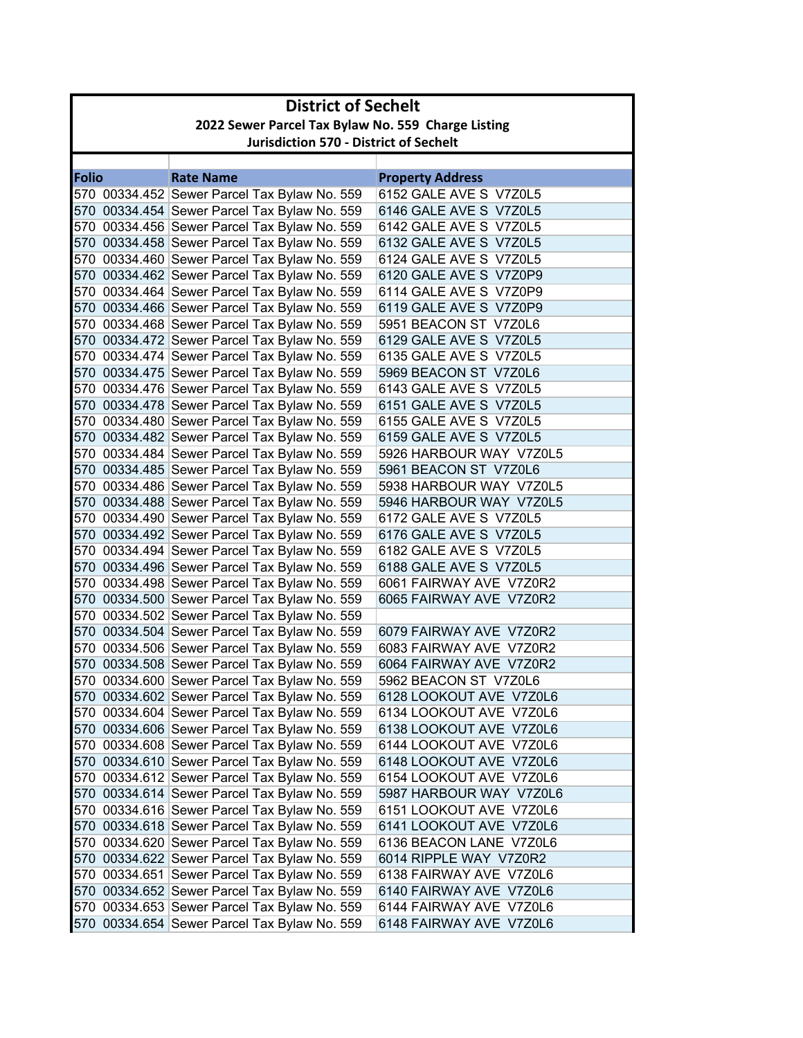# District of Sechelt

## 2022 Sewer Parcel Tax Bylaw No. 559 Charge Listing

### Jurisdiction 570 - District of Sechelt

| Folio | Rate Name | Property Address |
|---|---|---|
| 570 00334.452 | Sewer Parcel Tax Bylaw No. 559 | 6152 GALE AVE S V7Z0L5 |
| 570 00334.454 | Sewer Parcel Tax Bylaw No. 559 | 6146 GALE AVE S V7Z0L5 |
| 570 00334.456 | Sewer Parcel Tax Bylaw No. 559 | 6142 GALE AVE S V7Z0L5 |
| 570 00334.458 | Sewer Parcel Tax Bylaw No. 559 | 6132 GALE AVE S V7Z0L5 |
| 570 00334.460 | Sewer Parcel Tax Bylaw No. 559 | 6124 GALE AVE S V7Z0L5 |
| 570 00334.462 | Sewer Parcel Tax Bylaw No. 559 | 6120 GALE AVE S V7Z0P9 |
| 570 00334.464 | Sewer Parcel Tax Bylaw No. 559 | 6114 GALE AVE S V7Z0P9 |
| 570 00334.466 | Sewer Parcel Tax Bylaw No. 559 | 6119 GALE AVE S V7Z0P9 |
| 570 00334.468 | Sewer Parcel Tax Bylaw No. 559 | 5951 BEACON ST V7Z0L6 |
| 570 00334.472 | Sewer Parcel Tax Bylaw No. 559 | 6129 GALE AVE S V7Z0L5 |
| 570 00334.474 | Sewer Parcel Tax Bylaw No. 559 | 6135 GALE AVE S V7Z0L5 |
| 570 00334.475 | Sewer Parcel Tax Bylaw No. 559 | 5969 BEACON ST V7Z0L6 |
| 570 00334.476 | Sewer Parcel Tax Bylaw No. 559 | 6143 GALE AVE S V7Z0L5 |
| 570 00334.478 | Sewer Parcel Tax Bylaw No. 559 | 6151 GALE AVE S V7Z0L5 |
| 570 00334.480 | Sewer Parcel Tax Bylaw No. 559 | 6155 GALE AVE S V7Z0L5 |
| 570 00334.482 | Sewer Parcel Tax Bylaw No. 559 | 6159 GALE AVE S V7Z0L5 |
| 570 00334.484 | Sewer Parcel Tax Bylaw No. 559 | 5926 HARBOUR WAY V7Z0L5 |
| 570 00334.485 | Sewer Parcel Tax Bylaw No. 559 | 5961 BEACON ST V7Z0L6 |
| 570 00334.486 | Sewer Parcel Tax Bylaw No. 559 | 5938 HARBOUR WAY V7Z0L5 |
| 570 00334.488 | Sewer Parcel Tax Bylaw No. 559 | 5946 HARBOUR WAY V7Z0L5 |
| 570 00334.490 | Sewer Parcel Tax Bylaw No. 559 | 6172 GALE AVE S V7Z0L5 |
| 570 00334.492 | Sewer Parcel Tax Bylaw No. 559 | 6176 GALE AVE S V7Z0L5 |
| 570 00334.494 | Sewer Parcel Tax Bylaw No. 559 | 6182 GALE AVE S V7Z0L5 |
| 570 00334.496 | Sewer Parcel Tax Bylaw No. 559 | 6188 GALE AVE S V7Z0L5 |
| 570 00334.498 | Sewer Parcel Tax Bylaw No. 559 | 6061 FAIRWAY AVE V7Z0R2 |
| 570 00334.500 | Sewer Parcel Tax Bylaw No. 559 | 6065 FAIRWAY AVE V7Z0R2 |
| 570 00334.502 | Sewer Parcel Tax Bylaw No. 559 | |
| 570 00334.504 | Sewer Parcel Tax Bylaw No. 559 | 6079 FAIRWAY AVE V7Z0R2 |
| 570 00334.506 | Sewer Parcel Tax Bylaw No. 559 | 6083 FAIRWAY AVE V7Z0R2 |
| 570 00334.508 | Sewer Parcel Tax Bylaw No. 559 | 6064 FAIRWAY AVE V7Z0R2 |
| 570 00334.600 | Sewer Parcel Tax Bylaw No. 559 | 5962 BEACON ST V7Z0L6 |
| 570 00334.602 | Sewer Parcel Tax Bylaw No. 559 | 6128 LOOKOUT AVE V7Z0L6 |
| 570 00334.604 | Sewer Parcel Tax Bylaw No. 559 | 6134 LOOKOUT AVE V7Z0L6 |
| 570 00334.606 | Sewer Parcel Tax Bylaw No. 559 | 6138 LOOKOUT AVE V7Z0L6 |
| 570 00334.608 | Sewer Parcel Tax Bylaw No. 559 | 6144 LOOKOUT AVE V7Z0L6 |
| 570 00334.610 | Sewer Parcel Tax Bylaw No. 559 | 6148 LOOKOUT AVE V7Z0L6 |
| 570 00334.612 | Sewer Parcel Tax Bylaw No. 559 | 6154 LOOKOUT AVE V7Z0L6 |
| 570 00334.614 | Sewer Parcel Tax Bylaw No. 559 | 5987 HARBOUR WAY V7Z0L6 |
| 570 00334.616 | Sewer Parcel Tax Bylaw No. 559 | 6151 LOOKOUT AVE V7Z0L6 |
| 570 00334.618 | Sewer Parcel Tax Bylaw No. 559 | 6141 LOOKOUT AVE V7Z0L6 |
| 570 00334.620 | Sewer Parcel Tax Bylaw No. 559 | 6136 BEACON LANE V7Z0L6 |
| 570 00334.622 | Sewer Parcel Tax Bylaw No. 559 | 6014 RIPPLE WAY V7Z0R2 |
| 570 00334.651 | Sewer Parcel Tax Bylaw No. 559 | 6138 FAIRWAY AVE V7Z0L6 |
| 570 00334.652 | Sewer Parcel Tax Bylaw No. 559 | 6140 FAIRWAY AVE V7Z0L6 |
| 570 00334.653 | Sewer Parcel Tax Bylaw No. 559 | 6144 FAIRWAY AVE V7Z0L6 |
| 570 00334.654 | Sewer Parcel Tax Bylaw No. 559 | 6148 FAIRWAY AVE V7Z0L6 |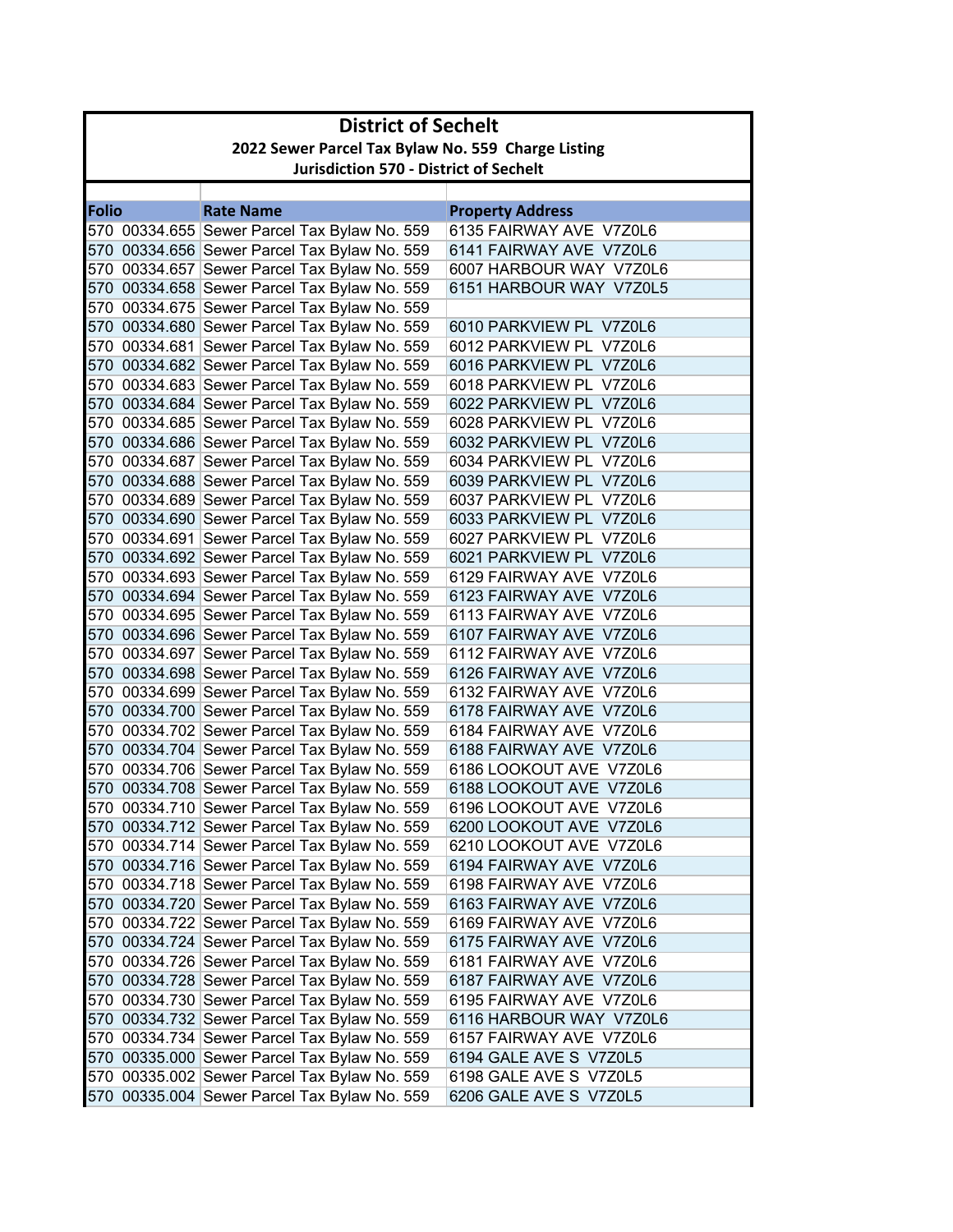# District of Sechelt

## 2022 Sewer Parcel Tax Bylaw No. 559 Charge Listing

### Jurisdiction 570 - District of Sechelt

| Folio | Rate Name | Property Address |
|---|---|---|
| 570 00334.655 | Sewer Parcel Tax Bylaw No. 559 | 6135 FAIRWAY AVE V7Z0L6 |
| 570 00334.656 | Sewer Parcel Tax Bylaw No. 559 | 6141 FAIRWAY AVE V7Z0L6 |
| 570 00334.657 | Sewer Parcel Tax Bylaw No. 559 | 6007 HARBOUR WAY V7Z0L6 |
| 570 00334.658 | Sewer Parcel Tax Bylaw No. 559 | 6151 HARBOUR WAY V7Z0L5 |
| 570 00334.675 | Sewer Parcel Tax Bylaw No. 559 | |
| 570 00334.680 | Sewer Parcel Tax Bylaw No. 559 | 6010 PARKVIEW PL V7Z0L6 |
| 570 00334.681 | Sewer Parcel Tax Bylaw No. 559 | 6012 PARKVIEW PL V7Z0L6 |
| 570 00334.682 | Sewer Parcel Tax Bylaw No. 559 | 6016 PARKVIEW PL V7Z0L6 |
| 570 00334.683 | Sewer Parcel Tax Bylaw No. 559 | 6018 PARKVIEW PL V7Z0L6 |
| 570 00334.684 | Sewer Parcel Tax Bylaw No. 559 | 6022 PARKVIEW PL V7Z0L6 |
| 570 00334.685 | Sewer Parcel Tax Bylaw No. 559 | 6028 PARKVIEW PL V7Z0L6 |
| 570 00334.686 | Sewer Parcel Tax Bylaw No. 559 | 6032 PARKVIEW PL V7Z0L6 |
| 570 00334.687 | Sewer Parcel Tax Bylaw No. 559 | 6034 PARKVIEW PL V7Z0L6 |
| 570 00334.688 | Sewer Parcel Tax Bylaw No. 559 | 6039 PARKVIEW PL V7Z0L6 |
| 570 00334.689 | Sewer Parcel Tax Bylaw No. 559 | 6037 PARKVIEW PL V7Z0L6 |
| 570 00334.690 | Sewer Parcel Tax Bylaw No. 559 | 6033 PARKVIEW PL V7Z0L6 |
| 570 00334.691 | Sewer Parcel Tax Bylaw No. 559 | 6027 PARKVIEW PL V7Z0L6 |
| 570 00334.692 | Sewer Parcel Tax Bylaw No. 559 | 6021 PARKVIEW PL V7Z0L6 |
| 570 00334.693 | Sewer Parcel Tax Bylaw No. 559 | 6129 FAIRWAY AVE V7Z0L6 |
| 570 00334.694 | Sewer Parcel Tax Bylaw No. 559 | 6123 FAIRWAY AVE V7Z0L6 |
| 570 00334.695 | Sewer Parcel Tax Bylaw No. 559 | 6113 FAIRWAY AVE V7Z0L6 |
| 570 00334.696 | Sewer Parcel Tax Bylaw No. 559 | 6107 FAIRWAY AVE V7Z0L6 |
| 570 00334.697 | Sewer Parcel Tax Bylaw No. 559 | 6112 FAIRWAY AVE V7Z0L6 |
| 570 00334.698 | Sewer Parcel Tax Bylaw No. 559 | 6126 FAIRWAY AVE V7Z0L6 |
| 570 00334.699 | Sewer Parcel Tax Bylaw No. 559 | 6132 FAIRWAY AVE V7Z0L6 |
| 570 00334.700 | Sewer Parcel Tax Bylaw No. 559 | 6178 FAIRWAY AVE V7Z0L6 |
| 570 00334.702 | Sewer Parcel Tax Bylaw No. 559 | 6184 FAIRWAY AVE V7Z0L6 |
| 570 00334.704 | Sewer Parcel Tax Bylaw No. 559 | 6188 FAIRWAY AVE V7Z0L6 |
| 570 00334.706 | Sewer Parcel Tax Bylaw No. 559 | 6186 LOOKOUT AVE V7Z0L6 |
| 570 00334.708 | Sewer Parcel Tax Bylaw No. 559 | 6188 LOOKOUT AVE V7Z0L6 |
| 570 00334.710 | Sewer Parcel Tax Bylaw No. 559 | 6196 LOOKOUT AVE V7Z0L6 |
| 570 00334.712 | Sewer Parcel Tax Bylaw No. 559 | 6200 LOOKOUT AVE V7Z0L6 |
| 570 00334.714 | Sewer Parcel Tax Bylaw No. 559 | 6210 LOOKOUT AVE V7Z0L6 |
| 570 00334.716 | Sewer Parcel Tax Bylaw No. 559 | 6194 FAIRWAY AVE V7Z0L6 |
| 570 00334.718 | Sewer Parcel Tax Bylaw No. 559 | 6198 FAIRWAY AVE V7Z0L6 |
| 570 00334.720 | Sewer Parcel Tax Bylaw No. 559 | 6163 FAIRWAY AVE V7Z0L6 |
| 570 00334.722 | Sewer Parcel Tax Bylaw No. 559 | 6169 FAIRWAY AVE V7Z0L6 |
| 570 00334.724 | Sewer Parcel Tax Bylaw No. 559 | 6175 FAIRWAY AVE V7Z0L6 |
| 570 00334.726 | Sewer Parcel Tax Bylaw No. 559 | 6181 FAIRWAY AVE V7Z0L6 |
| 570 00334.728 | Sewer Parcel Tax Bylaw No. 559 | 6187 FAIRWAY AVE V7Z0L6 |
| 570 00334.730 | Sewer Parcel Tax Bylaw No. 559 | 6195 FAIRWAY AVE V7Z0L6 |
| 570 00334.732 | Sewer Parcel Tax Bylaw No. 559 | 6116 HARBOUR WAY V7Z0L6 |
| 570 00334.734 | Sewer Parcel Tax Bylaw No. 559 | 6157 FAIRWAY AVE V7Z0L6 |
| 570 00335.000 | Sewer Parcel Tax Bylaw No. 559 | 6194 GALE AVE S V7Z0L5 |
| 570 00335.002 | Sewer Parcel Tax Bylaw No. 559 | 6198 GALE AVE S V7Z0L5 |
| 570 00335.004 | Sewer Parcel Tax Bylaw No. 559 | 6206 GALE AVE S V7Z0L5 |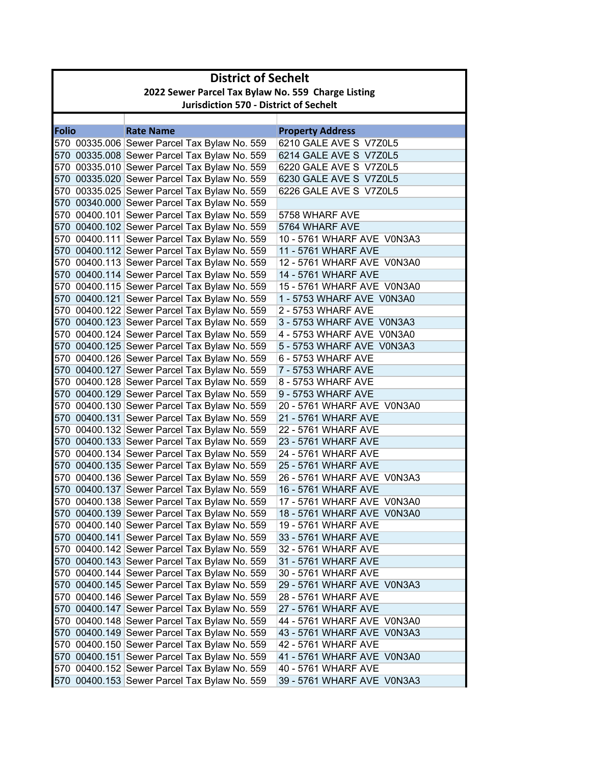# District of Sechelt

## 2022 Sewer Parcel Tax Bylaw No. 559 Charge Listing

### Jurisdiction 570 - District of Sechelt

| Folio | Rate Name | Property Address |
|---|---|---|
| 570 00335.006 | Sewer Parcel Tax Bylaw No. 559 | 6210 GALE AVE S V7Z0L5 |
| 570 00335.008 | Sewer Parcel Tax Bylaw No. 559 | 6214 GALE AVE S V7Z0L5 |
| 570 00335.010 | Sewer Parcel Tax Bylaw No. 559 | 6220 GALE AVE S V7Z0L5 |
| 570 00335.020 | Sewer Parcel Tax Bylaw No. 559 | 6230 GALE AVE S V7Z0L5 |
| 570 00335.025 | Sewer Parcel Tax Bylaw No. 559 | 6226 GALE AVE S V7Z0L5 |
| 570 00340.000 | Sewer Parcel Tax Bylaw No. 559 | |
| 570 00400.101 | Sewer Parcel Tax Bylaw No. 559 | 5758 WHARF AVE |
| 570 00400.102 | Sewer Parcel Tax Bylaw No. 559 | 5764 WHARF AVE |
| 570 00400.111 | Sewer Parcel Tax Bylaw No. 559 | 10 - 5761 WHARF AVE V0N3A3 |
| 570 00400.112 | Sewer Parcel Tax Bylaw No. 559 | 11 - 5761 WHARF AVE |
| 570 00400.113 | Sewer Parcel Tax Bylaw No. 559 | 12 - 5761 WHARF AVE V0N3A0 |
| 570 00400.114 | Sewer Parcel Tax Bylaw No. 559 | 14 - 5761 WHARF AVE |
| 570 00400.115 | Sewer Parcel Tax Bylaw No. 559 | 15 - 5761 WHARF AVE V0N3A0 |
| 570 00400.121 | Sewer Parcel Tax Bylaw No. 559 | 1 - 5753 WHARF AVE V0N3A0 |
| 570 00400.122 | Sewer Parcel Tax Bylaw No. 559 | 2 - 5753 WHARF AVE |
| 570 00400.123 | Sewer Parcel Tax Bylaw No. 559 | 3 - 5753 WHARF AVE V0N3A3 |
| 570 00400.124 | Sewer Parcel Tax Bylaw No. 559 | 4 - 5753 WHARF AVE V0N3A0 |
| 570 00400.125 | Sewer Parcel Tax Bylaw No. 559 | 5 - 5753 WHARF AVE V0N3A3 |
| 570 00400.126 | Sewer Parcel Tax Bylaw No. 559 | 6 - 5753 WHARF AVE |
| 570 00400.127 | Sewer Parcel Tax Bylaw No. 559 | 7 - 5753 WHARF AVE |
| 570 00400.128 | Sewer Parcel Tax Bylaw No. 559 | 8 - 5753 WHARF AVE |
| 570 00400.129 | Sewer Parcel Tax Bylaw No. 559 | 9 - 5753 WHARF AVE |
| 570 00400.130 | Sewer Parcel Tax Bylaw No. 559 | 20 - 5761 WHARF AVE V0N3A0 |
| 570 00400.131 | Sewer Parcel Tax Bylaw No. 559 | 21 - 5761 WHARF AVE |
| 570 00400.132 | Sewer Parcel Tax Bylaw No. 559 | 22 - 5761 WHARF AVE |
| 570 00400.133 | Sewer Parcel Tax Bylaw No. 559 | 23 - 5761 WHARF AVE |
| 570 00400.134 | Sewer Parcel Tax Bylaw No. 559 | 24 - 5761 WHARF AVE |
| 570 00400.135 | Sewer Parcel Tax Bylaw No. 559 | 25 - 5761 WHARF AVE |
| 570 00400.136 | Sewer Parcel Tax Bylaw No. 559 | 26 - 5761 WHARF AVE V0N3A3 |
| 570 00400.137 | Sewer Parcel Tax Bylaw No. 559 | 16 - 5761 WHARF AVE |
| 570 00400.138 | Sewer Parcel Tax Bylaw No. 559 | 17 - 5761 WHARF AVE V0N3A0 |
| 570 00400.139 | Sewer Parcel Tax Bylaw No. 559 | 18 - 5761 WHARF AVE V0N3A0 |
| 570 00400.140 | Sewer Parcel Tax Bylaw No. 559 | 19 - 5761 WHARF AVE |
| 570 00400.141 | Sewer Parcel Tax Bylaw No. 559 | 33 - 5761 WHARF AVE |
| 570 00400.142 | Sewer Parcel Tax Bylaw No. 559 | 32 - 5761 WHARF AVE |
| 570 00400.143 | Sewer Parcel Tax Bylaw No. 559 | 31 - 5761 WHARF AVE |
| 570 00400.144 | Sewer Parcel Tax Bylaw No. 559 | 30 - 5761 WHARF AVE |
| 570 00400.145 | Sewer Parcel Tax Bylaw No. 559 | 29 - 5761 WHARF AVE V0N3A3 |
| 570 00400.146 | Sewer Parcel Tax Bylaw No. 559 | 28 - 5761 WHARF AVE |
| 570 00400.147 | Sewer Parcel Tax Bylaw No. 559 | 27 - 5761 WHARF AVE |
| 570 00400.148 | Sewer Parcel Tax Bylaw No. 559 | 44 - 5761 WHARF AVE V0N3A0 |
| 570 00400.149 | Sewer Parcel Tax Bylaw No. 559 | 43 - 5761 WHARF AVE V0N3A3 |
| 570 00400.150 | Sewer Parcel Tax Bylaw No. 559 | 42 - 5761 WHARF AVE |
| 570 00400.151 | Sewer Parcel Tax Bylaw No. 559 | 41 - 5761 WHARF AVE V0N3A0 |
| 570 00400.152 | Sewer Parcel Tax Bylaw No. 559 | 40 - 5761 WHARF AVE |
| 570 00400.153 | Sewer Parcel Tax Bylaw No. 559 | 39 - 5761 WHARF AVE V0N3A3 |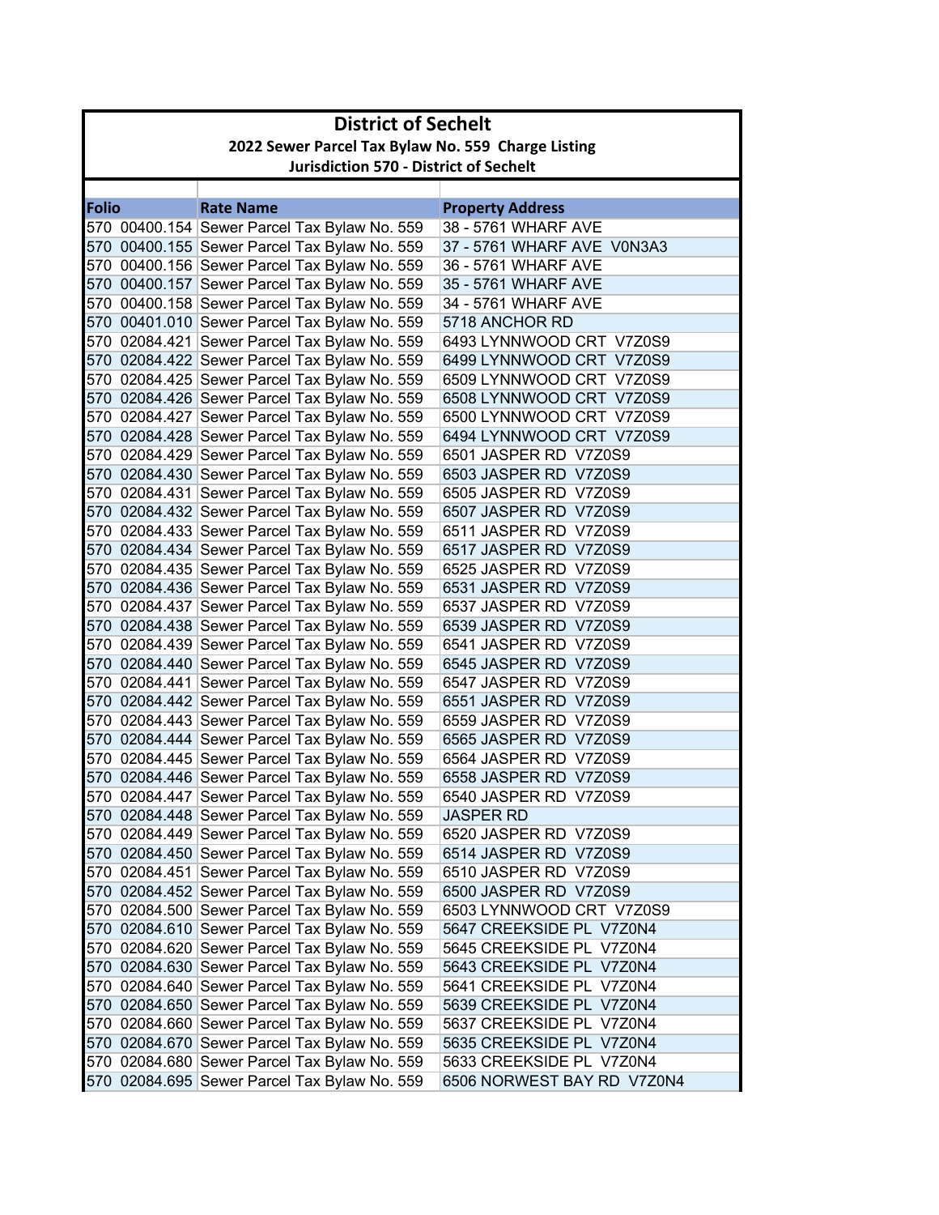# District of Sechelt

## 2022 Sewer Parcel Tax Bylaw No. 559 Charge Listing

### Jurisdiction 570 - District of Sechelt

| Folio | Rate Name | Property Address |
|---|---|---|
| 570 00400.154 | Sewer Parcel Tax Bylaw No. 559 | 38 - 5761 WHARF AVE |
| 570 00400.155 | Sewer Parcel Tax Bylaw No. 559 | 37 - 5761 WHARF AVE V0N3A3 |
| 570 00400.156 | Sewer Parcel Tax Bylaw No. 559 | 36 - 5761 WHARF AVE |
| 570 00400.157 | Sewer Parcel Tax Bylaw No. 559 | 35 - 5761 WHARF AVE |
| 570 00400.158 | Sewer Parcel Tax Bylaw No. 559 | 34 - 5761 WHARF AVE |
| 570 00401.010 | Sewer Parcel Tax Bylaw No. 559 | 5718 ANCHOR RD |
| 570 02084.421 | Sewer Parcel Tax Bylaw No. 559 | 6493 LYNNWOOD CRT V7Z0S9 |
| 570 02084.422 | Sewer Parcel Tax Bylaw No. 559 | 6499 LYNNWOOD CRT V7Z0S9 |
| 570 02084.425 | Sewer Parcel Tax Bylaw No. 559 | 6509 LYNNWOOD CRT V7Z0S9 |
| 570 02084.426 | Sewer Parcel Tax Bylaw No. 559 | 6508 LYNNWOOD CRT V7Z0S9 |
| 570 02084.427 | Sewer Parcel Tax Bylaw No. 559 | 6500 LYNNWOOD CRT V7Z0S9 |
| 570 02084.428 | Sewer Parcel Tax Bylaw No. 559 | 6494 LYNNWOOD CRT V7Z0S9 |
| 570 02084.429 | Sewer Parcel Tax Bylaw No. 559 | 6501 JASPER RD V7Z0S9 |
| 570 02084.430 | Sewer Parcel Tax Bylaw No. 559 | 6503 JASPER RD V7Z0S9 |
| 570 02084.431 | Sewer Parcel Tax Bylaw No. 559 | 6505 JASPER RD V7Z0S9 |
| 570 02084.432 | Sewer Parcel Tax Bylaw No. 559 | 6507 JASPER RD V7Z0S9 |
| 570 02084.433 | Sewer Parcel Tax Bylaw No. 559 | 6511 JASPER RD V7Z0S9 |
| 570 02084.434 | Sewer Parcel Tax Bylaw No. 559 | 6517 JASPER RD V7Z0S9 |
| 570 02084.435 | Sewer Parcel Tax Bylaw No. 559 | 6525 JASPER RD V7Z0S9 |
| 570 02084.436 | Sewer Parcel Tax Bylaw No. 559 | 6531 JASPER RD V7Z0S9 |
| 570 02084.437 | Sewer Parcel Tax Bylaw No. 559 | 6537 JASPER RD V7Z0S9 |
| 570 02084.438 | Sewer Parcel Tax Bylaw No. 559 | 6539 JASPER RD V7Z0S9 |
| 570 02084.439 | Sewer Parcel Tax Bylaw No. 559 | 6541 JASPER RD V7Z0S9 |
| 570 02084.440 | Sewer Parcel Tax Bylaw No. 559 | 6545 JASPER RD V7Z0S9 |
| 570 02084.441 | Sewer Parcel Tax Bylaw No. 559 | 6547 JASPER RD V7Z0S9 |
| 570 02084.442 | Sewer Parcel Tax Bylaw No. 559 | 6551 JASPER RD V7Z0S9 |
| 570 02084.443 | Sewer Parcel Tax Bylaw No. 559 | 6559 JASPER RD V7Z0S9 |
| 570 02084.444 | Sewer Parcel Tax Bylaw No. 559 | 6565 JASPER RD V7Z0S9 |
| 570 02084.445 | Sewer Parcel Tax Bylaw No. 559 | 6564 JASPER RD V7Z0S9 |
| 570 02084.446 | Sewer Parcel Tax Bylaw No. 559 | 6558 JASPER RD V7Z0S9 |
| 570 02084.447 | Sewer Parcel Tax Bylaw No. 559 | 6540 JASPER RD V7Z0S9 |
| 570 02084.448 | Sewer Parcel Tax Bylaw No. 559 | JASPER RD |
| 570 02084.449 | Sewer Parcel Tax Bylaw No. 559 | 6520 JASPER RD V7Z0S9 |
| 570 02084.450 | Sewer Parcel Tax Bylaw No. 559 | 6514 JASPER RD V7Z0S9 |
| 570 02084.451 | Sewer Parcel Tax Bylaw No. 559 | 6510 JASPER RD V7Z0S9 |
| 570 02084.452 | Sewer Parcel Tax Bylaw No. 559 | 6500 JASPER RD V7Z0S9 |
| 570 02084.500 | Sewer Parcel Tax Bylaw No. 559 | 6503 LYNNWOOD CRT V7Z0S9 |
| 570 02084.610 | Sewer Parcel Tax Bylaw No. 559 | 5647 CREEKSIDE PL V7Z0N4 |
| 570 02084.620 | Sewer Parcel Tax Bylaw No. 559 | 5645 CREEKSIDE PL V7Z0N4 |
| 570 02084.630 | Sewer Parcel Tax Bylaw No. 559 | 5643 CREEKSIDE PL V7Z0N4 |
| 570 02084.640 | Sewer Parcel Tax Bylaw No. 559 | 5641 CREEKSIDE PL V7Z0N4 |
| 570 02084.650 | Sewer Parcel Tax Bylaw No. 559 | 5639 CREEKSIDE PL V7Z0N4 |
| 570 02084.660 | Sewer Parcel Tax Bylaw No. 559 | 5637 CREEKSIDE PL V7Z0N4 |
| 570 02084.670 | Sewer Parcel Tax Bylaw No. 559 | 5635 CREEKSIDE PL V7Z0N4 |
| 570 02084.680 | Sewer Parcel Tax Bylaw No. 559 | 5633 CREEKSIDE PL V7Z0N4 |
| 570 02084.695 | Sewer Parcel Tax Bylaw No. 559 | 6506 NORWEST BAY RD V7Z0N4 |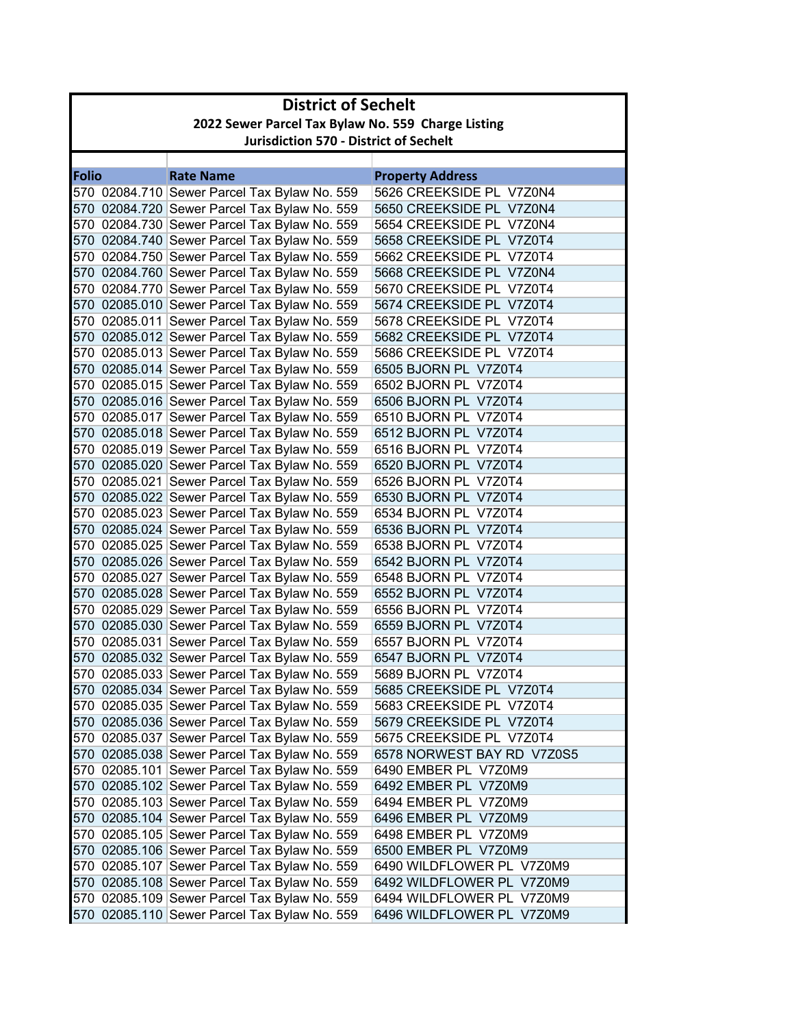# District of Sechelt

## 2022 Sewer Parcel Tax Bylaw No. 559 Charge Listing

### Jurisdiction 570 - District of Sechelt

| Folio | Rate Name | Property Address |
|---|---|---|
| 570 02084.710 | Sewer Parcel Tax Bylaw No. 559 | 5626 CREEKSIDE PL V7Z0N4 |
| 570 02084.720 | Sewer Parcel Tax Bylaw No. 559 | 5650 CREEKSIDE PL V7Z0N4 |
| 570 02084.730 | Sewer Parcel Tax Bylaw No. 559 | 5654 CREEKSIDE PL V7Z0N4 |
| 570 02084.740 | Sewer Parcel Tax Bylaw No. 559 | 5658 CREEKSIDE PL V7Z0T4 |
| 570 02084.750 | Sewer Parcel Tax Bylaw No. 559 | 5662 CREEKSIDE PL V7Z0T4 |
| 570 02084.760 | Sewer Parcel Tax Bylaw No. 559 | 5668 CREEKSIDE PL V7Z0N4 |
| 570 02084.770 | Sewer Parcel Tax Bylaw No. 559 | 5670 CREEKSIDE PL V7Z0T4 |
| 570 02085.010 | Sewer Parcel Tax Bylaw No. 559 | 5674 CREEKSIDE PL V7Z0T4 |
| 570 02085.011 | Sewer Parcel Tax Bylaw No. 559 | 5678 CREEKSIDE PL V7Z0T4 |
| 570 02085.012 | Sewer Parcel Tax Bylaw No. 559 | 5682 CREEKSIDE PL V7Z0T4 |
| 570 02085.013 | Sewer Parcel Tax Bylaw No. 559 | 5686 CREEKSIDE PL V7Z0T4 |
| 570 02085.014 | Sewer Parcel Tax Bylaw No. 559 | 6505 BJORN PL V7Z0T4 |
| 570 02085.015 | Sewer Parcel Tax Bylaw No. 559 | 6502 BJORN PL V7Z0T4 |
| 570 02085.016 | Sewer Parcel Tax Bylaw No. 559 | 6506 BJORN PL V7Z0T4 |
| 570 02085.017 | Sewer Parcel Tax Bylaw No. 559 | 6510 BJORN PL V7Z0T4 |
| 570 02085.018 | Sewer Parcel Tax Bylaw No. 559 | 6512 BJORN PL V7Z0T4 |
| 570 02085.019 | Sewer Parcel Tax Bylaw No. 559 | 6516 BJORN PL V7Z0T4 |
| 570 02085.020 | Sewer Parcel Tax Bylaw No. 559 | 6520 BJORN PL V7Z0T4 |
| 570 02085.021 | Sewer Parcel Tax Bylaw No. 559 | 6526 BJORN PL V7Z0T4 |
| 570 02085.022 | Sewer Parcel Tax Bylaw No. 559 | 6530 BJORN PL V7Z0T4 |
| 570 02085.023 | Sewer Parcel Tax Bylaw No. 559 | 6534 BJORN PL V7Z0T4 |
| 570 02085.024 | Sewer Parcel Tax Bylaw No. 559 | 6536 BJORN PL V7Z0T4 |
| 570 02085.025 | Sewer Parcel Tax Bylaw No. 559 | 6538 BJORN PL V7Z0T4 |
| 570 02085.026 | Sewer Parcel Tax Bylaw No. 559 | 6542 BJORN PL V7Z0T4 |
| 570 02085.027 | Sewer Parcel Tax Bylaw No. 559 | 6548 BJORN PL V7Z0T4 |
| 570 02085.028 | Sewer Parcel Tax Bylaw No. 559 | 6552 BJORN PL V7Z0T4 |
| 570 02085.029 | Sewer Parcel Tax Bylaw No. 559 | 6556 BJORN PL V7Z0T4 |
| 570 02085.030 | Sewer Parcel Tax Bylaw No. 559 | 6559 BJORN PL V7Z0T4 |
| 570 02085.031 | Sewer Parcel Tax Bylaw No. 559 | 6557 BJORN PL V7Z0T4 |
| 570 02085.032 | Sewer Parcel Tax Bylaw No. 559 | 6547 BJORN PL V7Z0T4 |
| 570 02085.033 | Sewer Parcel Tax Bylaw No. 559 | 5689 BJORN PL V7Z0T4 |
| 570 02085.034 | Sewer Parcel Tax Bylaw No. 559 | 5685 CREEKSIDE PL V7Z0T4 |
| 570 02085.035 | Sewer Parcel Tax Bylaw No. 559 | 5683 CREEKSIDE PL V7Z0T4 |
| 570 02085.036 | Sewer Parcel Tax Bylaw No. 559 | 5679 CREEKSIDE PL V7Z0T4 |
| 570 02085.037 | Sewer Parcel Tax Bylaw No. 559 | 5675 CREEKSIDE PL V7Z0T4 |
| 570 02085.038 | Sewer Parcel Tax Bylaw No. 559 | 6578 NORWEST BAY RD V7Z0S5 |
| 570 02085.101 | Sewer Parcel Tax Bylaw No. 559 | 6490 EMBER PL V7Z0M9 |
| 570 02085.102 | Sewer Parcel Tax Bylaw No. 559 | 6492 EMBER PL V7Z0M9 |
| 570 02085.103 | Sewer Parcel Tax Bylaw No. 559 | 6494 EMBER PL V7Z0M9 |
| 570 02085.104 | Sewer Parcel Tax Bylaw No. 559 | 6496 EMBER PL V7Z0M9 |
| 570 02085.105 | Sewer Parcel Tax Bylaw No. 559 | 6498 EMBER PL V7Z0M9 |
| 570 02085.106 | Sewer Parcel Tax Bylaw No. 559 | 6500 EMBER PL V7Z0M9 |
| 570 02085.107 | Sewer Parcel Tax Bylaw No. 559 | 6490 WILDFLOWER PL V7Z0M9 |
| 570 02085.108 | Sewer Parcel Tax Bylaw No. 559 | 6492 WILDFLOWER PL V7Z0M9 |
| 570 02085.109 | Sewer Parcel Tax Bylaw No. 559 | 6494 WILDFLOWER PL V7Z0M9 |
| 570 02085.110 | Sewer Parcel Tax Bylaw No. 559 | 6496 WILDFLOWER PL V7Z0M9 |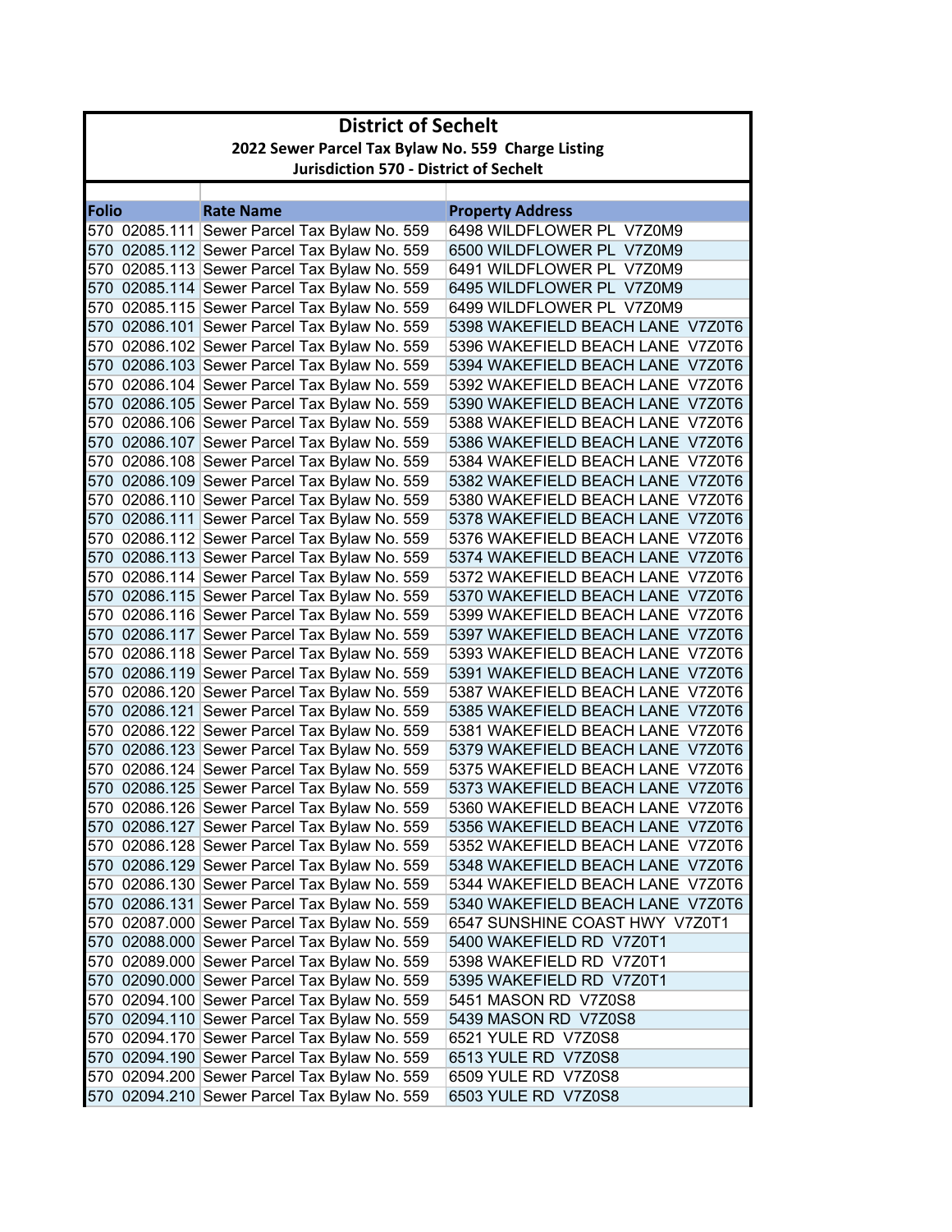# District of Sechelt

## 2022 Sewer Parcel Tax Bylaw No. 559 Charge Listing

### Jurisdiction 570 - District of Sechelt

| Folio | Rate Name | Property Address |
|---|---|---|
| 570 02085.111 | Sewer Parcel Tax Bylaw No. 559 | 6498 WILDFLOWER PL V7Z0M9 |
| 570 02085.112 | Sewer Parcel Tax Bylaw No. 559 | 6500 WILDFLOWER PL V7Z0M9 |
| 570 02085.113 | Sewer Parcel Tax Bylaw No. 559 | 6491 WILDFLOWER PL V7Z0M9 |
| 570 02085.114 | Sewer Parcel Tax Bylaw No. 559 | 6495 WILDFLOWER PL V7Z0M9 |
| 570 02085.115 | Sewer Parcel Tax Bylaw No. 559 | 6499 WILDFLOWER PL V7Z0M9 |
| 570 02086.101 | Sewer Parcel Tax Bylaw No. 559 | 5398 WAKEFIELD BEACH LANE V7Z0T6 |
| 570 02086.102 | Sewer Parcel Tax Bylaw No. 559 | 5396 WAKEFIELD BEACH LANE V7Z0T6 |
| 570 02086.103 | Sewer Parcel Tax Bylaw No. 559 | 5394 WAKEFIELD BEACH LANE V7Z0T6 |
| 570 02086.104 | Sewer Parcel Tax Bylaw No. 559 | 5392 WAKEFIELD BEACH LANE V7Z0T6 |
| 570 02086.105 | Sewer Parcel Tax Bylaw No. 559 | 5390 WAKEFIELD BEACH LANE V7Z0T6 |
| 570 02086.106 | Sewer Parcel Tax Bylaw No. 559 | 5388 WAKEFIELD BEACH LANE V7Z0T6 |
| 570 02086.107 | Sewer Parcel Tax Bylaw No. 559 | 5386 WAKEFIELD BEACH LANE V7Z0T6 |
| 570 02086.108 | Sewer Parcel Tax Bylaw No. 559 | 5384 WAKEFIELD BEACH LANE V7Z0T6 |
| 570 02086.109 | Sewer Parcel Tax Bylaw No. 559 | 5382 WAKEFIELD BEACH LANE V7Z0T6 |
| 570 02086.110 | Sewer Parcel Tax Bylaw No. 559 | 5380 WAKEFIELD BEACH LANE V7Z0T6 |
| 570 02086.111 | Sewer Parcel Tax Bylaw No. 559 | 5378 WAKEFIELD BEACH LANE V7Z0T6 |
| 570 02086.112 | Sewer Parcel Tax Bylaw No. 559 | 5376 WAKEFIELD BEACH LANE V7Z0T6 |
| 570 02086.113 | Sewer Parcel Tax Bylaw No. 559 | 5374 WAKEFIELD BEACH LANE V7Z0T6 |
| 570 02086.114 | Sewer Parcel Tax Bylaw No. 559 | 5372 WAKEFIELD BEACH LANE V7Z0T6 |
| 570 02086.115 | Sewer Parcel Tax Bylaw No. 559 | 5370 WAKEFIELD BEACH LANE V7Z0T6 |
| 570 02086.116 | Sewer Parcel Tax Bylaw No. 559 | 5399 WAKEFIELD BEACH LANE V7Z0T6 |
| 570 02086.117 | Sewer Parcel Tax Bylaw No. 559 | 5397 WAKEFIELD BEACH LANE V7Z0T6 |
| 570 02086.118 | Sewer Parcel Tax Bylaw No. 559 | 5393 WAKEFIELD BEACH LANE V7Z0T6 |
| 570 02086.119 | Sewer Parcel Tax Bylaw No. 559 | 5391 WAKEFIELD BEACH LANE V7Z0T6 |
| 570 02086.120 | Sewer Parcel Tax Bylaw No. 559 | 5387 WAKEFIELD BEACH LANE V7Z0T6 |
| 570 02086.121 | Sewer Parcel Tax Bylaw No. 559 | 5385 WAKEFIELD BEACH LANE V7Z0T6 |
| 570 02086.122 | Sewer Parcel Tax Bylaw No. 559 | 5381 WAKEFIELD BEACH LANE V7Z0T6 |
| 570 02086.123 | Sewer Parcel Tax Bylaw No. 559 | 5379 WAKEFIELD BEACH LANE V7Z0T6 |
| 570 02086.124 | Sewer Parcel Tax Bylaw No. 559 | 5375 WAKEFIELD BEACH LANE V7Z0T6 |
| 570 02086.125 | Sewer Parcel Tax Bylaw No. 559 | 5373 WAKEFIELD BEACH LANE V7Z0T6 |
| 570 02086.126 | Sewer Parcel Tax Bylaw No. 559 | 5360 WAKEFIELD BEACH LANE V7Z0T6 |
| 570 02086.127 | Sewer Parcel Tax Bylaw No. 559 | 5356 WAKEFIELD BEACH LANE V7Z0T6 |
| 570 02086.128 | Sewer Parcel Tax Bylaw No. 559 | 5352 WAKEFIELD BEACH LANE V7Z0T6 |
| 570 02086.129 | Sewer Parcel Tax Bylaw No. 559 | 5348 WAKEFIELD BEACH LANE V7Z0T6 |
| 570 02086.130 | Sewer Parcel Tax Bylaw No. 559 | 5344 WAKEFIELD BEACH LANE V7Z0T6 |
| 570 02086.131 | Sewer Parcel Tax Bylaw No. 559 | 5340 WAKEFIELD BEACH LANE V7Z0T6 |
| 570 02087.000 | Sewer Parcel Tax Bylaw No. 559 | 6547 SUNSHINE COAST HWY V7Z0T1 |
| 570 02088.000 | Sewer Parcel Tax Bylaw No. 559 | 5400 WAKEFIELD RD V7Z0T1 |
| 570 02089.000 | Sewer Parcel Tax Bylaw No. 559 | 5398 WAKEFIELD RD V7Z0T1 |
| 570 02090.000 | Sewer Parcel Tax Bylaw No. 559 | 5395 WAKEFIELD RD V7Z0T1 |
| 570 02094.100 | Sewer Parcel Tax Bylaw No. 559 | 5451 MASON RD V7Z0S8 |
| 570 02094.110 | Sewer Parcel Tax Bylaw No. 559 | 5439 MASON RD V7Z0S8 |
| 570 02094.170 | Sewer Parcel Tax Bylaw No. 559 | 6521 YULE RD V7Z0S8 |
| 570 02094.190 | Sewer Parcel Tax Bylaw No. 559 | 6513 YULE RD V7Z0S8 |
| 570 02094.200 | Sewer Parcel Tax Bylaw No. 559 | 6509 YULE RD V7Z0S8 |
| 570 02094.210 | Sewer Parcel Tax Bylaw No. 559 | 6503 YULE RD V7Z0S8 |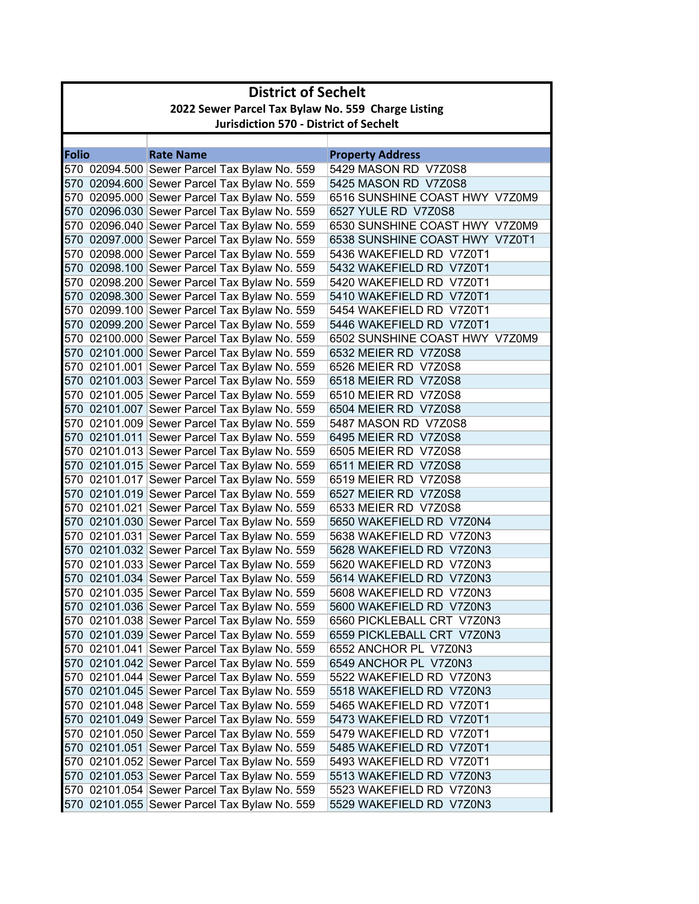# District of Sechelt

## 2022 Sewer Parcel Tax Bylaw No. 559 Charge Listing

### Jurisdiction 570 - District of Sechelt

| Folio | Rate Name | Property Address |
|---|---|---|
| 570 02094.500 | Sewer Parcel Tax Bylaw No. 559 | 5429 MASON RD V7Z0S8 |
| 570 02094.600 | Sewer Parcel Tax Bylaw No. 559 | 5425 MASON RD V7Z0S8 |
| 570 02095.000 | Sewer Parcel Tax Bylaw No. 559 | 6516 SUNSHINE COAST HWY V7Z0M9 |
| 570 02096.030 | Sewer Parcel Tax Bylaw No. 559 | 6527 YULE RD V7Z0S8 |
| 570 02096.040 | Sewer Parcel Tax Bylaw No. 559 | 6530 SUNSHINE COAST HWY V7Z0M9 |
| 570 02097.000 | Sewer Parcel Tax Bylaw No. 559 | 6538 SUNSHINE COAST HWY V7Z0T1 |
| 570 02098.000 | Sewer Parcel Tax Bylaw No. 559 | 5436 WAKEFIELD RD V7Z0T1 |
| 570 02098.100 | Sewer Parcel Tax Bylaw No. 559 | 5432 WAKEFIELD RD V7Z0T1 |
| 570 02098.200 | Sewer Parcel Tax Bylaw No. 559 | 5420 WAKEFIELD RD V7Z0T1 |
| 570 02098.300 | Sewer Parcel Tax Bylaw No. 559 | 5410 WAKEFIELD RD V7Z0T1 |
| 570 02099.100 | Sewer Parcel Tax Bylaw No. 559 | 5454 WAKEFIELD RD V7Z0T1 |
| 570 02099.200 | Sewer Parcel Tax Bylaw No. 559 | 5446 WAKEFIELD RD V7Z0T1 |
| 570 02100.000 | Sewer Parcel Tax Bylaw No. 559 | 6502 SUNSHINE COAST HWY V7Z0M9 |
| 570 02101.000 | Sewer Parcel Tax Bylaw No. 559 | 6532 MEIER RD V7Z0S8 |
| 570 02101.001 | Sewer Parcel Tax Bylaw No. 559 | 6526 MEIER RD V7Z0S8 |
| 570 02101.003 | Sewer Parcel Tax Bylaw No. 559 | 6518 MEIER RD V7Z0S8 |
| 570 02101.005 | Sewer Parcel Tax Bylaw No. 559 | 6510 MEIER RD V7Z0S8 |
| 570 02101.007 | Sewer Parcel Tax Bylaw No. 559 | 6504 MEIER RD V7Z0S8 |
| 570 02101.009 | Sewer Parcel Tax Bylaw No. 559 | 5487 MASON RD V7Z0S8 |
| 570 02101.011 | Sewer Parcel Tax Bylaw No. 559 | 6495 MEIER RD V7Z0S8 |
| 570 02101.013 | Sewer Parcel Tax Bylaw No. 559 | 6505 MEIER RD V7Z0S8 |
| 570 02101.015 | Sewer Parcel Tax Bylaw No. 559 | 6511 MEIER RD V7Z0S8 |
| 570 02101.017 | Sewer Parcel Tax Bylaw No. 559 | 6519 MEIER RD V7Z0S8 |
| 570 02101.019 | Sewer Parcel Tax Bylaw No. 559 | 6527 MEIER RD V7Z0S8 |
| 570 02101.021 | Sewer Parcel Tax Bylaw No. 559 | 6533 MEIER RD V7Z0S8 |
| 570 02101.030 | Sewer Parcel Tax Bylaw No. 559 | 5650 WAKEFIELD RD V7Z0N4 |
| 570 02101.031 | Sewer Parcel Tax Bylaw No. 559 | 5638 WAKEFIELD RD V7Z0N3 |
| 570 02101.032 | Sewer Parcel Tax Bylaw No. 559 | 5628 WAKEFIELD RD V7Z0N3 |
| 570 02101.033 | Sewer Parcel Tax Bylaw No. 559 | 5620 WAKEFIELD RD V7Z0N3 |
| 570 02101.034 | Sewer Parcel Tax Bylaw No. 559 | 5614 WAKEFIELD RD V7Z0N3 |
| 570 02101.035 | Sewer Parcel Tax Bylaw No. 559 | 5608 WAKEFIELD RD V7Z0N3 |
| 570 02101.036 | Sewer Parcel Tax Bylaw No. 559 | 5600 WAKEFIELD RD V7Z0N3 |
| 570 02101.038 | Sewer Parcel Tax Bylaw No. 559 | 6560 PICKLEBALL CRT V7Z0N3 |
| 570 02101.039 | Sewer Parcel Tax Bylaw No. 559 | 6559 PICKLEBALL CRT V7Z0N3 |
| 570 02101.041 | Sewer Parcel Tax Bylaw No. 559 | 6552 ANCHOR PL V7Z0N3 |
| 570 02101.042 | Sewer Parcel Tax Bylaw No. 559 | 6549 ANCHOR PL V7Z0N3 |
| 570 02101.044 | Sewer Parcel Tax Bylaw No. 559 | 5522 WAKEFIELD RD V7Z0N3 |
| 570 02101.045 | Sewer Parcel Tax Bylaw No. 559 | 5518 WAKEFIELD RD V7Z0N3 |
| 570 02101.048 | Sewer Parcel Tax Bylaw No. 559 | 5465 WAKEFIELD RD V7Z0T1 |
| 570 02101.049 | Sewer Parcel Tax Bylaw No. 559 | 5473 WAKEFIELD RD V7Z0T1 |
| 570 02101.050 | Sewer Parcel Tax Bylaw No. 559 | 5479 WAKEFIELD RD V7Z0T1 |
| 570 02101.051 | Sewer Parcel Tax Bylaw No. 559 | 5485 WAKEFIELD RD V7Z0T1 |
| 570 02101.052 | Sewer Parcel Tax Bylaw No. 559 | 5493 WAKEFIELD RD V7Z0T1 |
| 570 02101.053 | Sewer Parcel Tax Bylaw No. 559 | 5513 WAKEFIELD RD V7Z0N3 |
| 570 02101.054 | Sewer Parcel Tax Bylaw No. 559 | 5523 WAKEFIELD RD V7Z0N3 |
| 570 02101.055 | Sewer Parcel Tax Bylaw No. 559 | 5529 WAKEFIELD RD V7Z0N3 |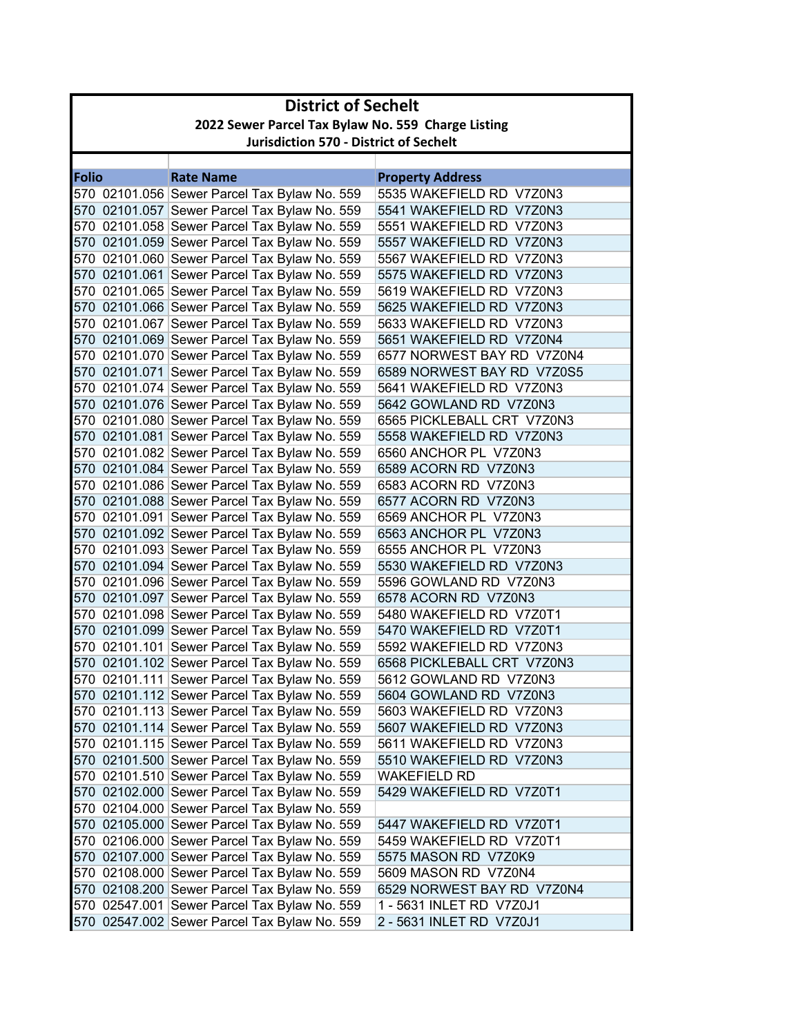# District of Sechelt

## 2022 Sewer Parcel Tax Bylaw No. 559 Charge Listing

### Jurisdiction 570 - District of Sechelt

| Folio | Rate Name | Property Address |
|---|---|---|
| 570 02101.056 | Sewer Parcel Tax Bylaw No. 559 | 5535 WAKEFIELD RD V7Z0N3 |
| 570 02101.057 | Sewer Parcel Tax Bylaw No. 559 | 5541 WAKEFIELD RD V7Z0N3 |
| 570 02101.058 | Sewer Parcel Tax Bylaw No. 559 | 5551 WAKEFIELD RD V7Z0N3 |
| 570 02101.059 | Sewer Parcel Tax Bylaw No. 559 | 5557 WAKEFIELD RD V7Z0N3 |
| 570 02101.060 | Sewer Parcel Tax Bylaw No. 559 | 5567 WAKEFIELD RD V7Z0N3 |
| 570 02101.061 | Sewer Parcel Tax Bylaw No. 559 | 5575 WAKEFIELD RD V7Z0N3 |
| 570 02101.065 | Sewer Parcel Tax Bylaw No. 559 | 5619 WAKEFIELD RD V7Z0N3 |
| 570 02101.066 | Sewer Parcel Tax Bylaw No. 559 | 5625 WAKEFIELD RD V7Z0N3 |
| 570 02101.067 | Sewer Parcel Tax Bylaw No. 559 | 5633 WAKEFIELD RD V7Z0N3 |
| 570 02101.069 | Sewer Parcel Tax Bylaw No. 559 | 5651 WAKEFIELD RD V7Z0N4 |
| 570 02101.070 | Sewer Parcel Tax Bylaw No. 559 | 6577 NORWEST BAY RD V7Z0N4 |
| 570 02101.071 | Sewer Parcel Tax Bylaw No. 559 | 6589 NORWEST BAY RD V7Z0S5 |
| 570 02101.074 | Sewer Parcel Tax Bylaw No. 559 | 5641 WAKEFIELD RD V7Z0N3 |
| 570 02101.076 | Sewer Parcel Tax Bylaw No. 559 | 5642 GOWLAND RD V7Z0N3 |
| 570 02101.080 | Sewer Parcel Tax Bylaw No. 559 | 6565 PICKLEBALL CRT V7Z0N3 |
| 570 02101.081 | Sewer Parcel Tax Bylaw No. 559 | 5558 WAKEFIELD RD V7Z0N3 |
| 570 02101.082 | Sewer Parcel Tax Bylaw No. 559 | 6560 ANCHOR PL V7Z0N3 |
| 570 02101.084 | Sewer Parcel Tax Bylaw No. 559 | 6589 ACORN RD V7Z0N3 |
| 570 02101.086 | Sewer Parcel Tax Bylaw No. 559 | 6583 ACORN RD V7Z0N3 |
| 570 02101.088 | Sewer Parcel Tax Bylaw No. 559 | 6577 ACORN RD V7Z0N3 |
| 570 02101.091 | Sewer Parcel Tax Bylaw No. 559 | 6569 ANCHOR PL V7Z0N3 |
| 570 02101.092 | Sewer Parcel Tax Bylaw No. 559 | 6563 ANCHOR PL V7Z0N3 |
| 570 02101.093 | Sewer Parcel Tax Bylaw No. 559 | 6555 ANCHOR PL V7Z0N3 |
| 570 02101.094 | Sewer Parcel Tax Bylaw No. 559 | 5530 WAKEFIELD RD V7Z0N3 |
| 570 02101.096 | Sewer Parcel Tax Bylaw No. 559 | 5596 GOWLAND RD V7Z0N3 |
| 570 02101.097 | Sewer Parcel Tax Bylaw No. 559 | 6578 ACORN RD V7Z0N3 |
| 570 02101.098 | Sewer Parcel Tax Bylaw No. 559 | 5480 WAKEFIELD RD V7Z0T1 |
| 570 02101.099 | Sewer Parcel Tax Bylaw No. 559 | 5470 WAKEFIELD RD V7Z0T1 |
| 570 02101.101 | Sewer Parcel Tax Bylaw No. 559 | 5592 WAKEFIELD RD V7Z0N3 |
| 570 02101.102 | Sewer Parcel Tax Bylaw No. 559 | 6568 PICKLEBALL CRT V7Z0N3 |
| 570 02101.111 | Sewer Parcel Tax Bylaw No. 559 | 5612 GOWLAND RD V7Z0N3 |
| 570 02101.112 | Sewer Parcel Tax Bylaw No. 559 | 5604 GOWLAND RD V7Z0N3 |
| 570 02101.113 | Sewer Parcel Tax Bylaw No. 559 | 5603 WAKEFIELD RD V7Z0N3 |
| 570 02101.114 | Sewer Parcel Tax Bylaw No. 559 | 5607 WAKEFIELD RD V7Z0N3 |
| 570 02101.115 | Sewer Parcel Tax Bylaw No. 559 | 5611 WAKEFIELD RD V7Z0N3 |
| 570 02101.500 | Sewer Parcel Tax Bylaw No. 559 | 5510 WAKEFIELD RD V7Z0N3 |
| 570 02101.510 | Sewer Parcel Tax Bylaw No. 559 | WAKEFIELD RD |
| 570 02102.000 | Sewer Parcel Tax Bylaw No. 559 | 5429 WAKEFIELD RD V7Z0T1 |
| 570 02104.000 | Sewer Parcel Tax Bylaw No. 559 | |
| 570 02105.000 | Sewer Parcel Tax Bylaw No. 559 | 5447 WAKEFIELD RD V7Z0T1 |
| 570 02106.000 | Sewer Parcel Tax Bylaw No. 559 | 5459 WAKEFIELD RD V7Z0T1 |
| 570 02107.000 | Sewer Parcel Tax Bylaw No. 559 | 5575 MASON RD V7Z0K9 |
| 570 02108.000 | Sewer Parcel Tax Bylaw No. 559 | 5609 MASON RD V7Z0N4 |
| 570 02108.200 | Sewer Parcel Tax Bylaw No. 559 | 6529 NORWEST BAY RD V7Z0N4 |
| 570 02547.001 | Sewer Parcel Tax Bylaw No. 559 | 1 - 5631 INLET RD V7Z0J1 |
| 570 02547.002 | Sewer Parcel Tax Bylaw No. 559 | 2 - 5631 INLET RD V7Z0J1 |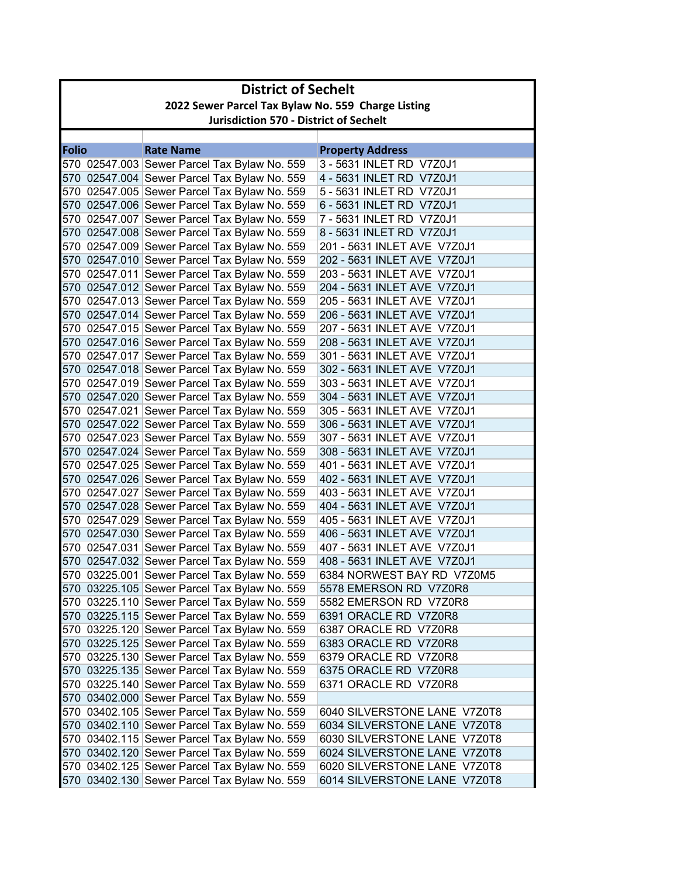# District of Sechelt

## 2022 Sewer Parcel Tax Bylaw No. 559 Charge Listing

### Jurisdiction 570 - District of Sechelt

| Folio | Rate Name | Property Address |
|---|---|---|
| 570 02547.003 | Sewer Parcel Tax Bylaw No. 559 | 3 - 5631 INLET RD V7Z0J1 |
| 570 02547.004 | Sewer Parcel Tax Bylaw No. 559 | 4 - 5631 INLET RD V7Z0J1 |
| 570 02547.005 | Sewer Parcel Tax Bylaw No. 559 | 5 - 5631 INLET RD V7Z0J1 |
| 570 02547.006 | Sewer Parcel Tax Bylaw No. 559 | 6 - 5631 INLET RD V7Z0J1 |
| 570 02547.007 | Sewer Parcel Tax Bylaw No. 559 | 7 - 5631 INLET RD V7Z0J1 |
| 570 02547.008 | Sewer Parcel Tax Bylaw No. 559 | 8 - 5631 INLET RD V7Z0J1 |
| 570 02547.009 | Sewer Parcel Tax Bylaw No. 559 | 201 - 5631 INLET AVE V7Z0J1 |
| 570 02547.010 | Sewer Parcel Tax Bylaw No. 559 | 202 - 5631 INLET AVE V7Z0J1 |
| 570 02547.011 | Sewer Parcel Tax Bylaw No. 559 | 203 - 5631 INLET AVE V7Z0J1 |
| 570 02547.012 | Sewer Parcel Tax Bylaw No. 559 | 204 - 5631 INLET AVE V7Z0J1 |
| 570 02547.013 | Sewer Parcel Tax Bylaw No. 559 | 205 - 5631 INLET AVE V7Z0J1 |
| 570 02547.014 | Sewer Parcel Tax Bylaw No. 559 | 206 - 5631 INLET AVE V7Z0J1 |
| 570 02547.015 | Sewer Parcel Tax Bylaw No. 559 | 207 - 5631 INLET AVE V7Z0J1 |
| 570 02547.016 | Sewer Parcel Tax Bylaw No. 559 | 208 - 5631 INLET AVE V7Z0J1 |
| 570 02547.017 | Sewer Parcel Tax Bylaw No. 559 | 301 - 5631 INLET AVE V7Z0J1 |
| 570 02547.018 | Sewer Parcel Tax Bylaw No. 559 | 302 - 5631 INLET AVE V7Z0J1 |
| 570 02547.019 | Sewer Parcel Tax Bylaw No. 559 | 303 - 5631 INLET AVE V7Z0J1 |
| 570 02547.020 | Sewer Parcel Tax Bylaw No. 559 | 304 - 5631 INLET AVE V7Z0J1 |
| 570 02547.021 | Sewer Parcel Tax Bylaw No. 559 | 305 - 5631 INLET AVE V7Z0J1 |
| 570 02547.022 | Sewer Parcel Tax Bylaw No. 559 | 306 - 5631 INLET AVE V7Z0J1 |
| 570 02547.023 | Sewer Parcel Tax Bylaw No. 559 | 307 - 5631 INLET AVE V7Z0J1 |
| 570 02547.024 | Sewer Parcel Tax Bylaw No. 559 | 308 - 5631 INLET AVE V7Z0J1 |
| 570 02547.025 | Sewer Parcel Tax Bylaw No. 559 | 401 - 5631 INLET AVE V7Z0J1 |
| 570 02547.026 | Sewer Parcel Tax Bylaw No. 559 | 402 - 5631 INLET AVE V7Z0J1 |
| 570 02547.027 | Sewer Parcel Tax Bylaw No. 559 | 403 - 5631 INLET AVE V7Z0J1 |
| 570 02547.028 | Sewer Parcel Tax Bylaw No. 559 | 404 - 5631 INLET AVE V7Z0J1 |
| 570 02547.029 | Sewer Parcel Tax Bylaw No. 559 | 405 - 5631 INLET AVE V7Z0J1 |
| 570 02547.030 | Sewer Parcel Tax Bylaw No. 559 | 406 - 5631 INLET AVE V7Z0J1 |
| 570 02547.031 | Sewer Parcel Tax Bylaw No. 559 | 407 - 5631 INLET AVE V7Z0J1 |
| 570 02547.032 | Sewer Parcel Tax Bylaw No. 559 | 408 - 5631 INLET AVE V7Z0J1 |
| 570 03225.001 | Sewer Parcel Tax Bylaw No. 559 | 6384 NORWEST BAY RD V7Z0M5 |
| 570 03225.105 | Sewer Parcel Tax Bylaw No. 559 | 5578 EMERSON RD V7Z0R8 |
| 570 03225.110 | Sewer Parcel Tax Bylaw No. 559 | 5582 EMERSON RD V7Z0R8 |
| 570 03225.115 | Sewer Parcel Tax Bylaw No. 559 | 6391 ORACLE RD V7Z0R8 |
| 570 03225.120 | Sewer Parcel Tax Bylaw No. 559 | 6387 ORACLE RD V7Z0R8 |
| 570 03225.125 | Sewer Parcel Tax Bylaw No. 559 | 6383 ORACLE RD V7Z0R8 |
| 570 03225.130 | Sewer Parcel Tax Bylaw No. 559 | 6379 ORACLE RD V7Z0R8 |
| 570 03225.135 | Sewer Parcel Tax Bylaw No. 559 | 6375 ORACLE RD V7Z0R8 |
| 570 03225.140 | Sewer Parcel Tax Bylaw No. 559 | 6371 ORACLE RD V7Z0R8 |
| 570 03402.000 | Sewer Parcel Tax Bylaw No. 559 | |
| 570 03402.105 | Sewer Parcel Tax Bylaw No. 559 | 6040 SILVERSTONE LANE V7Z0T8 |
| 570 03402.110 | Sewer Parcel Tax Bylaw No. 559 | 6034 SILVERSTONE LANE V7Z0T8 |
| 570 03402.115 | Sewer Parcel Tax Bylaw No. 559 | 6030 SILVERSTONE LANE V7Z0T8 |
| 570 03402.120 | Sewer Parcel Tax Bylaw No. 559 | 6024 SILVERSTONE LANE V7Z0T8 |
| 570 03402.125 | Sewer Parcel Tax Bylaw No. 559 | 6020 SILVERSTONE LANE V7Z0T8 |
| 570 03402.130 | Sewer Parcel Tax Bylaw No. 559 | 6014 SILVERSTONE LANE V7Z0T8 |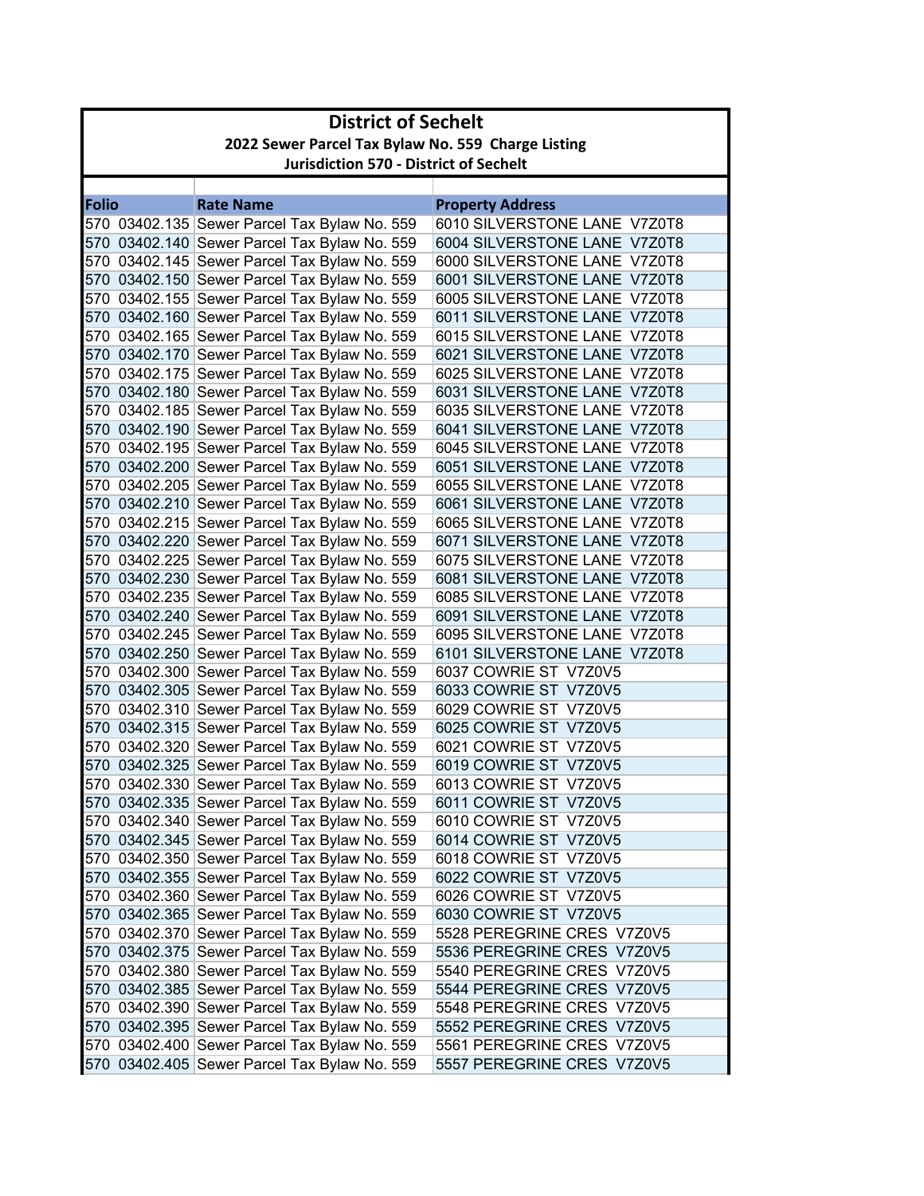# District of Sechelt

## 2022 Sewer Parcel Tax Bylaw No. 559 Charge Listing

### Jurisdiction 570 - District of Sechelt

| Folio | Rate Name | Property Address |
|---|---|---|
| 570 03402.135 | Sewer Parcel Tax Bylaw No. 559 | 6010 SILVERSTONE LANE V7Z0T8 |
| 570 03402.140 | Sewer Parcel Tax Bylaw No. 559 | 6004 SILVERSTONE LANE V7Z0T8 |
| 570 03402.145 | Sewer Parcel Tax Bylaw No. 559 | 6000 SILVERSTONE LANE V7Z0T8 |
| 570 03402.150 | Sewer Parcel Tax Bylaw No. 559 | 6001 SILVERSTONE LANE V7Z0T8 |
| 570 03402.155 | Sewer Parcel Tax Bylaw No. 559 | 6005 SILVERSTONE LANE V7Z0T8 |
| 570 03402.160 | Sewer Parcel Tax Bylaw No. 559 | 6011 SILVERSTONE LANE V7Z0T8 |
| 570 03402.165 | Sewer Parcel Tax Bylaw No. 559 | 6015 SILVERSTONE LANE V7Z0T8 |
| 570 03402.170 | Sewer Parcel Tax Bylaw No. 559 | 6021 SILVERSTONE LANE V7Z0T8 |
| 570 03402.175 | Sewer Parcel Tax Bylaw No. 559 | 6025 SILVERSTONE LANE V7Z0T8 |
| 570 03402.180 | Sewer Parcel Tax Bylaw No. 559 | 6031 SILVERSTONE LANE V7Z0T8 |
| 570 03402.185 | Sewer Parcel Tax Bylaw No. 559 | 6035 SILVERSTONE LANE V7Z0T8 |
| 570 03402.190 | Sewer Parcel Tax Bylaw No. 559 | 6041 SILVERSTONE LANE V7Z0T8 |
| 570 03402.195 | Sewer Parcel Tax Bylaw No. 559 | 6045 SILVERSTONE LANE V7Z0T8 |
| 570 03402.200 | Sewer Parcel Tax Bylaw No. 559 | 6051 SILVERSTONE LANE V7Z0T8 |
| 570 03402.205 | Sewer Parcel Tax Bylaw No. 559 | 6055 SILVERSTONE LANE V7Z0T8 |
| 570 03402.210 | Sewer Parcel Tax Bylaw No. 559 | 6061 SILVERSTONE LANE V7Z0T8 |
| 570 03402.215 | Sewer Parcel Tax Bylaw No. 559 | 6065 SILVERSTONE LANE V7Z0T8 |
| 570 03402.220 | Sewer Parcel Tax Bylaw No. 559 | 6071 SILVERSTONE LANE V7Z0T8 |
| 570 03402.225 | Sewer Parcel Tax Bylaw No. 559 | 6075 SILVERSTONE LANE V7Z0T8 |
| 570 03402.230 | Sewer Parcel Tax Bylaw No. 559 | 6081 SILVERSTONE LANE V7Z0T8 |
| 570 03402.235 | Sewer Parcel Tax Bylaw No. 559 | 6085 SILVERSTONE LANE V7Z0T8 |
| 570 03402.240 | Sewer Parcel Tax Bylaw No. 559 | 6091 SILVERSTONE LANE V7Z0T8 |
| 570 03402.245 | Sewer Parcel Tax Bylaw No. 559 | 6095 SILVERSTONE LANE V7Z0T8 |
| 570 03402.250 | Sewer Parcel Tax Bylaw No. 559 | 6101 SILVERSTONE LANE V7Z0T8 |
| 570 03402.300 | Sewer Parcel Tax Bylaw No. 559 | 6037 COWRIE ST V7Z0V5 |
| 570 03402.305 | Sewer Parcel Tax Bylaw No. 559 | 6033 COWRIE ST V7Z0V5 |
| 570 03402.310 | Sewer Parcel Tax Bylaw No. 559 | 6029 COWRIE ST V7Z0V5 |
| 570 03402.315 | Sewer Parcel Tax Bylaw No. 559 | 6025 COWRIE ST V7Z0V5 |
| 570 03402.320 | Sewer Parcel Tax Bylaw No. 559 | 6021 COWRIE ST V7Z0V5 |
| 570 03402.325 | Sewer Parcel Tax Bylaw No. 559 | 6019 COWRIE ST V7Z0V5 |
| 570 03402.330 | Sewer Parcel Tax Bylaw No. 559 | 6013 COWRIE ST V7Z0V5 |
| 570 03402.335 | Sewer Parcel Tax Bylaw No. 559 | 6011 COWRIE ST V7Z0V5 |
| 570 03402.340 | Sewer Parcel Tax Bylaw No. 559 | 6010 COWRIE ST V7Z0V5 |
| 570 03402.345 | Sewer Parcel Tax Bylaw No. 559 | 6014 COWRIE ST V7Z0V5 |
| 570 03402.350 | Sewer Parcel Tax Bylaw No. 559 | 6018 COWRIE ST V7Z0V5 |
| 570 03402.355 | Sewer Parcel Tax Bylaw No. 559 | 6022 COWRIE ST V7Z0V5 |
| 570 03402.360 | Sewer Parcel Tax Bylaw No. 559 | 6026 COWRIE ST V7Z0V5 |
| 570 03402.365 | Sewer Parcel Tax Bylaw No. 559 | 6030 COWRIE ST V7Z0V5 |
| 570 03402.370 | Sewer Parcel Tax Bylaw No. 559 | 5528 PEREGRINE CRES V7Z0V5 |
| 570 03402.375 | Sewer Parcel Tax Bylaw No. 559 | 5536 PEREGRINE CRES V7Z0V5 |
| 570 03402.380 | Sewer Parcel Tax Bylaw No. 559 | 5540 PEREGRINE CRES V7Z0V5 |
| 570 03402.385 | Sewer Parcel Tax Bylaw No. 559 | 5544 PEREGRINE CRES V7Z0V5 |
| 570 03402.390 | Sewer Parcel Tax Bylaw No. 559 | 5548 PEREGRINE CRES V7Z0V5 |
| 570 03402.395 | Sewer Parcel Tax Bylaw No. 559 | 5552 PEREGRINE CRES V7Z0V5 |
| 570 03402.400 | Sewer Parcel Tax Bylaw No. 559 | 5561 PEREGRINE CRES V7Z0V5 |
| 570 03402.405 | Sewer Parcel Tax Bylaw No. 559 | 5557 PEREGRINE CRES V7Z0V5 |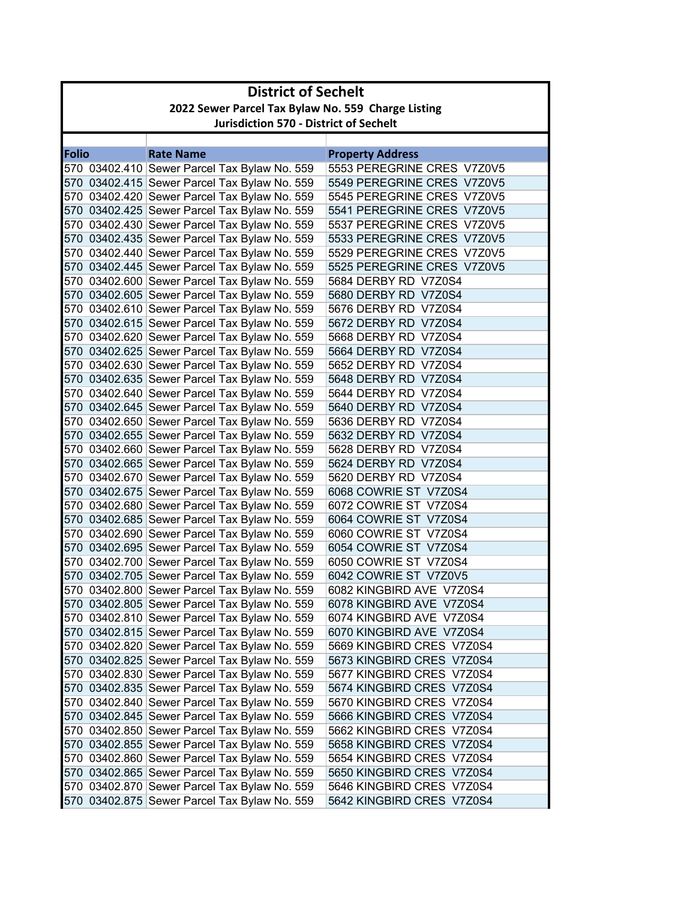# District of Sechelt

## 2022 Sewer Parcel Tax Bylaw No. 559 Charge Listing

### Jurisdiction 570 - District of Sechelt

| Folio | Rate Name | Property Address |
|---|---|---|
| 570 03402.410 | Sewer Parcel Tax Bylaw No. 559 | 5553 PEREGRINE CRES V7Z0V5 |
| 570 03402.415 | Sewer Parcel Tax Bylaw No. 559 | 5549 PEREGRINE CRES V7Z0V5 |
| 570 03402.420 | Sewer Parcel Tax Bylaw No. 559 | 5545 PEREGRINE CRES V7Z0V5 |
| 570 03402.425 | Sewer Parcel Tax Bylaw No. 559 | 5541 PEREGRINE CRES V7Z0V5 |
| 570 03402.430 | Sewer Parcel Tax Bylaw No. 559 | 5537 PEREGRINE CRES V7Z0V5 |
| 570 03402.435 | Sewer Parcel Tax Bylaw No. 559 | 5533 PEREGRINE CRES V7Z0V5 |
| 570 03402.440 | Sewer Parcel Tax Bylaw No. 559 | 5529 PEREGRINE CRES V7Z0V5 |
| 570 03402.445 | Sewer Parcel Tax Bylaw No. 559 | 5525 PEREGRINE CRES V7Z0V5 |
| 570 03402.600 | Sewer Parcel Tax Bylaw No. 559 | 5684 DERBY RD V7Z0S4 |
| 570 03402.605 | Sewer Parcel Tax Bylaw No. 559 | 5680 DERBY RD V7Z0S4 |
| 570 03402.610 | Sewer Parcel Tax Bylaw No. 559 | 5676 DERBY RD V7Z0S4 |
| 570 03402.615 | Sewer Parcel Tax Bylaw No. 559 | 5672 DERBY RD V7Z0S4 |
| 570 03402.620 | Sewer Parcel Tax Bylaw No. 559 | 5668 DERBY RD V7Z0S4 |
| 570 03402.625 | Sewer Parcel Tax Bylaw No. 559 | 5664 DERBY RD V7Z0S4 |
| 570 03402.630 | Sewer Parcel Tax Bylaw No. 559 | 5652 DERBY RD V7Z0S4 |
| 570 03402.635 | Sewer Parcel Tax Bylaw No. 559 | 5648 DERBY RD V7Z0S4 |
| 570 03402.640 | Sewer Parcel Tax Bylaw No. 559 | 5644 DERBY RD V7Z0S4 |
| 570 03402.645 | Sewer Parcel Tax Bylaw No. 559 | 5640 DERBY RD V7Z0S4 |
| 570 03402.650 | Sewer Parcel Tax Bylaw No. 559 | 5636 DERBY RD V7Z0S4 |
| 570 03402.655 | Sewer Parcel Tax Bylaw No. 559 | 5632 DERBY RD V7Z0S4 |
| 570 03402.660 | Sewer Parcel Tax Bylaw No. 559 | 5628 DERBY RD V7Z0S4 |
| 570 03402.665 | Sewer Parcel Tax Bylaw No. 559 | 5624 DERBY RD V7Z0S4 |
| 570 03402.670 | Sewer Parcel Tax Bylaw No. 559 | 5620 DERBY RD V7Z0S4 |
| 570 03402.675 | Sewer Parcel Tax Bylaw No. 559 | 6068 COWRIE ST V7Z0S4 |
| 570 03402.680 | Sewer Parcel Tax Bylaw No. 559 | 6072 COWRIE ST V7Z0S4 |
| 570 03402.685 | Sewer Parcel Tax Bylaw No. 559 | 6064 COWRIE ST V7Z0S4 |
| 570 03402.690 | Sewer Parcel Tax Bylaw No. 559 | 6060 COWRIE ST V7Z0S4 |
| 570 03402.695 | Sewer Parcel Tax Bylaw No. 559 | 6054 COWRIE ST V7Z0S4 |
| 570 03402.700 | Sewer Parcel Tax Bylaw No. 559 | 6050 COWRIE ST V7Z0S4 |
| 570 03402.705 | Sewer Parcel Tax Bylaw No. 559 | 6042 COWRIE ST V7Z0V5 |
| 570 03402.800 | Sewer Parcel Tax Bylaw No. 559 | 6082 KINGBIRD AVE V7Z0S4 |
| 570 03402.805 | Sewer Parcel Tax Bylaw No. 559 | 6078 KINGBIRD AVE V7Z0S4 |
| 570 03402.810 | Sewer Parcel Tax Bylaw No. 559 | 6074 KINGBIRD AVE V7Z0S4 |
| 570 03402.815 | Sewer Parcel Tax Bylaw No. 559 | 6070 KINGBIRD AVE V7Z0S4 |
| 570 03402.820 | Sewer Parcel Tax Bylaw No. 559 | 5669 KINGBIRD CRES V7Z0S4 |
| 570 03402.825 | Sewer Parcel Tax Bylaw No. 559 | 5673 KINGBIRD CRES V7Z0S4 |
| 570 03402.830 | Sewer Parcel Tax Bylaw No. 559 | 5677 KINGBIRD CRES V7Z0S4 |
| 570 03402.835 | Sewer Parcel Tax Bylaw No. 559 | 5674 KINGBIRD CRES V7Z0S4 |
| 570 03402.840 | Sewer Parcel Tax Bylaw No. 559 | 5670 KINGBIRD CRES V7Z0S4 |
| 570 03402.845 | Sewer Parcel Tax Bylaw No. 559 | 5666 KINGBIRD CRES V7Z0S4 |
| 570 03402.850 | Sewer Parcel Tax Bylaw No. 559 | 5662 KINGBIRD CRES V7Z0S4 |
| 570 03402.855 | Sewer Parcel Tax Bylaw No. 559 | 5658 KINGBIRD CRES V7Z0S4 |
| 570 03402.860 | Sewer Parcel Tax Bylaw No. 559 | 5654 KINGBIRD CRES V7Z0S4 |
| 570 03402.865 | Sewer Parcel Tax Bylaw No. 559 | 5650 KINGBIRD CRES V7Z0S4 |
| 570 03402.870 | Sewer Parcel Tax Bylaw No. 559 | 5646 KINGBIRD CRES V7Z0S4 |
| 570 03402.875 | Sewer Parcel Tax Bylaw No. 559 | 5642 KINGBIRD CRES V7Z0S4 |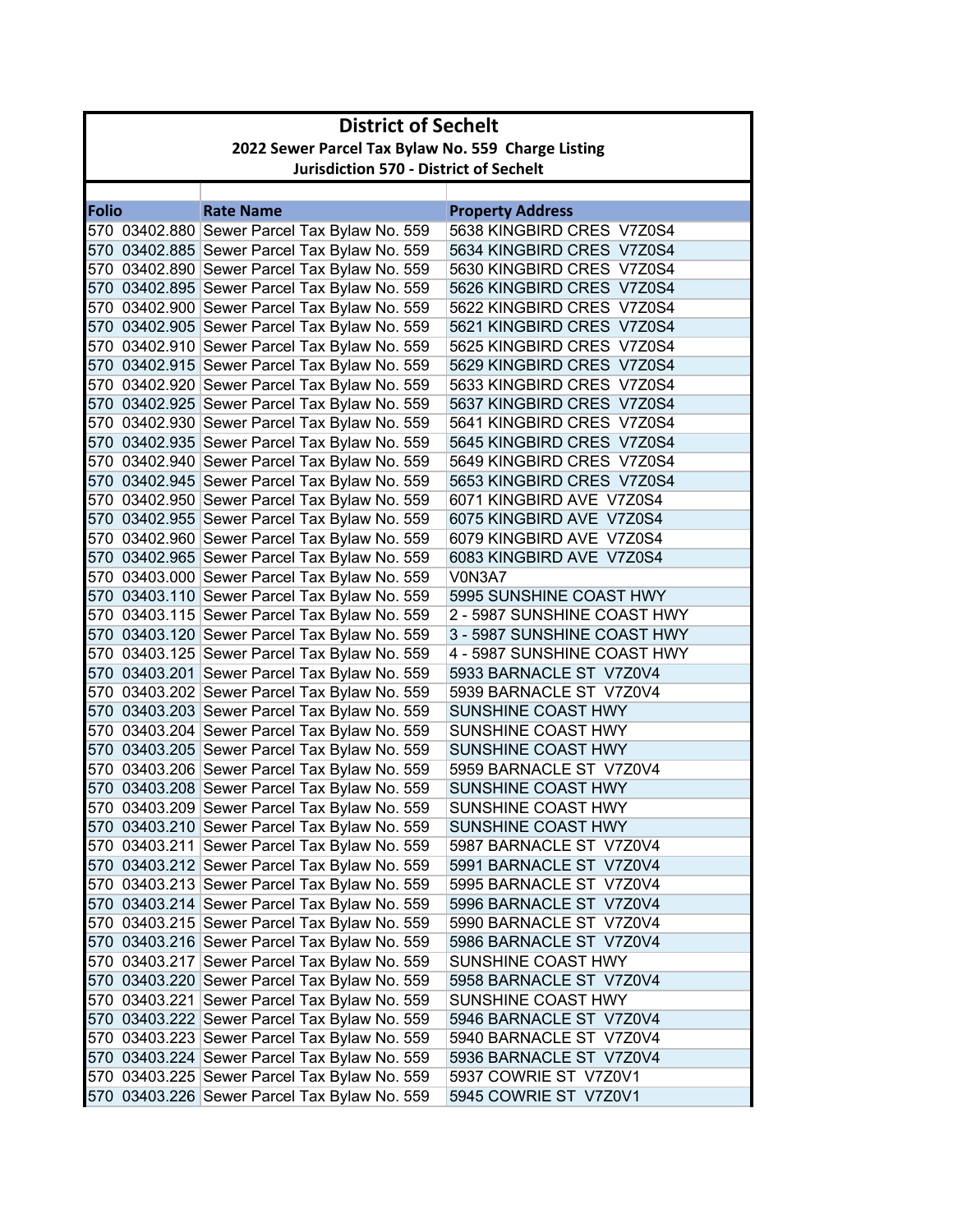# District of Sechelt

## 2022 Sewer Parcel Tax Bylaw No. 559 Charge Listing

### Jurisdiction 570 - District of Sechelt

| Folio | Rate Name | Property Address |
|---|---|---|
| 570 03402.880 | Sewer Parcel Tax Bylaw No. 559 | 5638 KINGBIRD CRES V7Z0S4 |
| 570 03402.885 | Sewer Parcel Tax Bylaw No. 559 | 5634 KINGBIRD CRES V7Z0S4 |
| 570 03402.890 | Sewer Parcel Tax Bylaw No. 559 | 5630 KINGBIRD CRES V7Z0S4 |
| 570 03402.895 | Sewer Parcel Tax Bylaw No. 559 | 5626 KINGBIRD CRES V7Z0S4 |
| 570 03402.900 | Sewer Parcel Tax Bylaw No. 559 | 5622 KINGBIRD CRES V7Z0S4 |
| 570 03402.905 | Sewer Parcel Tax Bylaw No. 559 | 5621 KINGBIRD CRES V7Z0S4 |
| 570 03402.910 | Sewer Parcel Tax Bylaw No. 559 | 5625 KINGBIRD CRES V7Z0S4 |
| 570 03402.915 | Sewer Parcel Tax Bylaw No. 559 | 5629 KINGBIRD CRES V7Z0S4 |
| 570 03402.920 | Sewer Parcel Tax Bylaw No. 559 | 5633 KINGBIRD CRES V7Z0S4 |
| 570 03402.925 | Sewer Parcel Tax Bylaw No. 559 | 5637 KINGBIRD CRES V7Z0S4 |
| 570 03402.930 | Sewer Parcel Tax Bylaw No. 559 | 5641 KINGBIRD CRES V7Z0S4 |
| 570 03402.935 | Sewer Parcel Tax Bylaw No. 559 | 5645 KINGBIRD CRES V7Z0S4 |
| 570 03402.940 | Sewer Parcel Tax Bylaw No. 559 | 5649 KINGBIRD CRES V7Z0S4 |
| 570 03402.945 | Sewer Parcel Tax Bylaw No. 559 | 5653 KINGBIRD CRES V7Z0S4 |
| 570 03402.950 | Sewer Parcel Tax Bylaw No. 559 | 6071 KINGBIRD AVE V7Z0S4 |
| 570 03402.955 | Sewer Parcel Tax Bylaw No. 559 | 6075 KINGBIRD AVE V7Z0S4 |
| 570 03402.960 | Sewer Parcel Tax Bylaw No. 559 | 6079 KINGBIRD AVE V7Z0S4 |
| 570 03402.965 | Sewer Parcel Tax Bylaw No. 559 | 6083 KINGBIRD AVE V7Z0S4 |
| 570 03403.000 | Sewer Parcel Tax Bylaw No. 559 | V0N3A7 |
| 570 03403.110 | Sewer Parcel Tax Bylaw No. 559 | 5995 SUNSHINE COAST HWY |
| 570 03403.115 | Sewer Parcel Tax Bylaw No. 559 | 2 - 5987 SUNSHINE COAST HWY |
| 570 03403.120 | Sewer Parcel Tax Bylaw No. 559 | 3 - 5987 SUNSHINE COAST HWY |
| 570 03403.125 | Sewer Parcel Tax Bylaw No. 559 | 4 - 5987 SUNSHINE COAST HWY |
| 570 03403.201 | Sewer Parcel Tax Bylaw No. 559 | 5933 BARNACLE ST V7Z0V4 |
| 570 03403.202 | Sewer Parcel Tax Bylaw No. 559 | 5939 BARNACLE ST V7Z0V4 |
| 570 03403.203 | Sewer Parcel Tax Bylaw No. 559 | SUNSHINE COAST HWY |
| 570 03403.204 | Sewer Parcel Tax Bylaw No. 559 | SUNSHINE COAST HWY |
| 570 03403.205 | Sewer Parcel Tax Bylaw No. 559 | SUNSHINE COAST HWY |
| 570 03403.206 | Sewer Parcel Tax Bylaw No. 559 | 5959 BARNACLE ST V7Z0V4 |
| 570 03403.208 | Sewer Parcel Tax Bylaw No. 559 | SUNSHINE COAST HWY |
| 570 03403.209 | Sewer Parcel Tax Bylaw No. 559 | SUNSHINE COAST HWY |
| 570 03403.210 | Sewer Parcel Tax Bylaw No. 559 | SUNSHINE COAST HWY |
| 570 03403.211 | Sewer Parcel Tax Bylaw No. 559 | 5987 BARNACLE ST V7Z0V4 |
| 570 03403.212 | Sewer Parcel Tax Bylaw No. 559 | 5991 BARNACLE ST V7Z0V4 |
| 570 03403.213 | Sewer Parcel Tax Bylaw No. 559 | 5995 BARNACLE ST V7Z0V4 |
| 570 03403.214 | Sewer Parcel Tax Bylaw No. 559 | 5996 BARNACLE ST V7Z0V4 |
| 570 03403.215 | Sewer Parcel Tax Bylaw No. 559 | 5990 BARNACLE ST V7Z0V4 |
| 570 03403.216 | Sewer Parcel Tax Bylaw No. 559 | 5986 BARNACLE ST V7Z0V4 |
| 570 03403.217 | Sewer Parcel Tax Bylaw No. 559 | SUNSHINE COAST HWY |
| 570 03403.220 | Sewer Parcel Tax Bylaw No. 559 | 5958 BARNACLE ST V7Z0V4 |
| 570 03403.221 | Sewer Parcel Tax Bylaw No. 559 | SUNSHINE COAST HWY |
| 570 03403.222 | Sewer Parcel Tax Bylaw No. 559 | 5946 BARNACLE ST V7Z0V4 |
| 570 03403.223 | Sewer Parcel Tax Bylaw No. 559 | 5940 BARNACLE ST V7Z0V4 |
| 570 03403.224 | Sewer Parcel Tax Bylaw No. 559 | 5936 BARNACLE ST V7Z0V4 |
| 570 03403.225 | Sewer Parcel Tax Bylaw No. 559 | 5937 COWRIE ST V7Z0V1 |
| 570 03403.226 | Sewer Parcel Tax Bylaw No. 559 | 5945 COWRIE ST V7Z0V1 |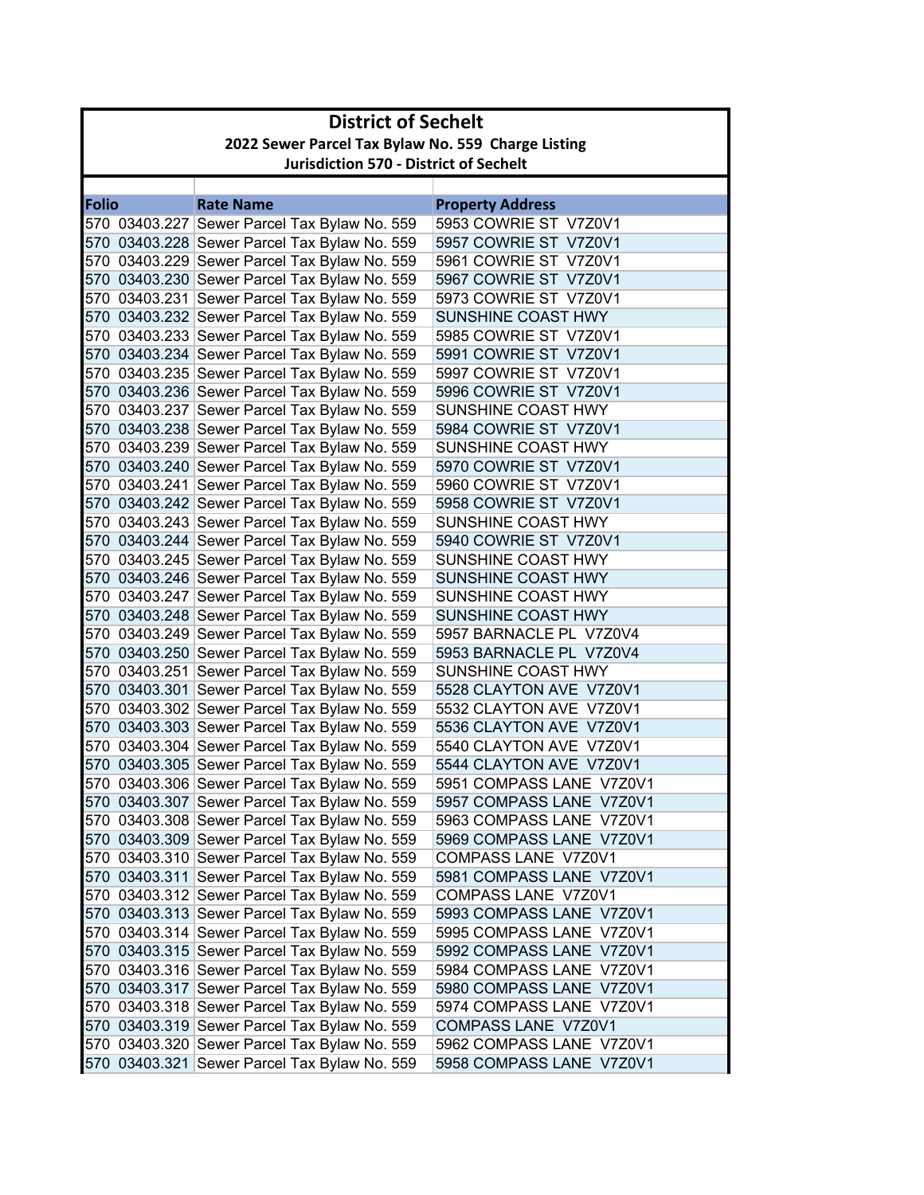# District of Sechelt

## 2022 Sewer Parcel Tax Bylaw No. 559 Charge Listing

### Jurisdiction 570 - District of Sechelt

| Folio | Rate Name | Property Address |
|---|---|---|
| 570 03403.227 | Sewer Parcel Tax Bylaw No. 559 | 5953 COWRIE ST V7Z0V1 |
| 570 03403.228 | Sewer Parcel Tax Bylaw No. 559 | 5957 COWRIE ST V7Z0V1 |
| 570 03403.229 | Sewer Parcel Tax Bylaw No. 559 | 5961 COWRIE ST V7Z0V1 |
| 570 03403.230 | Sewer Parcel Tax Bylaw No. 559 | 5967 COWRIE ST V7Z0V1 |
| 570 03403.231 | Sewer Parcel Tax Bylaw No. 559 | 5973 COWRIE ST V7Z0V1 |
| 570 03403.232 | Sewer Parcel Tax Bylaw No. 559 | SUNSHINE COAST HWY |
| 570 03403.233 | Sewer Parcel Tax Bylaw No. 559 | 5985 COWRIE ST V7Z0V1 |
| 570 03403.234 | Sewer Parcel Tax Bylaw No. 559 | 5991 COWRIE ST V7Z0V1 |
| 570 03403.235 | Sewer Parcel Tax Bylaw No. 559 | 5997 COWRIE ST V7Z0V1 |
| 570 03403.236 | Sewer Parcel Tax Bylaw No. 559 | 5996 COWRIE ST V7Z0V1 |
| 570 03403.237 | Sewer Parcel Tax Bylaw No. 559 | SUNSHINE COAST HWY |
| 570 03403.238 | Sewer Parcel Tax Bylaw No. 559 | 5984 COWRIE ST V7Z0V1 |
| 570 03403.239 | Sewer Parcel Tax Bylaw No. 559 | SUNSHINE COAST HWY |
| 570 03403.240 | Sewer Parcel Tax Bylaw No. 559 | 5970 COWRIE ST V7Z0V1 |
| 570 03403.241 | Sewer Parcel Tax Bylaw No. 559 | 5960 COWRIE ST V7Z0V1 |
| 570 03403.242 | Sewer Parcel Tax Bylaw No. 559 | 5958 COWRIE ST V7Z0V1 |
| 570 03403.243 | Sewer Parcel Tax Bylaw No. 559 | SUNSHINE COAST HWY |
| 570 03403.244 | Sewer Parcel Tax Bylaw No. 559 | 5940 COWRIE ST V7Z0V1 |
| 570 03403.245 | Sewer Parcel Tax Bylaw No. 559 | SUNSHINE COAST HWY |
| 570 03403.246 | Sewer Parcel Tax Bylaw No. 559 | SUNSHINE COAST HWY |
| 570 03403.247 | Sewer Parcel Tax Bylaw No. 559 | SUNSHINE COAST HWY |
| 570 03403.248 | Sewer Parcel Tax Bylaw No. 559 | SUNSHINE COAST HWY |
| 570 03403.249 | Sewer Parcel Tax Bylaw No. 559 | 5957 BARNACLE PL V7Z0V4 |
| 570 03403.250 | Sewer Parcel Tax Bylaw No. 559 | 5953 BARNACLE PL V7Z0V4 |
| 570 03403.251 | Sewer Parcel Tax Bylaw No. 559 | SUNSHINE COAST HWY |
| 570 03403.301 | Sewer Parcel Tax Bylaw No. 559 | 5528 CLAYTON AVE V7Z0V1 |
| 570 03403.302 | Sewer Parcel Tax Bylaw No. 559 | 5532 CLAYTON AVE V7Z0V1 |
| 570 03403.303 | Sewer Parcel Tax Bylaw No. 559 | 5536 CLAYTON AVE V7Z0V1 |
| 570 03403.304 | Sewer Parcel Tax Bylaw No. 559 | 5540 CLAYTON AVE V7Z0V1 |
| 570 03403.305 | Sewer Parcel Tax Bylaw No. 559 | 5544 CLAYTON AVE V7Z0V1 |
| 570 03403.306 | Sewer Parcel Tax Bylaw No. 559 | 5951 COMPASS LANE V7Z0V1 |
| 570 03403.307 | Sewer Parcel Tax Bylaw No. 559 | 5957 COMPASS LANE V7Z0V1 |
| 570 03403.308 | Sewer Parcel Tax Bylaw No. 559 | 5963 COMPASS LANE V7Z0V1 |
| 570 03403.309 | Sewer Parcel Tax Bylaw No. 559 | 5969 COMPASS LANE V7Z0V1 |
| 570 03403.310 | Sewer Parcel Tax Bylaw No. 559 | COMPASS LANE V7Z0V1 |
| 570 03403.311 | Sewer Parcel Tax Bylaw No. 559 | 5981 COMPASS LANE V7Z0V1 |
| 570 03403.312 | Sewer Parcel Tax Bylaw No. 559 | COMPASS LANE V7Z0V1 |
| 570 03403.313 | Sewer Parcel Tax Bylaw No. 559 | 5993 COMPASS LANE V7Z0V1 |
| 570 03403.314 | Sewer Parcel Tax Bylaw No. 559 | 5995 COMPASS LANE V7Z0V1 |
| 570 03403.315 | Sewer Parcel Tax Bylaw No. 559 | 5992 COMPASS LANE V7Z0V1 |
| 570 03403.316 | Sewer Parcel Tax Bylaw No. 559 | 5984 COMPASS LANE V7Z0V1 |
| 570 03403.317 | Sewer Parcel Tax Bylaw No. 559 | 5980 COMPASS LANE V7Z0V1 |
| 570 03403.318 | Sewer Parcel Tax Bylaw No. 559 | 5974 COMPASS LANE V7Z0V1 |
| 570 03403.319 | Sewer Parcel Tax Bylaw No. 559 | COMPASS LANE V7Z0V1 |
| 570 03403.320 | Sewer Parcel Tax Bylaw No. 559 | 5962 COMPASS LANE V7Z0V1 |
| 570 03403.321 | Sewer Parcel Tax Bylaw No. 559 | 5958 COMPASS LANE V7Z0V1 |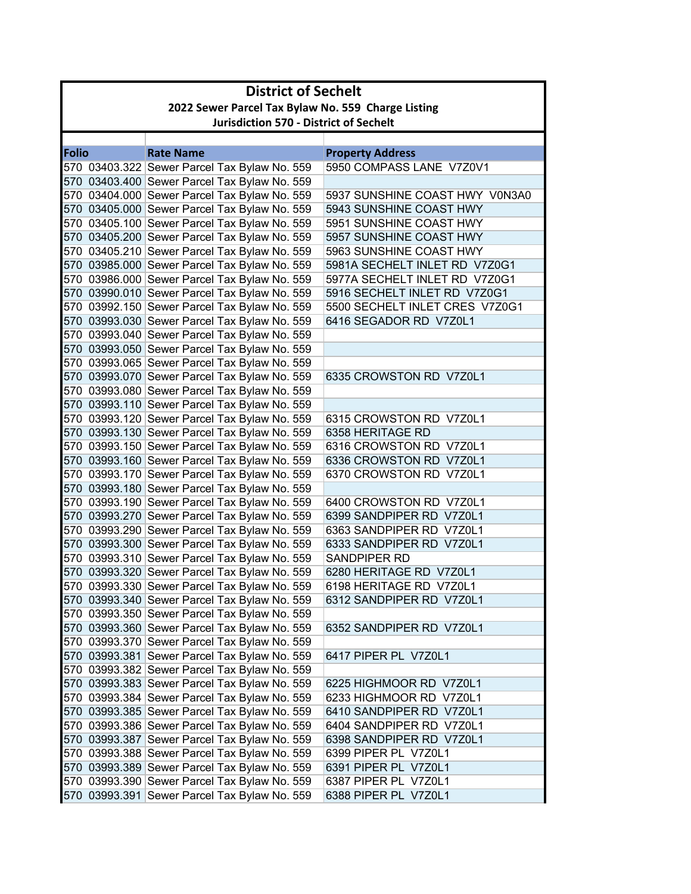# District of Sechelt

## 2022 Sewer Parcel Tax Bylaw No. 559 Charge Listing

### Jurisdiction 570 - District of Sechelt

| Folio | Rate Name | Property Address |
|---|---|---|
| 570 03403.322 | Sewer Parcel Tax Bylaw No. 559 | 5950 COMPASS LANE V7Z0V1 |
| 570 03403.400 | Sewer Parcel Tax Bylaw No. 559 | |
| 570 03404.000 | Sewer Parcel Tax Bylaw No. 559 | 5937 SUNSHINE COAST HWY V0N3A0 |
| 570 03405.000 | Sewer Parcel Tax Bylaw No. 559 | 5943 SUNSHINE COAST HWY |
| 570 03405.100 | Sewer Parcel Tax Bylaw No. 559 | 5951 SUNSHINE COAST HWY |
| 570 03405.200 | Sewer Parcel Tax Bylaw No. 559 | 5957 SUNSHINE COAST HWY |
| 570 03405.210 | Sewer Parcel Tax Bylaw No. 559 | 5963 SUNSHINE COAST HWY |
| 570 03985.000 | Sewer Parcel Tax Bylaw No. 559 | 5981A SECHELT INLET RD V7Z0G1 |
| 570 03986.000 | Sewer Parcel Tax Bylaw No. 559 | 5977A SECHELT INLET RD V7Z0G1 |
| 570 03990.010 | Sewer Parcel Tax Bylaw No. 559 | 5916 SECHELT INLET RD V7Z0G1 |
| 570 03992.150 | Sewer Parcel Tax Bylaw No. 559 | 5500 SECHELT INLET CRES V7Z0G1 |
| 570 03993.030 | Sewer Parcel Tax Bylaw No. 559 | 6416 SEGADOR RD V7Z0L1 |
| 570 03993.040 | Sewer Parcel Tax Bylaw No. 559 | |
| 570 03993.050 | Sewer Parcel Tax Bylaw No. 559 | |
| 570 03993.065 | Sewer Parcel Tax Bylaw No. 559 | |
| 570 03993.070 | Sewer Parcel Tax Bylaw No. 559 | 6335 CROWSTON RD V7Z0L1 |
| 570 03993.080 | Sewer Parcel Tax Bylaw No. 559 | |
| 570 03993.110 | Sewer Parcel Tax Bylaw No. 559 | |
| 570 03993.120 | Sewer Parcel Tax Bylaw No. 559 | 6315 CROWSTON RD V7Z0L1 |
| 570 03993.130 | Sewer Parcel Tax Bylaw No. 559 | 6358 HERITAGE RD |
| 570 03993.150 | Sewer Parcel Tax Bylaw No. 559 | 6316 CROWSTON RD V7Z0L1 |
| 570 03993.160 | Sewer Parcel Tax Bylaw No. 559 | 6336 CROWSTON RD V7Z0L1 |
| 570 03993.170 | Sewer Parcel Tax Bylaw No. 559 | 6370 CROWSTON RD V7Z0L1 |
| 570 03993.180 | Sewer Parcel Tax Bylaw No. 559 | |
| 570 03993.190 | Sewer Parcel Tax Bylaw No. 559 | 6400 CROWSTON RD V7Z0L1 |
| 570 03993.270 | Sewer Parcel Tax Bylaw No. 559 | 6399 SANDPIPER RD V7Z0L1 |
| 570 03993.290 | Sewer Parcel Tax Bylaw No. 559 | 6363 SANDPIPER RD V7Z0L1 |
| 570 03993.300 | Sewer Parcel Tax Bylaw No. 559 | 6333 SANDPIPER RD V7Z0L1 |
| 570 03993.310 | Sewer Parcel Tax Bylaw No. 559 | SANDPIPER RD |
| 570 03993.320 | Sewer Parcel Tax Bylaw No. 559 | 6280 HERITAGE RD V7Z0L1 |
| 570 03993.330 | Sewer Parcel Tax Bylaw No. 559 | 6198 HERITAGE RD V7Z0L1 |
| 570 03993.340 | Sewer Parcel Tax Bylaw No. 559 | 6312 SANDPIPER RD V7Z0L1 |
| 570 03993.350 | Sewer Parcel Tax Bylaw No. 559 | |
| 570 03993.360 | Sewer Parcel Tax Bylaw No. 559 | 6352 SANDPIPER RD V7Z0L1 |
| 570 03993.370 | Sewer Parcel Tax Bylaw No. 559 | |
| 570 03993.381 | Sewer Parcel Tax Bylaw No. 559 | 6417 PIPER PL V7Z0L1 |
| 570 03993.382 | Sewer Parcel Tax Bylaw No. 559 | |
| 570 03993.383 | Sewer Parcel Tax Bylaw No. 559 | 6225 HIGHMOOR RD V7Z0L1 |
| 570 03993.384 | Sewer Parcel Tax Bylaw No. 559 | 6233 HIGHMOOR RD V7Z0L1 |
| 570 03993.385 | Sewer Parcel Tax Bylaw No. 559 | 6410 SANDPIPER RD V7Z0L1 |
| 570 03993.386 | Sewer Parcel Tax Bylaw No. 559 | 6404 SANDPIPER RD V7Z0L1 |
| 570 03993.387 | Sewer Parcel Tax Bylaw No. 559 | 6398 SANDPIPER RD V7Z0L1 |
| 570 03993.388 | Sewer Parcel Tax Bylaw No. 559 | 6399 PIPER PL V7Z0L1 |
| 570 03993.389 | Sewer Parcel Tax Bylaw No. 559 | 6391 PIPER PL V7Z0L1 |
| 570 03993.390 | Sewer Parcel Tax Bylaw No. 559 | 6387 PIPER PL V7Z0L1 |
| 570 03993.391 | Sewer Parcel Tax Bylaw No. 559 | 6388 PIPER PL V7Z0L1 |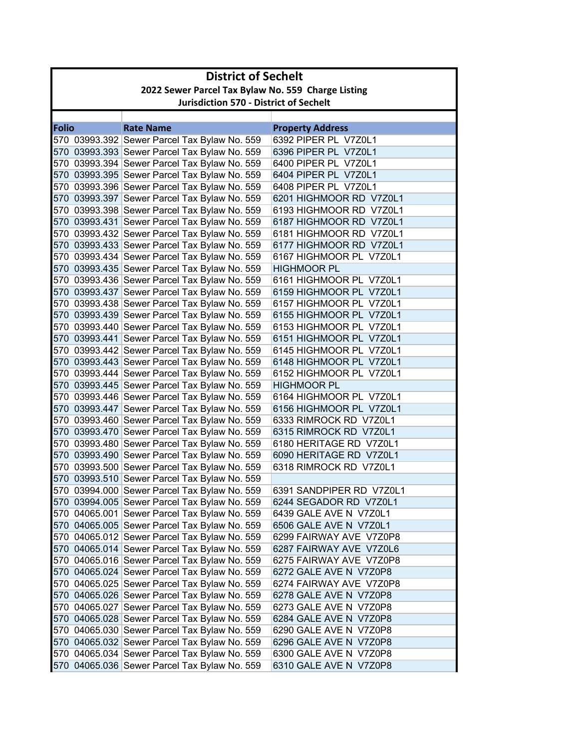# District of Sechelt

## 2022 Sewer Parcel Tax Bylaw No. 559 Charge Listing

### Jurisdiction 570 - District of Sechelt

| Folio | Rate Name | Property Address |
|---|---|---|
| 570 03993.392 | Sewer Parcel Tax Bylaw No. 559 | 6392 PIPER PL V7Z0L1 |
| 570 03993.393 | Sewer Parcel Tax Bylaw No. 559 | 6396 PIPER PL V7Z0L1 |
| 570 03993.394 | Sewer Parcel Tax Bylaw No. 559 | 6400 PIPER PL V7Z0L1 |
| 570 03993.395 | Sewer Parcel Tax Bylaw No. 559 | 6404 PIPER PL V7Z0L1 |
| 570 03993.396 | Sewer Parcel Tax Bylaw No. 559 | 6408 PIPER PL V7Z0L1 |
| 570 03993.397 | Sewer Parcel Tax Bylaw No. 559 | 6201 HIGHMOOR RD V7Z0L1 |
| 570 03993.398 | Sewer Parcel Tax Bylaw No. 559 | 6193 HIGHMOOR RD V7Z0L1 |
| 570 03993.431 | Sewer Parcel Tax Bylaw No. 559 | 6187 HIGHMOOR RD V7Z0L1 |
| 570 03993.432 | Sewer Parcel Tax Bylaw No. 559 | 6181 HIGHMOOR RD V7Z0L1 |
| 570 03993.433 | Sewer Parcel Tax Bylaw No. 559 | 6177 HIGHMOOR RD V7Z0L1 |
| 570 03993.434 | Sewer Parcel Tax Bylaw No. 559 | 6167 HIGHMOOR PL V7Z0L1 |
| 570 03993.435 | Sewer Parcel Tax Bylaw No. 559 | HIGHMOOR PL |
| 570 03993.436 | Sewer Parcel Tax Bylaw No. 559 | 6161 HIGHMOOR PL V7Z0L1 |
| 570 03993.437 | Sewer Parcel Tax Bylaw No. 559 | 6159 HIGHMOOR PL V7Z0L1 |
| 570 03993.438 | Sewer Parcel Tax Bylaw No. 559 | 6157 HIGHMOOR PL V7Z0L1 |
| 570 03993.439 | Sewer Parcel Tax Bylaw No. 559 | 6155 HIGHMOOR PL V7Z0L1 |
| 570 03993.440 | Sewer Parcel Tax Bylaw No. 559 | 6153 HIGHMOOR PL V7Z0L1 |
| 570 03993.441 | Sewer Parcel Tax Bylaw No. 559 | 6151 HIGHMOOR PL V7Z0L1 |
| 570 03993.442 | Sewer Parcel Tax Bylaw No. 559 | 6145 HIGHMOOR PL V7Z0L1 |
| 570 03993.443 | Sewer Parcel Tax Bylaw No. 559 | 6148 HIGHMOOR PL V7Z0L1 |
| 570 03993.444 | Sewer Parcel Tax Bylaw No. 559 | 6152 HIGHMOOR PL V7Z0L1 |
| 570 03993.445 | Sewer Parcel Tax Bylaw No. 559 | HIGHMOOR PL |
| 570 03993.446 | Sewer Parcel Tax Bylaw No. 559 | 6164 HIGHMOOR PL V7Z0L1 |
| 570 03993.447 | Sewer Parcel Tax Bylaw No. 559 | 6156 HIGHMOOR PL V7Z0L1 |
| 570 03993.460 | Sewer Parcel Tax Bylaw No. 559 | 6333 RIMROCK RD V7Z0L1 |
| 570 03993.470 | Sewer Parcel Tax Bylaw No. 559 | 6315 RIMROCK RD V7Z0L1 |
| 570 03993.480 | Sewer Parcel Tax Bylaw No. 559 | 6180 HERITAGE RD V7Z0L1 |
| 570 03993.490 | Sewer Parcel Tax Bylaw No. 559 | 6090 HERITAGE RD V7Z0L1 |
| 570 03993.500 | Sewer Parcel Tax Bylaw No. 559 | 6318 RIMROCK RD V7Z0L1 |
| 570 03993.510 | Sewer Parcel Tax Bylaw No. 559 | |
| 570 03994.000 | Sewer Parcel Tax Bylaw No. 559 | 6391 SANDPIPER RD V7Z0L1 |
| 570 03994.005 | Sewer Parcel Tax Bylaw No. 559 | 6244 SEGADOR RD V7Z0L1 |
| 570 04065.001 | Sewer Parcel Tax Bylaw No. 559 | 6439 GALE AVE N V7Z0L1 |
| 570 04065.005 | Sewer Parcel Tax Bylaw No. 559 | 6506 GALE AVE N V7Z0L1 |
| 570 04065.012 | Sewer Parcel Tax Bylaw No. 559 | 6299 FAIRWAY AVE V7Z0P8 |
| 570 04065.014 | Sewer Parcel Tax Bylaw No. 559 | 6287 FAIRWAY AVE V7Z0L6 |
| 570 04065.016 | Sewer Parcel Tax Bylaw No. 559 | 6275 FAIRWAY AVE V7Z0P8 |
| 570 04065.024 | Sewer Parcel Tax Bylaw No. 559 | 6272 GALE AVE N V7Z0P8 |
| 570 04065.025 | Sewer Parcel Tax Bylaw No. 559 | 6274 FAIRWAY AVE V7Z0P8 |
| 570 04065.026 | Sewer Parcel Tax Bylaw No. 559 | 6278 GALE AVE N V7Z0P8 |
| 570 04065.027 | Sewer Parcel Tax Bylaw No. 559 | 6273 GALE AVE N V7Z0P8 |
| 570 04065.028 | Sewer Parcel Tax Bylaw No. 559 | 6284 GALE AVE N V7Z0P8 |
| 570 04065.030 | Sewer Parcel Tax Bylaw No. 559 | 6290 GALE AVE N V7Z0P8 |
| 570 04065.032 | Sewer Parcel Tax Bylaw No. 559 | 6296 GALE AVE N V7Z0P8 |
| 570 04065.034 | Sewer Parcel Tax Bylaw No. 559 | 6300 GALE AVE N V7Z0P8 |
| 570 04065.036 | Sewer Parcel Tax Bylaw No. 559 | 6310 GALE AVE N V7Z0P8 |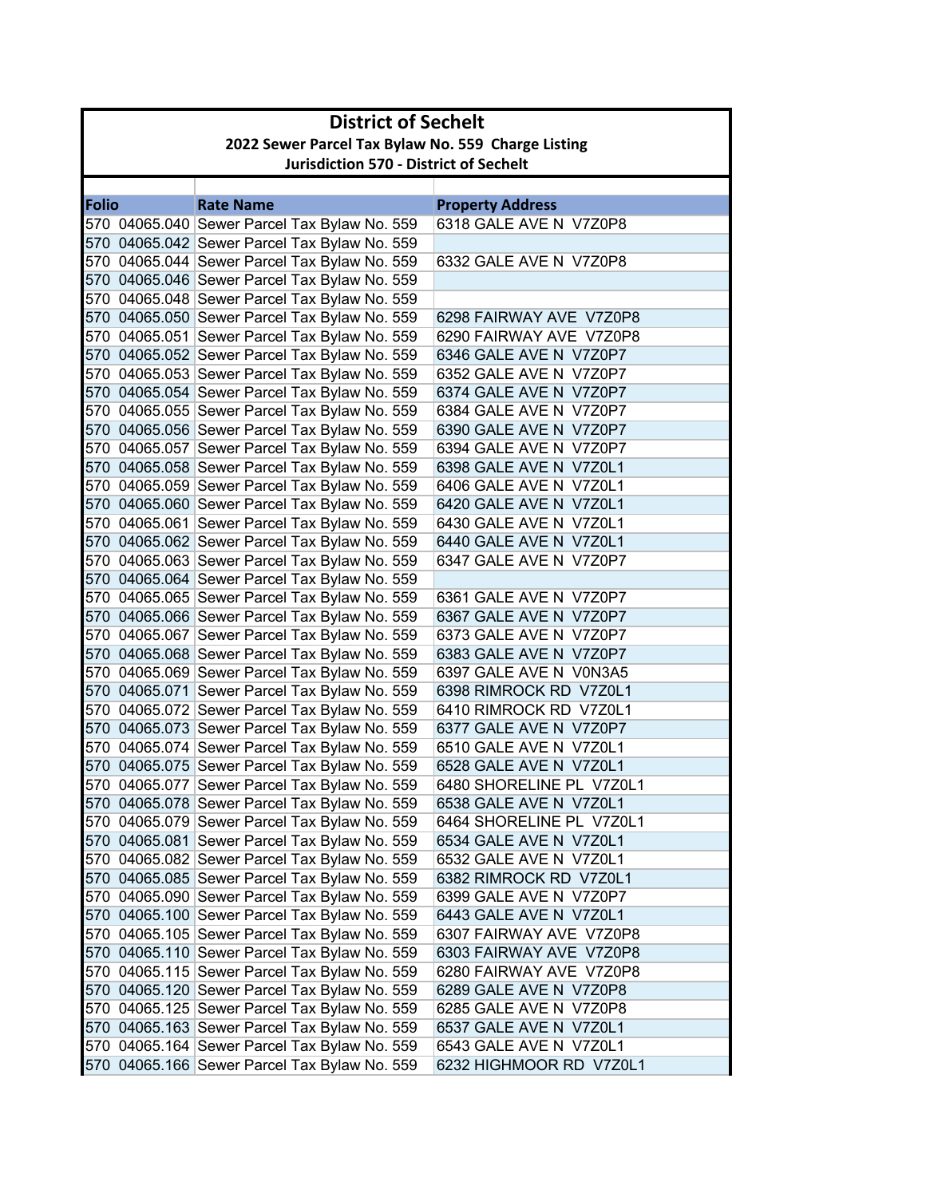# District of Sechelt

## 2022 Sewer Parcel Tax Bylaw No. 559 Charge Listing

### Jurisdiction 570 - District of Sechelt

| Folio | Rate Name | Property Address |
|---|---|---|
| 570 04065.040 | Sewer Parcel Tax Bylaw No. 559 | 6318 GALE AVE N V7Z0P8 |
| 570 04065.042 | Sewer Parcel Tax Bylaw No. 559 | |
| 570 04065.044 | Sewer Parcel Tax Bylaw No. 559 | 6332 GALE AVE N V7Z0P8 |
| 570 04065.046 | Sewer Parcel Tax Bylaw No. 559 | |
| 570 04065.048 | Sewer Parcel Tax Bylaw No. 559 | |
| 570 04065.050 | Sewer Parcel Tax Bylaw No. 559 | 6298 FAIRWAY AVE V7Z0P8 |
| 570 04065.051 | Sewer Parcel Tax Bylaw No. 559 | 6290 FAIRWAY AVE V7Z0P8 |
| 570 04065.052 | Sewer Parcel Tax Bylaw No. 559 | 6346 GALE AVE N V7Z0P7 |
| 570 04065.053 | Sewer Parcel Tax Bylaw No. 559 | 6352 GALE AVE N V7Z0P7 |
| 570 04065.054 | Sewer Parcel Tax Bylaw No. 559 | 6374 GALE AVE N V7Z0P7 |
| 570 04065.055 | Sewer Parcel Tax Bylaw No. 559 | 6384 GALE AVE N V7Z0P7 |
| 570 04065.056 | Sewer Parcel Tax Bylaw No. 559 | 6390 GALE AVE N V7Z0P7 |
| 570 04065.057 | Sewer Parcel Tax Bylaw No. 559 | 6394 GALE AVE N V7Z0P7 |
| 570 04065.058 | Sewer Parcel Tax Bylaw No. 559 | 6398 GALE AVE N V7Z0L1 |
| 570 04065.059 | Sewer Parcel Tax Bylaw No. 559 | 6406 GALE AVE N V7Z0L1 |
| 570 04065.060 | Sewer Parcel Tax Bylaw No. 559 | 6420 GALE AVE N V7Z0L1 |
| 570 04065.061 | Sewer Parcel Tax Bylaw No. 559 | 6430 GALE AVE N V7Z0L1 |
| 570 04065.062 | Sewer Parcel Tax Bylaw No. 559 | 6440 GALE AVE N V7Z0L1 |
| 570 04065.063 | Sewer Parcel Tax Bylaw No. 559 | 6347 GALE AVE N V7Z0P7 |
| 570 04065.064 | Sewer Parcel Tax Bylaw No. 559 | |
| 570 04065.065 | Sewer Parcel Tax Bylaw No. 559 | 6361 GALE AVE N V7Z0P7 |
| 570 04065.066 | Sewer Parcel Tax Bylaw No. 559 | 6367 GALE AVE N V7Z0P7 |
| 570 04065.067 | Sewer Parcel Tax Bylaw No. 559 | 6373 GALE AVE N V7Z0P7 |
| 570 04065.068 | Sewer Parcel Tax Bylaw No. 559 | 6383 GALE AVE N V7Z0P7 |
| 570 04065.069 | Sewer Parcel Tax Bylaw No. 559 | 6397 GALE AVE N V0N3A5 |
| 570 04065.071 | Sewer Parcel Tax Bylaw No. 559 | 6398 RIMROCK RD V7Z0L1 |
| 570 04065.072 | Sewer Parcel Tax Bylaw No. 559 | 6410 RIMROCK RD V7Z0L1 |
| 570 04065.073 | Sewer Parcel Tax Bylaw No. 559 | 6377 GALE AVE N V7Z0P7 |
| 570 04065.074 | Sewer Parcel Tax Bylaw No. 559 | 6510 GALE AVE N V7Z0L1 |
| 570 04065.075 | Sewer Parcel Tax Bylaw No. 559 | 6528 GALE AVE N V7Z0L1 |
| 570 04065.077 | Sewer Parcel Tax Bylaw No. 559 | 6480 SHORELINE PL V7Z0L1 |
| 570 04065.078 | Sewer Parcel Tax Bylaw No. 559 | 6538 GALE AVE N V7Z0L1 |
| 570 04065.079 | Sewer Parcel Tax Bylaw No. 559 | 6464 SHORELINE PL V7Z0L1 |
| 570 04065.081 | Sewer Parcel Tax Bylaw No. 559 | 6534 GALE AVE N V7Z0L1 |
| 570 04065.082 | Sewer Parcel Tax Bylaw No. 559 | 6532 GALE AVE N V7Z0L1 |
| 570 04065.085 | Sewer Parcel Tax Bylaw No. 559 | 6382 RIMROCK RD V7Z0L1 |
| 570 04065.090 | Sewer Parcel Tax Bylaw No. 559 | 6399 GALE AVE N V7Z0P7 |
| 570 04065.100 | Sewer Parcel Tax Bylaw No. 559 | 6443 GALE AVE N V7Z0L1 |
| 570 04065.105 | Sewer Parcel Tax Bylaw No. 559 | 6307 FAIRWAY AVE V7Z0P8 |
| 570 04065.110 | Sewer Parcel Tax Bylaw No. 559 | 6303 FAIRWAY AVE V7Z0P8 |
| 570 04065.115 | Sewer Parcel Tax Bylaw No. 559 | 6280 FAIRWAY AVE V7Z0P8 |
| 570 04065.120 | Sewer Parcel Tax Bylaw No. 559 | 6289 GALE AVE N V7Z0P8 |
| 570 04065.125 | Sewer Parcel Tax Bylaw No. 559 | 6285 GALE AVE N V7Z0P8 |
| 570 04065.163 | Sewer Parcel Tax Bylaw No. 559 | 6537 GALE AVE N V7Z0L1 |
| 570 04065.164 | Sewer Parcel Tax Bylaw No. 559 | 6543 GALE AVE N V7Z0L1 |
| 570 04065.166 | Sewer Parcel Tax Bylaw No. 559 | 6232 HIGHMOOR RD V7Z0L1 |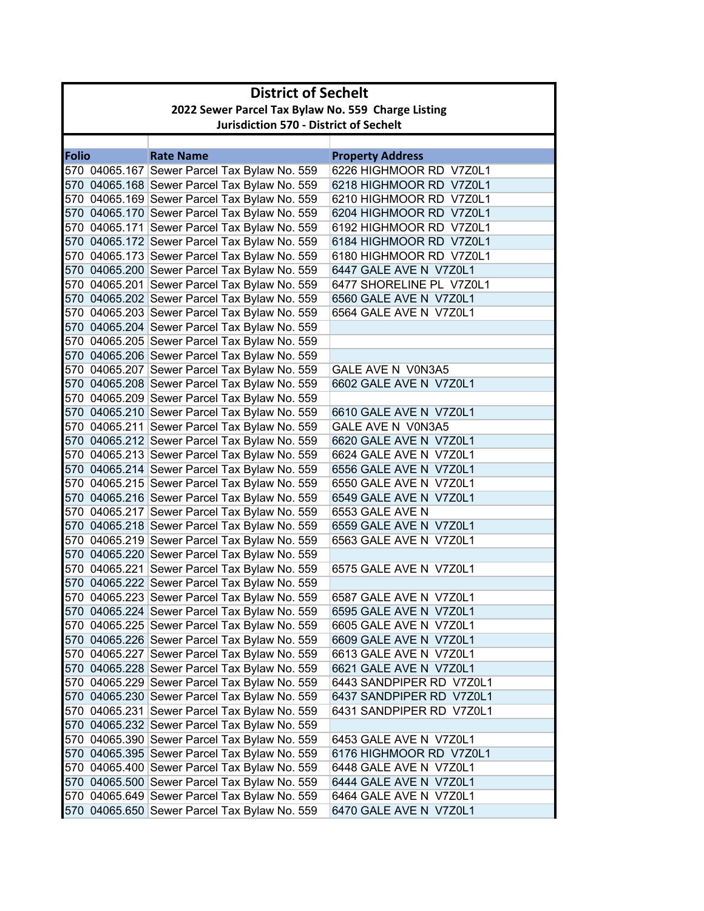# District of Sechelt

## 2022 Sewer Parcel Tax Bylaw No. 559 Charge Listing

### Jurisdiction 570 - District of Sechelt

| Folio | Rate Name | Property Address |
|---|---|---|
| 570 04065.167 | Sewer Parcel Tax Bylaw No. 559 | 6226 HIGHMOOR RD V7Z0L1 |
| 570 04065.168 | Sewer Parcel Tax Bylaw No. 559 | 6218 HIGHMOOR RD V7Z0L1 |
| 570 04065.169 | Sewer Parcel Tax Bylaw No. 559 | 6210 HIGHMOOR RD V7Z0L1 |
| 570 04065.170 | Sewer Parcel Tax Bylaw No. 559 | 6204 HIGHMOOR RD V7Z0L1 |
| 570 04065.171 | Sewer Parcel Tax Bylaw No. 559 | 6192 HIGHMOOR RD V7Z0L1 |
| 570 04065.172 | Sewer Parcel Tax Bylaw No. 559 | 6184 HIGHMOOR RD V7Z0L1 |
| 570 04065.173 | Sewer Parcel Tax Bylaw No. 559 | 6180 HIGHMOOR RD V7Z0L1 |
| 570 04065.200 | Sewer Parcel Tax Bylaw No. 559 | 6447 GALE AVE N V7Z0L1 |
| 570 04065.201 | Sewer Parcel Tax Bylaw No. 559 | 6477 SHORELINE PL V7Z0L1 |
| 570 04065.202 | Sewer Parcel Tax Bylaw No. 559 | 6560 GALE AVE N V7Z0L1 |
| 570 04065.203 | Sewer Parcel Tax Bylaw No. 559 | 6564 GALE AVE N V7Z0L1 |
| 570 04065.204 | Sewer Parcel Tax Bylaw No. 559 | |
| 570 04065.205 | Sewer Parcel Tax Bylaw No. 559 | |
| 570 04065.206 | Sewer Parcel Tax Bylaw No. 559 | |
| 570 04065.207 | Sewer Parcel Tax Bylaw No. 559 | GALE AVE N V0N3A5 |
| 570 04065.208 | Sewer Parcel Tax Bylaw No. 559 | 6602 GALE AVE N V7Z0L1 |
| 570 04065.209 | Sewer Parcel Tax Bylaw No. 559 | |
| 570 04065.210 | Sewer Parcel Tax Bylaw No. 559 | 6610 GALE AVE N V7Z0L1 |
| 570 04065.211 | Sewer Parcel Tax Bylaw No. 559 | GALE AVE N V0N3A5 |
| 570 04065.212 | Sewer Parcel Tax Bylaw No. 559 | 6620 GALE AVE N V7Z0L1 |
| 570 04065.213 | Sewer Parcel Tax Bylaw No. 559 | 6624 GALE AVE N V7Z0L1 |
| 570 04065.214 | Sewer Parcel Tax Bylaw No. 559 | 6556 GALE AVE N V7Z0L1 |
| 570 04065.215 | Sewer Parcel Tax Bylaw No. 559 | 6550 GALE AVE N V7Z0L1 |
| 570 04065.216 | Sewer Parcel Tax Bylaw No. 559 | 6549 GALE AVE N V7Z0L1 |
| 570 04065.217 | Sewer Parcel Tax Bylaw No. 559 | 6553 GALE AVE N |
| 570 04065.218 | Sewer Parcel Tax Bylaw No. 559 | 6559 GALE AVE N V7Z0L1 |
| 570 04065.219 | Sewer Parcel Tax Bylaw No. 559 | 6563 GALE AVE N V7Z0L1 |
| 570 04065.220 | Sewer Parcel Tax Bylaw No. 559 | |
| 570 04065.221 | Sewer Parcel Tax Bylaw No. 559 | 6575 GALE AVE N V7Z0L1 |
| 570 04065.222 | Sewer Parcel Tax Bylaw No. 559 | |
| 570 04065.223 | Sewer Parcel Tax Bylaw No. 559 | 6587 GALE AVE N V7Z0L1 |
| 570 04065.224 | Sewer Parcel Tax Bylaw No. 559 | 6595 GALE AVE N V7Z0L1 |
| 570 04065.225 | Sewer Parcel Tax Bylaw No. 559 | 6605 GALE AVE N V7Z0L1 |
| 570 04065.226 | Sewer Parcel Tax Bylaw No. 559 | 6609 GALE AVE N V7Z0L1 |
| 570 04065.227 | Sewer Parcel Tax Bylaw No. 559 | 6613 GALE AVE N V7Z0L1 |
| 570 04065.228 | Sewer Parcel Tax Bylaw No. 559 | 6621 GALE AVE N V7Z0L1 |
| 570 04065.229 | Sewer Parcel Tax Bylaw No. 559 | 6443 SANDPIPER RD V7Z0L1 |
| 570 04065.230 | Sewer Parcel Tax Bylaw No. 559 | 6437 SANDPIPER RD V7Z0L1 |
| 570 04065.231 | Sewer Parcel Tax Bylaw No. 559 | 6431 SANDPIPER RD V7Z0L1 |
| 570 04065.232 | Sewer Parcel Tax Bylaw No. 559 | |
| 570 04065.390 | Sewer Parcel Tax Bylaw No. 559 | 6453 GALE AVE N V7Z0L1 |
| 570 04065.395 | Sewer Parcel Tax Bylaw No. 559 | 6176 HIGHMOOR RD V7Z0L1 |
| 570 04065.400 | Sewer Parcel Tax Bylaw No. 559 | 6448 GALE AVE N V7Z0L1 |
| 570 04065.500 | Sewer Parcel Tax Bylaw No. 559 | 6444 GALE AVE N V7Z0L1 |
| 570 04065.649 | Sewer Parcel Tax Bylaw No. 559 | 6464 GALE AVE N V7Z0L1 |
| 570 04065.650 | Sewer Parcel Tax Bylaw No. 559 | 6470 GALE AVE N V7Z0L1 |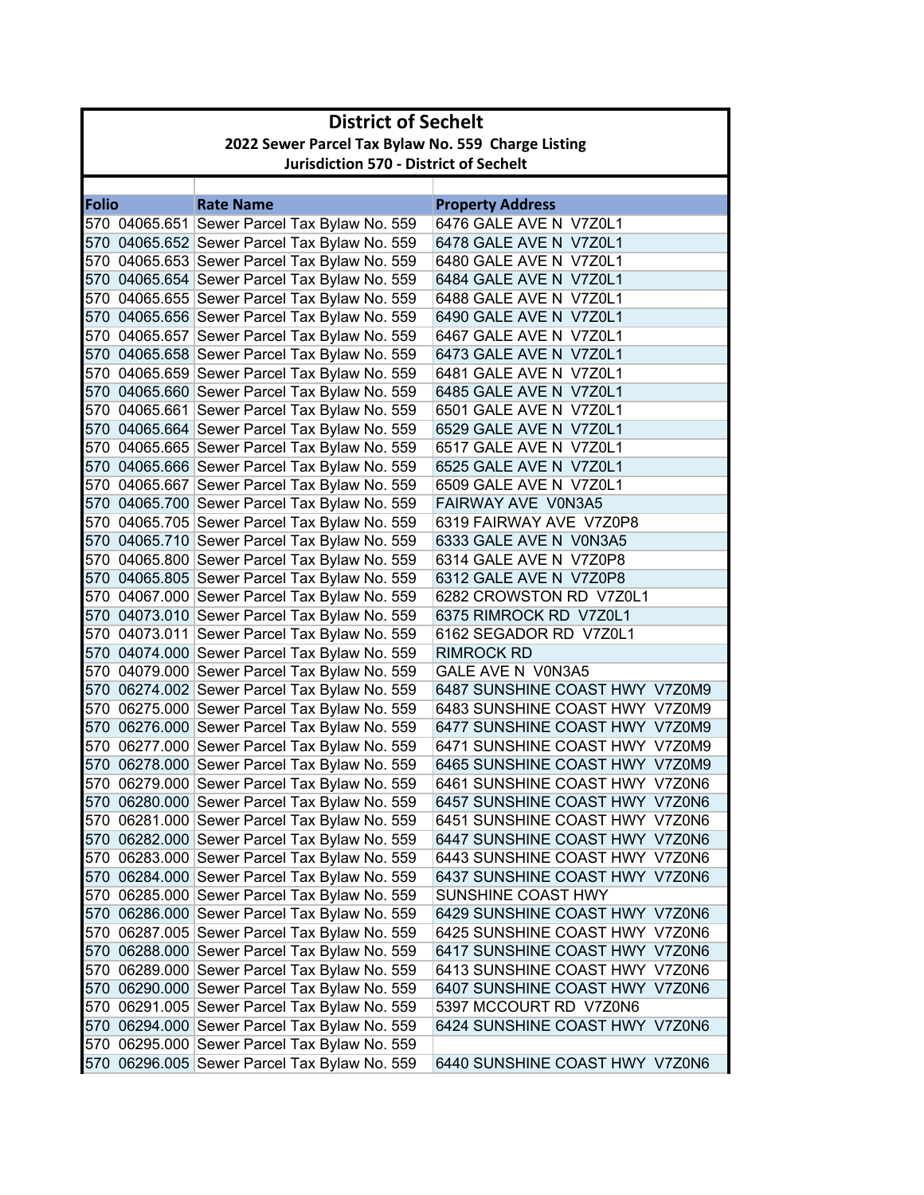# District of Sechelt

## 2022 Sewer Parcel Tax Bylaw No. 559 Charge Listing

### Jurisdiction 570 - District of Sechelt

| Folio | Rate Name | Property Address |
|---|---|---|
| 570 04065.651 | Sewer Parcel Tax Bylaw No. 559 | 6476 GALE AVE N V7Z0L1 |
| 570 04065.652 | Sewer Parcel Tax Bylaw No. 559 | 6478 GALE AVE N V7Z0L1 |
| 570 04065.653 | Sewer Parcel Tax Bylaw No. 559 | 6480 GALE AVE N V7Z0L1 |
| 570 04065.654 | Sewer Parcel Tax Bylaw No. 559 | 6484 GALE AVE N V7Z0L1 |
| 570 04065.655 | Sewer Parcel Tax Bylaw No. 559 | 6488 GALE AVE N V7Z0L1 |
| 570 04065.656 | Sewer Parcel Tax Bylaw No. 559 | 6490 GALE AVE N V7Z0L1 |
| 570 04065.657 | Sewer Parcel Tax Bylaw No. 559 | 6467 GALE AVE N V7Z0L1 |
| 570 04065.658 | Sewer Parcel Tax Bylaw No. 559 | 6473 GALE AVE N V7Z0L1 |
| 570 04065.659 | Sewer Parcel Tax Bylaw No. 559 | 6481 GALE AVE N V7Z0L1 |
| 570 04065.660 | Sewer Parcel Tax Bylaw No. 559 | 6485 GALE AVE N V7Z0L1 |
| 570 04065.661 | Sewer Parcel Tax Bylaw No. 559 | 6501 GALE AVE N V7Z0L1 |
| 570 04065.664 | Sewer Parcel Tax Bylaw No. 559 | 6529 GALE AVE N V7Z0L1 |
| 570 04065.665 | Sewer Parcel Tax Bylaw No. 559 | 6517 GALE AVE N V7Z0L1 |
| 570 04065.666 | Sewer Parcel Tax Bylaw No. 559 | 6525 GALE AVE N V7Z0L1 |
| 570 04065.667 | Sewer Parcel Tax Bylaw No. 559 | 6509 GALE AVE N V7Z0L1 |
| 570 04065.700 | Sewer Parcel Tax Bylaw No. 559 | FAIRWAY AVE V0N3A5 |
| 570 04065.705 | Sewer Parcel Tax Bylaw No. 559 | 6319 FAIRWAY AVE V7Z0P8 |
| 570 04065.710 | Sewer Parcel Tax Bylaw No. 559 | 6333 GALE AVE N V0N3A5 |
| 570 04065.800 | Sewer Parcel Tax Bylaw No. 559 | 6314 GALE AVE N V7Z0P8 |
| 570 04065.805 | Sewer Parcel Tax Bylaw No. 559 | 6312 GALE AVE N V7Z0P8 |
| 570 04067.000 | Sewer Parcel Tax Bylaw No. 559 | 6282 CROWSTON RD V7Z0L1 |
| 570 04073.010 | Sewer Parcel Tax Bylaw No. 559 | 6375 RIMROCK RD V7Z0L1 |
| 570 04073.011 | Sewer Parcel Tax Bylaw No. 559 | 6162 SEGADOR RD V7Z0L1 |
| 570 04074.000 | Sewer Parcel Tax Bylaw No. 559 | RIMROCK RD |
| 570 04079.000 | Sewer Parcel Tax Bylaw No. 559 | GALE AVE N V0N3A5 |
| 570 06274.002 | Sewer Parcel Tax Bylaw No. 559 | 6487 SUNSHINE COAST HWY V7Z0M9 |
| 570 06275.000 | Sewer Parcel Tax Bylaw No. 559 | 6483 SUNSHINE COAST HWY V7Z0M9 |
| 570 06276.000 | Sewer Parcel Tax Bylaw No. 559 | 6477 SUNSHINE COAST HWY V7Z0M9 |
| 570 06277.000 | Sewer Parcel Tax Bylaw No. 559 | 6471 SUNSHINE COAST HWY V7Z0M9 |
| 570 06278.000 | Sewer Parcel Tax Bylaw No. 559 | 6465 SUNSHINE COAST HWY V7Z0M9 |
| 570 06279.000 | Sewer Parcel Tax Bylaw No. 559 | 6461 SUNSHINE COAST HWY V7Z0N6 |
| 570 06280.000 | Sewer Parcel Tax Bylaw No. 559 | 6457 SUNSHINE COAST HWY V7Z0N6 |
| 570 06281.000 | Sewer Parcel Tax Bylaw No. 559 | 6451 SUNSHINE COAST HWY V7Z0N6 |
| 570 06282.000 | Sewer Parcel Tax Bylaw No. 559 | 6447 SUNSHINE COAST HWY V7Z0N6 |
| 570 06283.000 | Sewer Parcel Tax Bylaw No. 559 | 6443 SUNSHINE COAST HWY V7Z0N6 |
| 570 06284.000 | Sewer Parcel Tax Bylaw No. 559 | 6437 SUNSHINE COAST HWY V7Z0N6 |
| 570 06285.000 | Sewer Parcel Tax Bylaw No. 559 | SUNSHINE COAST HWY |
| 570 06286.000 | Sewer Parcel Tax Bylaw No. 559 | 6429 SUNSHINE COAST HWY V7Z0N6 |
| 570 06287.005 | Sewer Parcel Tax Bylaw No. 559 | 6425 SUNSHINE COAST HWY V7Z0N6 |
| 570 06288.000 | Sewer Parcel Tax Bylaw No. 559 | 6417 SUNSHINE COAST HWY V7Z0N6 |
| 570 06289.000 | Sewer Parcel Tax Bylaw No. 559 | 6413 SUNSHINE COAST HWY V7Z0N6 |
| 570 06290.000 | Sewer Parcel Tax Bylaw No. 559 | 6407 SUNSHINE COAST HWY V7Z0N6 |
| 570 06291.005 | Sewer Parcel Tax Bylaw No. 559 | 5397 MCCOURT RD V7Z0N6 |
| 570 06294.000 | Sewer Parcel Tax Bylaw No. 559 | 6424 SUNSHINE COAST HWY V7Z0N6 |
| 570 06295.000 | Sewer Parcel Tax Bylaw No. 559 | |
| 570 06296.005 | Sewer Parcel Tax Bylaw No. 559 | 6440 SUNSHINE COAST HWY V7Z0N6 |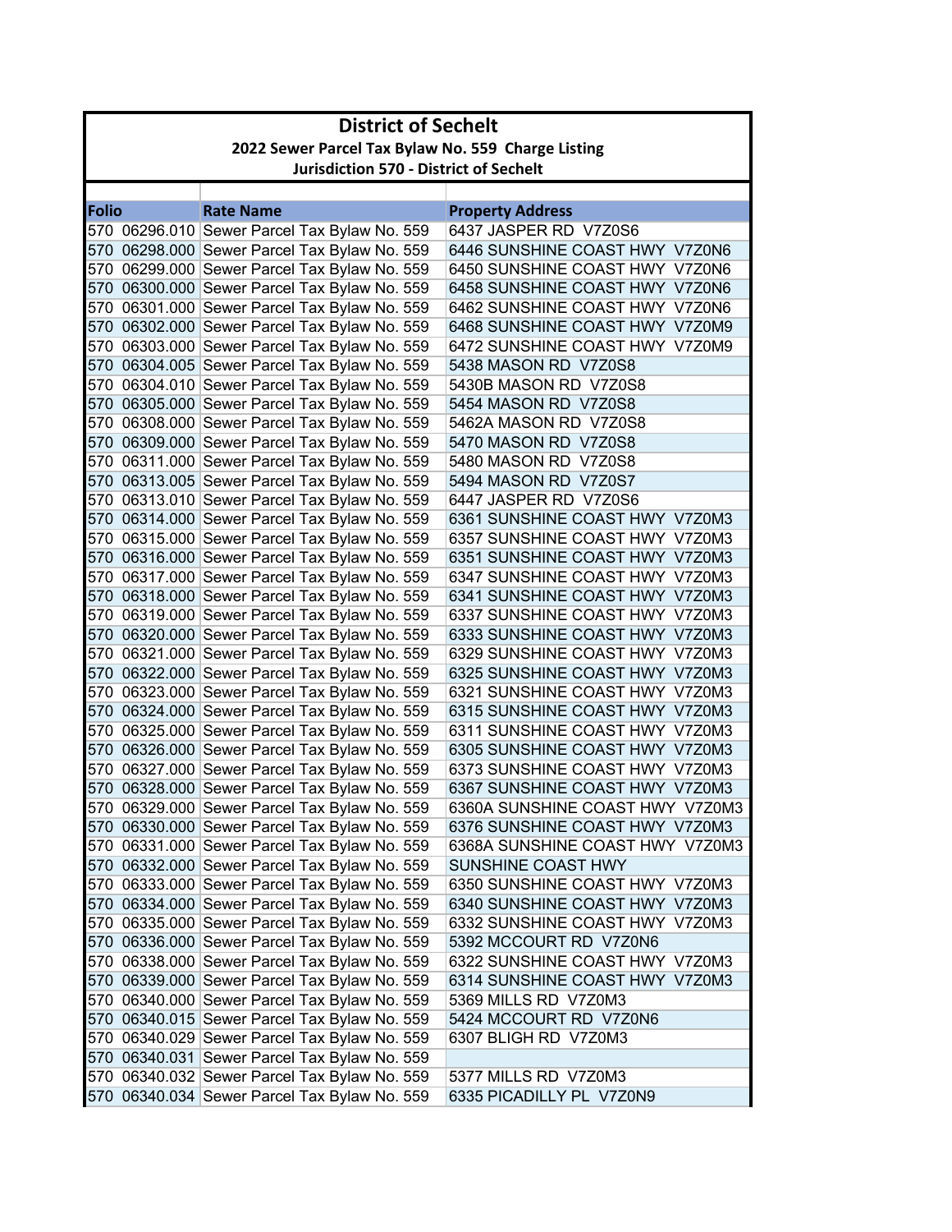# District of Sechelt

## 2022 Sewer Parcel Tax Bylaw No. 559 Charge Listing

### Jurisdiction 570 - District of Sechelt

| Folio | Rate Name | Property Address |
|---|---|---|
| 570 06296.010 | Sewer Parcel Tax Bylaw No. 559 | 6437 JASPER RD V7Z0S6 |
| 570 06298.000 | Sewer Parcel Tax Bylaw No. 559 | 6446 SUNSHINE COAST HWY V7Z0N6 |
| 570 06299.000 | Sewer Parcel Tax Bylaw No. 559 | 6450 SUNSHINE COAST HWY V7Z0N6 |
| 570 06300.000 | Sewer Parcel Tax Bylaw No. 559 | 6458 SUNSHINE COAST HWY V7Z0N6 |
| 570 06301.000 | Sewer Parcel Tax Bylaw No. 559 | 6462 SUNSHINE COAST HWY V7Z0N6 |
| 570 06302.000 | Sewer Parcel Tax Bylaw No. 559 | 6468 SUNSHINE COAST HWY V7Z0M9 |
| 570 06303.000 | Sewer Parcel Tax Bylaw No. 559 | 6472 SUNSHINE COAST HWY V7Z0M9 |
| 570 06304.005 | Sewer Parcel Tax Bylaw No. 559 | 5438 MASON RD V7Z0S8 |
| 570 06304.010 | Sewer Parcel Tax Bylaw No. 559 | 5430B MASON RD V7Z0S8 |
| 570 06305.000 | Sewer Parcel Tax Bylaw No. 559 | 5454 MASON RD V7Z0S8 |
| 570 06308.000 | Sewer Parcel Tax Bylaw No. 559 | 5462A MASON RD V7Z0S8 |
| 570 06309.000 | Sewer Parcel Tax Bylaw No. 559 | 5470 MASON RD V7Z0S8 |
| 570 06311.000 | Sewer Parcel Tax Bylaw No. 559 | 5480 MASON RD V7Z0S8 |
| 570 06313.005 | Sewer Parcel Tax Bylaw No. 559 | 5494 MASON RD V7Z0S7 |
| 570 06313.010 | Sewer Parcel Tax Bylaw No. 559 | 6447 JASPER RD V7Z0S6 |
| 570 06314.000 | Sewer Parcel Tax Bylaw No. 559 | 6361 SUNSHINE COAST HWY V7Z0M3 |
| 570 06315.000 | Sewer Parcel Tax Bylaw No. 559 | 6357 SUNSHINE COAST HWY V7Z0M3 |
| 570 06316.000 | Sewer Parcel Tax Bylaw No. 559 | 6351 SUNSHINE COAST HWY V7Z0M3 |
| 570 06317.000 | Sewer Parcel Tax Bylaw No. 559 | 6347 SUNSHINE COAST HWY V7Z0M3 |
| 570 06318.000 | Sewer Parcel Tax Bylaw No. 559 | 6341 SUNSHINE COAST HWY V7Z0M3 |
| 570 06319.000 | Sewer Parcel Tax Bylaw No. 559 | 6337 SUNSHINE COAST HWY V7Z0M3 |
| 570 06320.000 | Sewer Parcel Tax Bylaw No. 559 | 6333 SUNSHINE COAST HWY V7Z0M3 |
| 570 06321.000 | Sewer Parcel Tax Bylaw No. 559 | 6329 SUNSHINE COAST HWY V7Z0M3 |
| 570 06322.000 | Sewer Parcel Tax Bylaw No. 559 | 6325 SUNSHINE COAST HWY V7Z0M3 |
| 570 06323.000 | Sewer Parcel Tax Bylaw No. 559 | 6321 SUNSHINE COAST HWY V7Z0M3 |
| 570 06324.000 | Sewer Parcel Tax Bylaw No. 559 | 6315 SUNSHINE COAST HWY V7Z0M3 |
| 570 06325.000 | Sewer Parcel Tax Bylaw No. 559 | 6311 SUNSHINE COAST HWY V7Z0M3 |
| 570 06326.000 | Sewer Parcel Tax Bylaw No. 559 | 6305 SUNSHINE COAST HWY V7Z0M3 |
| 570 06327.000 | Sewer Parcel Tax Bylaw No. 559 | 6373 SUNSHINE COAST HWY V7Z0M3 |
| 570 06328.000 | Sewer Parcel Tax Bylaw No. 559 | 6367 SUNSHINE COAST HWY V7Z0M3 |
| 570 06329.000 | Sewer Parcel Tax Bylaw No. 559 | 6360A SUNSHINE COAST HWY V7Z0M3 |
| 570 06330.000 | Sewer Parcel Tax Bylaw No. 559 | 6376 SUNSHINE COAST HWY V7Z0M3 |
| 570 06331.000 | Sewer Parcel Tax Bylaw No. 559 | 6368A SUNSHINE COAST HWY V7Z0M3 |
| 570 06332.000 | Sewer Parcel Tax Bylaw No. 559 | SUNSHINE COAST HWY |
| 570 06333.000 | Sewer Parcel Tax Bylaw No. 559 | 6350 SUNSHINE COAST HWY V7Z0M3 |
| 570 06334.000 | Sewer Parcel Tax Bylaw No. 559 | 6340 SUNSHINE COAST HWY V7Z0M3 |
| 570 06335.000 | Sewer Parcel Tax Bylaw No. 559 | 6332 SUNSHINE COAST HWY V7Z0M3 |
| 570 06336.000 | Sewer Parcel Tax Bylaw No. 559 | 5392 MCCOURT RD V7Z0N6 |
| 570 06338.000 | Sewer Parcel Tax Bylaw No. 559 | 6322 SUNSHINE COAST HWY V7Z0M3 |
| 570 06339.000 | Sewer Parcel Tax Bylaw No. 559 | 6314 SUNSHINE COAST HWY V7Z0M3 |
| 570 06340.000 | Sewer Parcel Tax Bylaw No. 559 | 5369 MILLS RD V7Z0M3 |
| 570 06340.015 | Sewer Parcel Tax Bylaw No. 559 | 5424 MCCOURT RD V7Z0N6 |
| 570 06340.029 | Sewer Parcel Tax Bylaw No. 559 | 6307 BLIGH RD V7Z0M3 |
| 570 06340.031 | Sewer Parcel Tax Bylaw No. 559 | |
| 570 06340.032 | Sewer Parcel Tax Bylaw No. 559 | 5377 MILLS RD V7Z0M3 |
| 570 06340.034 | Sewer Parcel Tax Bylaw No. 559 | 6335 PICADILLY PL V7Z0N9 |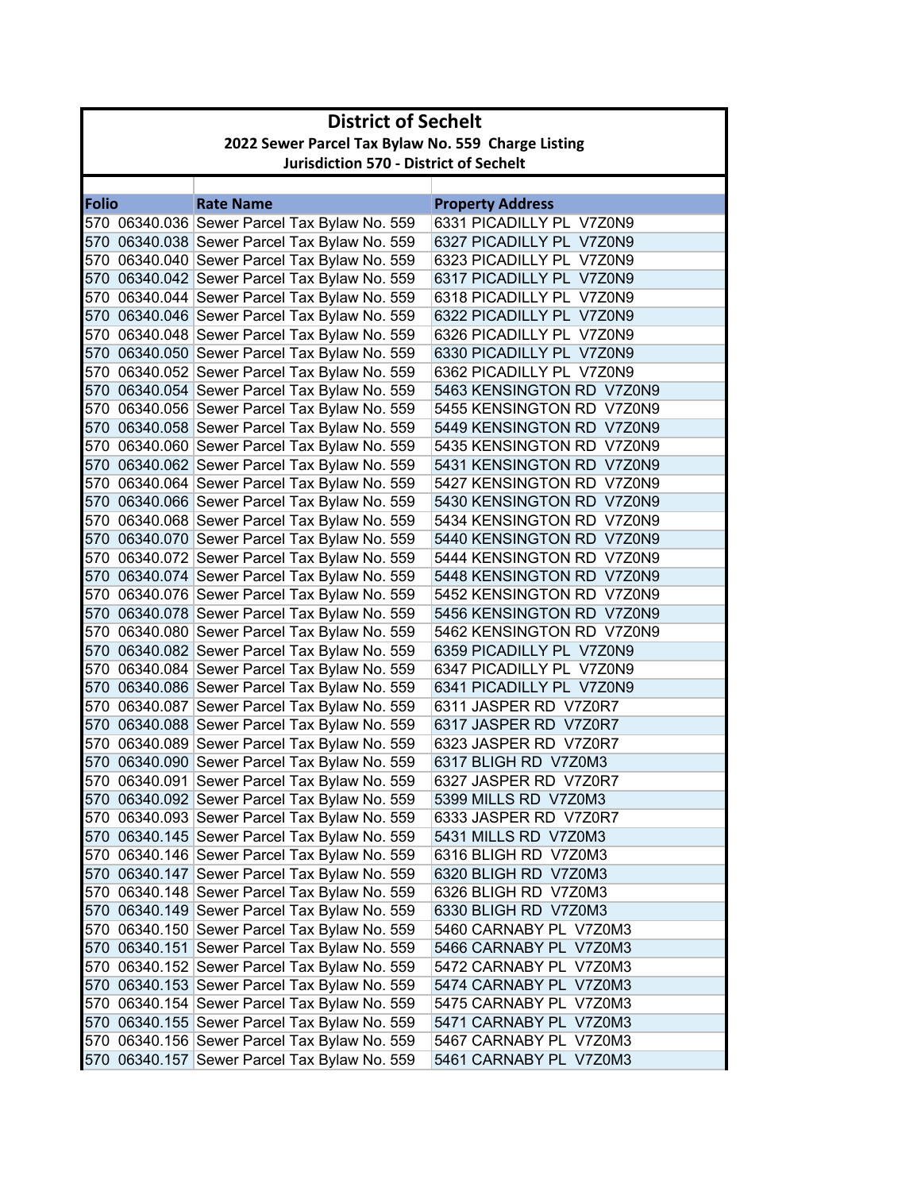# District of Sechelt

## 2022 Sewer Parcel Tax Bylaw No. 559 Charge Listing

### Jurisdiction 570 - District of Sechelt

| Folio | Rate Name | Property Address |
|---|---|---|
| 570 06340.036 | Sewer Parcel Tax Bylaw No. 559 | 6331 PICADILLY PL V7Z0N9 |
| 570 06340.038 | Sewer Parcel Tax Bylaw No. 559 | 6327 PICADILLY PL V7Z0N9 |
| 570 06340.040 | Sewer Parcel Tax Bylaw No. 559 | 6323 PICADILLY PL V7Z0N9 |
| 570 06340.042 | Sewer Parcel Tax Bylaw No. 559 | 6317 PICADILLY PL V7Z0N9 |
| 570 06340.044 | Sewer Parcel Tax Bylaw No. 559 | 6318 PICADILLY PL V7Z0N9 |
| 570 06340.046 | Sewer Parcel Tax Bylaw No. 559 | 6322 PICADILLY PL V7Z0N9 |
| 570 06340.048 | Sewer Parcel Tax Bylaw No. 559 | 6326 PICADILLY PL V7Z0N9 |
| 570 06340.050 | Sewer Parcel Tax Bylaw No. 559 | 6330 PICADILLY PL V7Z0N9 |
| 570 06340.052 | Sewer Parcel Tax Bylaw No. 559 | 6362 PICADILLY PL V7Z0N9 |
| 570 06340.054 | Sewer Parcel Tax Bylaw No. 559 | 5463 KENSINGTON RD V7Z0N9 |
| 570 06340.056 | Sewer Parcel Tax Bylaw No. 559 | 5455 KENSINGTON RD V7Z0N9 |
| 570 06340.058 | Sewer Parcel Tax Bylaw No. 559 | 5449 KENSINGTON RD V7Z0N9 |
| 570 06340.060 | Sewer Parcel Tax Bylaw No. 559 | 5435 KENSINGTON RD V7Z0N9 |
| 570 06340.062 | Sewer Parcel Tax Bylaw No. 559 | 5431 KENSINGTON RD V7Z0N9 |
| 570 06340.064 | Sewer Parcel Tax Bylaw No. 559 | 5427 KENSINGTON RD V7Z0N9 |
| 570 06340.066 | Sewer Parcel Tax Bylaw No. 559 | 5430 KENSINGTON RD V7Z0N9 |
| 570 06340.068 | Sewer Parcel Tax Bylaw No. 559 | 5434 KENSINGTON RD V7Z0N9 |
| 570 06340.070 | Sewer Parcel Tax Bylaw No. 559 | 5440 KENSINGTON RD V7Z0N9 |
| 570 06340.072 | Sewer Parcel Tax Bylaw No. 559 | 5444 KENSINGTON RD V7Z0N9 |
| 570 06340.074 | Sewer Parcel Tax Bylaw No. 559 | 5448 KENSINGTON RD V7Z0N9 |
| 570 06340.076 | Sewer Parcel Tax Bylaw No. 559 | 5452 KENSINGTON RD V7Z0N9 |
| 570 06340.078 | Sewer Parcel Tax Bylaw No. 559 | 5456 KENSINGTON RD V7Z0N9 |
| 570 06340.080 | Sewer Parcel Tax Bylaw No. 559 | 5462 KENSINGTON RD V7Z0N9 |
| 570 06340.082 | Sewer Parcel Tax Bylaw No. 559 | 6359 PICADILLY PL V7Z0N9 |
| 570 06340.084 | Sewer Parcel Tax Bylaw No. 559 | 6347 PICADILLY PL V7Z0N9 |
| 570 06340.086 | Sewer Parcel Tax Bylaw No. 559 | 6341 PICADILLY PL V7Z0N9 |
| 570 06340.087 | Sewer Parcel Tax Bylaw No. 559 | 6311 JASPER RD V7Z0R7 |
| 570 06340.088 | Sewer Parcel Tax Bylaw No. 559 | 6317 JASPER RD V7Z0R7 |
| 570 06340.089 | Sewer Parcel Tax Bylaw No. 559 | 6323 JASPER RD V7Z0R7 |
| 570 06340.090 | Sewer Parcel Tax Bylaw No. 559 | 6317 BLIGH RD V7Z0M3 |
| 570 06340.091 | Sewer Parcel Tax Bylaw No. 559 | 6327 JASPER RD V7Z0R7 |
| 570 06340.092 | Sewer Parcel Tax Bylaw No. 559 | 5399 MILLS RD V7Z0M3 |
| 570 06340.093 | Sewer Parcel Tax Bylaw No. 559 | 6333 JASPER RD V7Z0R7 |
| 570 06340.145 | Sewer Parcel Tax Bylaw No. 559 | 5431 MILLS RD V7Z0M3 |
| 570 06340.146 | Sewer Parcel Tax Bylaw No. 559 | 6316 BLIGH RD V7Z0M3 |
| 570 06340.147 | Sewer Parcel Tax Bylaw No. 559 | 6320 BLIGH RD V7Z0M3 |
| 570 06340.148 | Sewer Parcel Tax Bylaw No. 559 | 6326 BLIGH RD V7Z0M3 |
| 570 06340.149 | Sewer Parcel Tax Bylaw No. 559 | 6330 BLIGH RD V7Z0M3 |
| 570 06340.150 | Sewer Parcel Tax Bylaw No. 559 | 5460 CARNABY PL V7Z0M3 |
| 570 06340.151 | Sewer Parcel Tax Bylaw No. 559 | 5466 CARNABY PL V7Z0M3 |
| 570 06340.152 | Sewer Parcel Tax Bylaw No. 559 | 5472 CARNABY PL V7Z0M3 |
| 570 06340.153 | Sewer Parcel Tax Bylaw No. 559 | 5474 CARNABY PL V7Z0M3 |
| 570 06340.154 | Sewer Parcel Tax Bylaw No. 559 | 5475 CARNABY PL V7Z0M3 |
| 570 06340.155 | Sewer Parcel Tax Bylaw No. 559 | 5471 CARNABY PL V7Z0M3 |
| 570 06340.156 | Sewer Parcel Tax Bylaw No. 559 | 5467 CARNABY PL V7Z0M3 |
| 570 06340.157 | Sewer Parcel Tax Bylaw No. 559 | 5461 CARNABY PL V7Z0M3 |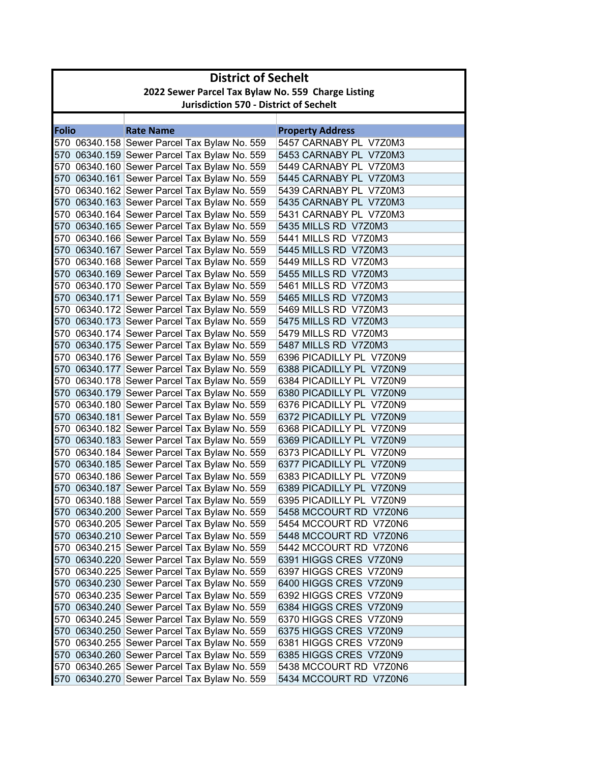# District of Sechelt

## 2022 Sewer Parcel Tax Bylaw No. 559 Charge Listing

### Jurisdiction 570 - District of Sechelt

| Folio | Rate Name | Property Address |
|---|---|---|
| 570 06340.158 | Sewer Parcel Tax Bylaw No. 559 | 5457 CARNABY PL V7Z0M3 |
| 570 06340.159 | Sewer Parcel Tax Bylaw No. 559 | 5453 CARNABY PL V7Z0M3 |
| 570 06340.160 | Sewer Parcel Tax Bylaw No. 559 | 5449 CARNABY PL V7Z0M3 |
| 570 06340.161 | Sewer Parcel Tax Bylaw No. 559 | 5445 CARNABY PL V7Z0M3 |
| 570 06340.162 | Sewer Parcel Tax Bylaw No. 559 | 5439 CARNABY PL V7Z0M3 |
| 570 06340.163 | Sewer Parcel Tax Bylaw No. 559 | 5435 CARNABY PL V7Z0M3 |
| 570 06340.164 | Sewer Parcel Tax Bylaw No. 559 | 5431 CARNABY PL V7Z0M3 |
| 570 06340.165 | Sewer Parcel Tax Bylaw No. 559 | 5435 MILLS RD V7Z0M3 |
| 570 06340.166 | Sewer Parcel Tax Bylaw No. 559 | 5441 MILLS RD V7Z0M3 |
| 570 06340.167 | Sewer Parcel Tax Bylaw No. 559 | 5445 MILLS RD V7Z0M3 |
| 570 06340.168 | Sewer Parcel Tax Bylaw No. 559 | 5449 MILLS RD V7Z0M3 |
| 570 06340.169 | Sewer Parcel Tax Bylaw No. 559 | 5455 MILLS RD V7Z0M3 |
| 570 06340.170 | Sewer Parcel Tax Bylaw No. 559 | 5461 MILLS RD V7Z0M3 |
| 570 06340.171 | Sewer Parcel Tax Bylaw No. 559 | 5465 MILLS RD V7Z0M3 |
| 570 06340.172 | Sewer Parcel Tax Bylaw No. 559 | 5469 MILLS RD V7Z0M3 |
| 570 06340.173 | Sewer Parcel Tax Bylaw No. 559 | 5475 MILLS RD V7Z0M3 |
| 570 06340.174 | Sewer Parcel Tax Bylaw No. 559 | 5479 MILLS RD V7Z0M3 |
| 570 06340.175 | Sewer Parcel Tax Bylaw No. 559 | 5487 MILLS RD V7Z0M3 |
| 570 06340.176 | Sewer Parcel Tax Bylaw No. 559 | 6396 PICADILLY PL V7Z0N9 |
| 570 06340.177 | Sewer Parcel Tax Bylaw No. 559 | 6388 PICADILLY PL V7Z0N9 |
| 570 06340.178 | Sewer Parcel Tax Bylaw No. 559 | 6384 PICADILLY PL V7Z0N9 |
| 570 06340.179 | Sewer Parcel Tax Bylaw No. 559 | 6380 PICADILLY PL V7Z0N9 |
| 570 06340.180 | Sewer Parcel Tax Bylaw No. 559 | 6376 PICADILLY PL V7Z0N9 |
| 570 06340.181 | Sewer Parcel Tax Bylaw No. 559 | 6372 PICADILLY PL V7Z0N9 |
| 570 06340.182 | Sewer Parcel Tax Bylaw No. 559 | 6368 PICADILLY PL V7Z0N9 |
| 570 06340.183 | Sewer Parcel Tax Bylaw No. 559 | 6369 PICADILLY PL V7Z0N9 |
| 570 06340.184 | Sewer Parcel Tax Bylaw No. 559 | 6373 PICADILLY PL V7Z0N9 |
| 570 06340.185 | Sewer Parcel Tax Bylaw No. 559 | 6377 PICADILLY PL V7Z0N9 |
| 570 06340.186 | Sewer Parcel Tax Bylaw No. 559 | 6383 PICADILLY PL V7Z0N9 |
| 570 06340.187 | Sewer Parcel Tax Bylaw No. 559 | 6389 PICADILLY PL V7Z0N9 |
| 570 06340.188 | Sewer Parcel Tax Bylaw No. 559 | 6395 PICADILLY PL V7Z0N9 |
| 570 06340.200 | Sewer Parcel Tax Bylaw No. 559 | 5458 MCCOURT RD V7Z0N6 |
| 570 06340.205 | Sewer Parcel Tax Bylaw No. 559 | 5454 MCCOURT RD V7Z0N6 |
| 570 06340.210 | Sewer Parcel Tax Bylaw No. 559 | 5448 MCCOURT RD V7Z0N6 |
| 570 06340.215 | Sewer Parcel Tax Bylaw No. 559 | 5442 MCCOURT RD V7Z0N6 |
| 570 06340.220 | Sewer Parcel Tax Bylaw No. 559 | 6391 HIGGS CRES V7Z0N9 |
| 570 06340.225 | Sewer Parcel Tax Bylaw No. 559 | 6397 HIGGS CRES V7Z0N9 |
| 570 06340.230 | Sewer Parcel Tax Bylaw No. 559 | 6400 HIGGS CRES V7Z0N9 |
| 570 06340.235 | Sewer Parcel Tax Bylaw No. 559 | 6392 HIGGS CRES V7Z0N9 |
| 570 06340.240 | Sewer Parcel Tax Bylaw No. 559 | 6384 HIGGS CRES V7Z0N9 |
| 570 06340.245 | Sewer Parcel Tax Bylaw No. 559 | 6370 HIGGS CRES V7Z0N9 |
| 570 06340.250 | Sewer Parcel Tax Bylaw No. 559 | 6375 HIGGS CRES V7Z0N9 |
| 570 06340.255 | Sewer Parcel Tax Bylaw No. 559 | 6381 HIGGS CRES V7Z0N9 |
| 570 06340.260 | Sewer Parcel Tax Bylaw No. 559 | 6385 HIGGS CRES V7Z0N9 |
| 570 06340.265 | Sewer Parcel Tax Bylaw No. 559 | 5438 MCCOURT RD V7Z0N6 |
| 570 06340.270 | Sewer Parcel Tax Bylaw No. 559 | 5434 MCCOURT RD V7Z0N6 |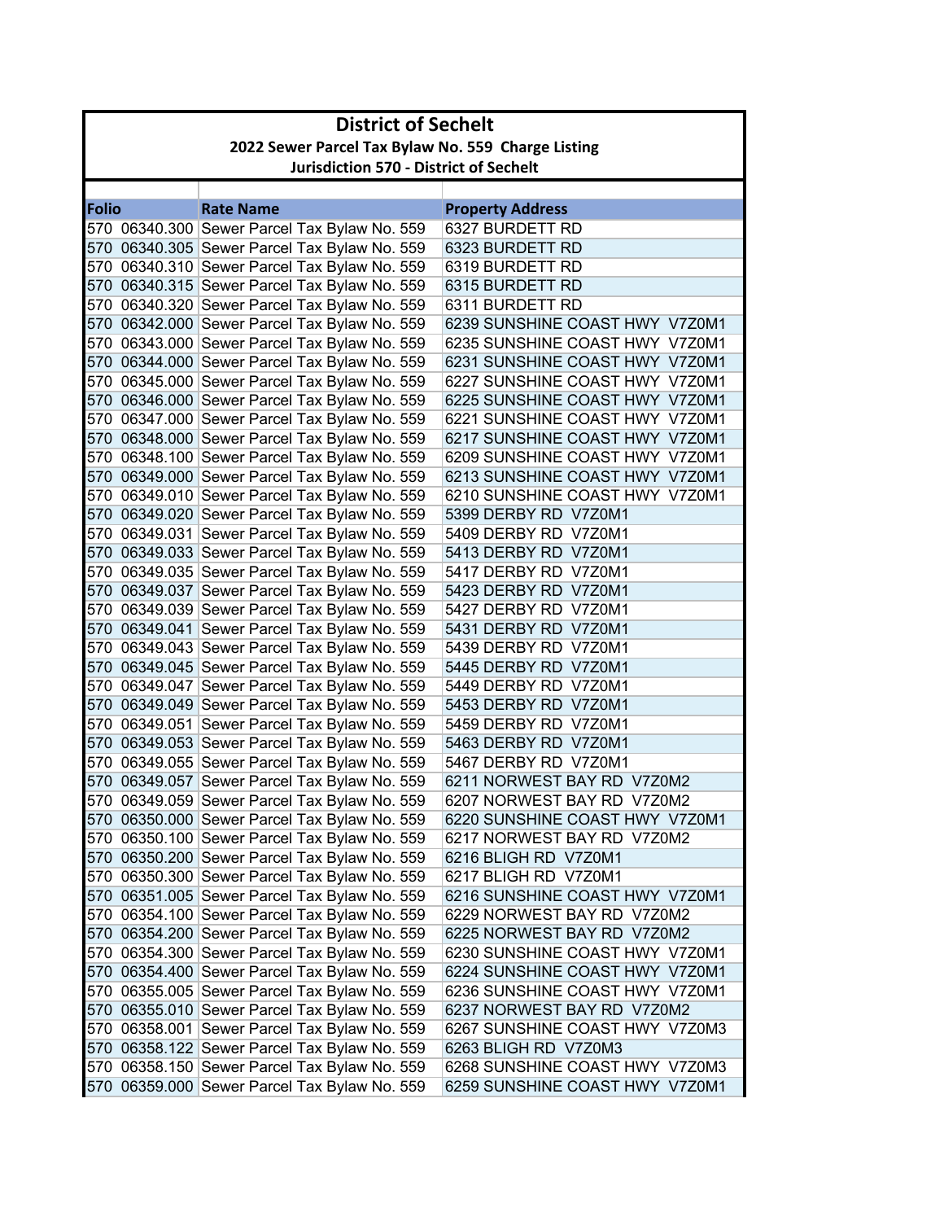# District of Sechelt

## 2022 Sewer Parcel Tax Bylaw No. 559 Charge Listing

### Jurisdiction 570 - District of Sechelt

| Folio | Rate Name | Property Address |
|---|---|---|
| 570 06340.300 | Sewer Parcel Tax Bylaw No. 559 | 6327 BURDETT RD |
| 570 06340.305 | Sewer Parcel Tax Bylaw No. 559 | 6323 BURDETT RD |
| 570 06340.310 | Sewer Parcel Tax Bylaw No. 559 | 6319 BURDETT RD |
| 570 06340.315 | Sewer Parcel Tax Bylaw No. 559 | 6315 BURDETT RD |
| 570 06340.320 | Sewer Parcel Tax Bylaw No. 559 | 6311 BURDETT RD |
| 570 06342.000 | Sewer Parcel Tax Bylaw No. 559 | 6239 SUNSHINE COAST HWY V7Z0M1 |
| 570 06343.000 | Sewer Parcel Tax Bylaw No. 559 | 6235 SUNSHINE COAST HWY V7Z0M1 |
| 570 06344.000 | Sewer Parcel Tax Bylaw No. 559 | 6231 SUNSHINE COAST HWY V7Z0M1 |
| 570 06345.000 | Sewer Parcel Tax Bylaw No. 559 | 6227 SUNSHINE COAST HWY V7Z0M1 |
| 570 06346.000 | Sewer Parcel Tax Bylaw No. 559 | 6225 SUNSHINE COAST HWY V7Z0M1 |
| 570 06347.000 | Sewer Parcel Tax Bylaw No. 559 | 6221 SUNSHINE COAST HWY V7Z0M1 |
| 570 06348.000 | Sewer Parcel Tax Bylaw No. 559 | 6217 SUNSHINE COAST HWY V7Z0M1 |
| 570 06348.100 | Sewer Parcel Tax Bylaw No. 559 | 6209 SUNSHINE COAST HWY V7Z0M1 |
| 570 06349.000 | Sewer Parcel Tax Bylaw No. 559 | 6213 SUNSHINE COAST HWY V7Z0M1 |
| 570 06349.010 | Sewer Parcel Tax Bylaw No. 559 | 6210 SUNSHINE COAST HWY V7Z0M1 |
| 570 06349.020 | Sewer Parcel Tax Bylaw No. 559 | 5399 DERBY RD V7Z0M1 |
| 570 06349.031 | Sewer Parcel Tax Bylaw No. 559 | 5409 DERBY RD V7Z0M1 |
| 570 06349.033 | Sewer Parcel Tax Bylaw No. 559 | 5413 DERBY RD V7Z0M1 |
| 570 06349.035 | Sewer Parcel Tax Bylaw No. 559 | 5417 DERBY RD V7Z0M1 |
| 570 06349.037 | Sewer Parcel Tax Bylaw No. 559 | 5423 DERBY RD V7Z0M1 |
| 570 06349.039 | Sewer Parcel Tax Bylaw No. 559 | 5427 DERBY RD V7Z0M1 |
| 570 06349.041 | Sewer Parcel Tax Bylaw No. 559 | 5431 DERBY RD V7Z0M1 |
| 570 06349.043 | Sewer Parcel Tax Bylaw No. 559 | 5439 DERBY RD V7Z0M1 |
| 570 06349.045 | Sewer Parcel Tax Bylaw No. 559 | 5445 DERBY RD V7Z0M1 |
| 570 06349.047 | Sewer Parcel Tax Bylaw No. 559 | 5449 DERBY RD V7Z0M1 |
| 570 06349.049 | Sewer Parcel Tax Bylaw No. 559 | 5453 DERBY RD V7Z0M1 |
| 570 06349.051 | Sewer Parcel Tax Bylaw No. 559 | 5459 DERBY RD V7Z0M1 |
| 570 06349.053 | Sewer Parcel Tax Bylaw No. 559 | 5463 DERBY RD V7Z0M1 |
| 570 06349.055 | Sewer Parcel Tax Bylaw No. 559 | 5467 DERBY RD V7Z0M1 |
| 570 06349.057 | Sewer Parcel Tax Bylaw No. 559 | 6211 NORWEST BAY RD V7Z0M2 |
| 570 06349.059 | Sewer Parcel Tax Bylaw No. 559 | 6207 NORWEST BAY RD V7Z0M2 |
| 570 06350.000 | Sewer Parcel Tax Bylaw No. 559 | 6220 SUNSHINE COAST HWY V7Z0M1 |
| 570 06350.100 | Sewer Parcel Tax Bylaw No. 559 | 6217 NORWEST BAY RD V7Z0M2 |
| 570 06350.200 | Sewer Parcel Tax Bylaw No. 559 | 6216 BLIGH RD V7Z0M1 |
| 570 06350.300 | Sewer Parcel Tax Bylaw No. 559 | 6217 BLIGH RD V7Z0M1 |
| 570 06351.005 | Sewer Parcel Tax Bylaw No. 559 | 6216 SUNSHINE COAST HWY V7Z0M1 |
| 570 06354.100 | Sewer Parcel Tax Bylaw No. 559 | 6229 NORWEST BAY RD V7Z0M2 |
| 570 06354.200 | Sewer Parcel Tax Bylaw No. 559 | 6225 NORWEST BAY RD V7Z0M2 |
| 570 06354.300 | Sewer Parcel Tax Bylaw No. 559 | 6230 SUNSHINE COAST HWY V7Z0M1 |
| 570 06354.400 | Sewer Parcel Tax Bylaw No. 559 | 6224 SUNSHINE COAST HWY V7Z0M1 |
| 570 06355.005 | Sewer Parcel Tax Bylaw No. 559 | 6236 SUNSHINE COAST HWY V7Z0M1 |
| 570 06355.010 | Sewer Parcel Tax Bylaw No. 559 | 6237 NORWEST BAY RD V7Z0M2 |
| 570 06358.001 | Sewer Parcel Tax Bylaw No. 559 | 6267 SUNSHINE COAST HWY V7Z0M3 |
| 570 06358.122 | Sewer Parcel Tax Bylaw No. 559 | 6263 BLIGH RD V7Z0M3 |
| 570 06358.150 | Sewer Parcel Tax Bylaw No. 559 | 6268 SUNSHINE COAST HWY V7Z0M3 |
| 570 06359.000 | Sewer Parcel Tax Bylaw No. 559 | 6259 SUNSHINE COAST HWY V7Z0M1 |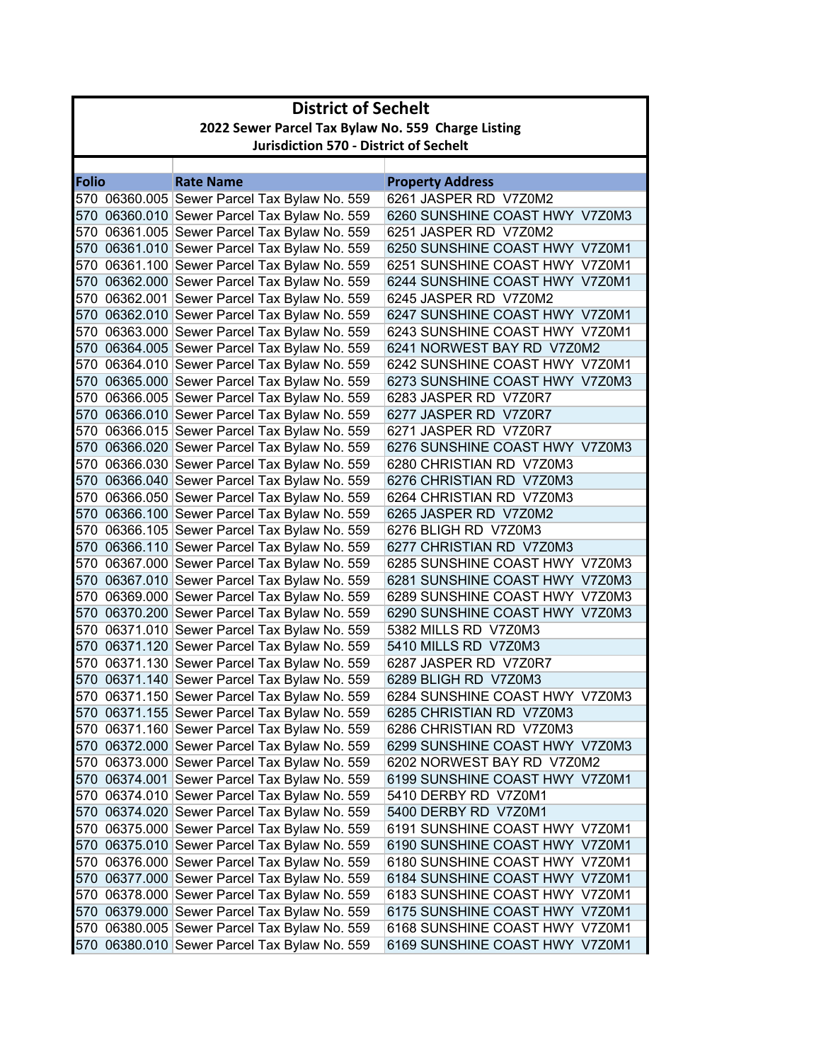# District of Sechelt

## 2022 Sewer Parcel Tax Bylaw No. 559 Charge Listing

### Jurisdiction 570 - District of Sechelt

| Folio | Rate Name | Property Address |
|---|---|---|
| 570 06360.005 | Sewer Parcel Tax Bylaw No. 559 | 6261 JASPER RD V7Z0M2 |
| 570 06360.010 | Sewer Parcel Tax Bylaw No. 559 | 6260 SUNSHINE COAST HWY V7Z0M3 |
| 570 06361.005 | Sewer Parcel Tax Bylaw No. 559 | 6251 JASPER RD V7Z0M2 |
| 570 06361.010 | Sewer Parcel Tax Bylaw No. 559 | 6250 SUNSHINE COAST HWY V7Z0M1 |
| 570 06361.100 | Sewer Parcel Tax Bylaw No. 559 | 6251 SUNSHINE COAST HWY V7Z0M1 |
| 570 06362.000 | Sewer Parcel Tax Bylaw No. 559 | 6244 SUNSHINE COAST HWY V7Z0M1 |
| 570 06362.001 | Sewer Parcel Tax Bylaw No. 559 | 6245 JASPER RD V7Z0M2 |
| 570 06362.010 | Sewer Parcel Tax Bylaw No. 559 | 6247 SUNSHINE COAST HWY V7Z0M1 |
| 570 06363.000 | Sewer Parcel Tax Bylaw No. 559 | 6243 SUNSHINE COAST HWY V7Z0M1 |
| 570 06364.005 | Sewer Parcel Tax Bylaw No. 559 | 6241 NORWEST BAY RD V7Z0M2 |
| 570 06364.010 | Sewer Parcel Tax Bylaw No. 559 | 6242 SUNSHINE COAST HWY V7Z0M1 |
| 570 06365.000 | Sewer Parcel Tax Bylaw No. 559 | 6273 SUNSHINE COAST HWY V7Z0M3 |
| 570 06366.005 | Sewer Parcel Tax Bylaw No. 559 | 6283 JASPER RD V7Z0R7 |
| 570 06366.010 | Sewer Parcel Tax Bylaw No. 559 | 6277 JASPER RD V7Z0R7 |
| 570 06366.015 | Sewer Parcel Tax Bylaw No. 559 | 6271 JASPER RD V7Z0R7 |
| 570 06366.020 | Sewer Parcel Tax Bylaw No. 559 | 6276 SUNSHINE COAST HWY V7Z0M3 |
| 570 06366.030 | Sewer Parcel Tax Bylaw No. 559 | 6280 CHRISTIAN RD V7Z0M3 |
| 570 06366.040 | Sewer Parcel Tax Bylaw No. 559 | 6276 CHRISTIAN RD V7Z0M3 |
| 570 06366.050 | Sewer Parcel Tax Bylaw No. 559 | 6264 CHRISTIAN RD V7Z0M3 |
| 570 06366.100 | Sewer Parcel Tax Bylaw No. 559 | 6265 JASPER RD V7Z0M2 |
| 570 06366.105 | Sewer Parcel Tax Bylaw No. 559 | 6276 BLIGH RD V7Z0M3 |
| 570 06366.110 | Sewer Parcel Tax Bylaw No. 559 | 6277 CHRISTIAN RD V7Z0M3 |
| 570 06367.000 | Sewer Parcel Tax Bylaw No. 559 | 6285 SUNSHINE COAST HWY V7Z0M3 |
| 570 06367.010 | Sewer Parcel Tax Bylaw No. 559 | 6281 SUNSHINE COAST HWY V7Z0M3 |
| 570 06369.000 | Sewer Parcel Tax Bylaw No. 559 | 6289 SUNSHINE COAST HWY V7Z0M3 |
| 570 06370.200 | Sewer Parcel Tax Bylaw No. 559 | 6290 SUNSHINE COAST HWY V7Z0M3 |
| 570 06371.010 | Sewer Parcel Tax Bylaw No. 559 | 5382 MILLS RD V7Z0M3 |
| 570 06371.120 | Sewer Parcel Tax Bylaw No. 559 | 5410 MILLS RD V7Z0M3 |
| 570 06371.130 | Sewer Parcel Tax Bylaw No. 559 | 6287 JASPER RD V7Z0R7 |
| 570 06371.140 | Sewer Parcel Tax Bylaw No. 559 | 6289 BLIGH RD V7Z0M3 |
| 570 06371.150 | Sewer Parcel Tax Bylaw No. 559 | 6284 SUNSHINE COAST HWY V7Z0M3 |
| 570 06371.155 | Sewer Parcel Tax Bylaw No. 559 | 6285 CHRISTIAN RD V7Z0M3 |
| 570 06371.160 | Sewer Parcel Tax Bylaw No. 559 | 6286 CHRISTIAN RD V7Z0M3 |
| 570 06372.000 | Sewer Parcel Tax Bylaw No. 559 | 6299 SUNSHINE COAST HWY V7Z0M3 |
| 570 06373.000 | Sewer Parcel Tax Bylaw No. 559 | 6202 NORWEST BAY RD V7Z0M2 |
| 570 06374.001 | Sewer Parcel Tax Bylaw No. 559 | 6199 SUNSHINE COAST HWY V7Z0M1 |
| 570 06374.010 | Sewer Parcel Tax Bylaw No. 559 | 5410 DERBY RD V7Z0M1 |
| 570 06374.020 | Sewer Parcel Tax Bylaw No. 559 | 5400 DERBY RD V7Z0M1 |
| 570 06375.000 | Sewer Parcel Tax Bylaw No. 559 | 6191 SUNSHINE COAST HWY V7Z0M1 |
| 570 06375.010 | Sewer Parcel Tax Bylaw No. 559 | 6190 SUNSHINE COAST HWY V7Z0M1 |
| 570 06376.000 | Sewer Parcel Tax Bylaw No. 559 | 6180 SUNSHINE COAST HWY V7Z0M1 |
| 570 06377.000 | Sewer Parcel Tax Bylaw No. 559 | 6184 SUNSHINE COAST HWY V7Z0M1 |
| 570 06378.000 | Sewer Parcel Tax Bylaw No. 559 | 6183 SUNSHINE COAST HWY V7Z0M1 |
| 570 06379.000 | Sewer Parcel Tax Bylaw No. 559 | 6175 SUNSHINE COAST HWY V7Z0M1 |
| 570 06380.005 | Sewer Parcel Tax Bylaw No. 559 | 6168 SUNSHINE COAST HWY V7Z0M1 |
| 570 06380.010 | Sewer Parcel Tax Bylaw No. 559 | 6169 SUNSHINE COAST HWY V7Z0M1 |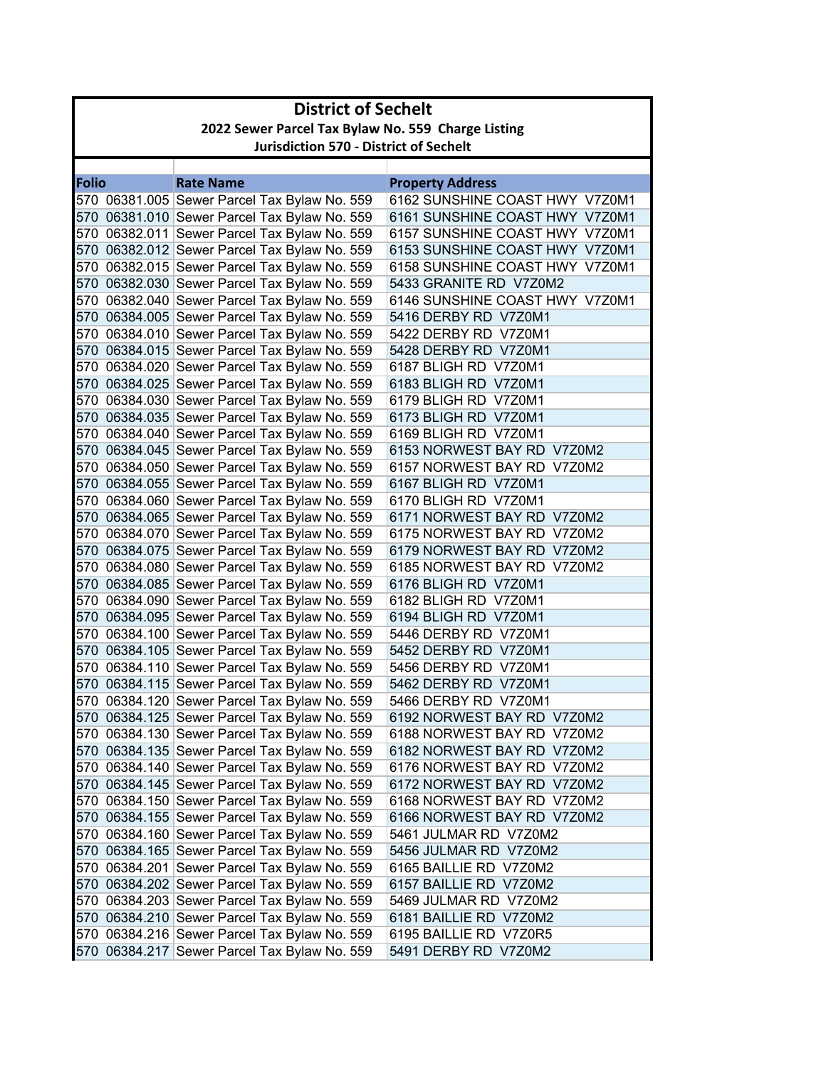# District of Sechelt

## 2022 Sewer Parcel Tax Bylaw No. 559 Charge Listing

### Jurisdiction 570 - District of Sechelt

| Folio | Rate Name | Property Address |
|---|---|---|
| 570 06381.005 | Sewer Parcel Tax Bylaw No. 559 | 6162 SUNSHINE COAST HWY V7Z0M1 |
| 570 06381.010 | Sewer Parcel Tax Bylaw No. 559 | 6161 SUNSHINE COAST HWY V7Z0M1 |
| 570 06382.011 | Sewer Parcel Tax Bylaw No. 559 | 6157 SUNSHINE COAST HWY V7Z0M1 |
| 570 06382.012 | Sewer Parcel Tax Bylaw No. 559 | 6153 SUNSHINE COAST HWY V7Z0M1 |
| 570 06382.015 | Sewer Parcel Tax Bylaw No. 559 | 6158 SUNSHINE COAST HWY V7Z0M1 |
| 570 06382.030 | Sewer Parcel Tax Bylaw No. 559 | 5433 GRANITE RD V7Z0M2 |
| 570 06382.040 | Sewer Parcel Tax Bylaw No. 559 | 6146 SUNSHINE COAST HWY V7Z0M1 |
| 570 06384.005 | Sewer Parcel Tax Bylaw No. 559 | 5416 DERBY RD V7Z0M1 |
| 570 06384.010 | Sewer Parcel Tax Bylaw No. 559 | 5422 DERBY RD V7Z0M1 |
| 570 06384.015 | Sewer Parcel Tax Bylaw No. 559 | 5428 DERBY RD V7Z0M1 |
| 570 06384.020 | Sewer Parcel Tax Bylaw No. 559 | 6187 BLIGH RD V7Z0M1 |
| 570 06384.025 | Sewer Parcel Tax Bylaw No. 559 | 6183 BLIGH RD V7Z0M1 |
| 570 06384.030 | Sewer Parcel Tax Bylaw No. 559 | 6179 BLIGH RD V7Z0M1 |
| 570 06384.035 | Sewer Parcel Tax Bylaw No. 559 | 6173 BLIGH RD V7Z0M1 |
| 570 06384.040 | Sewer Parcel Tax Bylaw No. 559 | 6169 BLIGH RD V7Z0M1 |
| 570 06384.045 | Sewer Parcel Tax Bylaw No. 559 | 6153 NORWEST BAY RD V7Z0M2 |
| 570 06384.050 | Sewer Parcel Tax Bylaw No. 559 | 6157 NORWEST BAY RD V7Z0M2 |
| 570 06384.055 | Sewer Parcel Tax Bylaw No. 559 | 6167 BLIGH RD V7Z0M1 |
| 570 06384.060 | Sewer Parcel Tax Bylaw No. 559 | 6170 BLIGH RD V7Z0M1 |
| 570 06384.065 | Sewer Parcel Tax Bylaw No. 559 | 6171 NORWEST BAY RD V7Z0M2 |
| 570 06384.070 | Sewer Parcel Tax Bylaw No. 559 | 6175 NORWEST BAY RD V7Z0M2 |
| 570 06384.075 | Sewer Parcel Tax Bylaw No. 559 | 6179 NORWEST BAY RD V7Z0M2 |
| 570 06384.080 | Sewer Parcel Tax Bylaw No. 559 | 6185 NORWEST BAY RD V7Z0M2 |
| 570 06384.085 | Sewer Parcel Tax Bylaw No. 559 | 6176 BLIGH RD V7Z0M1 |
| 570 06384.090 | Sewer Parcel Tax Bylaw No. 559 | 6182 BLIGH RD V7Z0M1 |
| 570 06384.095 | Sewer Parcel Tax Bylaw No. 559 | 6194 BLIGH RD V7Z0M1 |
| 570 06384.100 | Sewer Parcel Tax Bylaw No. 559 | 5446 DERBY RD V7Z0M1 |
| 570 06384.105 | Sewer Parcel Tax Bylaw No. 559 | 5452 DERBY RD V7Z0M1 |
| 570 06384.110 | Sewer Parcel Tax Bylaw No. 559 | 5456 DERBY RD V7Z0M1 |
| 570 06384.115 | Sewer Parcel Tax Bylaw No. 559 | 5462 DERBY RD V7Z0M1 |
| 570 06384.120 | Sewer Parcel Tax Bylaw No. 559 | 5466 DERBY RD V7Z0M1 |
| 570 06384.125 | Sewer Parcel Tax Bylaw No. 559 | 6192 NORWEST BAY RD V7Z0M2 |
| 570 06384.130 | Sewer Parcel Tax Bylaw No. 559 | 6188 NORWEST BAY RD V7Z0M2 |
| 570 06384.135 | Sewer Parcel Tax Bylaw No. 559 | 6182 NORWEST BAY RD V7Z0M2 |
| 570 06384.140 | Sewer Parcel Tax Bylaw No. 559 | 6176 NORWEST BAY RD V7Z0M2 |
| 570 06384.145 | Sewer Parcel Tax Bylaw No. 559 | 6172 NORWEST BAY RD V7Z0M2 |
| 570 06384.150 | Sewer Parcel Tax Bylaw No. 559 | 6168 NORWEST BAY RD V7Z0M2 |
| 570 06384.155 | Sewer Parcel Tax Bylaw No. 559 | 6166 NORWEST BAY RD V7Z0M2 |
| 570 06384.160 | Sewer Parcel Tax Bylaw No. 559 | 5461 JULMAR RD V7Z0M2 |
| 570 06384.165 | Sewer Parcel Tax Bylaw No. 559 | 5456 JULMAR RD V7Z0M2 |
| 570 06384.201 | Sewer Parcel Tax Bylaw No. 559 | 6165 BAILLIE RD V7Z0M2 |
| 570 06384.202 | Sewer Parcel Tax Bylaw No. 559 | 6157 BAILLIE RD V7Z0M2 |
| 570 06384.203 | Sewer Parcel Tax Bylaw No. 559 | 5469 JULMAR RD V7Z0M2 |
| 570 06384.210 | Sewer Parcel Tax Bylaw No. 559 | 6181 BAILLIE RD V7Z0M2 |
| 570 06384.216 | Sewer Parcel Tax Bylaw No. 559 | 6195 BAILLIE RD V7Z0R5 |
| 570 06384.217 | Sewer Parcel Tax Bylaw No. 559 | 5491 DERBY RD V7Z0M2 |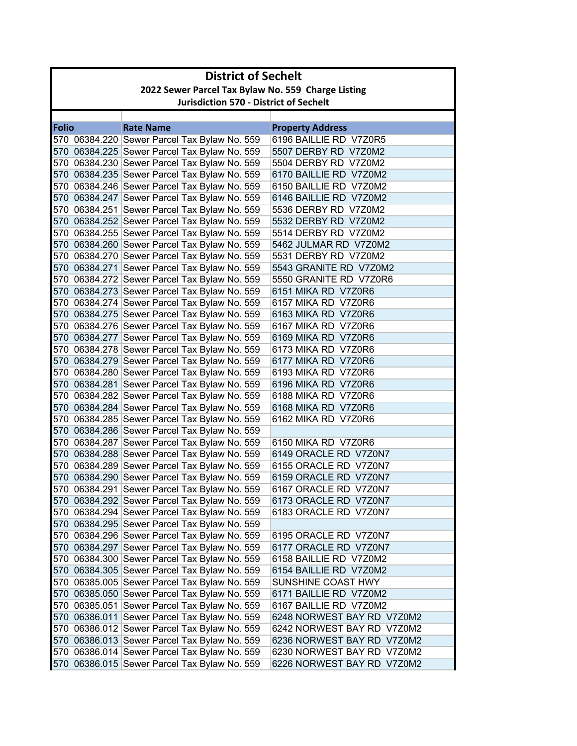# District of Sechelt

## 2022 Sewer Parcel Tax Bylaw No. 559 Charge Listing

### Jurisdiction 570 - District of Sechelt

| Folio | Rate Name | Property Address |
|---|---|---|
| 570 06384.220 | Sewer Parcel Tax Bylaw No. 559 | 6196 BAILLIE RD V7Z0R5 |
| 570 06384.225 | Sewer Parcel Tax Bylaw No. 559 | 5507 DERBY RD V7Z0M2 |
| 570 06384.230 | Sewer Parcel Tax Bylaw No. 559 | 5504 DERBY RD V7Z0M2 |
| 570 06384.235 | Sewer Parcel Tax Bylaw No. 559 | 6170 BAILLIE RD V7Z0M2 |
| 570 06384.246 | Sewer Parcel Tax Bylaw No. 559 | 6150 BAILLIE RD V7Z0M2 |
| 570 06384.247 | Sewer Parcel Tax Bylaw No. 559 | 6146 BAILLIE RD V7Z0M2 |
| 570 06384.251 | Sewer Parcel Tax Bylaw No. 559 | 5536 DERBY RD V7Z0M2 |
| 570 06384.252 | Sewer Parcel Tax Bylaw No. 559 | 5532 DERBY RD V7Z0M2 |
| 570 06384.255 | Sewer Parcel Tax Bylaw No. 559 | 5514 DERBY RD V7Z0M2 |
| 570 06384.260 | Sewer Parcel Tax Bylaw No. 559 | 5462 JULMAR RD V7Z0M2 |
| 570 06384.270 | Sewer Parcel Tax Bylaw No. 559 | 5531 DERBY RD V7Z0M2 |
| 570 06384.271 | Sewer Parcel Tax Bylaw No. 559 | 5543 GRANITE RD V7Z0M2 |
| 570 06384.272 | Sewer Parcel Tax Bylaw No. 559 | 5550 GRANITE RD V7Z0R6 |
| 570 06384.273 | Sewer Parcel Tax Bylaw No. 559 | 6151 MIKA RD V7Z0R6 |
| 570 06384.274 | Sewer Parcel Tax Bylaw No. 559 | 6157 MIKA RD V7Z0R6 |
| 570 06384.275 | Sewer Parcel Tax Bylaw No. 559 | 6163 MIKA RD V7Z0R6 |
| 570 06384.276 | Sewer Parcel Tax Bylaw No. 559 | 6167 MIKA RD V7Z0R6 |
| 570 06384.277 | Sewer Parcel Tax Bylaw No. 559 | 6169 MIKA RD V7Z0R6 |
| 570 06384.278 | Sewer Parcel Tax Bylaw No. 559 | 6173 MIKA RD V7Z0R6 |
| 570 06384.279 | Sewer Parcel Tax Bylaw No. 559 | 6177 MIKA RD V7Z0R6 |
| 570 06384.280 | Sewer Parcel Tax Bylaw No. 559 | 6193 MIKA RD V7Z0R6 |
| 570 06384.281 | Sewer Parcel Tax Bylaw No. 559 | 6196 MIKA RD V7Z0R6 |
| 570 06384.282 | Sewer Parcel Tax Bylaw No. 559 | 6188 MIKA RD V7Z0R6 |
| 570 06384.284 | Sewer Parcel Tax Bylaw No. 559 | 6168 MIKA RD V7Z0R6 |
| 570 06384.285 | Sewer Parcel Tax Bylaw No. 559 | 6162 MIKA RD V7Z0R6 |
| 570 06384.286 | Sewer Parcel Tax Bylaw No. 559 | |
| 570 06384.287 | Sewer Parcel Tax Bylaw No. 559 | 6150 MIKA RD V7Z0R6 |
| 570 06384.288 | Sewer Parcel Tax Bylaw No. 559 | 6149 ORACLE RD V7Z0N7 |
| 570 06384.289 | Sewer Parcel Tax Bylaw No. 559 | 6155 ORACLE RD V7Z0N7 |
| 570 06384.290 | Sewer Parcel Tax Bylaw No. 559 | 6159 ORACLE RD V7Z0N7 |
| 570 06384.291 | Sewer Parcel Tax Bylaw No. 559 | 6167 ORACLE RD V7Z0N7 |
| 570 06384.292 | Sewer Parcel Tax Bylaw No. 559 | 6173 ORACLE RD V7Z0N7 |
| 570 06384.294 | Sewer Parcel Tax Bylaw No. 559 | 6183 ORACLE RD V7Z0N7 |
| 570 06384.295 | Sewer Parcel Tax Bylaw No. 559 | |
| 570 06384.296 | Sewer Parcel Tax Bylaw No. 559 | 6195 ORACLE RD V7Z0N7 |
| 570 06384.297 | Sewer Parcel Tax Bylaw No. 559 | 6177 ORACLE RD V7Z0N7 |
| 570 06384.300 | Sewer Parcel Tax Bylaw No. 559 | 6158 BAILLIE RD V7Z0M2 |
| 570 06384.305 | Sewer Parcel Tax Bylaw No. 559 | 6154 BAILLIE RD V7Z0M2 |
| 570 06385.005 | Sewer Parcel Tax Bylaw No. 559 | SUNSHINE COAST HWY |
| 570 06385.050 | Sewer Parcel Tax Bylaw No. 559 | 6171 BAILLIE RD V7Z0M2 |
| 570 06385.051 | Sewer Parcel Tax Bylaw No. 559 | 6167 BAILLIE RD V7Z0M2 |
| 570 06386.011 | Sewer Parcel Tax Bylaw No. 559 | 6248 NORWEST BAY RD V7Z0M2 |
| 570 06386.012 | Sewer Parcel Tax Bylaw No. 559 | 6242 NORWEST BAY RD V7Z0M2 |
| 570 06386.013 | Sewer Parcel Tax Bylaw No. 559 | 6236 NORWEST BAY RD V7Z0M2 |
| 570 06386.014 | Sewer Parcel Tax Bylaw No. 559 | 6230 NORWEST BAY RD V7Z0M2 |
| 570 06386.015 | Sewer Parcel Tax Bylaw No. 559 | 6226 NORWEST BAY RD V7Z0M2 |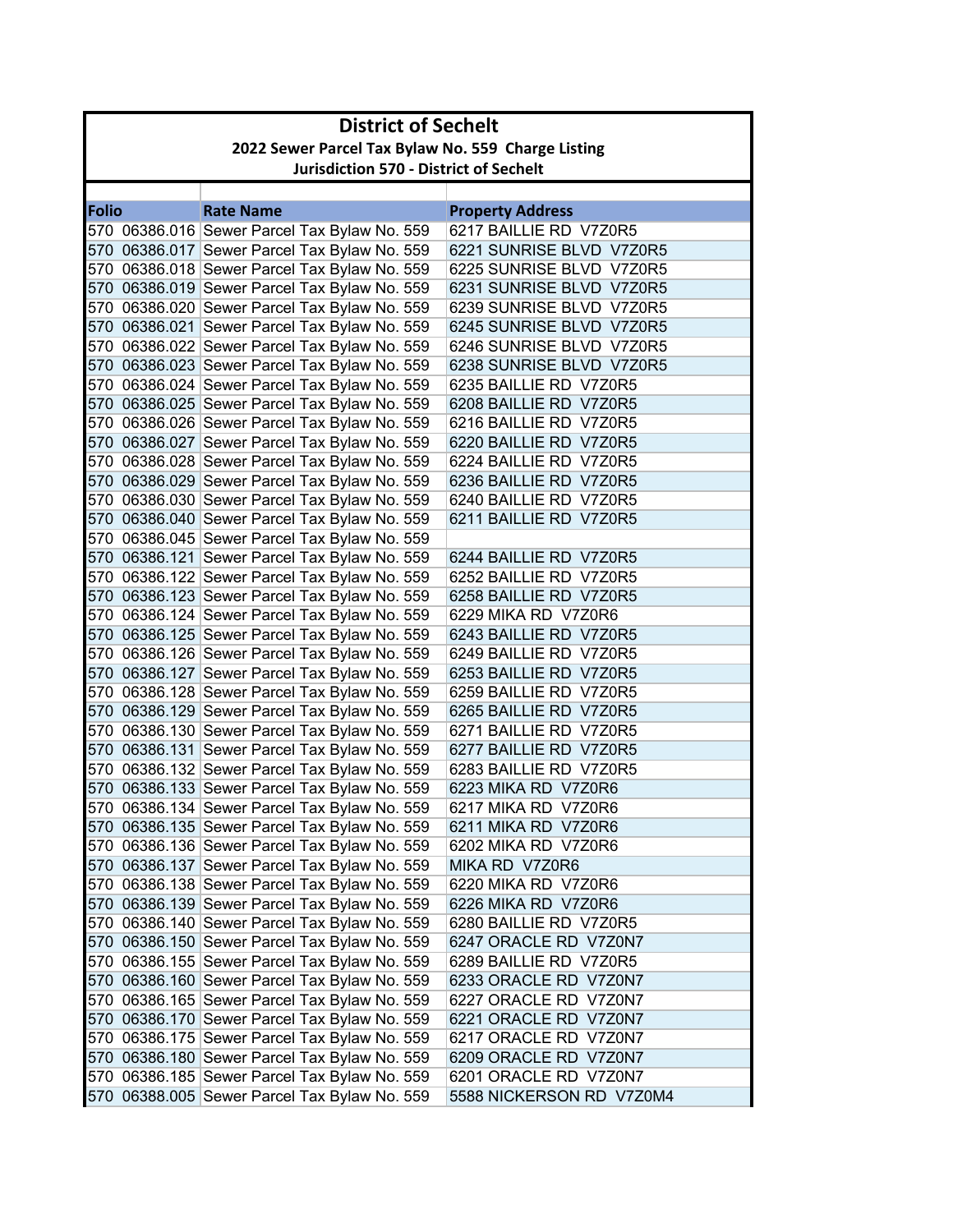# District of Sechelt

## 2022 Sewer Parcel Tax Bylaw No. 559 Charge Listing

### Jurisdiction 570 - District of Sechelt

| Folio | Rate Name | Property Address |
|---|---|---|
| 570 06386.016 | Sewer Parcel Tax Bylaw No. 559 | 6217 BAILLIE RD V7Z0R5 |
| 570 06386.017 | Sewer Parcel Tax Bylaw No. 559 | 6221 SUNRISE BLVD V7Z0R5 |
| 570 06386.018 | Sewer Parcel Tax Bylaw No. 559 | 6225 SUNRISE BLVD V7Z0R5 |
| 570 06386.019 | Sewer Parcel Tax Bylaw No. 559 | 6231 SUNRISE BLVD V7Z0R5 |
| 570 06386.020 | Sewer Parcel Tax Bylaw No. 559 | 6239 SUNRISE BLVD V7Z0R5 |
| 570 06386.021 | Sewer Parcel Tax Bylaw No. 559 | 6245 SUNRISE BLVD V7Z0R5 |
| 570 06386.022 | Sewer Parcel Tax Bylaw No. 559 | 6246 SUNRISE BLVD V7Z0R5 |
| 570 06386.023 | Sewer Parcel Tax Bylaw No. 559 | 6238 SUNRISE BLVD V7Z0R5 |
| 570 06386.024 | Sewer Parcel Tax Bylaw No. 559 | 6235 BAILLIE RD V7Z0R5 |
| 570 06386.025 | Sewer Parcel Tax Bylaw No. 559 | 6208 BAILLIE RD V7Z0R5 |
| 570 06386.026 | Sewer Parcel Tax Bylaw No. 559 | 6216 BAILLIE RD V7Z0R5 |
| 570 06386.027 | Sewer Parcel Tax Bylaw No. 559 | 6220 BAILLIE RD V7Z0R5 |
| 570 06386.028 | Sewer Parcel Tax Bylaw No. 559 | 6224 BAILLIE RD V7Z0R5 |
| 570 06386.029 | Sewer Parcel Tax Bylaw No. 559 | 6236 BAILLIE RD V7Z0R5 |
| 570 06386.030 | Sewer Parcel Tax Bylaw No. 559 | 6240 BAILLIE RD V7Z0R5 |
| 570 06386.040 | Sewer Parcel Tax Bylaw No. 559 | 6211 BAILLIE RD V7Z0R5 |
| 570 06386.045 | Sewer Parcel Tax Bylaw No. 559 | |
| 570 06386.121 | Sewer Parcel Tax Bylaw No. 559 | 6244 BAILLIE RD V7Z0R5 |
| 570 06386.122 | Sewer Parcel Tax Bylaw No. 559 | 6252 BAILLIE RD V7Z0R5 |
| 570 06386.123 | Sewer Parcel Tax Bylaw No. 559 | 6258 BAILLIE RD V7Z0R5 |
| 570 06386.124 | Sewer Parcel Tax Bylaw No. 559 | 6229 MIKA RD V7Z0R6 |
| 570 06386.125 | Sewer Parcel Tax Bylaw No. 559 | 6243 BAILLIE RD V7Z0R5 |
| 570 06386.126 | Sewer Parcel Tax Bylaw No. 559 | 6249 BAILLIE RD V7Z0R5 |
| 570 06386.127 | Sewer Parcel Tax Bylaw No. 559 | 6253 BAILLIE RD V7Z0R5 |
| 570 06386.128 | Sewer Parcel Tax Bylaw No. 559 | 6259 BAILLIE RD V7Z0R5 |
| 570 06386.129 | Sewer Parcel Tax Bylaw No. 559 | 6265 BAILLIE RD V7Z0R5 |
| 570 06386.130 | Sewer Parcel Tax Bylaw No. 559 | 6271 BAILLIE RD V7Z0R5 |
| 570 06386.131 | Sewer Parcel Tax Bylaw No. 559 | 6277 BAILLIE RD V7Z0R5 |
| 570 06386.132 | Sewer Parcel Tax Bylaw No. 559 | 6283 BAILLIE RD V7Z0R5 |
| 570 06386.133 | Sewer Parcel Tax Bylaw No. 559 | 6223 MIKA RD V7Z0R6 |
| 570 06386.134 | Sewer Parcel Tax Bylaw No. 559 | 6217 MIKA RD V7Z0R6 |
| 570 06386.135 | Sewer Parcel Tax Bylaw No. 559 | 6211 MIKA RD V7Z0R6 |
| 570 06386.136 | Sewer Parcel Tax Bylaw No. 559 | 6202 MIKA RD V7Z0R6 |
| 570 06386.137 | Sewer Parcel Tax Bylaw No. 559 | MIKA RD V7Z0R6 |
| 570 06386.138 | Sewer Parcel Tax Bylaw No. 559 | 6220 MIKA RD V7Z0R6 |
| 570 06386.139 | Sewer Parcel Tax Bylaw No. 559 | 6226 MIKA RD V7Z0R6 |
| 570 06386.140 | Sewer Parcel Tax Bylaw No. 559 | 6280 BAILLIE RD V7Z0R5 |
| 570 06386.150 | Sewer Parcel Tax Bylaw No. 559 | 6247 ORACLE RD V7Z0N7 |
| 570 06386.155 | Sewer Parcel Tax Bylaw No. 559 | 6289 BAILLIE RD V7Z0R5 |
| 570 06386.160 | Sewer Parcel Tax Bylaw No. 559 | 6233 ORACLE RD V7Z0N7 |
| 570 06386.165 | Sewer Parcel Tax Bylaw No. 559 | 6227 ORACLE RD V7Z0N7 |
| 570 06386.170 | Sewer Parcel Tax Bylaw No. 559 | 6221 ORACLE RD V7Z0N7 |
| 570 06386.175 | Sewer Parcel Tax Bylaw No. 559 | 6217 ORACLE RD V7Z0N7 |
| 570 06386.180 | Sewer Parcel Tax Bylaw No. 559 | 6209 ORACLE RD V7Z0N7 |
| 570 06386.185 | Sewer Parcel Tax Bylaw No. 559 | 6201 ORACLE RD V7Z0N7 |
| 570 06388.005 | Sewer Parcel Tax Bylaw No. 559 | 5588 NICKERSON RD V7Z0M4 |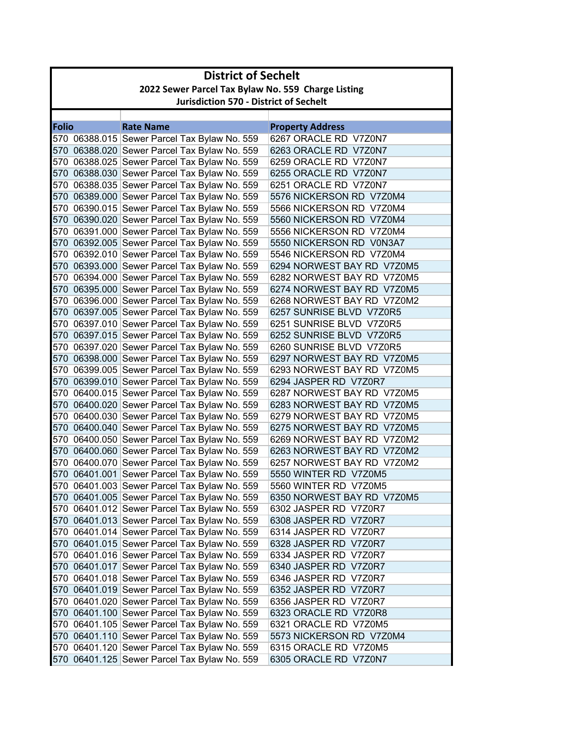# District of Sechelt

## 2022 Sewer Parcel Tax Bylaw No. 559 Charge Listing

### Jurisdiction 570 - District of Sechelt

| Folio | Rate Name | Property Address |
|---|---|---|
| 570 06388.015 | Sewer Parcel Tax Bylaw No. 559 | 6267 ORACLE RD V7Z0N7 |
| 570 06388.020 | Sewer Parcel Tax Bylaw No. 559 | 6263 ORACLE RD V7Z0N7 |
| 570 06388.025 | Sewer Parcel Tax Bylaw No. 559 | 6259 ORACLE RD V7Z0N7 |
| 570 06388.030 | Sewer Parcel Tax Bylaw No. 559 | 6255 ORACLE RD V7Z0N7 |
| 570 06388.035 | Sewer Parcel Tax Bylaw No. 559 | 6251 ORACLE RD V7Z0N7 |
| 570 06389.000 | Sewer Parcel Tax Bylaw No. 559 | 5576 NICKERSON RD V7Z0M4 |
| 570 06390.015 | Sewer Parcel Tax Bylaw No. 559 | 5566 NICKERSON RD V7Z0M4 |
| 570 06390.020 | Sewer Parcel Tax Bylaw No. 559 | 5560 NICKERSON RD V7Z0M4 |
| 570 06391.000 | Sewer Parcel Tax Bylaw No. 559 | 5556 NICKERSON RD V7Z0M4 |
| 570 06392.005 | Sewer Parcel Tax Bylaw No. 559 | 5550 NICKERSON RD V0N3A7 |
| 570 06392.010 | Sewer Parcel Tax Bylaw No. 559 | 5546 NICKERSON RD V7Z0M4 |
| 570 06393.000 | Sewer Parcel Tax Bylaw No. 559 | 6294 NORWEST BAY RD V7Z0M5 |
| 570 06394.000 | Sewer Parcel Tax Bylaw No. 559 | 6282 NORWEST BAY RD V7Z0M5 |
| 570 06395.000 | Sewer Parcel Tax Bylaw No. 559 | 6274 NORWEST BAY RD V7Z0M5 |
| 570 06396.000 | Sewer Parcel Tax Bylaw No. 559 | 6268 NORWEST BAY RD V7Z0M2 |
| 570 06397.005 | Sewer Parcel Tax Bylaw No. 559 | 6257 SUNRISE BLVD V7Z0R5 |
| 570 06397.010 | Sewer Parcel Tax Bylaw No. 559 | 6251 SUNRISE BLVD V7Z0R5 |
| 570 06397.015 | Sewer Parcel Tax Bylaw No. 559 | 6252 SUNRISE BLVD V7Z0R5 |
| 570 06397.020 | Sewer Parcel Tax Bylaw No. 559 | 6260 SUNRISE BLVD V7Z0R5 |
| 570 06398.000 | Sewer Parcel Tax Bylaw No. 559 | 6297 NORWEST BAY RD V7Z0M5 |
| 570 06399.005 | Sewer Parcel Tax Bylaw No. 559 | 6293 NORWEST BAY RD V7Z0M5 |
| 570 06399.010 | Sewer Parcel Tax Bylaw No. 559 | 6294 JASPER RD V7Z0R7 |
| 570 06400.015 | Sewer Parcel Tax Bylaw No. 559 | 6287 NORWEST BAY RD V7Z0M5 |
| 570 06400.020 | Sewer Parcel Tax Bylaw No. 559 | 6283 NORWEST BAY RD V7Z0M5 |
| 570 06400.030 | Sewer Parcel Tax Bylaw No. 559 | 6279 NORWEST BAY RD V7Z0M5 |
| 570 06400.040 | Sewer Parcel Tax Bylaw No. 559 | 6275 NORWEST BAY RD V7Z0M5 |
| 570 06400.050 | Sewer Parcel Tax Bylaw No. 559 | 6269 NORWEST BAY RD V7Z0M2 |
| 570 06400.060 | Sewer Parcel Tax Bylaw No. 559 | 6263 NORWEST BAY RD V7Z0M2 |
| 570 06400.070 | Sewer Parcel Tax Bylaw No. 559 | 6257 NORWEST BAY RD V7Z0M2 |
| 570 06401.001 | Sewer Parcel Tax Bylaw No. 559 | 5550 WINTER RD V7Z0M5 |
| 570 06401.003 | Sewer Parcel Tax Bylaw No. 559 | 5560 WINTER RD V7Z0M5 |
| 570 06401.005 | Sewer Parcel Tax Bylaw No. 559 | 6350 NORWEST BAY RD V7Z0M5 |
| 570 06401.012 | Sewer Parcel Tax Bylaw No. 559 | 6302 JASPER RD V7Z0R7 |
| 570 06401.013 | Sewer Parcel Tax Bylaw No. 559 | 6308 JASPER RD V7Z0R7 |
| 570 06401.014 | Sewer Parcel Tax Bylaw No. 559 | 6314 JASPER RD V7Z0R7 |
| 570 06401.015 | Sewer Parcel Tax Bylaw No. 559 | 6328 JASPER RD V7Z0R7 |
| 570 06401.016 | Sewer Parcel Tax Bylaw No. 559 | 6334 JASPER RD V7Z0R7 |
| 570 06401.017 | Sewer Parcel Tax Bylaw No. 559 | 6340 JASPER RD V7Z0R7 |
| 570 06401.018 | Sewer Parcel Tax Bylaw No. 559 | 6346 JASPER RD V7Z0R7 |
| 570 06401.019 | Sewer Parcel Tax Bylaw No. 559 | 6352 JASPER RD V7Z0R7 |
| 570 06401.020 | Sewer Parcel Tax Bylaw No. 559 | 6356 JASPER RD V7Z0R7 |
| 570 06401.100 | Sewer Parcel Tax Bylaw No. 559 | 6323 ORACLE RD V7Z0R8 |
| 570 06401.105 | Sewer Parcel Tax Bylaw No. 559 | 6321 ORACLE RD V7Z0M5 |
| 570 06401.110 | Sewer Parcel Tax Bylaw No. 559 | 5573 NICKERSON RD V7Z0M4 |
| 570 06401.120 | Sewer Parcel Tax Bylaw No. 559 | 6315 ORACLE RD V7Z0M5 |
| 570 06401.125 | Sewer Parcel Tax Bylaw No. 559 | 6305 ORACLE RD V7Z0N7 |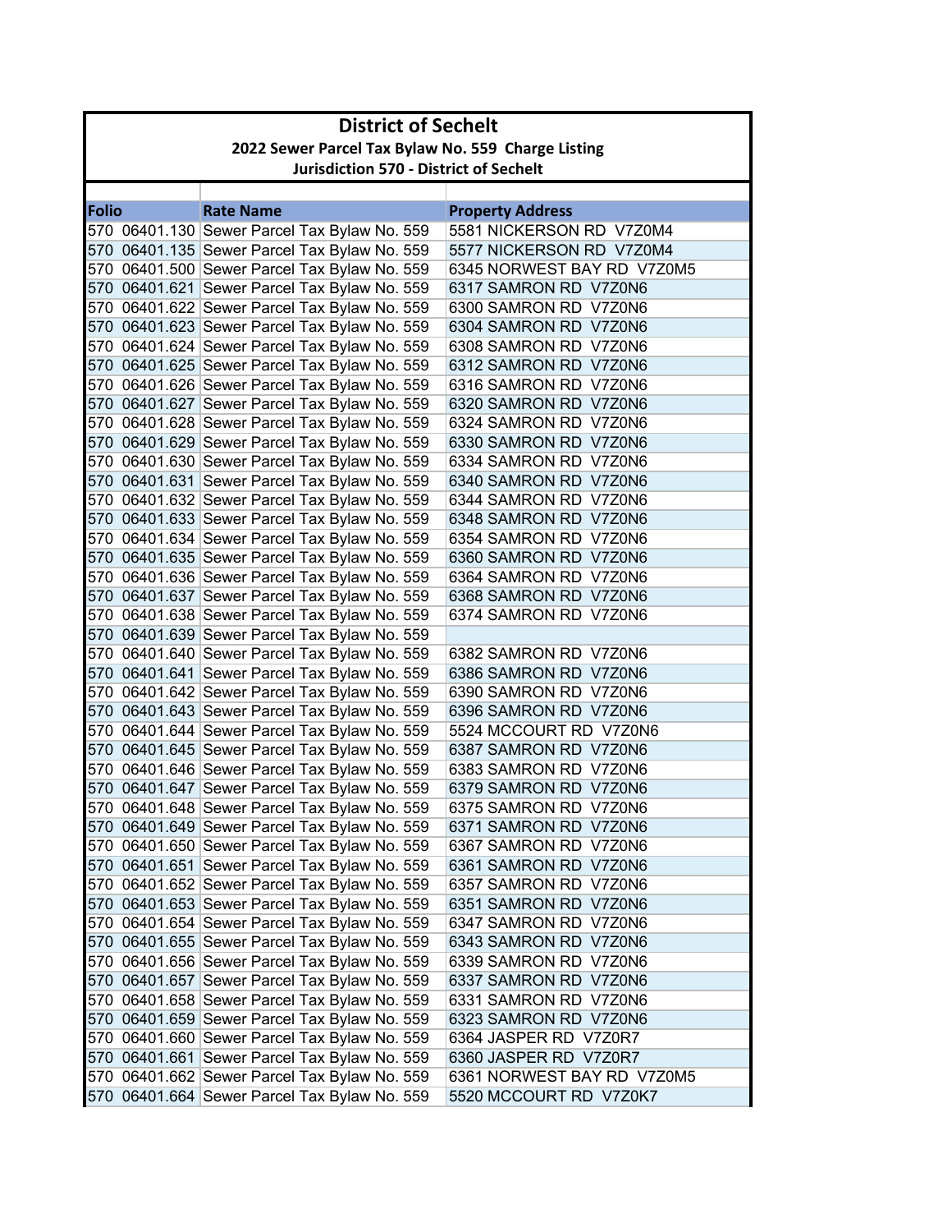# District of Sechelt

## 2022 Sewer Parcel Tax Bylaw No. 559 Charge Listing

### Jurisdiction 570 - District of Sechelt

| Folio | Rate Name | Property Address |
|---|---|---|
| 570 06401.130 | Sewer Parcel Tax Bylaw No. 559 | 5581 NICKERSON RD V7Z0M4 |
| 570 06401.135 | Sewer Parcel Tax Bylaw No. 559 | 5577 NICKERSON RD V7Z0M4 |
| 570 06401.500 | Sewer Parcel Tax Bylaw No. 559 | 6345 NORWEST BAY RD V7Z0M5 |
| 570 06401.621 | Sewer Parcel Tax Bylaw No. 559 | 6317 SAMRON RD V7Z0N6 |
| 570 06401.622 | Sewer Parcel Tax Bylaw No. 559 | 6300 SAMRON RD V7Z0N6 |
| 570 06401.623 | Sewer Parcel Tax Bylaw No. 559 | 6304 SAMRON RD V7Z0N6 |
| 570 06401.624 | Sewer Parcel Tax Bylaw No. 559 | 6308 SAMRON RD V7Z0N6 |
| 570 06401.625 | Sewer Parcel Tax Bylaw No. 559 | 6312 SAMRON RD V7Z0N6 |
| 570 06401.626 | Sewer Parcel Tax Bylaw No. 559 | 6316 SAMRON RD V7Z0N6 |
| 570 06401.627 | Sewer Parcel Tax Bylaw No. 559 | 6320 SAMRON RD V7Z0N6 |
| 570 06401.628 | Sewer Parcel Tax Bylaw No. 559 | 6324 SAMRON RD V7Z0N6 |
| 570 06401.629 | Sewer Parcel Tax Bylaw No. 559 | 6330 SAMRON RD V7Z0N6 |
| 570 06401.630 | Sewer Parcel Tax Bylaw No. 559 | 6334 SAMRON RD V7Z0N6 |
| 570 06401.631 | Sewer Parcel Tax Bylaw No. 559 | 6340 SAMRON RD V7Z0N6 |
| 570 06401.632 | Sewer Parcel Tax Bylaw No. 559 | 6344 SAMRON RD V7Z0N6 |
| 570 06401.633 | Sewer Parcel Tax Bylaw No. 559 | 6348 SAMRON RD V7Z0N6 |
| 570 06401.634 | Sewer Parcel Tax Bylaw No. 559 | 6354 SAMRON RD V7Z0N6 |
| 570 06401.635 | Sewer Parcel Tax Bylaw No. 559 | 6360 SAMRON RD V7Z0N6 |
| 570 06401.636 | Sewer Parcel Tax Bylaw No. 559 | 6364 SAMRON RD V7Z0N6 |
| 570 06401.637 | Sewer Parcel Tax Bylaw No. 559 | 6368 SAMRON RD V7Z0N6 |
| 570 06401.638 | Sewer Parcel Tax Bylaw No. 559 | 6374 SAMRON RD V7Z0N6 |
| 570 06401.639 | Sewer Parcel Tax Bylaw No. 559 | |
| 570 06401.640 | Sewer Parcel Tax Bylaw No. 559 | 6382 SAMRON RD V7Z0N6 |
| 570 06401.641 | Sewer Parcel Tax Bylaw No. 559 | 6386 SAMRON RD V7Z0N6 |
| 570 06401.642 | Sewer Parcel Tax Bylaw No. 559 | 6390 SAMRON RD V7Z0N6 |
| 570 06401.643 | Sewer Parcel Tax Bylaw No. 559 | 6396 SAMRON RD V7Z0N6 |
| 570 06401.644 | Sewer Parcel Tax Bylaw No. 559 | 5524 MCCOURT RD V7Z0N6 |
| 570 06401.645 | Sewer Parcel Tax Bylaw No. 559 | 6387 SAMRON RD V7Z0N6 |
| 570 06401.646 | Sewer Parcel Tax Bylaw No. 559 | 6383 SAMRON RD V7Z0N6 |
| 570 06401.647 | Sewer Parcel Tax Bylaw No. 559 | 6379 SAMRON RD V7Z0N6 |
| 570 06401.648 | Sewer Parcel Tax Bylaw No. 559 | 6375 SAMRON RD V7Z0N6 |
| 570 06401.649 | Sewer Parcel Tax Bylaw No. 559 | 6371 SAMRON RD V7Z0N6 |
| 570 06401.650 | Sewer Parcel Tax Bylaw No. 559 | 6367 SAMRON RD V7Z0N6 |
| 570 06401.651 | Sewer Parcel Tax Bylaw No. 559 | 6361 SAMRON RD V7Z0N6 |
| 570 06401.652 | Sewer Parcel Tax Bylaw No. 559 | 6357 SAMRON RD V7Z0N6 |
| 570 06401.653 | Sewer Parcel Tax Bylaw No. 559 | 6351 SAMRON RD V7Z0N6 |
| 570 06401.654 | Sewer Parcel Tax Bylaw No. 559 | 6347 SAMRON RD V7Z0N6 |
| 570 06401.655 | Sewer Parcel Tax Bylaw No. 559 | 6343 SAMRON RD V7Z0N6 |
| 570 06401.656 | Sewer Parcel Tax Bylaw No. 559 | 6339 SAMRON RD V7Z0N6 |
| 570 06401.657 | Sewer Parcel Tax Bylaw No. 559 | 6337 SAMRON RD V7Z0N6 |
| 570 06401.658 | Sewer Parcel Tax Bylaw No. 559 | 6331 SAMRON RD V7Z0N6 |
| 570 06401.659 | Sewer Parcel Tax Bylaw No. 559 | 6323 SAMRON RD V7Z0N6 |
| 570 06401.660 | Sewer Parcel Tax Bylaw No. 559 | 6364 JASPER RD V7Z0R7 |
| 570 06401.661 | Sewer Parcel Tax Bylaw No. 559 | 6360 JASPER RD V7Z0R7 |
| 570 06401.662 | Sewer Parcel Tax Bylaw No. 559 | 6361 NORWEST BAY RD V7Z0M5 |
| 570 06401.664 | Sewer Parcel Tax Bylaw No. 559 | 5520 MCCOURT RD V7Z0K7 |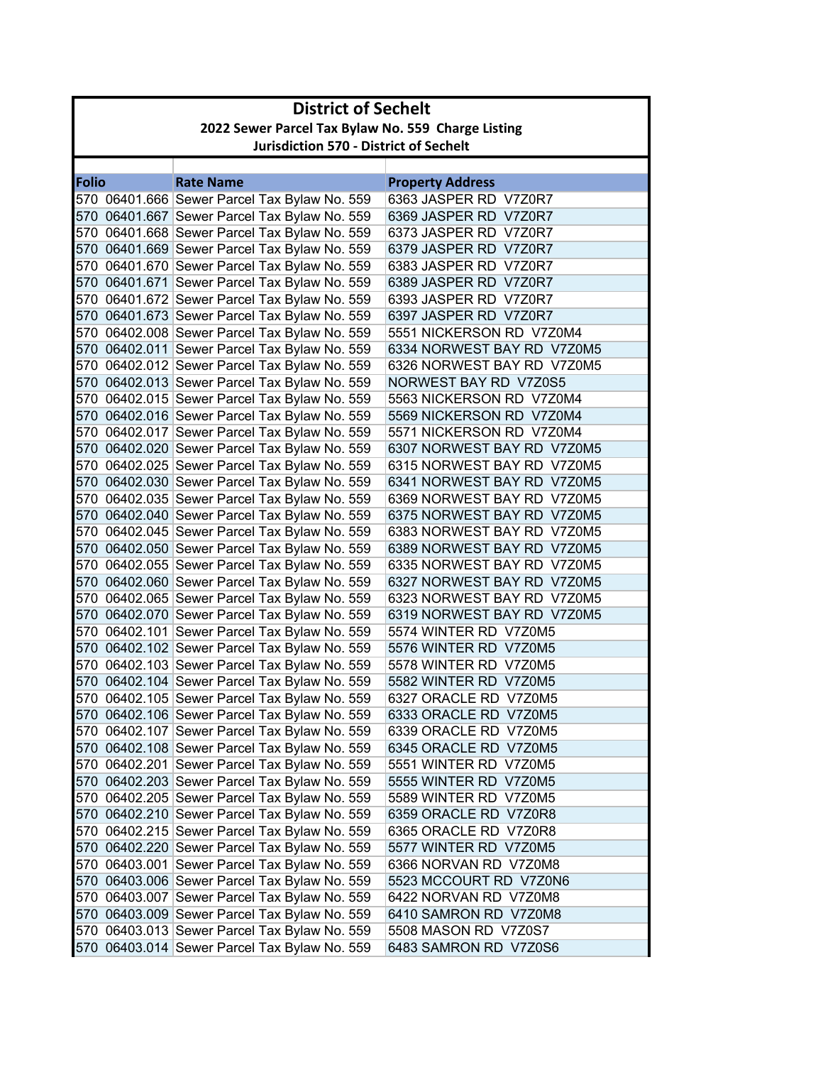# District of Sechelt

## 2022 Sewer Parcel Tax Bylaw No. 559 Charge Listing

### Jurisdiction 570 - District of Sechelt

| Folio | Rate Name | Property Address |
|---|---|---|
| 570 06401.666 | Sewer Parcel Tax Bylaw No. 559 | 6363 JASPER RD V7Z0R7 |
| 570 06401.667 | Sewer Parcel Tax Bylaw No. 559 | 6369 JASPER RD V7Z0R7 |
| 570 06401.668 | Sewer Parcel Tax Bylaw No. 559 | 6373 JASPER RD V7Z0R7 |
| 570 06401.669 | Sewer Parcel Tax Bylaw No. 559 | 6379 JASPER RD V7Z0R7 |
| 570 06401.670 | Sewer Parcel Tax Bylaw No. 559 | 6383 JASPER RD V7Z0R7 |
| 570 06401.671 | Sewer Parcel Tax Bylaw No. 559 | 6389 JASPER RD V7Z0R7 |
| 570 06401.672 | Sewer Parcel Tax Bylaw No. 559 | 6393 JASPER RD V7Z0R7 |
| 570 06401.673 | Sewer Parcel Tax Bylaw No. 559 | 6397 JASPER RD V7Z0R7 |
| 570 06402.008 | Sewer Parcel Tax Bylaw No. 559 | 5551 NICKERSON RD V7Z0M4 |
| 570 06402.011 | Sewer Parcel Tax Bylaw No. 559 | 6334 NORWEST BAY RD V7Z0M5 |
| 570 06402.012 | Sewer Parcel Tax Bylaw No. 559 | 6326 NORWEST BAY RD V7Z0M5 |
| 570 06402.013 | Sewer Parcel Tax Bylaw No. 559 | NORWEST BAY RD V7Z0S5 |
| 570 06402.015 | Sewer Parcel Tax Bylaw No. 559 | 5563 NICKERSON RD V7Z0M4 |
| 570 06402.016 | Sewer Parcel Tax Bylaw No. 559 | 5569 NICKERSON RD V7Z0M4 |
| 570 06402.017 | Sewer Parcel Tax Bylaw No. 559 | 5571 NICKERSON RD V7Z0M4 |
| 570 06402.020 | Sewer Parcel Tax Bylaw No. 559 | 6307 NORWEST BAY RD V7Z0M5 |
| 570 06402.025 | Sewer Parcel Tax Bylaw No. 559 | 6315 NORWEST BAY RD V7Z0M5 |
| 570 06402.030 | Sewer Parcel Tax Bylaw No. 559 | 6341 NORWEST BAY RD V7Z0M5 |
| 570 06402.035 | Sewer Parcel Tax Bylaw No. 559 | 6369 NORWEST BAY RD V7Z0M5 |
| 570 06402.040 | Sewer Parcel Tax Bylaw No. 559 | 6375 NORWEST BAY RD V7Z0M5 |
| 570 06402.045 | Sewer Parcel Tax Bylaw No. 559 | 6383 NORWEST BAY RD V7Z0M5 |
| 570 06402.050 | Sewer Parcel Tax Bylaw No. 559 | 6389 NORWEST BAY RD V7Z0M5 |
| 570 06402.055 | Sewer Parcel Tax Bylaw No. 559 | 6335 NORWEST BAY RD V7Z0M5 |
| 570 06402.060 | Sewer Parcel Tax Bylaw No. 559 | 6327 NORWEST BAY RD V7Z0M5 |
| 570 06402.065 | Sewer Parcel Tax Bylaw No. 559 | 6323 NORWEST BAY RD V7Z0M5 |
| 570 06402.070 | Sewer Parcel Tax Bylaw No. 559 | 6319 NORWEST BAY RD V7Z0M5 |
| 570 06402.101 | Sewer Parcel Tax Bylaw No. 559 | 5574 WINTER RD V7Z0M5 |
| 570 06402.102 | Sewer Parcel Tax Bylaw No. 559 | 5576 WINTER RD V7Z0M5 |
| 570 06402.103 | Sewer Parcel Tax Bylaw No. 559 | 5578 WINTER RD V7Z0M5 |
| 570 06402.104 | Sewer Parcel Tax Bylaw No. 559 | 5582 WINTER RD V7Z0M5 |
| 570 06402.105 | Sewer Parcel Tax Bylaw No. 559 | 6327 ORACLE RD V7Z0M5 |
| 570 06402.106 | Sewer Parcel Tax Bylaw No. 559 | 6333 ORACLE RD V7Z0M5 |
| 570 06402.107 | Sewer Parcel Tax Bylaw No. 559 | 6339 ORACLE RD V7Z0M5 |
| 570 06402.108 | Sewer Parcel Tax Bylaw No. 559 | 6345 ORACLE RD V7Z0M5 |
| 570 06402.201 | Sewer Parcel Tax Bylaw No. 559 | 5551 WINTER RD V7Z0M5 |
| 570 06402.203 | Sewer Parcel Tax Bylaw No. 559 | 5555 WINTER RD V7Z0M5 |
| 570 06402.205 | Sewer Parcel Tax Bylaw No. 559 | 5589 WINTER RD V7Z0M5 |
| 570 06402.210 | Sewer Parcel Tax Bylaw No. 559 | 6359 ORACLE RD V7Z0R8 |
| 570 06402.215 | Sewer Parcel Tax Bylaw No. 559 | 6365 ORACLE RD V7Z0R8 |
| 570 06402.220 | Sewer Parcel Tax Bylaw No. 559 | 5577 WINTER RD V7Z0M5 |
| 570 06403.001 | Sewer Parcel Tax Bylaw No. 559 | 6366 NORVAN RD V7Z0M8 |
| 570 06403.006 | Sewer Parcel Tax Bylaw No. 559 | 5523 MCCOURT RD V7Z0N6 |
| 570 06403.007 | Sewer Parcel Tax Bylaw No. 559 | 6422 NORVAN RD V7Z0M8 |
| 570 06403.009 | Sewer Parcel Tax Bylaw No. 559 | 6410 SAMRON RD V7Z0M8 |
| 570 06403.013 | Sewer Parcel Tax Bylaw No. 559 | 5508 MASON RD V7Z0S7 |
| 570 06403.014 | Sewer Parcel Tax Bylaw No. 559 | 6483 SAMRON RD V7Z0S6 |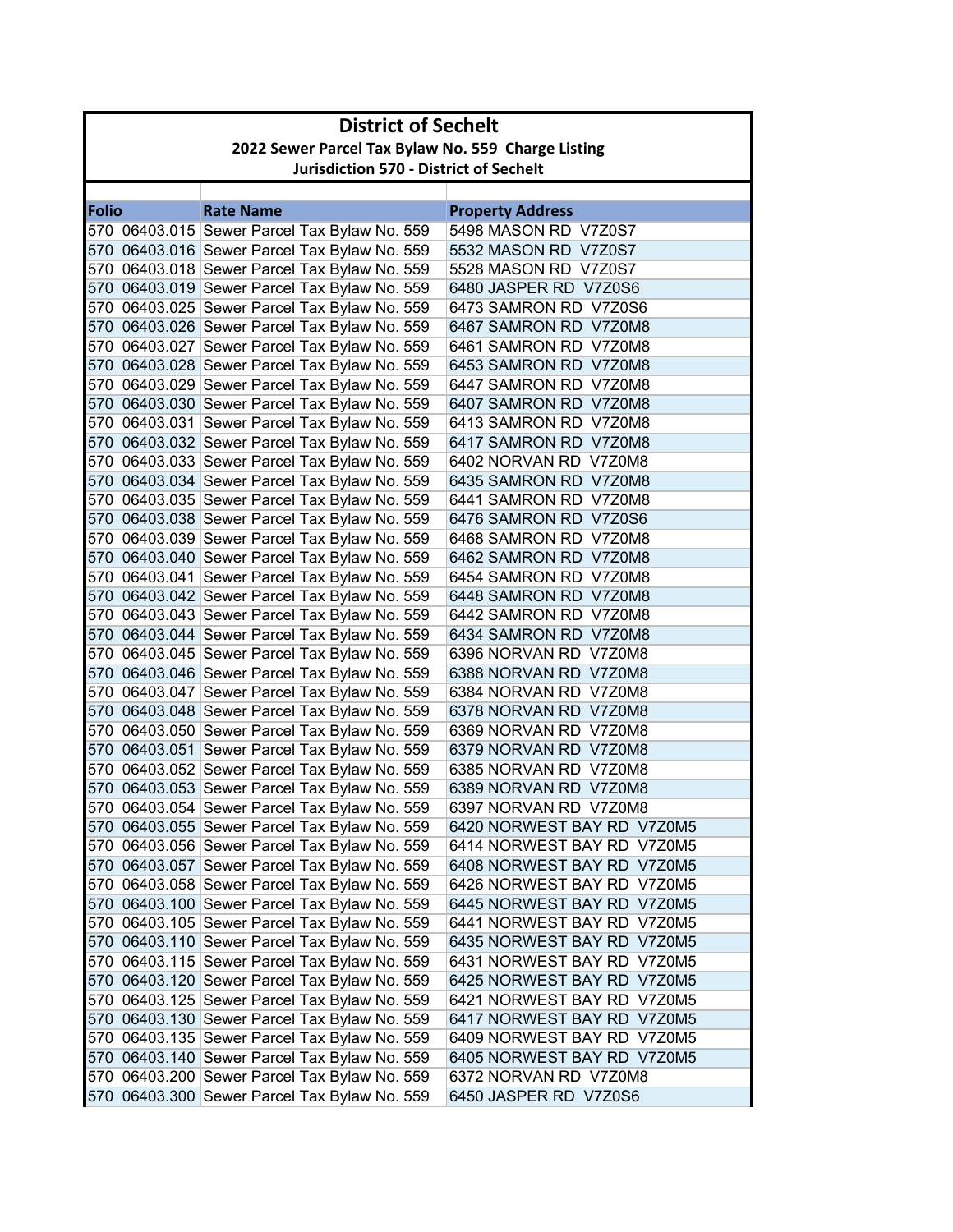# District of Sechelt

## 2022 Sewer Parcel Tax Bylaw No. 559 Charge Listing

### Jurisdiction 570 - District of Sechelt

| Folio | Rate Name | Property Address |
|---|---|---|
| 570 06403.015 | Sewer Parcel Tax Bylaw No. 559 | 5498 MASON RD V7Z0S7 |
| 570 06403.016 | Sewer Parcel Tax Bylaw No. 559 | 5532 MASON RD V7Z0S7 |
| 570 06403.018 | Sewer Parcel Tax Bylaw No. 559 | 5528 MASON RD V7Z0S7 |
| 570 06403.019 | Sewer Parcel Tax Bylaw No. 559 | 6480 JASPER RD V7Z0S6 |
| 570 06403.025 | Sewer Parcel Tax Bylaw No. 559 | 6473 SAMRON RD V7Z0S6 |
| 570 06403.026 | Sewer Parcel Tax Bylaw No. 559 | 6467 SAMRON RD V7Z0M8 |
| 570 06403.027 | Sewer Parcel Tax Bylaw No. 559 | 6461 SAMRON RD V7Z0M8 |
| 570 06403.028 | Sewer Parcel Tax Bylaw No. 559 | 6453 SAMRON RD V7Z0M8 |
| 570 06403.029 | Sewer Parcel Tax Bylaw No. 559 | 6447 SAMRON RD V7Z0M8 |
| 570 06403.030 | Sewer Parcel Tax Bylaw No. 559 | 6407 SAMRON RD V7Z0M8 |
| 570 06403.031 | Sewer Parcel Tax Bylaw No. 559 | 6413 SAMRON RD V7Z0M8 |
| 570 06403.032 | Sewer Parcel Tax Bylaw No. 559 | 6417 SAMRON RD V7Z0M8 |
| 570 06403.033 | Sewer Parcel Tax Bylaw No. 559 | 6402 NORVAN RD V7Z0M8 |
| 570 06403.034 | Sewer Parcel Tax Bylaw No. 559 | 6435 SAMRON RD V7Z0M8 |
| 570 06403.035 | Sewer Parcel Tax Bylaw No. 559 | 6441 SAMRON RD V7Z0M8 |
| 570 06403.038 | Sewer Parcel Tax Bylaw No. 559 | 6476 SAMRON RD V7Z0S6 |
| 570 06403.039 | Sewer Parcel Tax Bylaw No. 559 | 6468 SAMRON RD V7Z0M8 |
| 570 06403.040 | Sewer Parcel Tax Bylaw No. 559 | 6462 SAMRON RD V7Z0M8 |
| 570 06403.041 | Sewer Parcel Tax Bylaw No. 559 | 6454 SAMRON RD V7Z0M8 |
| 570 06403.042 | Sewer Parcel Tax Bylaw No. 559 | 6448 SAMRON RD V7Z0M8 |
| 570 06403.043 | Sewer Parcel Tax Bylaw No. 559 | 6442 SAMRON RD V7Z0M8 |
| 570 06403.044 | Sewer Parcel Tax Bylaw No. 559 | 6434 SAMRON RD V7Z0M8 |
| 570 06403.045 | Sewer Parcel Tax Bylaw No. 559 | 6396 NORVAN RD V7Z0M8 |
| 570 06403.046 | Sewer Parcel Tax Bylaw No. 559 | 6388 NORVAN RD V7Z0M8 |
| 570 06403.047 | Sewer Parcel Tax Bylaw No. 559 | 6384 NORVAN RD V7Z0M8 |
| 570 06403.048 | Sewer Parcel Tax Bylaw No. 559 | 6378 NORVAN RD V7Z0M8 |
| 570 06403.050 | Sewer Parcel Tax Bylaw No. 559 | 6369 NORVAN RD V7Z0M8 |
| 570 06403.051 | Sewer Parcel Tax Bylaw No. 559 | 6379 NORVAN RD V7Z0M8 |
| 570 06403.052 | Sewer Parcel Tax Bylaw No. 559 | 6385 NORVAN RD V7Z0M8 |
| 570 06403.053 | Sewer Parcel Tax Bylaw No. 559 | 6389 NORVAN RD V7Z0M8 |
| 570 06403.054 | Sewer Parcel Tax Bylaw No. 559 | 6397 NORVAN RD V7Z0M8 |
| 570 06403.055 | Sewer Parcel Tax Bylaw No. 559 | 6420 NORWEST BAY RD V7Z0M5 |
| 570 06403.056 | Sewer Parcel Tax Bylaw No. 559 | 6414 NORWEST BAY RD V7Z0M5 |
| 570 06403.057 | Sewer Parcel Tax Bylaw No. 559 | 6408 NORWEST BAY RD V7Z0M5 |
| 570 06403.058 | Sewer Parcel Tax Bylaw No. 559 | 6426 NORWEST BAY RD V7Z0M5 |
| 570 06403.100 | Sewer Parcel Tax Bylaw No. 559 | 6445 NORWEST BAY RD V7Z0M5 |
| 570 06403.105 | Sewer Parcel Tax Bylaw No. 559 | 6441 NORWEST BAY RD V7Z0M5 |
| 570 06403.110 | Sewer Parcel Tax Bylaw No. 559 | 6435 NORWEST BAY RD V7Z0M5 |
| 570 06403.115 | Sewer Parcel Tax Bylaw No. 559 | 6431 NORWEST BAY RD V7Z0M5 |
| 570 06403.120 | Sewer Parcel Tax Bylaw No. 559 | 6425 NORWEST BAY RD V7Z0M5 |
| 570 06403.125 | Sewer Parcel Tax Bylaw No. 559 | 6421 NORWEST BAY RD V7Z0M5 |
| 570 06403.130 | Sewer Parcel Tax Bylaw No. 559 | 6417 NORWEST BAY RD V7Z0M5 |
| 570 06403.135 | Sewer Parcel Tax Bylaw No. 559 | 6409 NORWEST BAY RD V7Z0M5 |
| 570 06403.140 | Sewer Parcel Tax Bylaw No. 559 | 6405 NORWEST BAY RD V7Z0M5 |
| 570 06403.200 | Sewer Parcel Tax Bylaw No. 559 | 6372 NORVAN RD V7Z0M8 |
| 570 06403.300 | Sewer Parcel Tax Bylaw No. 559 | 6450 JASPER RD V7Z0S6 |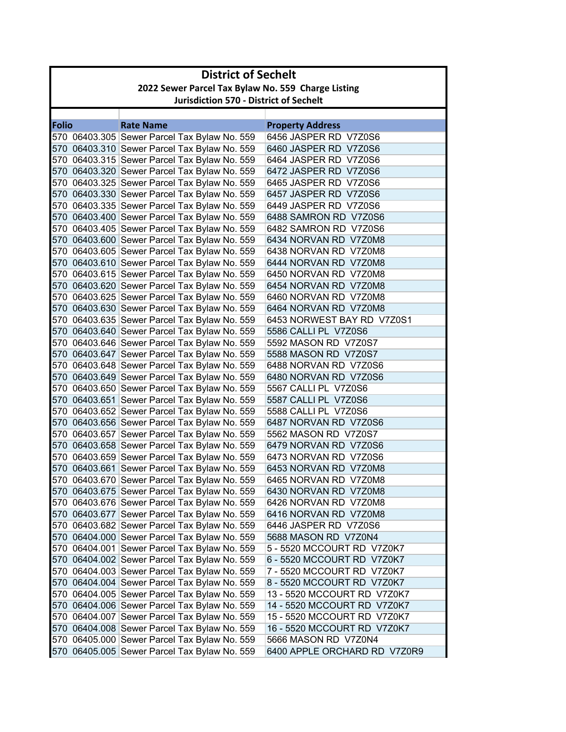# District of Sechelt

## 2022 Sewer Parcel Tax Bylaw No. 559 Charge Listing

### Jurisdiction 570 - District of Sechelt

| Folio | Rate Name | Property Address |
|---|---|---|
| 570 06403.305 | Sewer Parcel Tax Bylaw No. 559 | 6456 JASPER RD V7Z0S6 |
| 570 06403.310 | Sewer Parcel Tax Bylaw No. 559 | 6460 JASPER RD V7Z0S6 |
| 570 06403.315 | Sewer Parcel Tax Bylaw No. 559 | 6464 JASPER RD V7Z0S6 |
| 570 06403.320 | Sewer Parcel Tax Bylaw No. 559 | 6472 JASPER RD V7Z0S6 |
| 570 06403.325 | Sewer Parcel Tax Bylaw No. 559 | 6465 JASPER RD V7Z0S6 |
| 570 06403.330 | Sewer Parcel Tax Bylaw No. 559 | 6457 JASPER RD V7Z0S6 |
| 570 06403.335 | Sewer Parcel Tax Bylaw No. 559 | 6449 JASPER RD V7Z0S6 |
| 570 06403.400 | Sewer Parcel Tax Bylaw No. 559 | 6488 SAMRON RD V7Z0S6 |
| 570 06403.405 | Sewer Parcel Tax Bylaw No. 559 | 6482 SAMRON RD V7Z0S6 |
| 570 06403.600 | Sewer Parcel Tax Bylaw No. 559 | 6434 NORVAN RD V7Z0M8 |
| 570 06403.605 | Sewer Parcel Tax Bylaw No. 559 | 6438 NORVAN RD V7Z0M8 |
| 570 06403.610 | Sewer Parcel Tax Bylaw No. 559 | 6444 NORVAN RD V7Z0M8 |
| 570 06403.615 | Sewer Parcel Tax Bylaw No. 559 | 6450 NORVAN RD V7Z0M8 |
| 570 06403.620 | Sewer Parcel Tax Bylaw No. 559 | 6454 NORVAN RD V7Z0M8 |
| 570 06403.625 | Sewer Parcel Tax Bylaw No. 559 | 6460 NORVAN RD V7Z0M8 |
| 570 06403.630 | Sewer Parcel Tax Bylaw No. 559 | 6464 NORVAN RD V7Z0M8 |
| 570 06403.635 | Sewer Parcel Tax Bylaw No. 559 | 6453 NORWEST BAY RD V7Z0S1 |
| 570 06403.640 | Sewer Parcel Tax Bylaw No. 559 | 5586 CALLI PL V7Z0S6 |
| 570 06403.646 | Sewer Parcel Tax Bylaw No. 559 | 5592 MASON RD V7Z0S7 |
| 570 06403.647 | Sewer Parcel Tax Bylaw No. 559 | 5588 MASON RD V7Z0S7 |
| 570 06403.648 | Sewer Parcel Tax Bylaw No. 559 | 6488 NORVAN RD V7Z0S6 |
| 570 06403.649 | Sewer Parcel Tax Bylaw No. 559 | 6480 NORVAN RD V7Z0S6 |
| 570 06403.650 | Sewer Parcel Tax Bylaw No. 559 | 5567 CALLI PL V7Z0S6 |
| 570 06403.651 | Sewer Parcel Tax Bylaw No. 559 | 5587 CALLI PL V7Z0S6 |
| 570 06403.652 | Sewer Parcel Tax Bylaw No. 559 | 5588 CALLI PL V7Z0S6 |
| 570 06403.656 | Sewer Parcel Tax Bylaw No. 559 | 6487 NORVAN RD V7Z0S6 |
| 570 06403.657 | Sewer Parcel Tax Bylaw No. 559 | 5562 MASON RD V7Z0S7 |
| 570 06403.658 | Sewer Parcel Tax Bylaw No. 559 | 6479 NORVAN RD V7Z0S6 |
| 570 06403.659 | Sewer Parcel Tax Bylaw No. 559 | 6473 NORVAN RD V7Z0S6 |
| 570 06403.661 | Sewer Parcel Tax Bylaw No. 559 | 6453 NORVAN RD V7Z0M8 |
| 570 06403.670 | Sewer Parcel Tax Bylaw No. 559 | 6465 NORVAN RD V7Z0M8 |
| 570 06403.675 | Sewer Parcel Tax Bylaw No. 559 | 6430 NORVAN RD V7Z0M8 |
| 570 06403.676 | Sewer Parcel Tax Bylaw No. 559 | 6426 NORVAN RD V7Z0M8 |
| 570 06403.677 | Sewer Parcel Tax Bylaw No. 559 | 6416 NORVAN RD V7Z0M8 |
| 570 06403.682 | Sewer Parcel Tax Bylaw No. 559 | 6446 JASPER RD V7Z0S6 |
| 570 06404.000 | Sewer Parcel Tax Bylaw No. 559 | 5688 MASON RD V7Z0N4 |
| 570 06404.001 | Sewer Parcel Tax Bylaw No. 559 | 5 - 5520 MCCOURT RD V7Z0K7 |
| 570 06404.002 | Sewer Parcel Tax Bylaw No. 559 | 6 - 5520 MCCOURT RD V7Z0K7 |
| 570 06404.003 | Sewer Parcel Tax Bylaw No. 559 | 7 - 5520 MCCOURT RD V7Z0K7 |
| 570 06404.004 | Sewer Parcel Tax Bylaw No. 559 | 8 - 5520 MCCOURT RD V7Z0K7 |
| 570 06404.005 | Sewer Parcel Tax Bylaw No. 559 | 13 - 5520 MCCOURT RD V7Z0K7 |
| 570 06404.006 | Sewer Parcel Tax Bylaw No. 559 | 14 - 5520 MCCOURT RD V7Z0K7 |
| 570 06404.007 | Sewer Parcel Tax Bylaw No. 559 | 15 - 5520 MCCOURT RD V7Z0K7 |
| 570 06404.008 | Sewer Parcel Tax Bylaw No. 559 | 16 - 5520 MCCOURT RD V7Z0K7 |
| 570 06405.000 | Sewer Parcel Tax Bylaw No. 559 | 5666 MASON RD V7Z0N4 |
| 570 06405.005 | Sewer Parcel Tax Bylaw No. 559 | 6400 APPLE ORCHARD RD V7Z0R9 |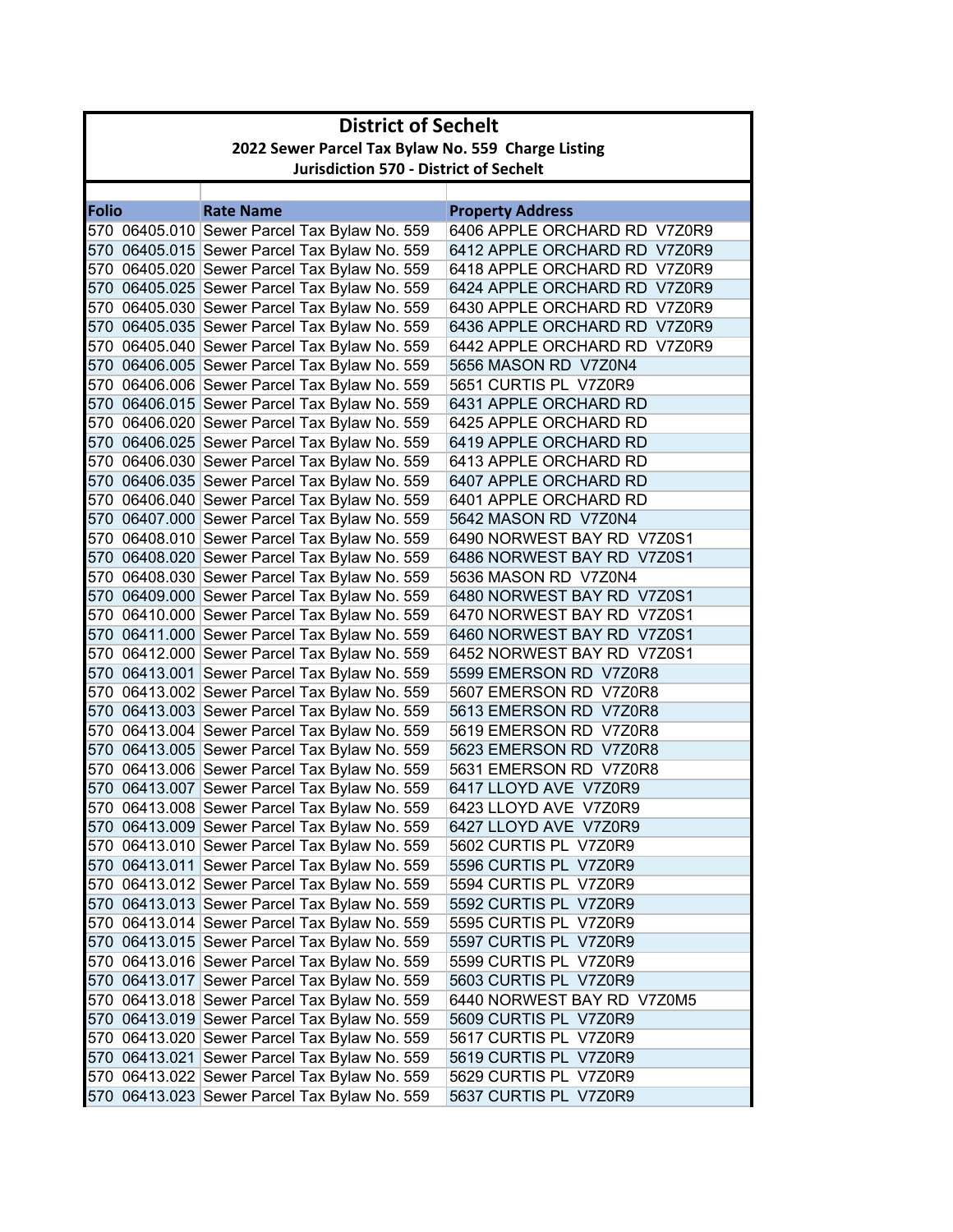# District of Sechelt

## 2022 Sewer Parcel Tax Bylaw No. 559 Charge Listing

### Jurisdiction 570 - District of Sechelt

| Folio | Rate Name | Property Address |
|---|---|---|
| 570 06405.010 | Sewer Parcel Tax Bylaw No. 559 | 6406 APPLE ORCHARD RD V7Z0R9 |
| 570 06405.015 | Sewer Parcel Tax Bylaw No. 559 | 6412 APPLE ORCHARD RD V7Z0R9 |
| 570 06405.020 | Sewer Parcel Tax Bylaw No. 559 | 6418 APPLE ORCHARD RD V7Z0R9 |
| 570 06405.025 | Sewer Parcel Tax Bylaw No. 559 | 6424 APPLE ORCHARD RD V7Z0R9 |
| 570 06405.030 | Sewer Parcel Tax Bylaw No. 559 | 6430 APPLE ORCHARD RD V7Z0R9 |
| 570 06405.035 | Sewer Parcel Tax Bylaw No. 559 | 6436 APPLE ORCHARD RD V7Z0R9 |
| 570 06405.040 | Sewer Parcel Tax Bylaw No. 559 | 6442 APPLE ORCHARD RD V7Z0R9 |
| 570 06406.005 | Sewer Parcel Tax Bylaw No. 559 | 5656 MASON RD V7Z0N4 |
| 570 06406.006 | Sewer Parcel Tax Bylaw No. 559 | 5651 CURTIS PL V7Z0R9 |
| 570 06406.015 | Sewer Parcel Tax Bylaw No. 559 | 6431 APPLE ORCHARD RD |
| 570 06406.020 | Sewer Parcel Tax Bylaw No. 559 | 6425 APPLE ORCHARD RD |
| 570 06406.025 | Sewer Parcel Tax Bylaw No. 559 | 6419 APPLE ORCHARD RD |
| 570 06406.030 | Sewer Parcel Tax Bylaw No. 559 | 6413 APPLE ORCHARD RD |
| 570 06406.035 | Sewer Parcel Tax Bylaw No. 559 | 6407 APPLE ORCHARD RD |
| 570 06406.040 | Sewer Parcel Tax Bylaw No. 559 | 6401 APPLE ORCHARD RD |
| 570 06407.000 | Sewer Parcel Tax Bylaw No. 559 | 5642 MASON RD V7Z0N4 |
| 570 06408.010 | Sewer Parcel Tax Bylaw No. 559 | 6490 NORWEST BAY RD V7Z0S1 |
| 570 06408.020 | Sewer Parcel Tax Bylaw No. 559 | 6486 NORWEST BAY RD V7Z0S1 |
| 570 06408.030 | Sewer Parcel Tax Bylaw No. 559 | 5636 MASON RD V7Z0N4 |
| 570 06409.000 | Sewer Parcel Tax Bylaw No. 559 | 6480 NORWEST BAY RD V7Z0S1 |
| 570 06410.000 | Sewer Parcel Tax Bylaw No. 559 | 6470 NORWEST BAY RD V7Z0S1 |
| 570 06411.000 | Sewer Parcel Tax Bylaw No. 559 | 6460 NORWEST BAY RD V7Z0S1 |
| 570 06412.000 | Sewer Parcel Tax Bylaw No. 559 | 6452 NORWEST BAY RD V7Z0S1 |
| 570 06413.001 | Sewer Parcel Tax Bylaw No. 559 | 5599 EMERSON RD V7Z0R8 |
| 570 06413.002 | Sewer Parcel Tax Bylaw No. 559 | 5607 EMERSON RD V7Z0R8 |
| 570 06413.003 | Sewer Parcel Tax Bylaw No. 559 | 5613 EMERSON RD V7Z0R8 |
| 570 06413.004 | Sewer Parcel Tax Bylaw No. 559 | 5619 EMERSON RD V7Z0R8 |
| 570 06413.005 | Sewer Parcel Tax Bylaw No. 559 | 5623 EMERSON RD V7Z0R8 |
| 570 06413.006 | Sewer Parcel Tax Bylaw No. 559 | 5631 EMERSON RD V7Z0R8 |
| 570 06413.007 | Sewer Parcel Tax Bylaw No. 559 | 6417 LLOYD AVE V7Z0R9 |
| 570 06413.008 | Sewer Parcel Tax Bylaw No. 559 | 6423 LLOYD AVE V7Z0R9 |
| 570 06413.009 | Sewer Parcel Tax Bylaw No. 559 | 6427 LLOYD AVE V7Z0R9 |
| 570 06413.010 | Sewer Parcel Tax Bylaw No. 559 | 5602 CURTIS PL V7Z0R9 |
| 570 06413.011 | Sewer Parcel Tax Bylaw No. 559 | 5596 CURTIS PL V7Z0R9 |
| 570 06413.012 | Sewer Parcel Tax Bylaw No. 559 | 5594 CURTIS PL V7Z0R9 |
| 570 06413.013 | Sewer Parcel Tax Bylaw No. 559 | 5592 CURTIS PL V7Z0R9 |
| 570 06413.014 | Sewer Parcel Tax Bylaw No. 559 | 5595 CURTIS PL V7Z0R9 |
| 570 06413.015 | Sewer Parcel Tax Bylaw No. 559 | 5597 CURTIS PL V7Z0R9 |
| 570 06413.016 | Sewer Parcel Tax Bylaw No. 559 | 5599 CURTIS PL V7Z0R9 |
| 570 06413.017 | Sewer Parcel Tax Bylaw No. 559 | 5603 CURTIS PL V7Z0R9 |
| 570 06413.018 | Sewer Parcel Tax Bylaw No. 559 | 6440 NORWEST BAY RD V7Z0M5 |
| 570 06413.019 | Sewer Parcel Tax Bylaw No. 559 | 5609 CURTIS PL V7Z0R9 |
| 570 06413.020 | Sewer Parcel Tax Bylaw No. 559 | 5617 CURTIS PL V7Z0R9 |
| 570 06413.021 | Sewer Parcel Tax Bylaw No. 559 | 5619 CURTIS PL V7Z0R9 |
| 570 06413.022 | Sewer Parcel Tax Bylaw No. 559 | 5629 CURTIS PL V7Z0R9 |
| 570 06413.023 | Sewer Parcel Tax Bylaw No. 559 | 5637 CURTIS PL V7Z0R9 |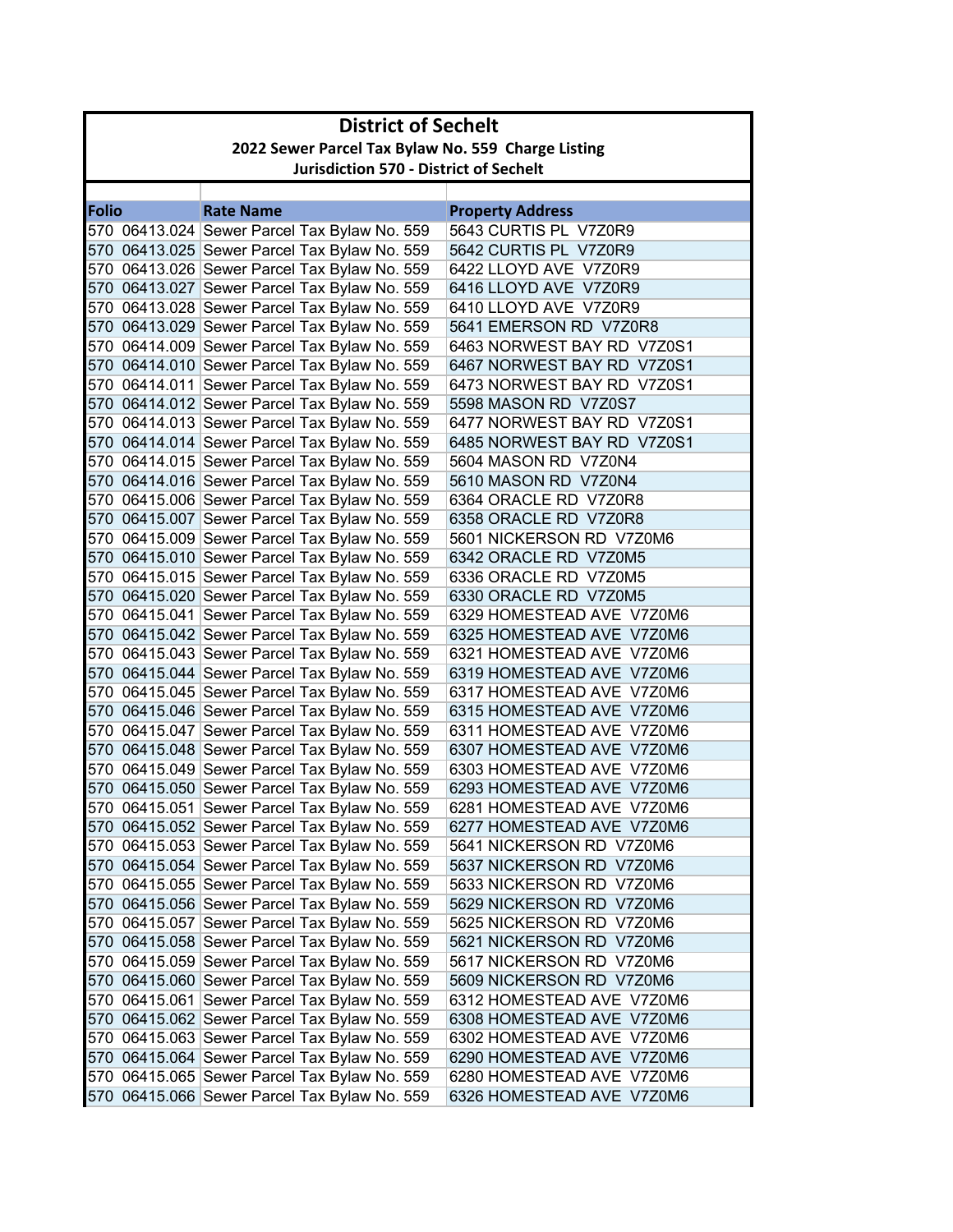# District of Sechelt

## 2022 Sewer Parcel Tax Bylaw No. 559 Charge Listing

### Jurisdiction 570 - District of Sechelt

| Folio | Rate Name | Property Address |
|---|---|---|
| 570 06413.024 | Sewer Parcel Tax Bylaw No. 559 | 5643 CURTIS PL V7Z0R9 |
| 570 06413.025 | Sewer Parcel Tax Bylaw No. 559 | 5642 CURTIS PL V7Z0R9 |
| 570 06413.026 | Sewer Parcel Tax Bylaw No. 559 | 6422 LLOYD AVE V7Z0R9 |
| 570 06413.027 | Sewer Parcel Tax Bylaw No. 559 | 6416 LLOYD AVE V7Z0R9 |
| 570 06413.028 | Sewer Parcel Tax Bylaw No. 559 | 6410 LLOYD AVE V7Z0R9 |
| 570 06413.029 | Sewer Parcel Tax Bylaw No. 559 | 5641 EMERSON RD V7Z0R8 |
| 570 06414.009 | Sewer Parcel Tax Bylaw No. 559 | 6463 NORWEST BAY RD V7Z0S1 |
| 570 06414.010 | Sewer Parcel Tax Bylaw No. 559 | 6467 NORWEST BAY RD V7Z0S1 |
| 570 06414.011 | Sewer Parcel Tax Bylaw No. 559 | 6473 NORWEST BAY RD V7Z0S1 |
| 570 06414.012 | Sewer Parcel Tax Bylaw No. 559 | 5598 MASON RD V7Z0S7 |
| 570 06414.013 | Sewer Parcel Tax Bylaw No. 559 | 6477 NORWEST BAY RD V7Z0S1 |
| 570 06414.014 | Sewer Parcel Tax Bylaw No. 559 | 6485 NORWEST BAY RD V7Z0S1 |
| 570 06414.015 | Sewer Parcel Tax Bylaw No. 559 | 5604 MASON RD V7Z0N4 |
| 570 06414.016 | Sewer Parcel Tax Bylaw No. 559 | 5610 MASON RD V7Z0N4 |
| 570 06415.006 | Sewer Parcel Tax Bylaw No. 559 | 6364 ORACLE RD V7Z0R8 |
| 570 06415.007 | Sewer Parcel Tax Bylaw No. 559 | 6358 ORACLE RD V7Z0R8 |
| 570 06415.009 | Sewer Parcel Tax Bylaw No. 559 | 5601 NICKERSON RD V7Z0M6 |
| 570 06415.010 | Sewer Parcel Tax Bylaw No. 559 | 6342 ORACLE RD V7Z0M5 |
| 570 06415.015 | Sewer Parcel Tax Bylaw No. 559 | 6336 ORACLE RD V7Z0M5 |
| 570 06415.020 | Sewer Parcel Tax Bylaw No. 559 | 6330 ORACLE RD V7Z0M5 |
| 570 06415.041 | Sewer Parcel Tax Bylaw No. 559 | 6329 HOMESTEAD AVE V7Z0M6 |
| 570 06415.042 | Sewer Parcel Tax Bylaw No. 559 | 6325 HOMESTEAD AVE V7Z0M6 |
| 570 06415.043 | Sewer Parcel Tax Bylaw No. 559 | 6321 HOMESTEAD AVE V7Z0M6 |
| 570 06415.044 | Sewer Parcel Tax Bylaw No. 559 | 6319 HOMESTEAD AVE V7Z0M6 |
| 570 06415.045 | Sewer Parcel Tax Bylaw No. 559 | 6317 HOMESTEAD AVE V7Z0M6 |
| 570 06415.046 | Sewer Parcel Tax Bylaw No. 559 | 6315 HOMESTEAD AVE V7Z0M6 |
| 570 06415.047 | Sewer Parcel Tax Bylaw No. 559 | 6311 HOMESTEAD AVE V7Z0M6 |
| 570 06415.048 | Sewer Parcel Tax Bylaw No. 559 | 6307 HOMESTEAD AVE V7Z0M6 |
| 570 06415.049 | Sewer Parcel Tax Bylaw No. 559 | 6303 HOMESTEAD AVE V7Z0M6 |
| 570 06415.050 | Sewer Parcel Tax Bylaw No. 559 | 6293 HOMESTEAD AVE V7Z0M6 |
| 570 06415.051 | Sewer Parcel Tax Bylaw No. 559 | 6281 HOMESTEAD AVE V7Z0M6 |
| 570 06415.052 | Sewer Parcel Tax Bylaw No. 559 | 6277 HOMESTEAD AVE V7Z0M6 |
| 570 06415.053 | Sewer Parcel Tax Bylaw No. 559 | 5641 NICKERSON RD V7Z0M6 |
| 570 06415.054 | Sewer Parcel Tax Bylaw No. 559 | 5637 NICKERSON RD V7Z0M6 |
| 570 06415.055 | Sewer Parcel Tax Bylaw No. 559 | 5633 NICKERSON RD V7Z0M6 |
| 570 06415.056 | Sewer Parcel Tax Bylaw No. 559 | 5629 NICKERSON RD V7Z0M6 |
| 570 06415.057 | Sewer Parcel Tax Bylaw No. 559 | 5625 NICKERSON RD V7Z0M6 |
| 570 06415.058 | Sewer Parcel Tax Bylaw No. 559 | 5621 NICKERSON RD V7Z0M6 |
| 570 06415.059 | Sewer Parcel Tax Bylaw No. 559 | 5617 NICKERSON RD V7Z0M6 |
| 570 06415.060 | Sewer Parcel Tax Bylaw No. 559 | 5609 NICKERSON RD V7Z0M6 |
| 570 06415.061 | Sewer Parcel Tax Bylaw No. 559 | 6312 HOMESTEAD AVE V7Z0M6 |
| 570 06415.062 | Sewer Parcel Tax Bylaw No. 559 | 6308 HOMESTEAD AVE V7Z0M6 |
| 570 06415.063 | Sewer Parcel Tax Bylaw No. 559 | 6302 HOMESTEAD AVE V7Z0M6 |
| 570 06415.064 | Sewer Parcel Tax Bylaw No. 559 | 6290 HOMESTEAD AVE V7Z0M6 |
| 570 06415.065 | Sewer Parcel Tax Bylaw No. 559 | 6280 HOMESTEAD AVE V7Z0M6 |
| 570 06415.066 | Sewer Parcel Tax Bylaw No. 559 | 6326 HOMESTEAD AVE V7Z0M6 |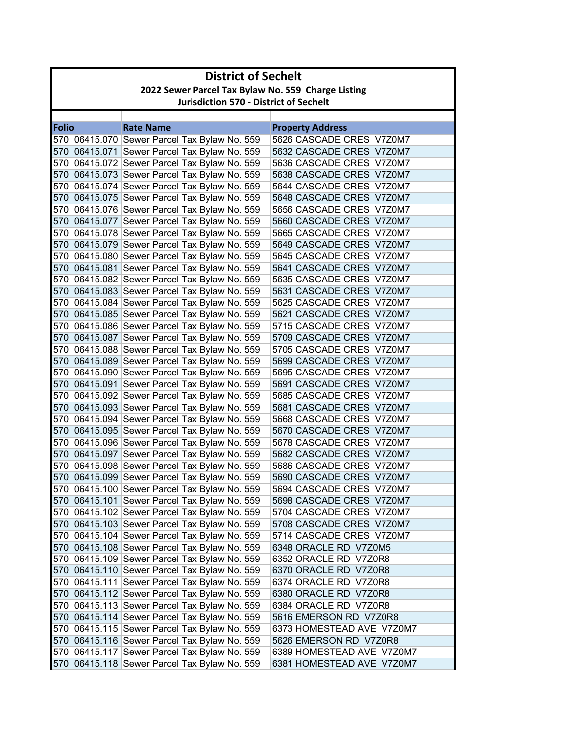# District of Sechelt

## 2022 Sewer Parcel Tax Bylaw No. 559 Charge Listing

### Jurisdiction 570 - District of Sechelt

| Folio | Rate Name | Property Address |
|---|---|---|
| 570 06415.070 | Sewer Parcel Tax Bylaw No. 559 | 5626 CASCADE CRES V7Z0M7 |
| 570 06415.071 | Sewer Parcel Tax Bylaw No. 559 | 5632 CASCADE CRES V7Z0M7 |
| 570 06415.072 | Sewer Parcel Tax Bylaw No. 559 | 5636 CASCADE CRES V7Z0M7 |
| 570 06415.073 | Sewer Parcel Tax Bylaw No. 559 | 5638 CASCADE CRES V7Z0M7 |
| 570 06415.074 | Sewer Parcel Tax Bylaw No. 559 | 5644 CASCADE CRES V7Z0M7 |
| 570 06415.075 | Sewer Parcel Tax Bylaw No. 559 | 5648 CASCADE CRES V7Z0M7 |
| 570 06415.076 | Sewer Parcel Tax Bylaw No. 559 | 5656 CASCADE CRES V7Z0M7 |
| 570 06415.077 | Sewer Parcel Tax Bylaw No. 559 | 5660 CASCADE CRES V7Z0M7 |
| 570 06415.078 | Sewer Parcel Tax Bylaw No. 559 | 5665 CASCADE CRES V7Z0M7 |
| 570 06415.079 | Sewer Parcel Tax Bylaw No. 559 | 5649 CASCADE CRES V7Z0M7 |
| 570 06415.080 | Sewer Parcel Tax Bylaw No. 559 | 5645 CASCADE CRES V7Z0M7 |
| 570 06415.081 | Sewer Parcel Tax Bylaw No. 559 | 5641 CASCADE CRES V7Z0M7 |
| 570 06415.082 | Sewer Parcel Tax Bylaw No. 559 | 5635 CASCADE CRES V7Z0M7 |
| 570 06415.083 | Sewer Parcel Tax Bylaw No. 559 | 5631 CASCADE CRES V7Z0M7 |
| 570 06415.084 | Sewer Parcel Tax Bylaw No. 559 | 5625 CASCADE CRES V7Z0M7 |
| 570 06415.085 | Sewer Parcel Tax Bylaw No. 559 | 5621 CASCADE CRES V7Z0M7 |
| 570 06415.086 | Sewer Parcel Tax Bylaw No. 559 | 5715 CASCADE CRES V7Z0M7 |
| 570 06415.087 | Sewer Parcel Tax Bylaw No. 559 | 5709 CASCADE CRES V7Z0M7 |
| 570 06415.088 | Sewer Parcel Tax Bylaw No. 559 | 5705 CASCADE CRES V7Z0M7 |
| 570 06415.089 | Sewer Parcel Tax Bylaw No. 559 | 5699 CASCADE CRES V7Z0M7 |
| 570 06415.090 | Sewer Parcel Tax Bylaw No. 559 | 5695 CASCADE CRES V7Z0M7 |
| 570 06415.091 | Sewer Parcel Tax Bylaw No. 559 | 5691 CASCADE CRES V7Z0M7 |
| 570 06415.092 | Sewer Parcel Tax Bylaw No. 559 | 5685 CASCADE CRES V7Z0M7 |
| 570 06415.093 | Sewer Parcel Tax Bylaw No. 559 | 5681 CASCADE CRES V7Z0M7 |
| 570 06415.094 | Sewer Parcel Tax Bylaw No. 559 | 5668 CASCADE CRES V7Z0M7 |
| 570 06415.095 | Sewer Parcel Tax Bylaw No. 559 | 5670 CASCADE CRES V7Z0M7 |
| 570 06415.096 | Sewer Parcel Tax Bylaw No. 559 | 5678 CASCADE CRES V7Z0M7 |
| 570 06415.097 | Sewer Parcel Tax Bylaw No. 559 | 5682 CASCADE CRES V7Z0M7 |
| 570 06415.098 | Sewer Parcel Tax Bylaw No. 559 | 5686 CASCADE CRES V7Z0M7 |
| 570 06415.099 | Sewer Parcel Tax Bylaw No. 559 | 5690 CASCADE CRES V7Z0M7 |
| 570 06415.100 | Sewer Parcel Tax Bylaw No. 559 | 5694 CASCADE CRES V7Z0M7 |
| 570 06415.101 | Sewer Parcel Tax Bylaw No. 559 | 5698 CASCADE CRES V7Z0M7 |
| 570 06415.102 | Sewer Parcel Tax Bylaw No. 559 | 5704 CASCADE CRES V7Z0M7 |
| 570 06415.103 | Sewer Parcel Tax Bylaw No. 559 | 5708 CASCADE CRES V7Z0M7 |
| 570 06415.104 | Sewer Parcel Tax Bylaw No. 559 | 5714 CASCADE CRES V7Z0M7 |
| 570 06415.108 | Sewer Parcel Tax Bylaw No. 559 | 6348 ORACLE RD V7Z0M5 |
| 570 06415.109 | Sewer Parcel Tax Bylaw No. 559 | 6352 ORACLE RD V7Z0R8 |
| 570 06415.110 | Sewer Parcel Tax Bylaw No. 559 | 6370 ORACLE RD V7Z0R8 |
| 570 06415.111 | Sewer Parcel Tax Bylaw No. 559 | 6374 ORACLE RD V7Z0R8 |
| 570 06415.112 | Sewer Parcel Tax Bylaw No. 559 | 6380 ORACLE RD V7Z0R8 |
| 570 06415.113 | Sewer Parcel Tax Bylaw No. 559 | 6384 ORACLE RD V7Z0R8 |
| 570 06415.114 | Sewer Parcel Tax Bylaw No. 559 | 5616 EMERSON RD V7Z0R8 |
| 570 06415.115 | Sewer Parcel Tax Bylaw No. 559 | 6373 HOMESTEAD AVE V7Z0M7 |
| 570 06415.116 | Sewer Parcel Tax Bylaw No. 559 | 5626 EMERSON RD V7Z0R8 |
| 570 06415.117 | Sewer Parcel Tax Bylaw No. 559 | 6389 HOMESTEAD AVE V7Z0M7 |
| 570 06415.118 | Sewer Parcel Tax Bylaw No. 559 | 6381 HOMESTEAD AVE V7Z0M7 |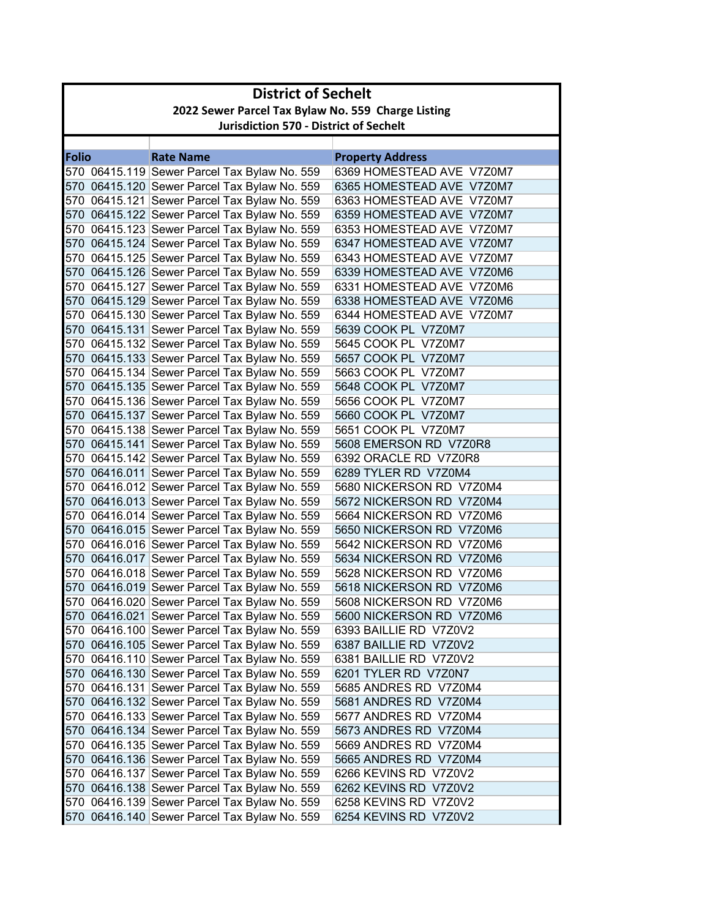# District of Sechelt

## 2022 Sewer Parcel Tax Bylaw No. 559 Charge Listing

### Jurisdiction 570 - District of Sechelt

| Folio | Rate Name | Property Address |
|---|---|---|
| 570 06415.119 | Sewer Parcel Tax Bylaw No. 559 | 6369 HOMESTEAD AVE V7Z0M7 |
| 570 06415.120 | Sewer Parcel Tax Bylaw No. 559 | 6365 HOMESTEAD AVE V7Z0M7 |
| 570 06415.121 | Sewer Parcel Tax Bylaw No. 559 | 6363 HOMESTEAD AVE V7Z0M7 |
| 570 06415.122 | Sewer Parcel Tax Bylaw No. 559 | 6359 HOMESTEAD AVE V7Z0M7 |
| 570 06415.123 | Sewer Parcel Tax Bylaw No. 559 | 6353 HOMESTEAD AVE V7Z0M7 |
| 570 06415.124 | Sewer Parcel Tax Bylaw No. 559 | 6347 HOMESTEAD AVE V7Z0M7 |
| 570 06415.125 | Sewer Parcel Tax Bylaw No. 559 | 6343 HOMESTEAD AVE V7Z0M7 |
| 570 06415.126 | Sewer Parcel Tax Bylaw No. 559 | 6339 HOMESTEAD AVE V7Z0M6 |
| 570 06415.127 | Sewer Parcel Tax Bylaw No. 559 | 6331 HOMESTEAD AVE V7Z0M6 |
| 570 06415.129 | Sewer Parcel Tax Bylaw No. 559 | 6338 HOMESTEAD AVE V7Z0M6 |
| 570 06415.130 | Sewer Parcel Tax Bylaw No. 559 | 6344 HOMESTEAD AVE V7Z0M7 |
| 570 06415.131 | Sewer Parcel Tax Bylaw No. 559 | 5639 COOK PL V7Z0M7 |
| 570 06415.132 | Sewer Parcel Tax Bylaw No. 559 | 5645 COOK PL V7Z0M7 |
| 570 06415.133 | Sewer Parcel Tax Bylaw No. 559 | 5657 COOK PL V7Z0M7 |
| 570 06415.134 | Sewer Parcel Tax Bylaw No. 559 | 5663 COOK PL V7Z0M7 |
| 570 06415.135 | Sewer Parcel Tax Bylaw No. 559 | 5648 COOK PL V7Z0M7 |
| 570 06415.136 | Sewer Parcel Tax Bylaw No. 559 | 5656 COOK PL V7Z0M7 |
| 570 06415.137 | Sewer Parcel Tax Bylaw No. 559 | 5660 COOK PL V7Z0M7 |
| 570 06415.138 | Sewer Parcel Tax Bylaw No. 559 | 5651 COOK PL V7Z0M7 |
| 570 06415.141 | Sewer Parcel Tax Bylaw No. 559 | 5608 EMERSON RD V7Z0R8 |
| 570 06415.142 | Sewer Parcel Tax Bylaw No. 559 | 6392 ORACLE RD V7Z0R8 |
| 570 06416.011 | Sewer Parcel Tax Bylaw No. 559 | 6289 TYLER RD V7Z0M4 |
| 570 06416.012 | Sewer Parcel Tax Bylaw No. 559 | 5680 NICKERSON RD V7Z0M4 |
| 570 06416.013 | Sewer Parcel Tax Bylaw No. 559 | 5672 NICKERSON RD V7Z0M4 |
| 570 06416.014 | Sewer Parcel Tax Bylaw No. 559 | 5664 NICKERSON RD V7Z0M6 |
| 570 06416.015 | Sewer Parcel Tax Bylaw No. 559 | 5650 NICKERSON RD V7Z0M6 |
| 570 06416.016 | Sewer Parcel Tax Bylaw No. 559 | 5642 NICKERSON RD V7Z0M6 |
| 570 06416.017 | Sewer Parcel Tax Bylaw No. 559 | 5634 NICKERSON RD V7Z0M6 |
| 570 06416.018 | Sewer Parcel Tax Bylaw No. 559 | 5628 NICKERSON RD V7Z0M6 |
| 570 06416.019 | Sewer Parcel Tax Bylaw No. 559 | 5618 NICKERSON RD V7Z0M6 |
| 570 06416.020 | Sewer Parcel Tax Bylaw No. 559 | 5608 NICKERSON RD V7Z0M6 |
| 570 06416.021 | Sewer Parcel Tax Bylaw No. 559 | 5600 NICKERSON RD V7Z0M6 |
| 570 06416.100 | Sewer Parcel Tax Bylaw No. 559 | 6393 BAILLIE RD V7Z0V2 |
| 570 06416.105 | Sewer Parcel Tax Bylaw No. 559 | 6387 BAILLIE RD V7Z0V2 |
| 570 06416.110 | Sewer Parcel Tax Bylaw No. 559 | 6381 BAILLIE RD V7Z0V2 |
| 570 06416.130 | Sewer Parcel Tax Bylaw No. 559 | 6201 TYLER RD V7Z0N7 |
| 570 06416.131 | Sewer Parcel Tax Bylaw No. 559 | 5685 ANDRES RD V7Z0M4 |
| 570 06416.132 | Sewer Parcel Tax Bylaw No. 559 | 5681 ANDRES RD V7Z0M4 |
| 570 06416.133 | Sewer Parcel Tax Bylaw No. 559 | 5677 ANDRES RD V7Z0M4 |
| 570 06416.134 | Sewer Parcel Tax Bylaw No. 559 | 5673 ANDRES RD V7Z0M4 |
| 570 06416.135 | Sewer Parcel Tax Bylaw No. 559 | 5669 ANDRES RD V7Z0M4 |
| 570 06416.136 | Sewer Parcel Tax Bylaw No. 559 | 5665 ANDRES RD V7Z0M4 |
| 570 06416.137 | Sewer Parcel Tax Bylaw No. 559 | 6266 KEVINS RD V7Z0V2 |
| 570 06416.138 | Sewer Parcel Tax Bylaw No. 559 | 6262 KEVINS RD V7Z0V2 |
| 570 06416.139 | Sewer Parcel Tax Bylaw No. 559 | 6258 KEVINS RD V7Z0V2 |
| 570 06416.140 | Sewer Parcel Tax Bylaw No. 559 | 6254 KEVINS RD V7Z0V2 |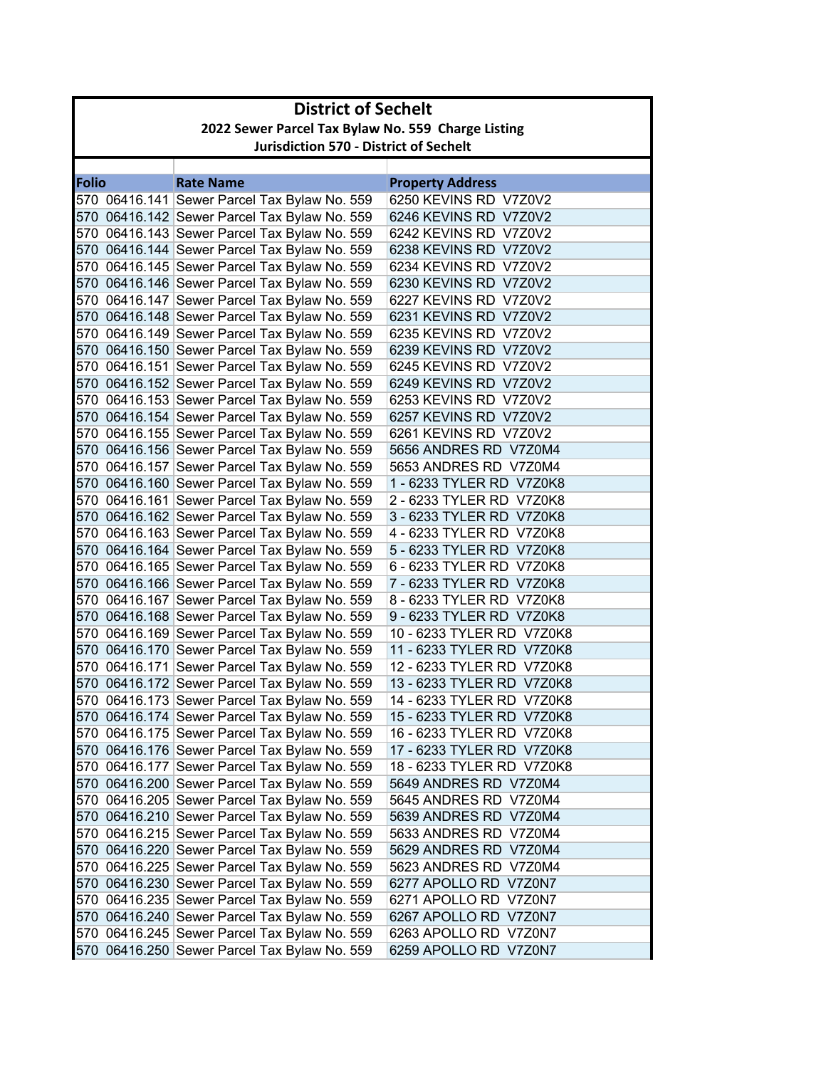# District of Sechelt

## 2022 Sewer Parcel Tax Bylaw No. 559 Charge Listing

### Jurisdiction 570 - District of Sechelt

| Folio | Rate Name | Property Address |
|---|---|---|
| 570 06416.141 | Sewer Parcel Tax Bylaw No. 559 | 6250 KEVINS RD V7Z0V2 |
| 570 06416.142 | Sewer Parcel Tax Bylaw No. 559 | 6246 KEVINS RD V7Z0V2 |
| 570 06416.143 | Sewer Parcel Tax Bylaw No. 559 | 6242 KEVINS RD V7Z0V2 |
| 570 06416.144 | Sewer Parcel Tax Bylaw No. 559 | 6238 KEVINS RD V7Z0V2 |
| 570 06416.145 | Sewer Parcel Tax Bylaw No. 559 | 6234 KEVINS RD V7Z0V2 |
| 570 06416.146 | Sewer Parcel Tax Bylaw No. 559 | 6230 KEVINS RD V7Z0V2 |
| 570 06416.147 | Sewer Parcel Tax Bylaw No. 559 | 6227 KEVINS RD V7Z0V2 |
| 570 06416.148 | Sewer Parcel Tax Bylaw No. 559 | 6231 KEVINS RD V7Z0V2 |
| 570 06416.149 | Sewer Parcel Tax Bylaw No. 559 | 6235 KEVINS RD V7Z0V2 |
| 570 06416.150 | Sewer Parcel Tax Bylaw No. 559 | 6239 KEVINS RD V7Z0V2 |
| 570 06416.151 | Sewer Parcel Tax Bylaw No. 559 | 6245 KEVINS RD V7Z0V2 |
| 570 06416.152 | Sewer Parcel Tax Bylaw No. 559 | 6249 KEVINS RD V7Z0V2 |
| 570 06416.153 | Sewer Parcel Tax Bylaw No. 559 | 6253 KEVINS RD V7Z0V2 |
| 570 06416.154 | Sewer Parcel Tax Bylaw No. 559 | 6257 KEVINS RD V7Z0V2 |
| 570 06416.155 | Sewer Parcel Tax Bylaw No. 559 | 6261 KEVINS RD V7Z0V2 |
| 570 06416.156 | Sewer Parcel Tax Bylaw No. 559 | 5656 ANDRES RD V7Z0M4 |
| 570 06416.157 | Sewer Parcel Tax Bylaw No. 559 | 5653 ANDRES RD V7Z0M4 |
| 570 06416.160 | Sewer Parcel Tax Bylaw No. 559 | 1 - 6233 TYLER RD V7Z0K8 |
| 570 06416.161 | Sewer Parcel Tax Bylaw No. 559 | 2 - 6233 TYLER RD V7Z0K8 |
| 570 06416.162 | Sewer Parcel Tax Bylaw No. 559 | 3 - 6233 TYLER RD V7Z0K8 |
| 570 06416.163 | Sewer Parcel Tax Bylaw No. 559 | 4 - 6233 TYLER RD V7Z0K8 |
| 570 06416.164 | Sewer Parcel Tax Bylaw No. 559 | 5 - 6233 TYLER RD V7Z0K8 |
| 570 06416.165 | Sewer Parcel Tax Bylaw No. 559 | 6 - 6233 TYLER RD V7Z0K8 |
| 570 06416.166 | Sewer Parcel Tax Bylaw No. 559 | 7 - 6233 TYLER RD V7Z0K8 |
| 570 06416.167 | Sewer Parcel Tax Bylaw No. 559 | 8 - 6233 TYLER RD V7Z0K8 |
| 570 06416.168 | Sewer Parcel Tax Bylaw No. 559 | 9 - 6233 TYLER RD V7Z0K8 |
| 570 06416.169 | Sewer Parcel Tax Bylaw No. 559 | 10 - 6233 TYLER RD V7Z0K8 |
| 570 06416.170 | Sewer Parcel Tax Bylaw No. 559 | 11 - 6233 TYLER RD V7Z0K8 |
| 570 06416.171 | Sewer Parcel Tax Bylaw No. 559 | 12 - 6233 TYLER RD V7Z0K8 |
| 570 06416.172 | Sewer Parcel Tax Bylaw No. 559 | 13 - 6233 TYLER RD V7Z0K8 |
| 570 06416.173 | Sewer Parcel Tax Bylaw No. 559 | 14 - 6233 TYLER RD V7Z0K8 |
| 570 06416.174 | Sewer Parcel Tax Bylaw No. 559 | 15 - 6233 TYLER RD V7Z0K8 |
| 570 06416.175 | Sewer Parcel Tax Bylaw No. 559 | 16 - 6233 TYLER RD V7Z0K8 |
| 570 06416.176 | Sewer Parcel Tax Bylaw No. 559 | 17 - 6233 TYLER RD V7Z0K8 |
| 570 06416.177 | Sewer Parcel Tax Bylaw No. 559 | 18 - 6233 TYLER RD V7Z0K8 |
| 570 06416.200 | Sewer Parcel Tax Bylaw No. 559 | 5649 ANDRES RD V7Z0M4 |
| 570 06416.205 | Sewer Parcel Tax Bylaw No. 559 | 5645 ANDRES RD V7Z0M4 |
| 570 06416.210 | Sewer Parcel Tax Bylaw No. 559 | 5639 ANDRES RD V7Z0M4 |
| 570 06416.215 | Sewer Parcel Tax Bylaw No. 559 | 5633 ANDRES RD V7Z0M4 |
| 570 06416.220 | Sewer Parcel Tax Bylaw No. 559 | 5629 ANDRES RD V7Z0M4 |
| 570 06416.225 | Sewer Parcel Tax Bylaw No. 559 | 5623 ANDRES RD V7Z0M4 |
| 570 06416.230 | Sewer Parcel Tax Bylaw No. 559 | 6277 APOLLO RD V7Z0N7 |
| 570 06416.235 | Sewer Parcel Tax Bylaw No. 559 | 6271 APOLLO RD V7Z0N7 |
| 570 06416.240 | Sewer Parcel Tax Bylaw No. 559 | 6267 APOLLO RD V7Z0N7 |
| 570 06416.245 | Sewer Parcel Tax Bylaw No. 559 | 6263 APOLLO RD V7Z0N7 |
| 570 06416.250 | Sewer Parcel Tax Bylaw No. 559 | 6259 APOLLO RD V7Z0N7 |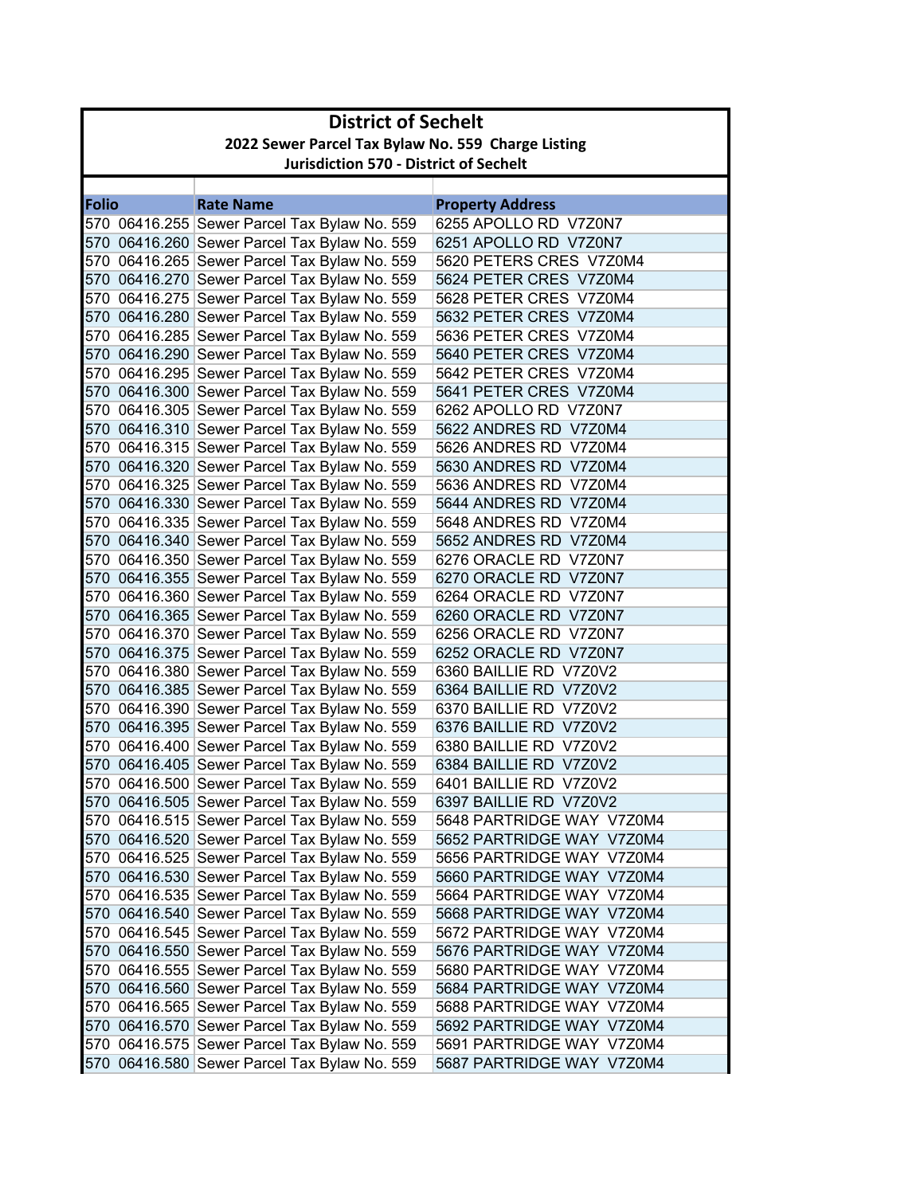# District of Sechelt

## 2022 Sewer Parcel Tax Bylaw No. 559 Charge Listing

### Jurisdiction 570 - District of Sechelt

| Folio | Rate Name | Property Address |
|---|---|---|
| 570 06416.255 | Sewer Parcel Tax Bylaw No. 559 | 6255 APOLLO RD V7Z0N7 |
| 570 06416.260 | Sewer Parcel Tax Bylaw No. 559 | 6251 APOLLO RD V7Z0N7 |
| 570 06416.265 | Sewer Parcel Tax Bylaw No. 559 | 5620 PETERS CRES V7Z0M4 |
| 570 06416.270 | Sewer Parcel Tax Bylaw No. 559 | 5624 PETER CRES V7Z0M4 |
| 570 06416.275 | Sewer Parcel Tax Bylaw No. 559 | 5628 PETER CRES V7Z0M4 |
| 570 06416.280 | Sewer Parcel Tax Bylaw No. 559 | 5632 PETER CRES V7Z0M4 |
| 570 06416.285 | Sewer Parcel Tax Bylaw No. 559 | 5636 PETER CRES V7Z0M4 |
| 570 06416.290 | Sewer Parcel Tax Bylaw No. 559 | 5640 PETER CRES V7Z0M4 |
| 570 06416.295 | Sewer Parcel Tax Bylaw No. 559 | 5642 PETER CRES V7Z0M4 |
| 570 06416.300 | Sewer Parcel Tax Bylaw No. 559 | 5641 PETER CRES V7Z0M4 |
| 570 06416.305 | Sewer Parcel Tax Bylaw No. 559 | 6262 APOLLO RD V7Z0N7 |
| 570 06416.310 | Sewer Parcel Tax Bylaw No. 559 | 5622 ANDRES RD V7Z0M4 |
| 570 06416.315 | Sewer Parcel Tax Bylaw No. 559 | 5626 ANDRES RD V7Z0M4 |
| 570 06416.320 | Sewer Parcel Tax Bylaw No. 559 | 5630 ANDRES RD V7Z0M4 |
| 570 06416.325 | Sewer Parcel Tax Bylaw No. 559 | 5636 ANDRES RD V7Z0M4 |
| 570 06416.330 | Sewer Parcel Tax Bylaw No. 559 | 5644 ANDRES RD V7Z0M4 |
| 570 06416.335 | Sewer Parcel Tax Bylaw No. 559 | 5648 ANDRES RD V7Z0M4 |
| 570 06416.340 | Sewer Parcel Tax Bylaw No. 559 | 5652 ANDRES RD V7Z0M4 |
| 570 06416.350 | Sewer Parcel Tax Bylaw No. 559 | 6276 ORACLE RD V7Z0N7 |
| 570 06416.355 | Sewer Parcel Tax Bylaw No. 559 | 6270 ORACLE RD V7Z0N7 |
| 570 06416.360 | Sewer Parcel Tax Bylaw No. 559 | 6264 ORACLE RD V7Z0N7 |
| 570 06416.365 | Sewer Parcel Tax Bylaw No. 559 | 6260 ORACLE RD V7Z0N7 |
| 570 06416.370 | Sewer Parcel Tax Bylaw No. 559 | 6256 ORACLE RD V7Z0N7 |
| 570 06416.375 | Sewer Parcel Tax Bylaw No. 559 | 6252 ORACLE RD V7Z0N7 |
| 570 06416.380 | Sewer Parcel Tax Bylaw No. 559 | 6360 BAILLIE RD V7Z0V2 |
| 570 06416.385 | Sewer Parcel Tax Bylaw No. 559 | 6364 BAILLIE RD V7Z0V2 |
| 570 06416.390 | Sewer Parcel Tax Bylaw No. 559 | 6370 BAILLIE RD V7Z0V2 |
| 570 06416.395 | Sewer Parcel Tax Bylaw No. 559 | 6376 BAILLIE RD V7Z0V2 |
| 570 06416.400 | Sewer Parcel Tax Bylaw No. 559 | 6380 BAILLIE RD V7Z0V2 |
| 570 06416.405 | Sewer Parcel Tax Bylaw No. 559 | 6384 BAILLIE RD V7Z0V2 |
| 570 06416.500 | Sewer Parcel Tax Bylaw No. 559 | 6401 BAILLIE RD V7Z0V2 |
| 570 06416.505 | Sewer Parcel Tax Bylaw No. 559 | 6397 BAILLIE RD V7Z0V2 |
| 570 06416.515 | Sewer Parcel Tax Bylaw No. 559 | 5648 PARTRIDGE WAY V7Z0M4 |
| 570 06416.520 | Sewer Parcel Tax Bylaw No. 559 | 5652 PARTRIDGE WAY V7Z0M4 |
| 570 06416.525 | Sewer Parcel Tax Bylaw No. 559 | 5656 PARTRIDGE WAY V7Z0M4 |
| 570 06416.530 | Sewer Parcel Tax Bylaw No. 559 | 5660 PARTRIDGE WAY V7Z0M4 |
| 570 06416.535 | Sewer Parcel Tax Bylaw No. 559 | 5664 PARTRIDGE WAY V7Z0M4 |
| 570 06416.540 | Sewer Parcel Tax Bylaw No. 559 | 5668 PARTRIDGE WAY V7Z0M4 |
| 570 06416.545 | Sewer Parcel Tax Bylaw No. 559 | 5672 PARTRIDGE WAY V7Z0M4 |
| 570 06416.550 | Sewer Parcel Tax Bylaw No. 559 | 5676 PARTRIDGE WAY V7Z0M4 |
| 570 06416.555 | Sewer Parcel Tax Bylaw No. 559 | 5680 PARTRIDGE WAY V7Z0M4 |
| 570 06416.560 | Sewer Parcel Tax Bylaw No. 559 | 5684 PARTRIDGE WAY V7Z0M4 |
| 570 06416.565 | Sewer Parcel Tax Bylaw No. 559 | 5688 PARTRIDGE WAY V7Z0M4 |
| 570 06416.570 | Sewer Parcel Tax Bylaw No. 559 | 5692 PARTRIDGE WAY V7Z0M4 |
| 570 06416.575 | Sewer Parcel Tax Bylaw No. 559 | 5691 PARTRIDGE WAY V7Z0M4 |
| 570 06416.580 | Sewer Parcel Tax Bylaw No. 559 | 5687 PARTRIDGE WAY V7Z0M4 |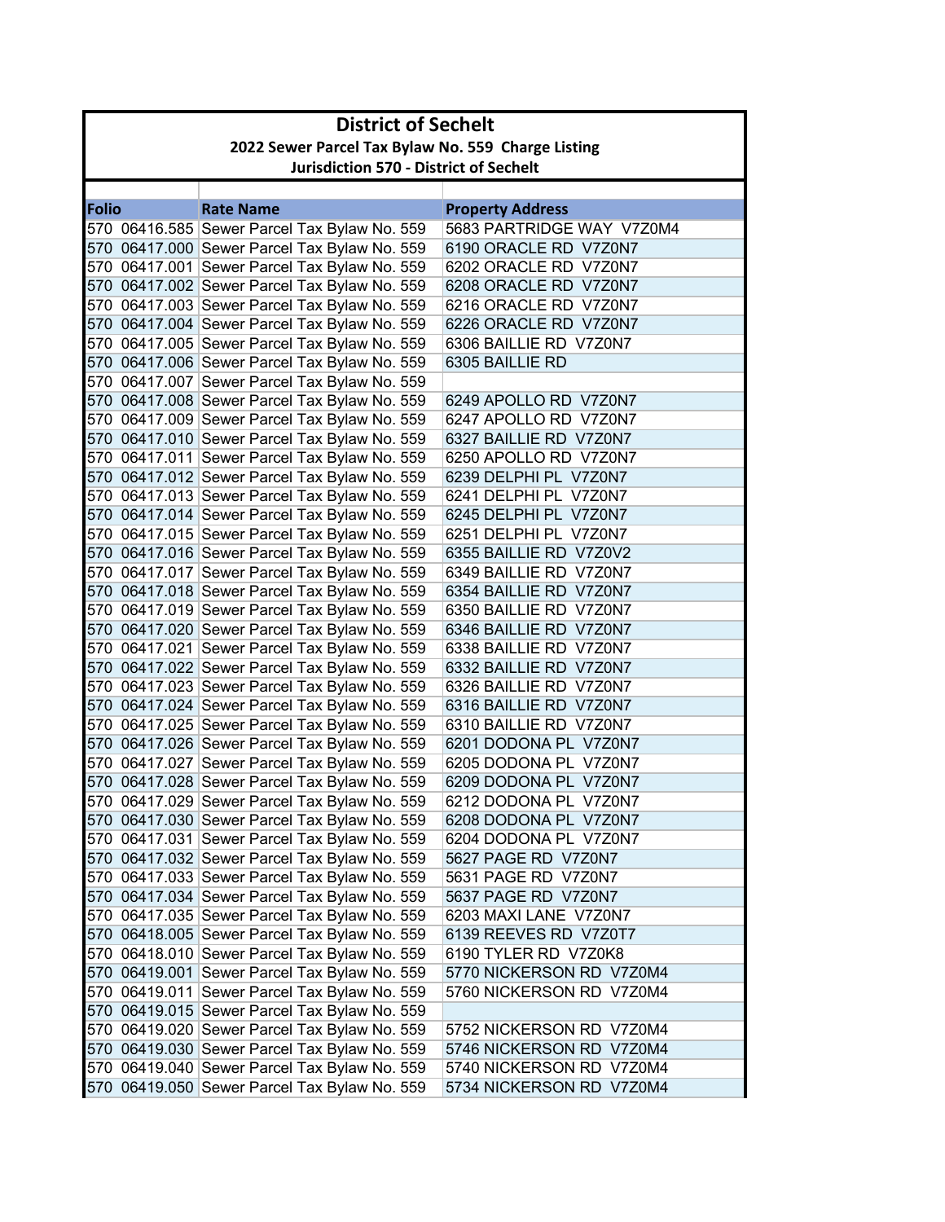# District of Sechelt

## 2022 Sewer Parcel Tax Bylaw No. 559 Charge Listing

### Jurisdiction 570 - District of Sechelt

| Folio | Rate Name | Property Address |
|---|---|---|
| 570 06416.585 | Sewer Parcel Tax Bylaw No. 559 | 5683 PARTRIDGE WAY V7Z0M4 |
| 570 06417.000 | Sewer Parcel Tax Bylaw No. 559 | 6190 ORACLE RD V7Z0N7 |
| 570 06417.001 | Sewer Parcel Tax Bylaw No. 559 | 6202 ORACLE RD V7Z0N7 |
| 570 06417.002 | Sewer Parcel Tax Bylaw No. 559 | 6208 ORACLE RD V7Z0N7 |
| 570 06417.003 | Sewer Parcel Tax Bylaw No. 559 | 6216 ORACLE RD V7Z0N7 |
| 570 06417.004 | Sewer Parcel Tax Bylaw No. 559 | 6226 ORACLE RD V7Z0N7 |
| 570 06417.005 | Sewer Parcel Tax Bylaw No. 559 | 6306 BAILLIE RD V7Z0N7 |
| 570 06417.006 | Sewer Parcel Tax Bylaw No. 559 | 6305 BAILLIE RD |
| 570 06417.007 | Sewer Parcel Tax Bylaw No. 559 | |
| 570 06417.008 | Sewer Parcel Tax Bylaw No. 559 | 6249 APOLLO RD V7Z0N7 |
| 570 06417.009 | Sewer Parcel Tax Bylaw No. 559 | 6247 APOLLO RD V7Z0N7 |
| 570 06417.010 | Sewer Parcel Tax Bylaw No. 559 | 6327 BAILLIE RD V7Z0N7 |
| 570 06417.011 | Sewer Parcel Tax Bylaw No. 559 | 6250 APOLLO RD V7Z0N7 |
| 570 06417.012 | Sewer Parcel Tax Bylaw No. 559 | 6239 DELPHI PL V7Z0N7 |
| 570 06417.013 | Sewer Parcel Tax Bylaw No. 559 | 6241 DELPHI PL V7Z0N7 |
| 570 06417.014 | Sewer Parcel Tax Bylaw No. 559 | 6245 DELPHI PL V7Z0N7 |
| 570 06417.015 | Sewer Parcel Tax Bylaw No. 559 | 6251 DELPHI PL V7Z0N7 |
| 570 06417.016 | Sewer Parcel Tax Bylaw No. 559 | 6355 BAILLIE RD V7Z0V2 |
| 570 06417.017 | Sewer Parcel Tax Bylaw No. 559 | 6349 BAILLIE RD V7Z0N7 |
| 570 06417.018 | Sewer Parcel Tax Bylaw No. 559 | 6354 BAILLIE RD V7Z0N7 |
| 570 06417.019 | Sewer Parcel Tax Bylaw No. 559 | 6350 BAILLIE RD V7Z0N7 |
| 570 06417.020 | Sewer Parcel Tax Bylaw No. 559 | 6346 BAILLIE RD V7Z0N7 |
| 570 06417.021 | Sewer Parcel Tax Bylaw No. 559 | 6338 BAILLIE RD V7Z0N7 |
| 570 06417.022 | Sewer Parcel Tax Bylaw No. 559 | 6332 BAILLIE RD V7Z0N7 |
| 570 06417.023 | Sewer Parcel Tax Bylaw No. 559 | 6326 BAILLIE RD V7Z0N7 |
| 570 06417.024 | Sewer Parcel Tax Bylaw No. 559 | 6316 BAILLIE RD V7Z0N7 |
| 570 06417.025 | Sewer Parcel Tax Bylaw No. 559 | 6310 BAILLIE RD V7Z0N7 |
| 570 06417.026 | Sewer Parcel Tax Bylaw No. 559 | 6201 DODONA PL V7Z0N7 |
| 570 06417.027 | Sewer Parcel Tax Bylaw No. 559 | 6205 DODONA PL V7Z0N7 |
| 570 06417.028 | Sewer Parcel Tax Bylaw No. 559 | 6209 DODONA PL V7Z0N7 |
| 570 06417.029 | Sewer Parcel Tax Bylaw No. 559 | 6212 DODONA PL V7Z0N7 |
| 570 06417.030 | Sewer Parcel Tax Bylaw No. 559 | 6208 DODONA PL V7Z0N7 |
| 570 06417.031 | Sewer Parcel Tax Bylaw No. 559 | 6204 DODONA PL V7Z0N7 |
| 570 06417.032 | Sewer Parcel Tax Bylaw No. 559 | 5627 PAGE RD V7Z0N7 |
| 570 06417.033 | Sewer Parcel Tax Bylaw No. 559 | 5631 PAGE RD V7Z0N7 |
| 570 06417.034 | Sewer Parcel Tax Bylaw No. 559 | 5637 PAGE RD V7Z0N7 |
| 570 06417.035 | Sewer Parcel Tax Bylaw No. 559 | 6203 MAXI LANE V7Z0N7 |
| 570 06418.005 | Sewer Parcel Tax Bylaw No. 559 | 6139 REEVES RD V7Z0T7 |
| 570 06418.010 | Sewer Parcel Tax Bylaw No. 559 | 6190 TYLER RD V7Z0K8 |
| 570 06419.001 | Sewer Parcel Tax Bylaw No. 559 | 5770 NICKERSON RD V7Z0M4 |
| 570 06419.011 | Sewer Parcel Tax Bylaw No. 559 | 5760 NICKERSON RD V7Z0M4 |
| 570 06419.015 | Sewer Parcel Tax Bylaw No. 559 | |
| 570 06419.020 | Sewer Parcel Tax Bylaw No. 559 | 5752 NICKERSON RD V7Z0M4 |
| 570 06419.030 | Sewer Parcel Tax Bylaw No. 559 | 5746 NICKERSON RD V7Z0M4 |
| 570 06419.040 | Sewer Parcel Tax Bylaw No. 559 | 5740 NICKERSON RD V7Z0M4 |
| 570 06419.050 | Sewer Parcel Tax Bylaw No. 559 | 5734 NICKERSON RD V7Z0M4 |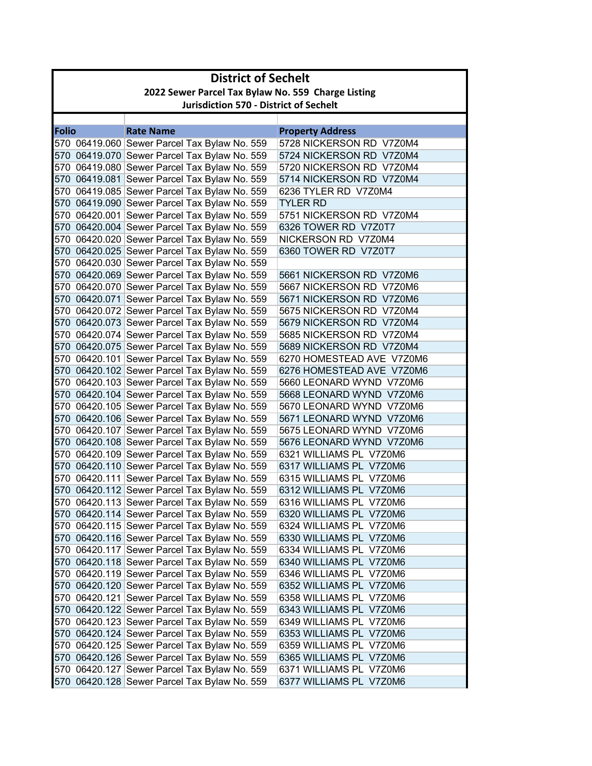# District of Sechelt

## 2022 Sewer Parcel Tax Bylaw No. 559 Charge Listing

### Jurisdiction 570 - District of Sechelt

| Folio | Rate Name | Property Address |
|---|---|---|
| 570 06419.060 | Sewer Parcel Tax Bylaw No. 559 | 5728 NICKERSON RD V7Z0M4 |
| 570 06419.070 | Sewer Parcel Tax Bylaw No. 559 | 5724 NICKERSON RD V7Z0M4 |
| 570 06419.080 | Sewer Parcel Tax Bylaw No. 559 | 5720 NICKERSON RD V7Z0M4 |
| 570 06419.081 | Sewer Parcel Tax Bylaw No. 559 | 5714 NICKERSON RD V7Z0M4 |
| 570 06419.085 | Sewer Parcel Tax Bylaw No. 559 | 6236 TYLER RD V7Z0M4 |
| 570 06419.090 | Sewer Parcel Tax Bylaw No. 559 | TYLER RD |
| 570 06420.001 | Sewer Parcel Tax Bylaw No. 559 | 5751 NICKERSON RD V7Z0M4 |
| 570 06420.004 | Sewer Parcel Tax Bylaw No. 559 | 6326 TOWER RD V7Z0T7 |
| 570 06420.020 | Sewer Parcel Tax Bylaw No. 559 | NICKERSON RD V7Z0M4 |
| 570 06420.025 | Sewer Parcel Tax Bylaw No. 559 | 6360 TOWER RD V7Z0T7 |
| 570 06420.030 | Sewer Parcel Tax Bylaw No. 559 | |
| 570 06420.069 | Sewer Parcel Tax Bylaw No. 559 | 5661 NICKERSON RD V7Z0M6 |
| 570 06420.070 | Sewer Parcel Tax Bylaw No. 559 | 5667 NICKERSON RD V7Z0M6 |
| 570 06420.071 | Sewer Parcel Tax Bylaw No. 559 | 5671 NICKERSON RD V7Z0M6 |
| 570 06420.072 | Sewer Parcel Tax Bylaw No. 559 | 5675 NICKERSON RD V7Z0M4 |
| 570 06420.073 | Sewer Parcel Tax Bylaw No. 559 | 5679 NICKERSON RD V7Z0M4 |
| 570 06420.074 | Sewer Parcel Tax Bylaw No. 559 | 5685 NICKERSON RD V7Z0M4 |
| 570 06420.075 | Sewer Parcel Tax Bylaw No. 559 | 5689 NICKERSON RD V7Z0M4 |
| 570 06420.101 | Sewer Parcel Tax Bylaw No. 559 | 6270 HOMESTEAD AVE V7Z0M6 |
| 570 06420.102 | Sewer Parcel Tax Bylaw No. 559 | 6276 HOMESTEAD AVE V7Z0M6 |
| 570 06420.103 | Sewer Parcel Tax Bylaw No. 559 | 5660 LEONARD WYND V7Z0M6 |
| 570 06420.104 | Sewer Parcel Tax Bylaw No. 559 | 5668 LEONARD WYND V7Z0M6 |
| 570 06420.105 | Sewer Parcel Tax Bylaw No. 559 | 5670 LEONARD WYND V7Z0M6 |
| 570 06420.106 | Sewer Parcel Tax Bylaw No. 559 | 5671 LEONARD WYND V7Z0M6 |
| 570 06420.107 | Sewer Parcel Tax Bylaw No. 559 | 5675 LEONARD WYND V7Z0M6 |
| 570 06420.108 | Sewer Parcel Tax Bylaw No. 559 | 5676 LEONARD WYND V7Z0M6 |
| 570 06420.109 | Sewer Parcel Tax Bylaw No. 559 | 6321 WILLIAMS PL V7Z0M6 |
| 570 06420.110 | Sewer Parcel Tax Bylaw No. 559 | 6317 WILLIAMS PL V7Z0M6 |
| 570 06420.111 | Sewer Parcel Tax Bylaw No. 559 | 6315 WILLIAMS PL V7Z0M6 |
| 570 06420.112 | Sewer Parcel Tax Bylaw No. 559 | 6312 WILLIAMS PL V7Z0M6 |
| 570 06420.113 | Sewer Parcel Tax Bylaw No. 559 | 6316 WILLIAMS PL V7Z0M6 |
| 570 06420.114 | Sewer Parcel Tax Bylaw No. 559 | 6320 WILLIAMS PL V7Z0M6 |
| 570 06420.115 | Sewer Parcel Tax Bylaw No. 559 | 6324 WILLIAMS PL V7Z0M6 |
| 570 06420.116 | Sewer Parcel Tax Bylaw No. 559 | 6330 WILLIAMS PL V7Z0M6 |
| 570 06420.117 | Sewer Parcel Tax Bylaw No. 559 | 6334 WILLIAMS PL V7Z0M6 |
| 570 06420.118 | Sewer Parcel Tax Bylaw No. 559 | 6340 WILLIAMS PL V7Z0M6 |
| 570 06420.119 | Sewer Parcel Tax Bylaw No. 559 | 6346 WILLIAMS PL V7Z0M6 |
| 570 06420.120 | Sewer Parcel Tax Bylaw No. 559 | 6352 WILLIAMS PL V7Z0M6 |
| 570 06420.121 | Sewer Parcel Tax Bylaw No. 559 | 6358 WILLIAMS PL V7Z0M6 |
| 570 06420.122 | Sewer Parcel Tax Bylaw No. 559 | 6343 WILLIAMS PL V7Z0M6 |
| 570 06420.123 | Sewer Parcel Tax Bylaw No. 559 | 6349 WILLIAMS PL V7Z0M6 |
| 570 06420.124 | Sewer Parcel Tax Bylaw No. 559 | 6353 WILLIAMS PL V7Z0M6 |
| 570 06420.125 | Sewer Parcel Tax Bylaw No. 559 | 6359 WILLIAMS PL V7Z0M6 |
| 570 06420.126 | Sewer Parcel Tax Bylaw No. 559 | 6365 WILLIAMS PL V7Z0M6 |
| 570 06420.127 | Sewer Parcel Tax Bylaw No. 559 | 6371 WILLIAMS PL V7Z0M6 |
| 570 06420.128 | Sewer Parcel Tax Bylaw No. 559 | 6377 WILLIAMS PL V7Z0M6 |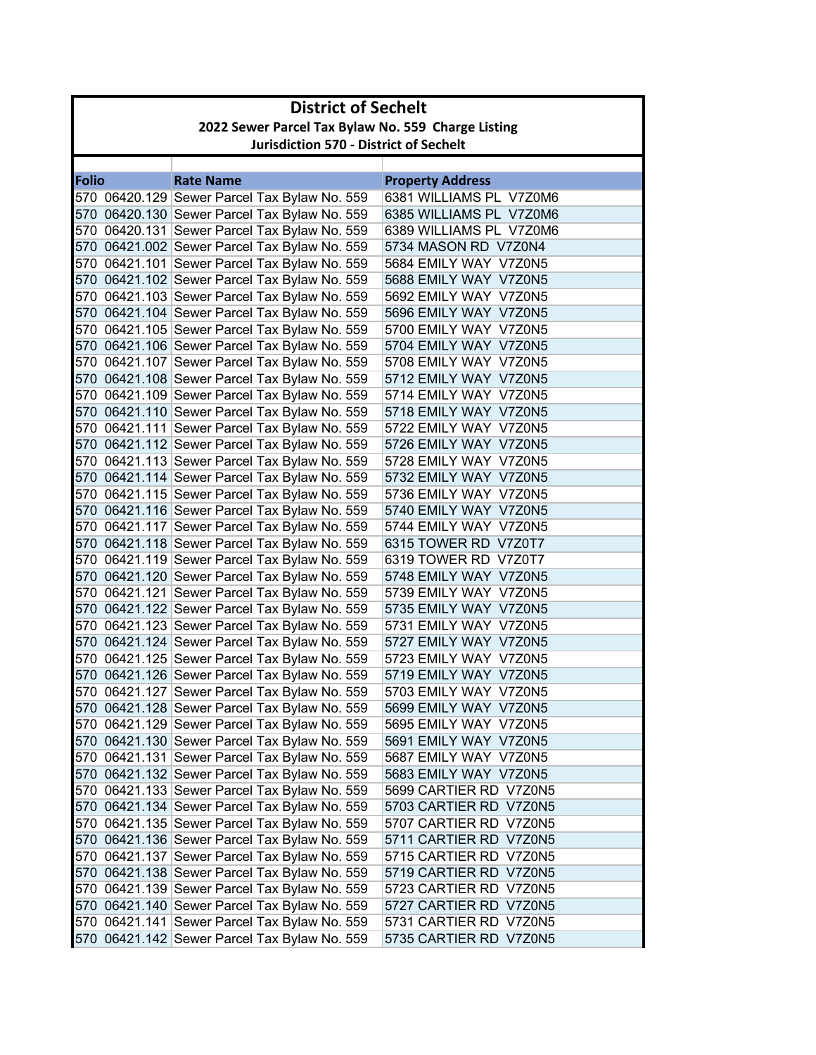# District of Sechelt

## 2022 Sewer Parcel Tax Bylaw No. 559 Charge Listing

### Jurisdiction 570 - District of Sechelt

| Folio | Rate Name | Property Address |
|---|---|---|
| 570 06420.129 | Sewer Parcel Tax Bylaw No. 559 | 6381 WILLIAMS PL V7Z0M6 |
| 570 06420.130 | Sewer Parcel Tax Bylaw No. 559 | 6385 WILLIAMS PL V7Z0M6 |
| 570 06420.131 | Sewer Parcel Tax Bylaw No. 559 | 6389 WILLIAMS PL V7Z0M6 |
| 570 06421.002 | Sewer Parcel Tax Bylaw No. 559 | 5734 MASON RD V7Z0N4 |
| 570 06421.101 | Sewer Parcel Tax Bylaw No. 559 | 5684 EMILY WAY V7Z0N5 |
| 570 06421.102 | Sewer Parcel Tax Bylaw No. 559 | 5688 EMILY WAY V7Z0N5 |
| 570 06421.103 | Sewer Parcel Tax Bylaw No. 559 | 5692 EMILY WAY V7Z0N5 |
| 570 06421.104 | Sewer Parcel Tax Bylaw No. 559 | 5696 EMILY WAY V7Z0N5 |
| 570 06421.105 | Sewer Parcel Tax Bylaw No. 559 | 5700 EMILY WAY V7Z0N5 |
| 570 06421.106 | Sewer Parcel Tax Bylaw No. 559 | 5704 EMILY WAY V7Z0N5 |
| 570 06421.107 | Sewer Parcel Tax Bylaw No. 559 | 5708 EMILY WAY V7Z0N5 |
| 570 06421.108 | Sewer Parcel Tax Bylaw No. 559 | 5712 EMILY WAY V7Z0N5 |
| 570 06421.109 | Sewer Parcel Tax Bylaw No. 559 | 5714 EMILY WAY V7Z0N5 |
| 570 06421.110 | Sewer Parcel Tax Bylaw No. 559 | 5718 EMILY WAY V7Z0N5 |
| 570 06421.111 | Sewer Parcel Tax Bylaw No. 559 | 5722 EMILY WAY V7Z0N5 |
| 570 06421.112 | Sewer Parcel Tax Bylaw No. 559 | 5726 EMILY WAY V7Z0N5 |
| 570 06421.113 | Sewer Parcel Tax Bylaw No. 559 | 5728 EMILY WAY V7Z0N5 |
| 570 06421.114 | Sewer Parcel Tax Bylaw No. 559 | 5732 EMILY WAY V7Z0N5 |
| 570 06421.115 | Sewer Parcel Tax Bylaw No. 559 | 5736 EMILY WAY V7Z0N5 |
| 570 06421.116 | Sewer Parcel Tax Bylaw No. 559 | 5740 EMILY WAY V7Z0N5 |
| 570 06421.117 | Sewer Parcel Tax Bylaw No. 559 | 5744 EMILY WAY V7Z0N5 |
| 570 06421.118 | Sewer Parcel Tax Bylaw No. 559 | 6315 TOWER RD V7Z0T7 |
| 570 06421.119 | Sewer Parcel Tax Bylaw No. 559 | 6319 TOWER RD V7Z0T7 |
| 570 06421.120 | Sewer Parcel Tax Bylaw No. 559 | 5748 EMILY WAY V7Z0N5 |
| 570 06421.121 | Sewer Parcel Tax Bylaw No. 559 | 5739 EMILY WAY V7Z0N5 |
| 570 06421.122 | Sewer Parcel Tax Bylaw No. 559 | 5735 EMILY WAY V7Z0N5 |
| 570 06421.123 | Sewer Parcel Tax Bylaw No. 559 | 5731 EMILY WAY V7Z0N5 |
| 570 06421.124 | Sewer Parcel Tax Bylaw No. 559 | 5727 EMILY WAY V7Z0N5 |
| 570 06421.125 | Sewer Parcel Tax Bylaw No. 559 | 5723 EMILY WAY V7Z0N5 |
| 570 06421.126 | Sewer Parcel Tax Bylaw No. 559 | 5719 EMILY WAY V7Z0N5 |
| 570 06421.127 | Sewer Parcel Tax Bylaw No. 559 | 5703 EMILY WAY V7Z0N5 |
| 570 06421.128 | Sewer Parcel Tax Bylaw No. 559 | 5699 EMILY WAY V7Z0N5 |
| 570 06421.129 | Sewer Parcel Tax Bylaw No. 559 | 5695 EMILY WAY V7Z0N5 |
| 570 06421.130 | Sewer Parcel Tax Bylaw No. 559 | 5691 EMILY WAY V7Z0N5 |
| 570 06421.131 | Sewer Parcel Tax Bylaw No. 559 | 5687 EMILY WAY V7Z0N5 |
| 570 06421.132 | Sewer Parcel Tax Bylaw No. 559 | 5683 EMILY WAY V7Z0N5 |
| 570 06421.133 | Sewer Parcel Tax Bylaw No. 559 | 5699 CARTIER RD V7Z0N5 |
| 570 06421.134 | Sewer Parcel Tax Bylaw No. 559 | 5703 CARTIER RD V7Z0N5 |
| 570 06421.135 | Sewer Parcel Tax Bylaw No. 559 | 5707 CARTIER RD V7Z0N5 |
| 570 06421.136 | Sewer Parcel Tax Bylaw No. 559 | 5711 CARTIER RD V7Z0N5 |
| 570 06421.137 | Sewer Parcel Tax Bylaw No. 559 | 5715 CARTIER RD V7Z0N5 |
| 570 06421.138 | Sewer Parcel Tax Bylaw No. 559 | 5719 CARTIER RD V7Z0N5 |
| 570 06421.139 | Sewer Parcel Tax Bylaw No. 559 | 5723 CARTIER RD V7Z0N5 |
| 570 06421.140 | Sewer Parcel Tax Bylaw No. 559 | 5727 CARTIER RD V7Z0N5 |
| 570 06421.141 | Sewer Parcel Tax Bylaw No. 559 | 5731 CARTIER RD V7Z0N5 |
| 570 06421.142 | Sewer Parcel Tax Bylaw No. 559 | 5735 CARTIER RD V7Z0N5 |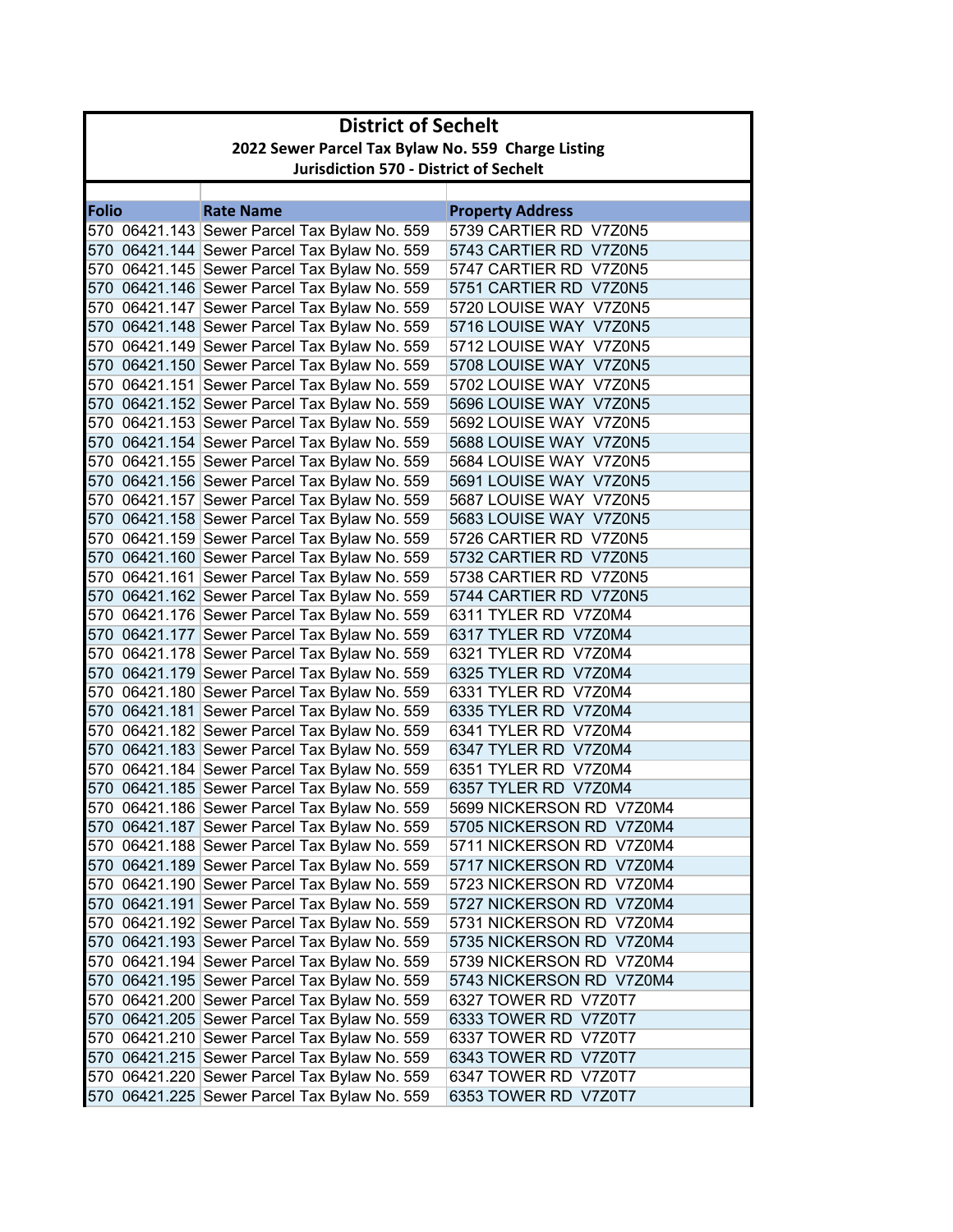# District of Sechelt

## 2022 Sewer Parcel Tax Bylaw No. 559 Charge Listing

### Jurisdiction 570 - District of Sechelt

| Folio | Rate Name | Property Address |
|---|---|---|
| 570 06421.143 | Sewer Parcel Tax Bylaw No. 559 | 5739 CARTIER RD V7Z0N5 |
| 570 06421.144 | Sewer Parcel Tax Bylaw No. 559 | 5743 CARTIER RD V7Z0N5 |
| 570 06421.145 | Sewer Parcel Tax Bylaw No. 559 | 5747 CARTIER RD V7Z0N5 |
| 570 06421.146 | Sewer Parcel Tax Bylaw No. 559 | 5751 CARTIER RD V7Z0N5 |
| 570 06421.147 | Sewer Parcel Tax Bylaw No. 559 | 5720 LOUISE WAY V7Z0N5 |
| 570 06421.148 | Sewer Parcel Tax Bylaw No. 559 | 5716 LOUISE WAY V7Z0N5 |
| 570 06421.149 | Sewer Parcel Tax Bylaw No. 559 | 5712 LOUISE WAY V7Z0N5 |
| 570 06421.150 | Sewer Parcel Tax Bylaw No. 559 | 5708 LOUISE WAY V7Z0N5 |
| 570 06421.151 | Sewer Parcel Tax Bylaw No. 559 | 5702 LOUISE WAY V7Z0N5 |
| 570 06421.152 | Sewer Parcel Tax Bylaw No. 559 | 5696 LOUISE WAY V7Z0N5 |
| 570 06421.153 | Sewer Parcel Tax Bylaw No. 559 | 5692 LOUISE WAY V7Z0N5 |
| 570 06421.154 | Sewer Parcel Tax Bylaw No. 559 | 5688 LOUISE WAY V7Z0N5 |
| 570 06421.155 | Sewer Parcel Tax Bylaw No. 559 | 5684 LOUISE WAY V7Z0N5 |
| 570 06421.156 | Sewer Parcel Tax Bylaw No. 559 | 5691 LOUISE WAY V7Z0N5 |
| 570 06421.157 | Sewer Parcel Tax Bylaw No. 559 | 5687 LOUISE WAY V7Z0N5 |
| 570 06421.158 | Sewer Parcel Tax Bylaw No. 559 | 5683 LOUISE WAY V7Z0N5 |
| 570 06421.159 | Sewer Parcel Tax Bylaw No. 559 | 5726 CARTIER RD V7Z0N5 |
| 570 06421.160 | Sewer Parcel Tax Bylaw No. 559 | 5732 CARTIER RD V7Z0N5 |
| 570 06421.161 | Sewer Parcel Tax Bylaw No. 559 | 5738 CARTIER RD V7Z0N5 |
| 570 06421.162 | Sewer Parcel Tax Bylaw No. 559 | 5744 CARTIER RD V7Z0N5 |
| 570 06421.176 | Sewer Parcel Tax Bylaw No. 559 | 6311 TYLER RD V7Z0M4 |
| 570 06421.177 | Sewer Parcel Tax Bylaw No. 559 | 6317 TYLER RD V7Z0M4 |
| 570 06421.178 | Sewer Parcel Tax Bylaw No. 559 | 6321 TYLER RD V7Z0M4 |
| 570 06421.179 | Sewer Parcel Tax Bylaw No. 559 | 6325 TYLER RD V7Z0M4 |
| 570 06421.180 | Sewer Parcel Tax Bylaw No. 559 | 6331 TYLER RD V7Z0M4 |
| 570 06421.181 | Sewer Parcel Tax Bylaw No. 559 | 6335 TYLER RD V7Z0M4 |
| 570 06421.182 | Sewer Parcel Tax Bylaw No. 559 | 6341 TYLER RD V7Z0M4 |
| 570 06421.183 | Sewer Parcel Tax Bylaw No. 559 | 6347 TYLER RD V7Z0M4 |
| 570 06421.184 | Sewer Parcel Tax Bylaw No. 559 | 6351 TYLER RD V7Z0M4 |
| 570 06421.185 | Sewer Parcel Tax Bylaw No. 559 | 6357 TYLER RD V7Z0M4 |
| 570 06421.186 | Sewer Parcel Tax Bylaw No. 559 | 5699 NICKERSON RD V7Z0M4 |
| 570 06421.187 | Sewer Parcel Tax Bylaw No. 559 | 5705 NICKERSON RD V7Z0M4 |
| 570 06421.188 | Sewer Parcel Tax Bylaw No. 559 | 5711 NICKERSON RD V7Z0M4 |
| 570 06421.189 | Sewer Parcel Tax Bylaw No. 559 | 5717 NICKERSON RD V7Z0M4 |
| 570 06421.190 | Sewer Parcel Tax Bylaw No. 559 | 5723 NICKERSON RD V7Z0M4 |
| 570 06421.191 | Sewer Parcel Tax Bylaw No. 559 | 5727 NICKERSON RD V7Z0M4 |
| 570 06421.192 | Sewer Parcel Tax Bylaw No. 559 | 5731 NICKERSON RD V7Z0M4 |
| 570 06421.193 | Sewer Parcel Tax Bylaw No. 559 | 5735 NICKERSON RD V7Z0M4 |
| 570 06421.194 | Sewer Parcel Tax Bylaw No. 559 | 5739 NICKERSON RD V7Z0M4 |
| 570 06421.195 | Sewer Parcel Tax Bylaw No. 559 | 5743 NICKERSON RD V7Z0M4 |
| 570 06421.200 | Sewer Parcel Tax Bylaw No. 559 | 6327 TOWER RD V7Z0T7 |
| 570 06421.205 | Sewer Parcel Tax Bylaw No. 559 | 6333 TOWER RD V7Z0T7 |
| 570 06421.210 | Sewer Parcel Tax Bylaw No. 559 | 6337 TOWER RD V7Z0T7 |
| 570 06421.215 | Sewer Parcel Tax Bylaw No. 559 | 6343 TOWER RD V7Z0T7 |
| 570 06421.220 | Sewer Parcel Tax Bylaw No. 559 | 6347 TOWER RD V7Z0T7 |
| 570 06421.225 | Sewer Parcel Tax Bylaw No. 559 | 6353 TOWER RD V7Z0T7 |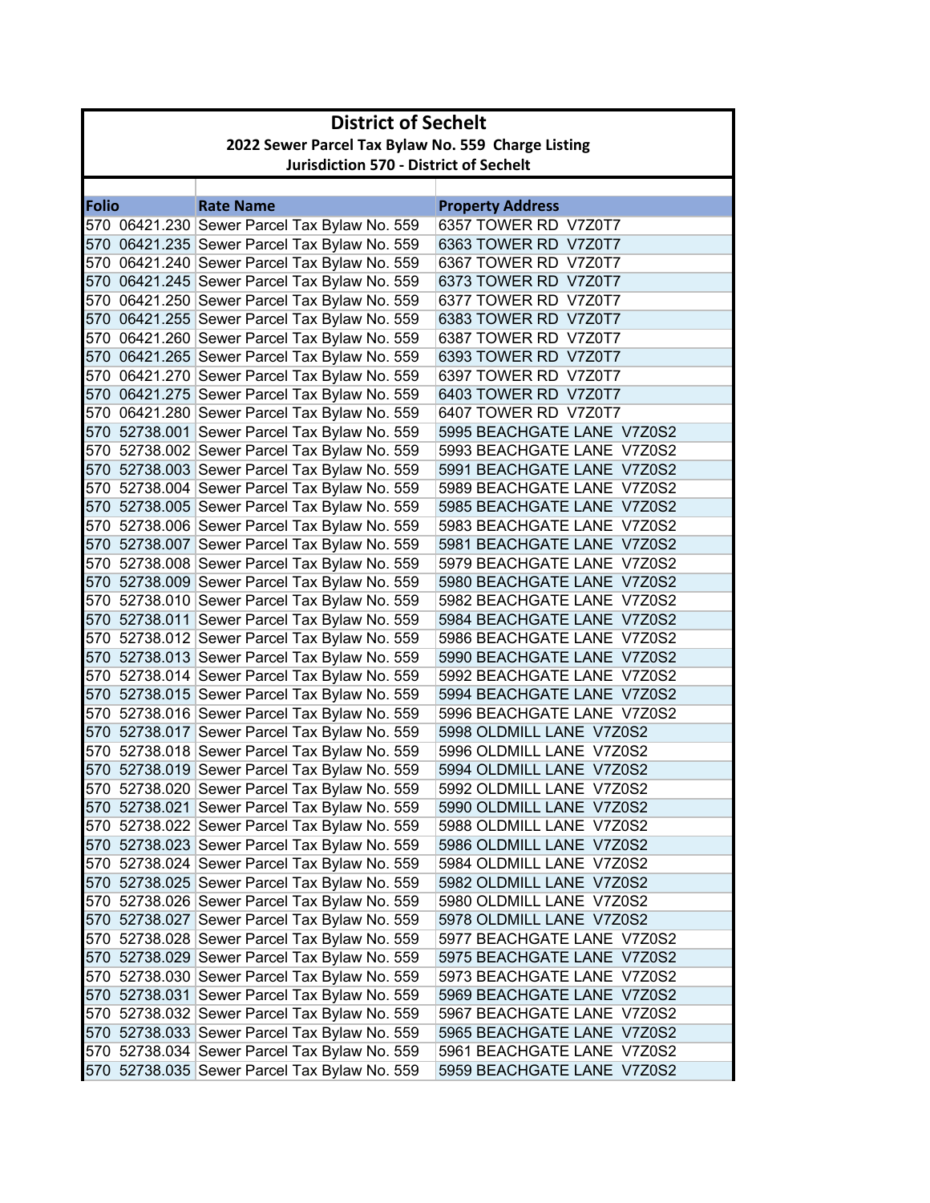# District of Sechelt

## 2022 Sewer Parcel Tax Bylaw No. 559 Charge Listing

### Jurisdiction 570 - District of Sechelt

| Folio | Rate Name | Property Address |
|---|---|---|
| 570 06421.230 | Sewer Parcel Tax Bylaw No. 559 | 6357 TOWER RD V7Z0T7 |
| 570 06421.235 | Sewer Parcel Tax Bylaw No. 559 | 6363 TOWER RD V7Z0T7 |
| 570 06421.240 | Sewer Parcel Tax Bylaw No. 559 | 6367 TOWER RD V7Z0T7 |
| 570 06421.245 | Sewer Parcel Tax Bylaw No. 559 | 6373 TOWER RD V7Z0T7 |
| 570 06421.250 | Sewer Parcel Tax Bylaw No. 559 | 6377 TOWER RD V7Z0T7 |
| 570 06421.255 | Sewer Parcel Tax Bylaw No. 559 | 6383 TOWER RD V7Z0T7 |
| 570 06421.260 | Sewer Parcel Tax Bylaw No. 559 | 6387 TOWER RD V7Z0T7 |
| 570 06421.265 | Sewer Parcel Tax Bylaw No. 559 | 6393 TOWER RD V7Z0T7 |
| 570 06421.270 | Sewer Parcel Tax Bylaw No. 559 | 6397 TOWER RD V7Z0T7 |
| 570 06421.275 | Sewer Parcel Tax Bylaw No. 559 | 6403 TOWER RD V7Z0T7 |
| 570 06421.280 | Sewer Parcel Tax Bylaw No. 559 | 6407 TOWER RD V7Z0T7 |
| 570 52738.001 | Sewer Parcel Tax Bylaw No. 559 | 5995 BEACHGATE LANE V7Z0S2 |
| 570 52738.002 | Sewer Parcel Tax Bylaw No. 559 | 5993 BEACHGATE LANE V7Z0S2 |
| 570 52738.003 | Sewer Parcel Tax Bylaw No. 559 | 5991 BEACHGATE LANE V7Z0S2 |
| 570 52738.004 | Sewer Parcel Tax Bylaw No. 559 | 5989 BEACHGATE LANE V7Z0S2 |
| 570 52738.005 | Sewer Parcel Tax Bylaw No. 559 | 5985 BEACHGATE LANE V7Z0S2 |
| 570 52738.006 | Sewer Parcel Tax Bylaw No. 559 | 5983 BEACHGATE LANE V7Z0S2 |
| 570 52738.007 | Sewer Parcel Tax Bylaw No. 559 | 5981 BEACHGATE LANE V7Z0S2 |
| 570 52738.008 | Sewer Parcel Tax Bylaw No. 559 | 5979 BEACHGATE LANE V7Z0S2 |
| 570 52738.009 | Sewer Parcel Tax Bylaw No. 559 | 5980 BEACHGATE LANE V7Z0S2 |
| 570 52738.010 | Sewer Parcel Tax Bylaw No. 559 | 5982 BEACHGATE LANE V7Z0S2 |
| 570 52738.011 | Sewer Parcel Tax Bylaw No. 559 | 5984 BEACHGATE LANE V7Z0S2 |
| 570 52738.012 | Sewer Parcel Tax Bylaw No. 559 | 5986 BEACHGATE LANE V7Z0S2 |
| 570 52738.013 | Sewer Parcel Tax Bylaw No. 559 | 5990 BEACHGATE LANE V7Z0S2 |
| 570 52738.014 | Sewer Parcel Tax Bylaw No. 559 | 5992 BEACHGATE LANE V7Z0S2 |
| 570 52738.015 | Sewer Parcel Tax Bylaw No. 559 | 5994 BEACHGATE LANE V7Z0S2 |
| 570 52738.016 | Sewer Parcel Tax Bylaw No. 559 | 5996 BEACHGATE LANE V7Z0S2 |
| 570 52738.017 | Sewer Parcel Tax Bylaw No. 559 | 5998 OLDMILL LANE V7Z0S2 |
| 570 52738.018 | Sewer Parcel Tax Bylaw No. 559 | 5996 OLDMILL LANE V7Z0S2 |
| 570 52738.019 | Sewer Parcel Tax Bylaw No. 559 | 5994 OLDMILL LANE V7Z0S2 |
| 570 52738.020 | Sewer Parcel Tax Bylaw No. 559 | 5992 OLDMILL LANE V7Z0S2 |
| 570 52738.021 | Sewer Parcel Tax Bylaw No. 559 | 5990 OLDMILL LANE V7Z0S2 |
| 570 52738.022 | Sewer Parcel Tax Bylaw No. 559 | 5988 OLDMILL LANE V7Z0S2 |
| 570 52738.023 | Sewer Parcel Tax Bylaw No. 559 | 5986 OLDMILL LANE V7Z0S2 |
| 570 52738.024 | Sewer Parcel Tax Bylaw No. 559 | 5984 OLDMILL LANE V7Z0S2 |
| 570 52738.025 | Sewer Parcel Tax Bylaw No. 559 | 5982 OLDMILL LANE V7Z0S2 |
| 570 52738.026 | Sewer Parcel Tax Bylaw No. 559 | 5980 OLDMILL LANE V7Z0S2 |
| 570 52738.027 | Sewer Parcel Tax Bylaw No. 559 | 5978 OLDMILL LANE V7Z0S2 |
| 570 52738.028 | Sewer Parcel Tax Bylaw No. 559 | 5977 BEACHGATE LANE V7Z0S2 |
| 570 52738.029 | Sewer Parcel Tax Bylaw No. 559 | 5975 BEACHGATE LANE V7Z0S2 |
| 570 52738.030 | Sewer Parcel Tax Bylaw No. 559 | 5973 BEACHGATE LANE V7Z0S2 |
| 570 52738.031 | Sewer Parcel Tax Bylaw No. 559 | 5969 BEACHGATE LANE V7Z0S2 |
| 570 52738.032 | Sewer Parcel Tax Bylaw No. 559 | 5967 BEACHGATE LANE V7Z0S2 |
| 570 52738.033 | Sewer Parcel Tax Bylaw No. 559 | 5965 BEACHGATE LANE V7Z0S2 |
| 570 52738.034 | Sewer Parcel Tax Bylaw No. 559 | 5961 BEACHGATE LANE V7Z0S2 |
| 570 52738.035 | Sewer Parcel Tax Bylaw No. 559 | 5959 BEACHGATE LANE V7Z0S2 |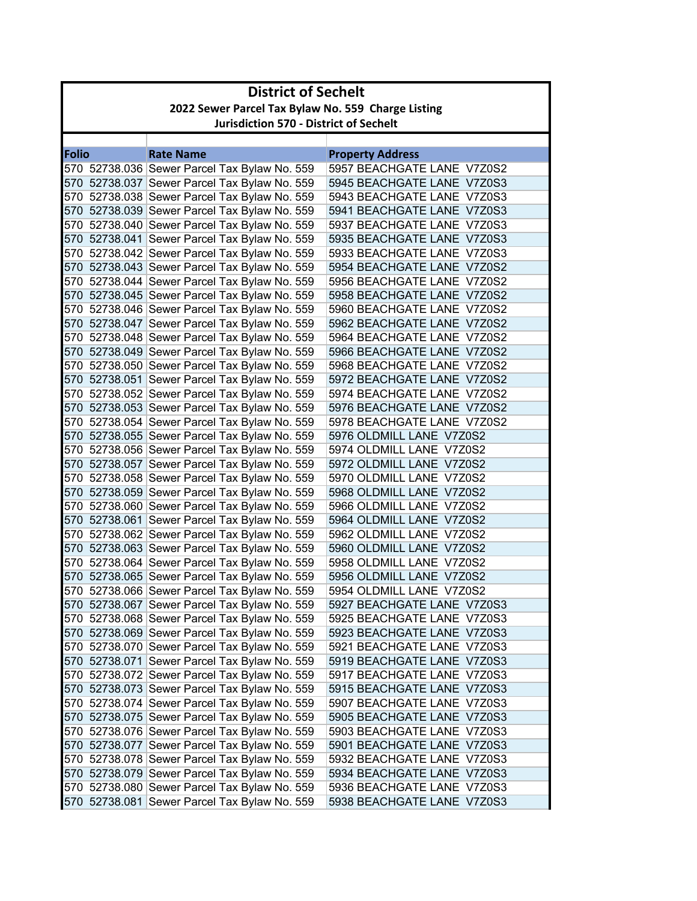# District of Sechelt

## 2022 Sewer Parcel Tax Bylaw No. 559 Charge Listing

### Jurisdiction 570 - District of Sechelt

| Folio | Rate Name | Property Address |
|---|---|---|
| 570 52738.036 | Sewer Parcel Tax Bylaw No. 559 | 5957 BEACHGATE LANE V7Z0S2 |
| 570 52738.037 | Sewer Parcel Tax Bylaw No. 559 | 5945 BEACHGATE LANE V7Z0S3 |
| 570 52738.038 | Sewer Parcel Tax Bylaw No. 559 | 5943 BEACHGATE LANE V7Z0S3 |
| 570 52738.039 | Sewer Parcel Tax Bylaw No. 559 | 5941 BEACHGATE LANE V7Z0S3 |
| 570 52738.040 | Sewer Parcel Tax Bylaw No. 559 | 5937 BEACHGATE LANE V7Z0S3 |
| 570 52738.041 | Sewer Parcel Tax Bylaw No. 559 | 5935 BEACHGATE LANE V7Z0S3 |
| 570 52738.042 | Sewer Parcel Tax Bylaw No. 559 | 5933 BEACHGATE LANE V7Z0S3 |
| 570 52738.043 | Sewer Parcel Tax Bylaw No. 559 | 5954 BEACHGATE LANE V7Z0S2 |
| 570 52738.044 | Sewer Parcel Tax Bylaw No. 559 | 5956 BEACHGATE LANE V7Z0S2 |
| 570 52738.045 | Sewer Parcel Tax Bylaw No. 559 | 5958 BEACHGATE LANE V7Z0S2 |
| 570 52738.046 | Sewer Parcel Tax Bylaw No. 559 | 5960 BEACHGATE LANE V7Z0S2 |
| 570 52738.047 | Sewer Parcel Tax Bylaw No. 559 | 5962 BEACHGATE LANE V7Z0S2 |
| 570 52738.048 | Sewer Parcel Tax Bylaw No. 559 | 5964 BEACHGATE LANE V7Z0S2 |
| 570 52738.049 | Sewer Parcel Tax Bylaw No. 559 | 5966 BEACHGATE LANE V7Z0S2 |
| 570 52738.050 | Sewer Parcel Tax Bylaw No. 559 | 5968 BEACHGATE LANE V7Z0S2 |
| 570 52738.051 | Sewer Parcel Tax Bylaw No. 559 | 5972 BEACHGATE LANE V7Z0S2 |
| 570 52738.052 | Sewer Parcel Tax Bylaw No. 559 | 5974 BEACHGATE LANE V7Z0S2 |
| 570 52738.053 | Sewer Parcel Tax Bylaw No. 559 | 5976 BEACHGATE LANE V7Z0S2 |
| 570 52738.054 | Sewer Parcel Tax Bylaw No. 559 | 5978 BEACHGATE LANE V7Z0S2 |
| 570 52738.055 | Sewer Parcel Tax Bylaw No. 559 | 5976 OLDMILL LANE V7Z0S2 |
| 570 52738.056 | Sewer Parcel Tax Bylaw No. 559 | 5974 OLDMILL LANE V7Z0S2 |
| 570 52738.057 | Sewer Parcel Tax Bylaw No. 559 | 5972 OLDMILL LANE V7Z0S2 |
| 570 52738.058 | Sewer Parcel Tax Bylaw No. 559 | 5970 OLDMILL LANE V7Z0S2 |
| 570 52738.059 | Sewer Parcel Tax Bylaw No. 559 | 5968 OLDMILL LANE V7Z0S2 |
| 570 52738.060 | Sewer Parcel Tax Bylaw No. 559 | 5966 OLDMILL LANE V7Z0S2 |
| 570 52738.061 | Sewer Parcel Tax Bylaw No. 559 | 5964 OLDMILL LANE V7Z0S2 |
| 570 52738.062 | Sewer Parcel Tax Bylaw No. 559 | 5962 OLDMILL LANE V7Z0S2 |
| 570 52738.063 | Sewer Parcel Tax Bylaw No. 559 | 5960 OLDMILL LANE V7Z0S2 |
| 570 52738.064 | Sewer Parcel Tax Bylaw No. 559 | 5958 OLDMILL LANE V7Z0S2 |
| 570 52738.065 | Sewer Parcel Tax Bylaw No. 559 | 5956 OLDMILL LANE V7Z0S2 |
| 570 52738.066 | Sewer Parcel Tax Bylaw No. 559 | 5954 OLDMILL LANE V7Z0S2 |
| 570 52738.067 | Sewer Parcel Tax Bylaw No. 559 | 5927 BEACHGATE LANE V7Z0S3 |
| 570 52738.068 | Sewer Parcel Tax Bylaw No. 559 | 5925 BEACHGATE LANE V7Z0S3 |
| 570 52738.069 | Sewer Parcel Tax Bylaw No. 559 | 5923 BEACHGATE LANE V7Z0S3 |
| 570 52738.070 | Sewer Parcel Tax Bylaw No. 559 | 5921 BEACHGATE LANE V7Z0S3 |
| 570 52738.071 | Sewer Parcel Tax Bylaw No. 559 | 5919 BEACHGATE LANE V7Z0S3 |
| 570 52738.072 | Sewer Parcel Tax Bylaw No. 559 | 5917 BEACHGATE LANE V7Z0S3 |
| 570 52738.073 | Sewer Parcel Tax Bylaw No. 559 | 5915 BEACHGATE LANE V7Z0S3 |
| 570 52738.074 | Sewer Parcel Tax Bylaw No. 559 | 5907 BEACHGATE LANE V7Z0S3 |
| 570 52738.075 | Sewer Parcel Tax Bylaw No. 559 | 5905 BEACHGATE LANE V7Z0S3 |
| 570 52738.076 | Sewer Parcel Tax Bylaw No. 559 | 5903 BEACHGATE LANE V7Z0S3 |
| 570 52738.077 | Sewer Parcel Tax Bylaw No. 559 | 5901 BEACHGATE LANE V7Z0S3 |
| 570 52738.078 | Sewer Parcel Tax Bylaw No. 559 | 5932 BEACHGATE LANE V7Z0S3 |
| 570 52738.079 | Sewer Parcel Tax Bylaw No. 559 | 5934 BEACHGATE LANE V7Z0S3 |
| 570 52738.080 | Sewer Parcel Tax Bylaw No. 559 | 5936 BEACHGATE LANE V7Z0S3 |
| 570 52738.081 | Sewer Parcel Tax Bylaw No. 559 | 5938 BEACHGATE LANE V7Z0S3 |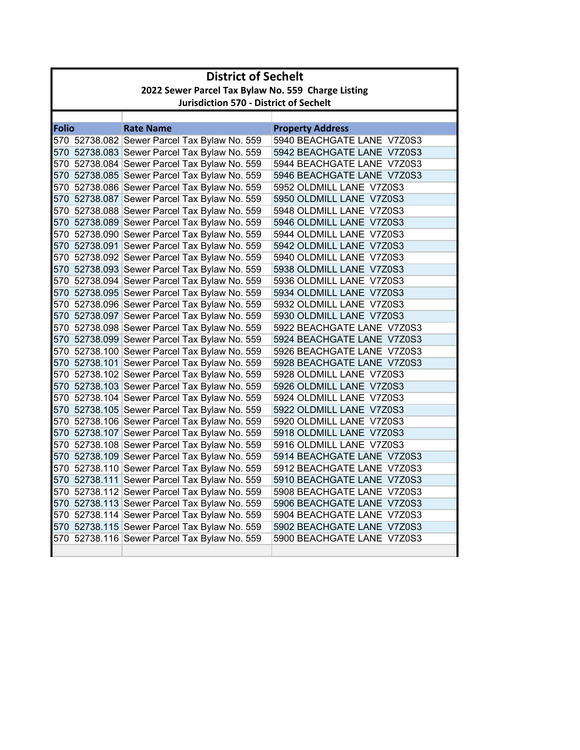# District of Sechelt

## 2022 Sewer Parcel Tax Bylaw No. 559 Charge Listing

### Jurisdiction 570 - District of Sechelt

| Folio | Rate Name | Property Address |
|---|---|---|
| 570 52738.082 | Sewer Parcel Tax Bylaw No. 559 | 5940 BEACHGATE LANE V7Z0S3 |
| 570 52738.083 | Sewer Parcel Tax Bylaw No. 559 | 5942 BEACHGATE LANE V7Z0S3 |
| 570 52738.084 | Sewer Parcel Tax Bylaw No. 559 | 5944 BEACHGATE LANE V7Z0S3 |
| 570 52738.085 | Sewer Parcel Tax Bylaw No. 559 | 5946 BEACHGATE LANE V7Z0S3 |
| 570 52738.086 | Sewer Parcel Tax Bylaw No. 559 | 5952 OLDMILL LANE V7Z0S3 |
| 570 52738.087 | Sewer Parcel Tax Bylaw No. 559 | 5950 OLDMILL LANE V7Z0S3 |
| 570 52738.088 | Sewer Parcel Tax Bylaw No. 559 | 5948 OLDMILL LANE V7Z0S3 |
| 570 52738.089 | Sewer Parcel Tax Bylaw No. 559 | 5946 OLDMILL LANE V7Z0S3 |
| 570 52738.090 | Sewer Parcel Tax Bylaw No. 559 | 5944 OLDMILL LANE V7Z0S3 |
| 570 52738.091 | Sewer Parcel Tax Bylaw No. 559 | 5942 OLDMILL LANE V7Z0S3 |
| 570 52738.092 | Sewer Parcel Tax Bylaw No. 559 | 5940 OLDMILL LANE V7Z0S3 |
| 570 52738.093 | Sewer Parcel Tax Bylaw No. 559 | 5938 OLDMILL LANE V7Z0S3 |
| 570 52738.094 | Sewer Parcel Tax Bylaw No. 559 | 5936 OLDMILL LANE V7Z0S3 |
| 570 52738.095 | Sewer Parcel Tax Bylaw No. 559 | 5934 OLDMILL LANE V7Z0S3 |
| 570 52738.096 | Sewer Parcel Tax Bylaw No. 559 | 5932 OLDMILL LANE V7Z0S3 |
| 570 52738.097 | Sewer Parcel Tax Bylaw No. 559 | 5930 OLDMILL LANE V7Z0S3 |
| 570 52738.098 | Sewer Parcel Tax Bylaw No. 559 | 5922 BEACHGATE LANE V7Z0S3 |
| 570 52738.099 | Sewer Parcel Tax Bylaw No. 559 | 5924 BEACHGATE LANE V7Z0S3 |
| 570 52738.100 | Sewer Parcel Tax Bylaw No. 559 | 5926 BEACHGATE LANE V7Z0S3 |
| 570 52738.101 | Sewer Parcel Tax Bylaw No. 559 | 5928 BEACHGATE LANE V7Z0S3 |
| 570 52738.102 | Sewer Parcel Tax Bylaw No. 559 | 5928 OLDMILL LANE V7Z0S3 |
| 570 52738.103 | Sewer Parcel Tax Bylaw No. 559 | 5926 OLDMILL LANE V7Z0S3 |
| 570 52738.104 | Sewer Parcel Tax Bylaw No. 559 | 5924 OLDMILL LANE V7Z0S3 |
| 570 52738.105 | Sewer Parcel Tax Bylaw No. 559 | 5922 OLDMILL LANE V7Z0S3 |
| 570 52738.106 | Sewer Parcel Tax Bylaw No. 559 | 5920 OLDMILL LANE V7Z0S3 |
| 570 52738.107 | Sewer Parcel Tax Bylaw No. 559 | 5918 OLDMILL LANE V7Z0S3 |
| 570 52738.108 | Sewer Parcel Tax Bylaw No. 559 | 5916 OLDMILL LANE V7Z0S3 |
| 570 52738.109 | Sewer Parcel Tax Bylaw No. 559 | 5914 BEACHGATE LANE V7Z0S3 |
| 570 52738.110 | Sewer Parcel Tax Bylaw No. 559 | 5912 BEACHGATE LANE V7Z0S3 |
| 570 52738.111 | Sewer Parcel Tax Bylaw No. 559 | 5910 BEACHGATE LANE V7Z0S3 |
| 570 52738.112 | Sewer Parcel Tax Bylaw No. 559 | 5908 BEACHGATE LANE V7Z0S3 |
| 570 52738.113 | Sewer Parcel Tax Bylaw No. 559 | 5906 BEACHGATE LANE V7Z0S3 |
| 570 52738.114 | Sewer Parcel Tax Bylaw No. 559 | 5904 BEACHGATE LANE V7Z0S3 |
| 570 52738.115 | Sewer Parcel Tax Bylaw No. 559 | 5902 BEACHGATE LANE V7Z0S3 |
| 570 52738.116 | Sewer Parcel Tax Bylaw No. 559 | 5900 BEACHGATE LANE V7Z0S3 |